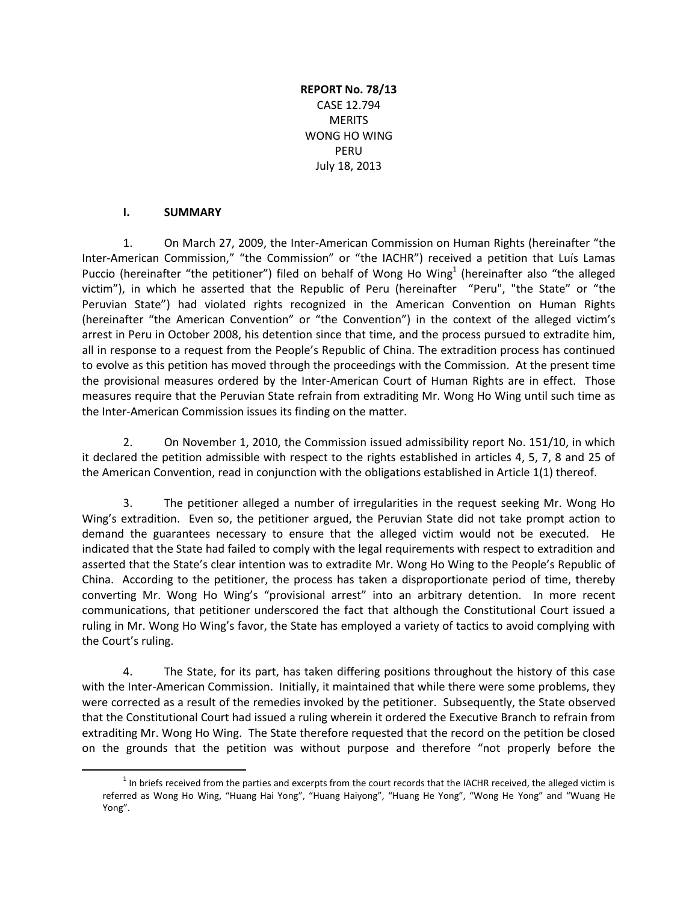**REPORT No. 78/13**
CASE 12.794
MERITS
WONG HO WING
PERU
July 18, 2013

## I. SUMMARY

1. On March 27, 2009, the Inter-American Commission on Human Rights (hereinafter "the Inter-American Commission," "the Commission" or "the IACHR") received a petition that Luís Lamas Puccio (hereinafter "the petitioner") filed on behalf of Wong Ho Wing[1] (hereinafter also "the alleged victim"), in which he asserted that the Republic of Peru (hereinafter "Peru", "the State" or "the Peruvian State") had violated rights recognized in the American Convention on Human Rights (hereinafter "the American Convention" or "the Convention") in the context of the alleged victim's arrest in Peru in October 2008, his detention since that time, and the process pursued to extradite him, all in response to a request from the People's Republic of China. The extradition process has continued to evolve as this petition has moved through the proceedings with the Commission. At the present time the provisional measures ordered by the Inter-American Court of Human Rights are in effect. Those measures require that the Peruvian State refrain from extraditing Mr. Wong Ho Wing until such time as the Inter-American Commission issues its finding on the matter.

2. On November 1, 2010, the Commission issued admissibility report No. 151/10, in which it declared the petition admissible with respect to the rights established in articles 4, 5, 7, 8 and 25 of the American Convention, read in conjunction with the obligations established in Article 1(1) thereof.

3. The petitioner alleged a number of irregularities in the request seeking Mr. Wong Ho Wing's extradition. Even so, the petitioner argued, the Peruvian State did not take prompt action to demand the guarantees necessary to ensure that the alleged victim would not be executed. He indicated that the State had failed to comply with the legal requirements with respect to extradition and asserted that the State's clear intention was to extradite Mr. Wong Ho Wing to the People's Republic of China. According to the petitioner, the process has taken a disproportionate period of time, thereby converting Mr. Wong Ho Wing's "provisional arrest" into an arbitrary detention. In more recent communications, that petitioner underscored the fact that although the Constitutional Court issued a ruling in Mr. Wong Ho Wing's favor, the State has employed a variety of tactics to avoid complying with the Court's ruling.

4. The State, for its part, has taken differing positions throughout the history of this case with the Inter-American Commission. Initially, it maintained that while there were some problems, they were corrected as a result of the remedies invoked by the petitioner. Subsequently, the State observed that the Constitutional Court had issued a ruling wherein it ordered the Executive Branch to refrain from extraditing Mr. Wong Ho Wing. The State therefore requested that the record on the petition be closed on the grounds that the petition was without purpose and therefore "not properly before the

---

[1] In briefs received from the parties and excerpts from the court records that the IACHR received, the alleged victim is referred as Wong Ho Wing, "Huang Hai Yong", "Huang Haiyong", "Huang He Yong", "Wong He Yong" and "Wuang He Yong".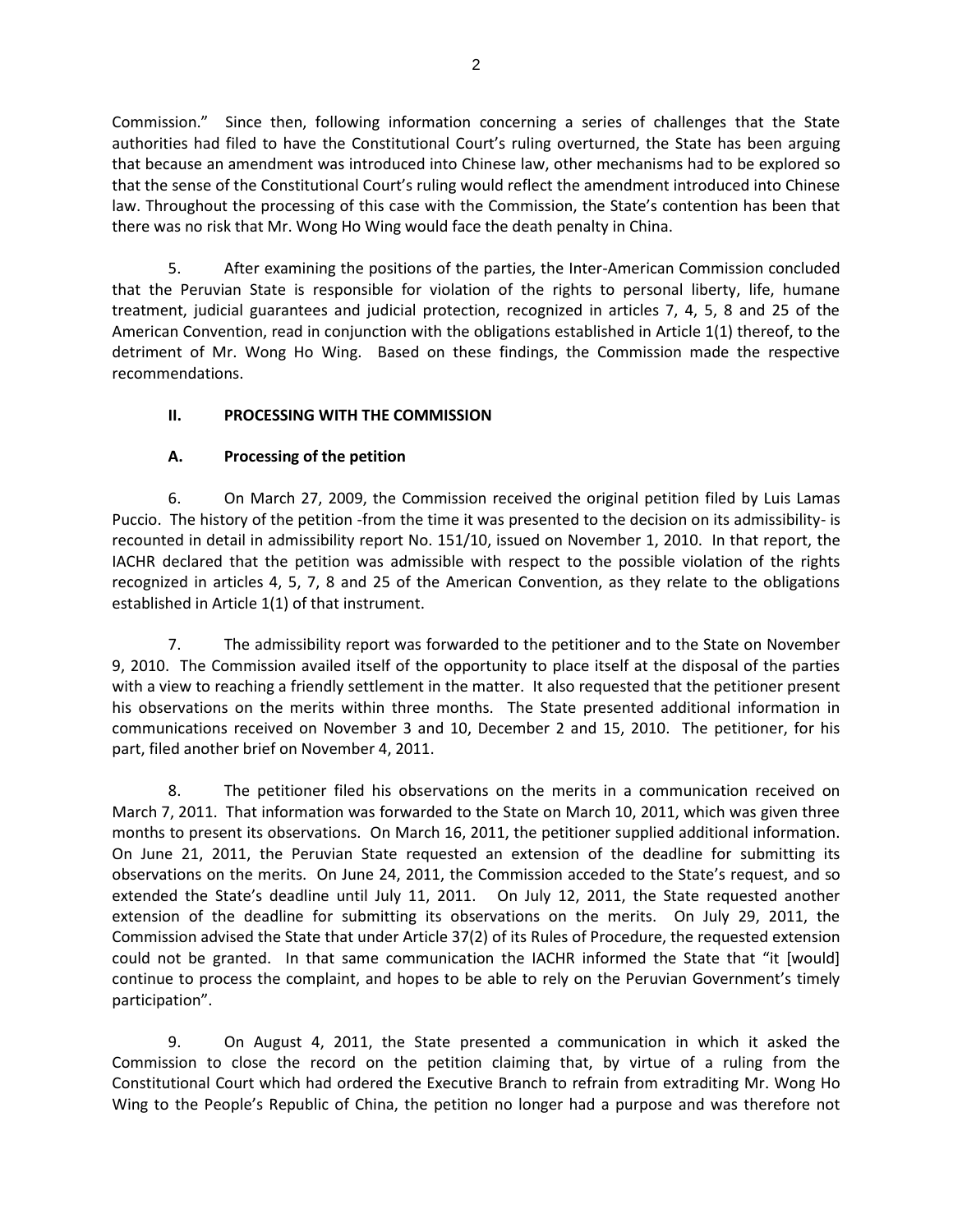Commission." Since then, following information concerning a series of challenges that the State authorities had filed to have the Constitutional Court's ruling overturned, the State has been arguing that because an amendment was introduced into Chinese law, other mechanisms had to be explored so that the sense of the Constitutional Court's ruling would reflect the amendment introduced into Chinese law. Throughout the processing of this case with the Commission, the State's contention has been that there was no risk that Mr. Wong Ho Wing would face the death penalty in China.

5. After examining the positions of the parties, the Inter-American Commission concluded that the Peruvian State is responsible for violation of the rights to personal liberty, life, humane treatment, judicial guarantees and judicial protection, recognized in articles 7, 4, 5, 8 and 25 of the American Convention, read in conjunction with the obligations established in Article 1(1) thereof, to the detriment of Mr. Wong Ho Wing. Based on these findings, the Commission made the respective recommendations.

## II. PROCESSING WITH THE COMMISSION

### A. Processing of the petition

6. On March 27, 2009, the Commission received the original petition filed by Luis Lamas Puccio. The history of the petition -from the time it was presented to the decision on its admissibility- is recounted in detail in admissibility report No. 151/10, issued on November 1, 2010. In that report, the IACHR declared that the petition was admissible with respect to the possible violation of the rights recognized in articles 4, 5, 7, 8 and 25 of the American Convention, as they relate to the obligations established in Article 1(1) of that instrument.

7. The admissibility report was forwarded to the petitioner and to the State on November 9, 2010. The Commission availed itself of the opportunity to place itself at the disposal of the parties with a view to reaching a friendly settlement in the matter. It also requested that the petitioner present his observations on the merits within three months. The State presented additional information in communications received on November 3 and 10, December 2 and 15, 2010. The petitioner, for his part, filed another brief on November 4, 2011.

8. The petitioner filed his observations on the merits in a communication received on March 7, 2011. That information was forwarded to the State on March 10, 2011, which was given three months to present its observations. On March 16, 2011, the petitioner supplied additional information. On June 21, 2011, the Peruvian State requested an extension of the deadline for submitting its observations on the merits. On June 24, 2011, the Commission acceded to the State's request, and so extended the State's deadline until July 11, 2011. On July 12, 2011, the State requested another extension of the deadline for submitting its observations on the merits. On July 29, 2011, the Commission advised the State that under Article 37(2) of its Rules of Procedure, the requested extension could not be granted. In that same communication the IACHR informed the State that "it [would] continue to process the complaint, and hopes to be able to rely on the Peruvian Government's timely participation".

9. On August 4, 2011, the State presented a communication in which it asked the Commission to close the record on the petition claiming that, by virtue of a ruling from the Constitutional Court which had ordered the Executive Branch to refrain from extraditing Mr. Wong Ho Wing to the People's Republic of China, the petition no longer had a purpose and was therefore not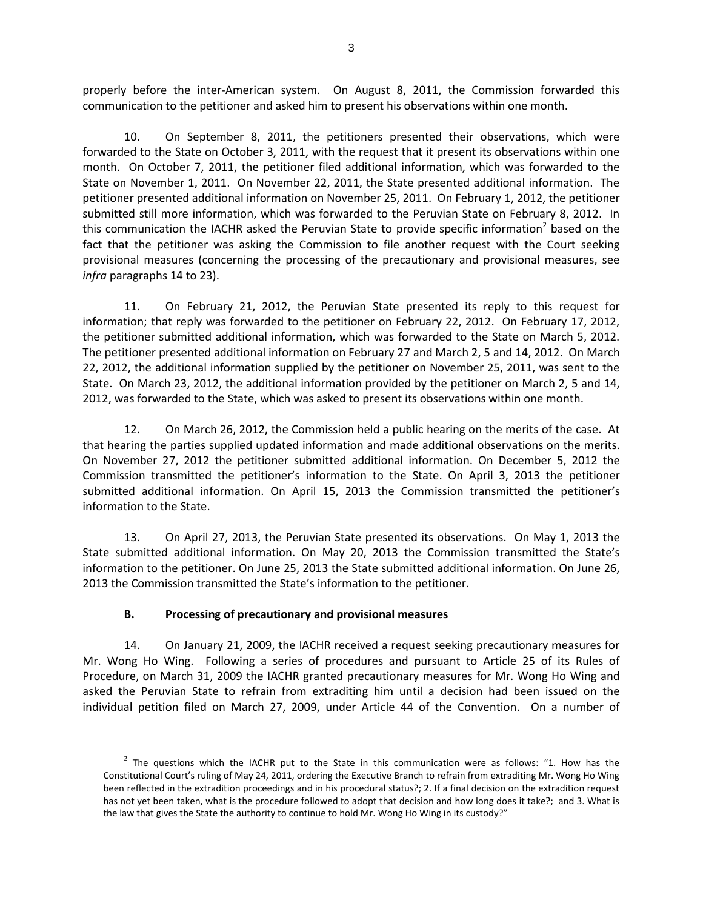properly before the inter-American system. On August 8, 2011, the Commission forwarded this communication to the petitioner and asked him to present his observations within one month.

10. On September 8, 2011, the petitioners presented their observations, which were forwarded to the State on October 3, 2011, with the request that it present its observations within one month. On October 7, 2011, the petitioner filed additional information, which was forwarded to the State on November 1, 2011. On November 22, 2011, the State presented additional information. The petitioner presented additional information on November 25, 2011. On February 1, 2012, the petitioner submitted still more information, which was forwarded to the Peruvian State on February 8, 2012. In this communication the IACHR asked the Peruvian State to provide specific information[2] based on the fact that the petitioner was asking the Commission to file another request with the Court seeking provisional measures (concerning the processing of the precautionary and provisional measures, see *infra* paragraphs 14 to 23).

11. On February 21, 2012, the Peruvian State presented its reply to this request for information; that reply was forwarded to the petitioner on February 22, 2012. On February 17, 2012, the petitioner submitted additional information, which was forwarded to the State on March 5, 2012. The petitioner presented additional information on February 27 and March 2, 5 and 14, 2012. On March 22, 2012, the additional information supplied by the petitioner on November 25, 2011, was sent to the State. On March 23, 2012, the additional information provided by the petitioner on March 2, 5 and 14, 2012, was forwarded to the State, which was asked to present its observations within one month.

12. On March 26, 2012, the Commission held a public hearing on the merits of the case. At that hearing the parties supplied updated information and made additional observations on the merits. On November 27, 2012 the petitioner submitted additional information. On December 5, 2012 the Commission transmitted the petitioner's information to the State. On April 3, 2013 the petitioner submitted additional information. On April 15, 2013 the Commission transmitted the petitioner's information to the State.

13. On April 27, 2013, the Peruvian State presented its observations. On May 1, 2013 the State submitted additional information. On May 20, 2013 the Commission transmitted the State's information to the petitioner. On June 25, 2013 the State submitted additional information. On June 26, 2013 the Commission transmitted the State's information to the petitioner.

### B. Processing of precautionary and provisional measures

14. On January 21, 2009, the IACHR received a request seeking precautionary measures for Mr. Wong Ho Wing. Following a series of procedures and pursuant to Article 25 of its Rules of Procedure, on March 31, 2009 the IACHR granted precautionary measures for Mr. Wong Ho Wing and asked the Peruvian State to refrain from extraditing him until a decision had been issued on the individual petition filed on March 27, 2009, under Article 44 of the Convention. On a number of

---

[2] The questions which the IACHR put to the State in this communication were as follows: "1. How has the Constitutional Court's ruling of May 24, 2011, ordering the Executive Branch to refrain from extraditing Mr. Wong Ho Wing been reflected in the extradition proceedings and in his procedural status?; 2. If a final decision on the extradition request has not yet been taken, what is the procedure followed to adopt that decision and how long does it take?; and 3. What is the law that gives the State the authority to continue to hold Mr. Wong Ho Wing in its custody?"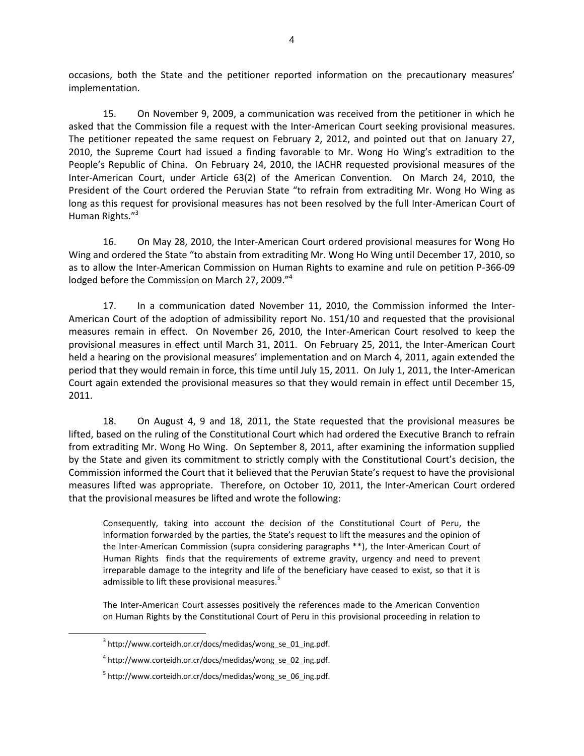occasions, both the State and the petitioner reported information on the precautionary measures' implementation.

15. On November 9, 2009, a communication was received from the petitioner in which he asked that the Commission file a request with the Inter-American Court seeking provisional measures. The petitioner repeated the same request on February 2, 2012, and pointed out that on January 27, 2010, the Supreme Court had issued a finding favorable to Mr. Wong Ho Wing's extradition to the People's Republic of China. On February 24, 2010, the IACHR requested provisional measures of the Inter-American Court, under Article 63(2) of the American Convention. On March 24, 2010, the President of the Court ordered the Peruvian State "to refrain from extraditing Mr. Wong Ho Wing as long as this request for provisional measures has not been resolved by the full Inter-American Court of Human Rights."[3]

16. On May 28, 2010, the Inter-American Court ordered provisional measures for Wong Ho Wing and ordered the State "to abstain from extraditing Mr. Wong Ho Wing until December 17, 2010, so as to allow the Inter-American Commission on Human Rights to examine and rule on petition P-366-09 lodged before the Commission on March 27, 2009."[4]

17. In a communication dated November 11, 2010, the Commission informed the Inter-American Court of the adoption of admissibility report No. 151/10 and requested that the provisional measures remain in effect. On November 26, 2010, the Inter-American Court resolved to keep the provisional measures in effect until March 31, 2011. On February 25, 2011, the Inter-American Court held a hearing on the provisional measures' implementation and on March 4, 2011, again extended the period that they would remain in force, this time until July 15, 2011. On July 1, 2011, the Inter-American Court again extended the provisional measures so that they would remain in effect until December 15, 2011.

18. On August 4, 9 and 18, 2011, the State requested that the provisional measures be lifted, based on the ruling of the Constitutional Court which had ordered the Executive Branch to refrain from extraditing Mr. Wong Ho Wing. On September 8, 2011, after examining the information supplied by the State and given its commitment to strictly comply with the Constitutional Court's decision, the Commission informed the Court that it believed that the Peruvian State's request to have the provisional measures lifted was appropriate. Therefore, on October 10, 2011, the Inter-American Court ordered that the provisional measures be lifted and wrote the following:

> Consequently, taking into account the decision of the Constitutional Court of Peru, the information forwarded by the parties, the State's request to lift the measures and the opinion of the Inter-American Commission (supra considering paragraphs **), the Inter-American Court of Human Rights finds that the requirements of extreme gravity, urgency and need to prevent irreparable damage to the integrity and life of the beneficiary have ceased to exist, so that it is admissible to lift these provisional measures.[5]
>
> The Inter-American Court assesses positively the references made to the American Convention on Human Rights by the Constitutional Court of Peru in this provisional proceeding in relation to

---

[3] http://www.corteidh.or.cr/docs/medidas/wong_se_01_ing.pdf.

[4] http://www.corteidh.or.cr/docs/medidas/wong_se_02_ing.pdf.

[5] http://www.corteidh.or.cr/docs/medidas/wong_se_06_ing.pdf.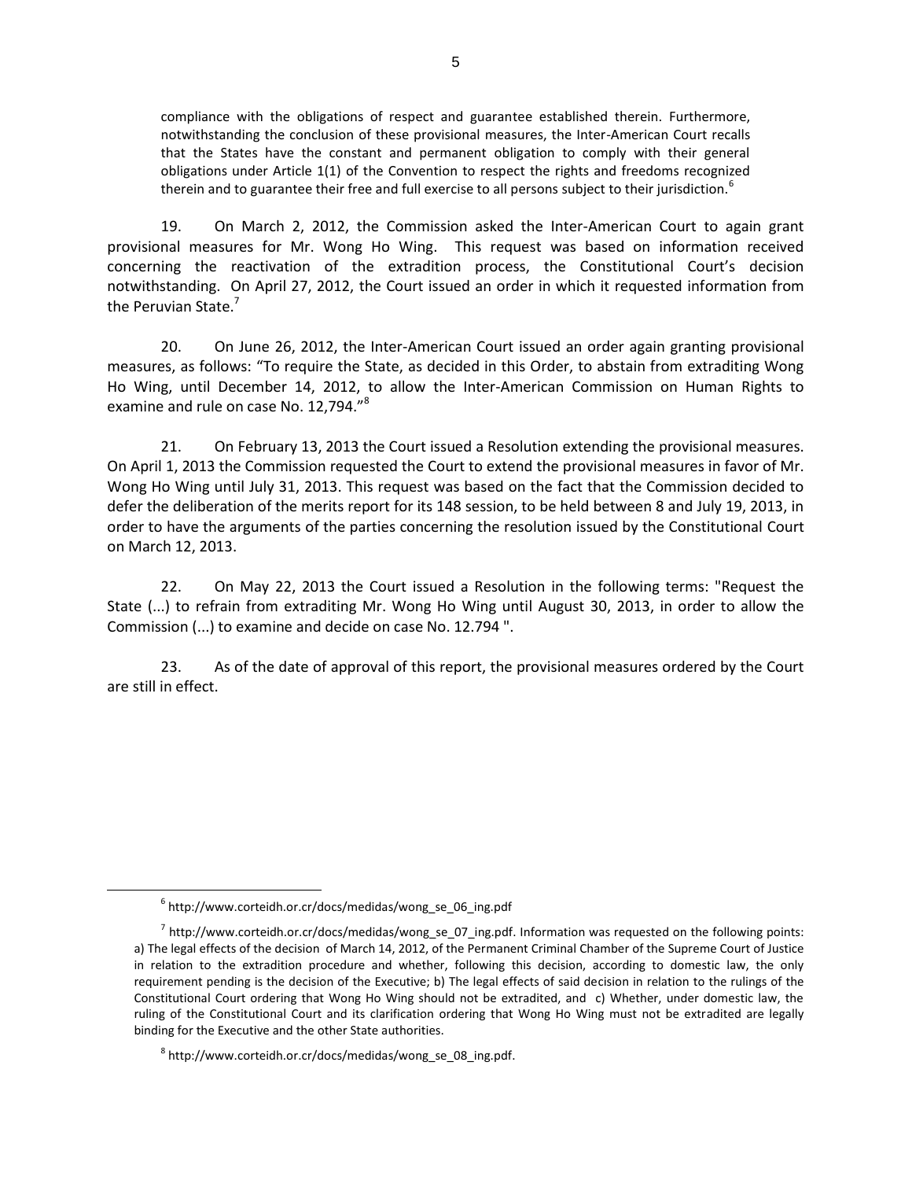compliance with the obligations of respect and guarantee established therein. Furthermore, notwithstanding the conclusion of these provisional measures, the Inter-American Court recalls that the States have the constant and permanent obligation to comply with their general obligations under Article 1(1) of the Convention to respect the rights and freedoms recognized therein and to guarantee their free and full exercise to all persons subject to their jurisdiction.[6]

19. On March 2, 2012, the Commission asked the Inter-American Court to again grant provisional measures for Mr. Wong Ho Wing. This request was based on information received concerning the reactivation of the extradition process, the Constitutional Court's decision notwithstanding. On April 27, 2012, the Court issued an order in which it requested information from the Peruvian State.[7]

20. On June 26, 2012, the Inter-American Court issued an order again granting provisional measures, as follows: "To require the State, as decided in this Order, to abstain from extraditing Wong Ho Wing, until December 14, 2012, to allow the Inter-American Commission on Human Rights to examine and rule on case No. 12,794."[8]

21. On February 13, 2013 the Court issued a Resolution extending the provisional measures. On April 1, 2013 the Commission requested the Court to extend the provisional measures in favor of Mr. Wong Ho Wing until July 31, 2013. This request was based on the fact that the Commission decided to defer the deliberation of the merits report for its 148 session, to be held between 8 and July 19, 2013, in order to have the arguments of the parties concerning the resolution issued by the Constitutional Court on March 12, 2013.

22. On May 22, 2013 the Court issued a Resolution in the following terms: "Request the State (...) to refrain from extraditing Mr. Wong Ho Wing until August 30, 2013, in order to allow the Commission (...) to examine and decide on case No. 12.794 ".

23. As of the date of approval of this report, the provisional measures ordered by the Court are still in effect.

---

[6] http://www.corteidh.or.cr/docs/medidas/wong_se_06_ing.pdf

[7] http://www.corteidh.or.cr/docs/medidas/wong_se_07_ing.pdf. Information was requested on the following points: a) The legal effects of the decision of March 14, 2012, of the Permanent Criminal Chamber of the Supreme Court of Justice in relation to the extradition procedure and whether, following this decision, according to domestic law, the only requirement pending is the decision of the Executive; b) The legal effects of said decision in relation to the rulings of the Constitutional Court ordering that Wong Ho Wing should not be extradited, and c) Whether, under domestic law, the ruling of the Constitutional Court and its clarification ordering that Wong Ho Wing must not be extradited are legally binding for the Executive and the other State authorities.

[8] http://www.corteidh.or.cr/docs/medidas/wong_se_08_ing.pdf.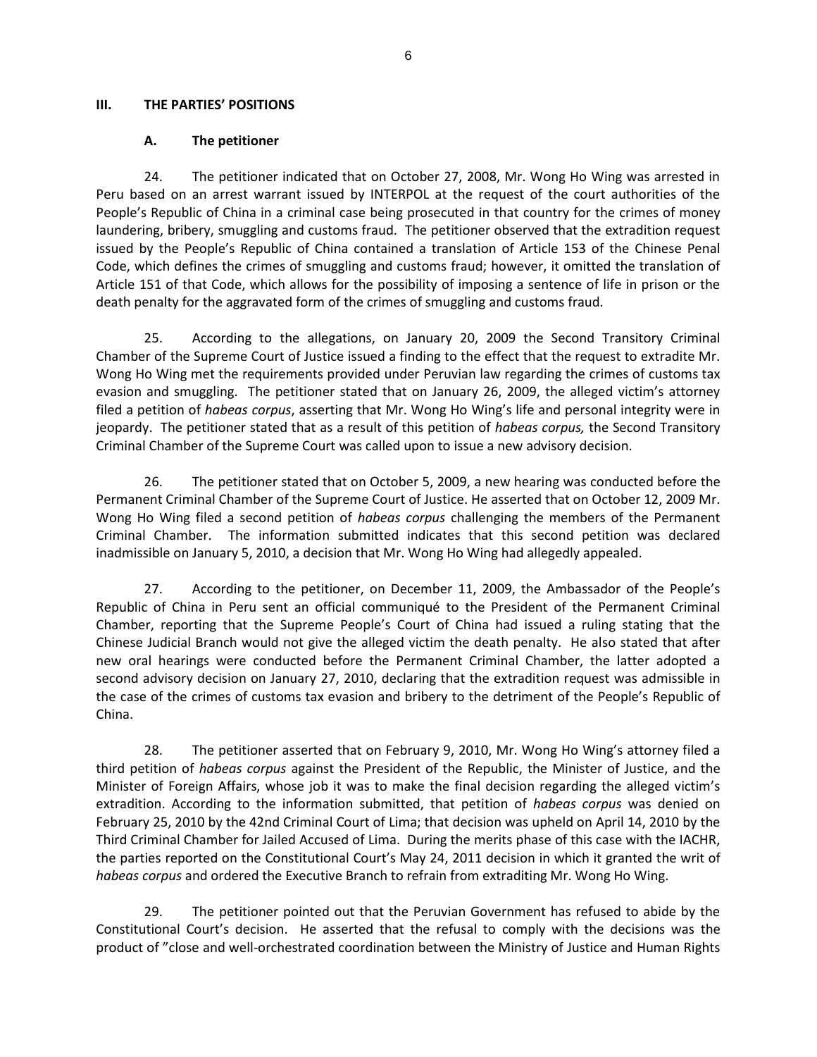## III. THE PARTIES' POSITIONS

### A. The petitioner

24. The petitioner indicated that on October 27, 2008, Mr. Wong Ho Wing was arrested in Peru based on an arrest warrant issued by INTERPOL at the request of the court authorities of the People's Republic of China in a criminal case being prosecuted in that country for the crimes of money laundering, bribery, smuggling and customs fraud. The petitioner observed that the extradition request issued by the People's Republic of China contained a translation of Article 153 of the Chinese Penal Code, which defines the crimes of smuggling and customs fraud; however, it omitted the translation of Article 151 of that Code, which allows for the possibility of imposing a sentence of life in prison or the death penalty for the aggravated form of the crimes of smuggling and customs fraud.

25. According to the allegations, on January 20, 2009 the Second Transitory Criminal Chamber of the Supreme Court of Justice issued a finding to the effect that the request to extradite Mr. Wong Ho Wing met the requirements provided under Peruvian law regarding the crimes of customs tax evasion and smuggling. The petitioner stated that on January 26, 2009, the alleged victim's attorney filed a petition of *habeas corpus*, asserting that Mr. Wong Ho Wing's life and personal integrity were in jeopardy. The petitioner stated that as a result of this petition of *habeas corpus,* the Second Transitory Criminal Chamber of the Supreme Court was called upon to issue a new advisory decision.

26. The petitioner stated that on October 5, 2009, a new hearing was conducted before the Permanent Criminal Chamber of the Supreme Court of Justice. He asserted that on October 12, 2009 Mr. Wong Ho Wing filed a second petition of *habeas corpus* challenging the members of the Permanent Criminal Chamber. The information submitted indicates that this second petition was declared inadmissible on January 5, 2010, a decision that Mr. Wong Ho Wing had allegedly appealed.

27. According to the petitioner, on December 11, 2009, the Ambassador of the People's Republic of China in Peru sent an official communiqué to the President of the Permanent Criminal Chamber, reporting that the Supreme People's Court of China had issued a ruling stating that the Chinese Judicial Branch would not give the alleged victim the death penalty. He also stated that after new oral hearings were conducted before the Permanent Criminal Chamber, the latter adopted a second advisory decision on January 27, 2010, declaring that the extradition request was admissible in the case of the crimes of customs tax evasion and bribery to the detriment of the People's Republic of China.

28. The petitioner asserted that on February 9, 2010, Mr. Wong Ho Wing's attorney filed a third petition of *habeas corpus* against the President of the Republic, the Minister of Justice, and the Minister of Foreign Affairs, whose job it was to make the final decision regarding the alleged victim's extradition. According to the information submitted, that petition of *habeas corpus* was denied on February 25, 2010 by the 42nd Criminal Court of Lima; that decision was upheld on April 14, 2010 by the Third Criminal Chamber for Jailed Accused of Lima. During the merits phase of this case with the IACHR, the parties reported on the Constitutional Court's May 24, 2011 decision in which it granted the writ of *habeas corpus* and ordered the Executive Branch to refrain from extraditing Mr. Wong Ho Wing.

29. The petitioner pointed out that the Peruvian Government has refused to abide by the Constitutional Court's decision. He asserted that the refusal to comply with the decisions was the product of "close and well-orchestrated coordination between the Ministry of Justice and Human Rights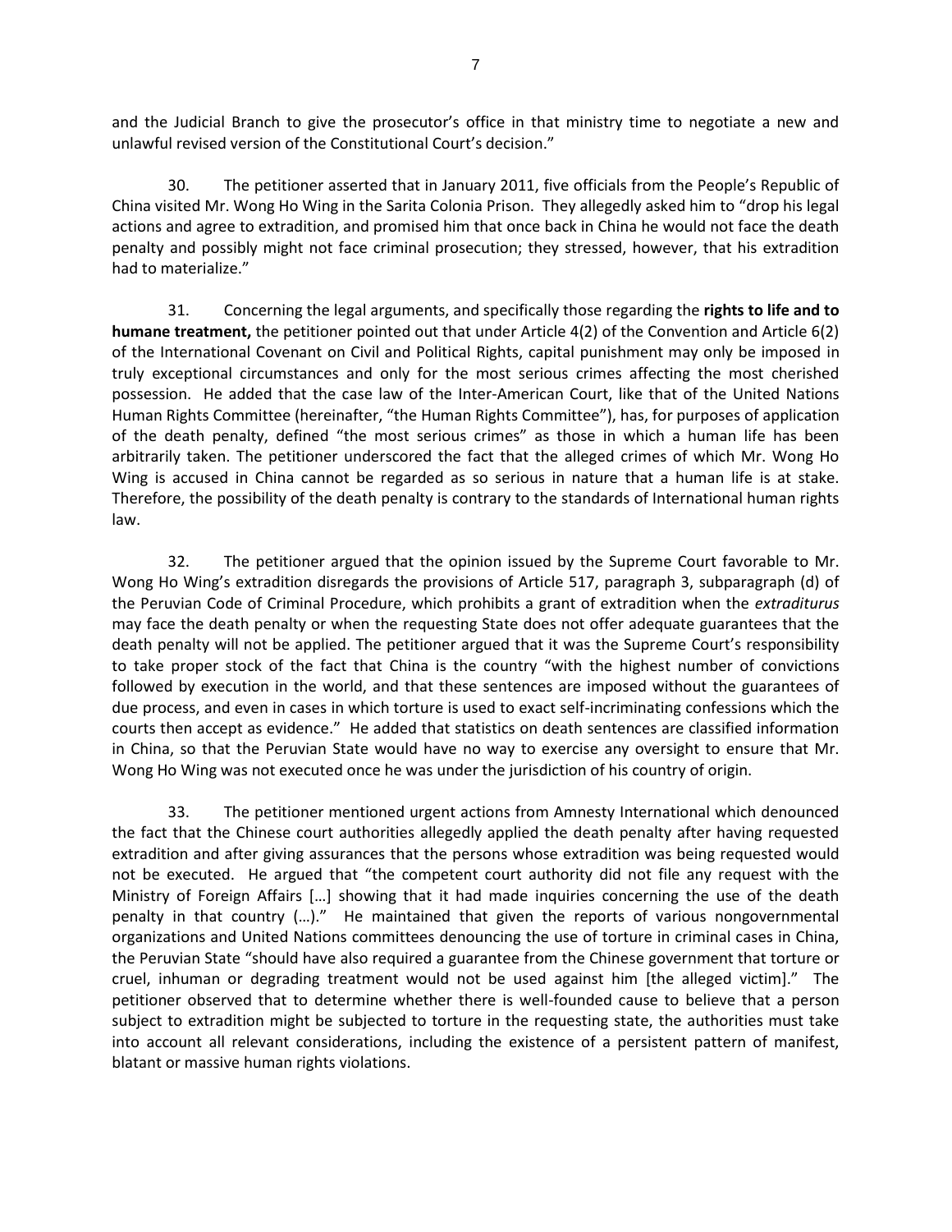and the Judicial Branch to give the prosecutor's office in that ministry time to negotiate a new and unlawful revised version of the Constitutional Court's decision."

30. The petitioner asserted that in January 2011, five officials from the People's Republic of China visited Mr. Wong Ho Wing in the Sarita Colonia Prison. They allegedly asked him to "drop his legal actions and agree to extradition, and promised him that once back in China he would not face the death penalty and possibly might not face criminal prosecution; they stressed, however, that his extradition had to materialize."

31. Concerning the legal arguments, and specifically those regarding the **rights to life and to humane treatment,** the petitioner pointed out that under Article 4(2) of the Convention and Article 6(2) of the International Covenant on Civil and Political Rights, capital punishment may only be imposed in truly exceptional circumstances and only for the most serious crimes affecting the most cherished possession. He added that the case law of the Inter-American Court, like that of the United Nations Human Rights Committee (hereinafter, "the Human Rights Committee"), has, for purposes of application of the death penalty, defined "the most serious crimes" as those in which a human life has been arbitrarily taken. The petitioner underscored the fact that the alleged crimes of which Mr. Wong Ho Wing is accused in China cannot be regarded as so serious in nature that a human life is at stake. Therefore, the possibility of the death penalty is contrary to the standards of International human rights law.

32. The petitioner argued that the opinion issued by the Supreme Court favorable to Mr. Wong Ho Wing's extradition disregards the provisions of Article 517, paragraph 3, subparagraph (d) of the Peruvian Code of Criminal Procedure, which prohibits a grant of extradition when the *extraditurus* may face the death penalty or when the requesting State does not offer adequate guarantees that the death penalty will not be applied. The petitioner argued that it was the Supreme Court's responsibility to take proper stock of the fact that China is the country "with the highest number of convictions followed by execution in the world, and that these sentences are imposed without the guarantees of due process, and even in cases in which torture is used to exact self-incriminating confessions which the courts then accept as evidence." He added that statistics on death sentences are classified information in China, so that the Peruvian State would have no way to exercise any oversight to ensure that Mr. Wong Ho Wing was not executed once he was under the jurisdiction of his country of origin.

33. The petitioner mentioned urgent actions from Amnesty International which denounced the fact that the Chinese court authorities allegedly applied the death penalty after having requested extradition and after giving assurances that the persons whose extradition was being requested would not be executed. He argued that "the competent court authority did not file any request with the Ministry of Foreign Affairs […] showing that it had made inquiries concerning the use of the death penalty in that country (…)." He maintained that given the reports of various nongovernmental organizations and United Nations committees denouncing the use of torture in criminal cases in China, the Peruvian State "should have also required a guarantee from the Chinese government that torture or cruel, inhuman or degrading treatment would not be used against him [the alleged victim]." The petitioner observed that to determine whether there is well-founded cause to believe that a person subject to extradition might be subjected to torture in the requesting state, the authorities must take into account all relevant considerations, including the existence of a persistent pattern of manifest, blatant or massive human rights violations.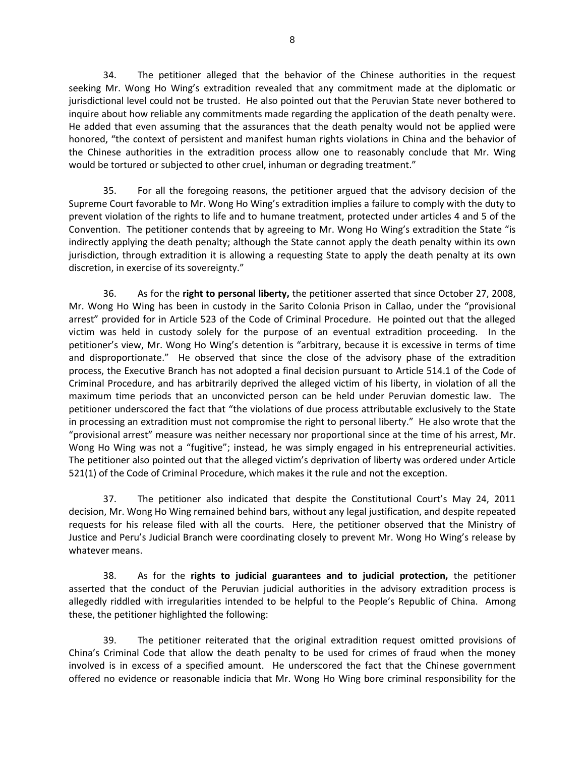34. The petitioner alleged that the behavior of the Chinese authorities in the request seeking Mr. Wong Ho Wing's extradition revealed that any commitment made at the diplomatic or jurisdictional level could not be trusted. He also pointed out that the Peruvian State never bothered to inquire about how reliable any commitments made regarding the application of the death penalty were. He added that even assuming that the assurances that the death penalty would not be applied were honored, "the context of persistent and manifest human rights violations in China and the behavior of the Chinese authorities in the extradition process allow one to reasonably conclude that Mr. Wing would be tortured or subjected to other cruel, inhuman or degrading treatment."

35. For all the foregoing reasons, the petitioner argued that the advisory decision of the Supreme Court favorable to Mr. Wong Ho Wing's extradition implies a failure to comply with the duty to prevent violation of the rights to life and to humane treatment, protected under articles 4 and 5 of the Convention. The petitioner contends that by agreeing to Mr. Wong Ho Wing's extradition the State "is indirectly applying the death penalty; although the State cannot apply the death penalty within its own jurisdiction, through extradition it is allowing a requesting State to apply the death penalty at its own discretion, in exercise of its sovereignty."

36. As for the **right to personal liberty,** the petitioner asserted that since October 27, 2008, Mr. Wong Ho Wing has been in custody in the Sarito Colonia Prison in Callao, under the "provisional arrest" provided for in Article 523 of the Code of Criminal Procedure. He pointed out that the alleged victim was held in custody solely for the purpose of an eventual extradition proceeding. In the petitioner's view, Mr. Wong Ho Wing's detention is "arbitrary, because it is excessive in terms of time and disproportionate." He observed that since the close of the advisory phase of the extradition process, the Executive Branch has not adopted a final decision pursuant to Article 514.1 of the Code of Criminal Procedure, and has arbitrarily deprived the alleged victim of his liberty, in violation of all the maximum time periods that an unconvicted person can be held under Peruvian domestic law. The petitioner underscored the fact that "the violations of due process attributable exclusively to the State in processing an extradition must not compromise the right to personal liberty." He also wrote that the "provisional arrest" measure was neither necessary nor proportional since at the time of his arrest, Mr. Wong Ho Wing was not a "fugitive"; instead, he was simply engaged in his entrepreneurial activities. The petitioner also pointed out that the alleged victim's deprivation of liberty was ordered under Article 521(1) of the Code of Criminal Procedure, which makes it the rule and not the exception.

37. The petitioner also indicated that despite the Constitutional Court's May 24, 2011 decision, Mr. Wong Ho Wing remained behind bars, without any legal justification, and despite repeated requests for his release filed with all the courts. Here, the petitioner observed that the Ministry of Justice and Peru's Judicial Branch were coordinating closely to prevent Mr. Wong Ho Wing's release by whatever means.

38. As for the **rights to judicial guarantees and to judicial protection,** the petitioner asserted that the conduct of the Peruvian judicial authorities in the advisory extradition process is allegedly riddled with irregularities intended to be helpful to the People's Republic of China. Among these, the petitioner highlighted the following:

39. The petitioner reiterated that the original extradition request omitted provisions of China's Criminal Code that allow the death penalty to be used for crimes of fraud when the money involved is in excess of a specified amount. He underscored the fact that the Chinese government offered no evidence or reasonable indicia that Mr. Wong Ho Wing bore criminal responsibility for the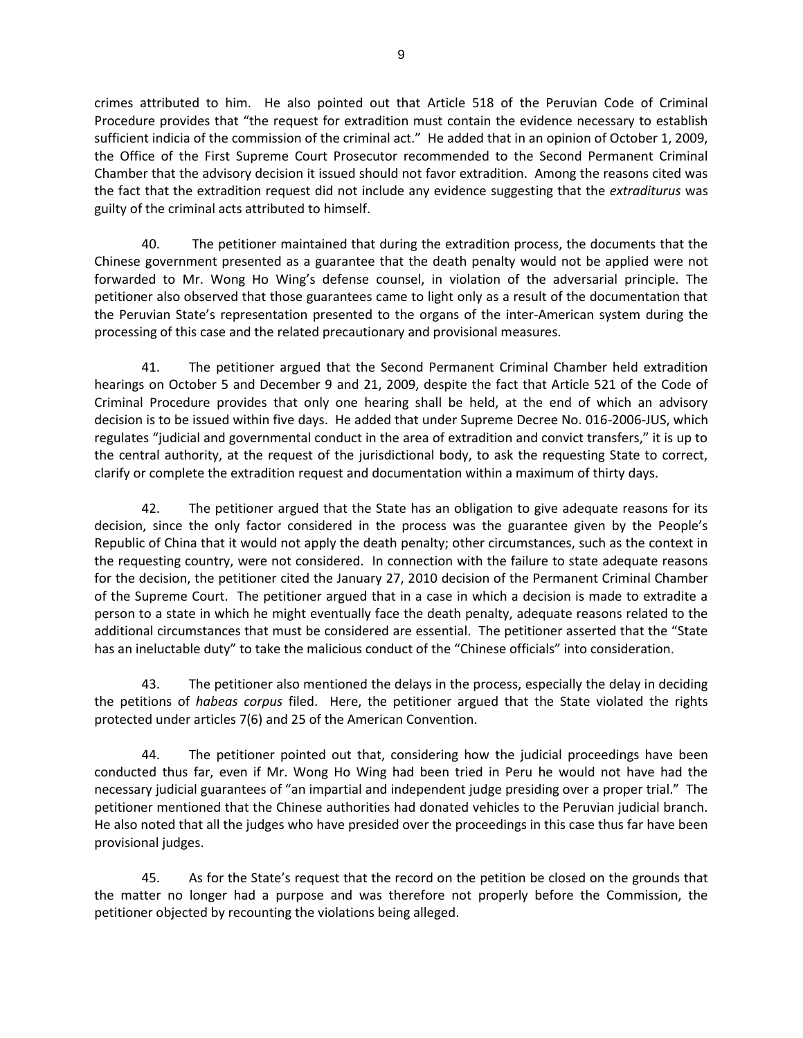crimes attributed to him. He also pointed out that Article 518 of the Peruvian Code of Criminal Procedure provides that "the request for extradition must contain the evidence necessary to establish sufficient indicia of the commission of the criminal act." He added that in an opinion of October 1, 2009, the Office of the First Supreme Court Prosecutor recommended to the Second Permanent Criminal Chamber that the advisory decision it issued should not favor extradition. Among the reasons cited was the fact that the extradition request did not include any evidence suggesting that the *extraditurus* was guilty of the criminal acts attributed to himself.

40. The petitioner maintained that during the extradition process, the documents that the Chinese government presented as a guarantee that the death penalty would not be applied were not forwarded to Mr. Wong Ho Wing's defense counsel, in violation of the adversarial principle. The petitioner also observed that those guarantees came to light only as a result of the documentation that the Peruvian State's representation presented to the organs of the inter-American system during the processing of this case and the related precautionary and provisional measures.

41. The petitioner argued that the Second Permanent Criminal Chamber held extradition hearings on October 5 and December 9 and 21, 2009, despite the fact that Article 521 of the Code of Criminal Procedure provides that only one hearing shall be held, at the end of which an advisory decision is to be issued within five days. He added that under Supreme Decree No. 016-2006-JUS, which regulates "judicial and governmental conduct in the area of extradition and convict transfers," it is up to the central authority, at the request of the jurisdictional body, to ask the requesting State to correct, clarify or complete the extradition request and documentation within a maximum of thirty days.

42. The petitioner argued that the State has an obligation to give adequate reasons for its decision, since the only factor considered in the process was the guarantee given by the People's Republic of China that it would not apply the death penalty; other circumstances, such as the context in the requesting country, were not considered. In connection with the failure to state adequate reasons for the decision, the petitioner cited the January 27, 2010 decision of the Permanent Criminal Chamber of the Supreme Court. The petitioner argued that in a case in which a decision is made to extradite a person to a state in which he might eventually face the death penalty, adequate reasons related to the additional circumstances that must be considered are essential. The petitioner asserted that the "State has an ineluctable duty" to take the malicious conduct of the "Chinese officials" into consideration.

43. The petitioner also mentioned the delays in the process, especially the delay in deciding the petitions of *habeas corpus* filed. Here, the petitioner argued that the State violated the rights protected under articles 7(6) and 25 of the American Convention.

44. The petitioner pointed out that, considering how the judicial proceedings have been conducted thus far, even if Mr. Wong Ho Wing had been tried in Peru he would not have had the necessary judicial guarantees of "an impartial and independent judge presiding over a proper trial." The petitioner mentioned that the Chinese authorities had donated vehicles to the Peruvian judicial branch. He also noted that all the judges who have presided over the proceedings in this case thus far have been provisional judges.

45. As for the State's request that the record on the petition be closed on the grounds that the matter no longer had a purpose and was therefore not properly before the Commission, the petitioner objected by recounting the violations being alleged.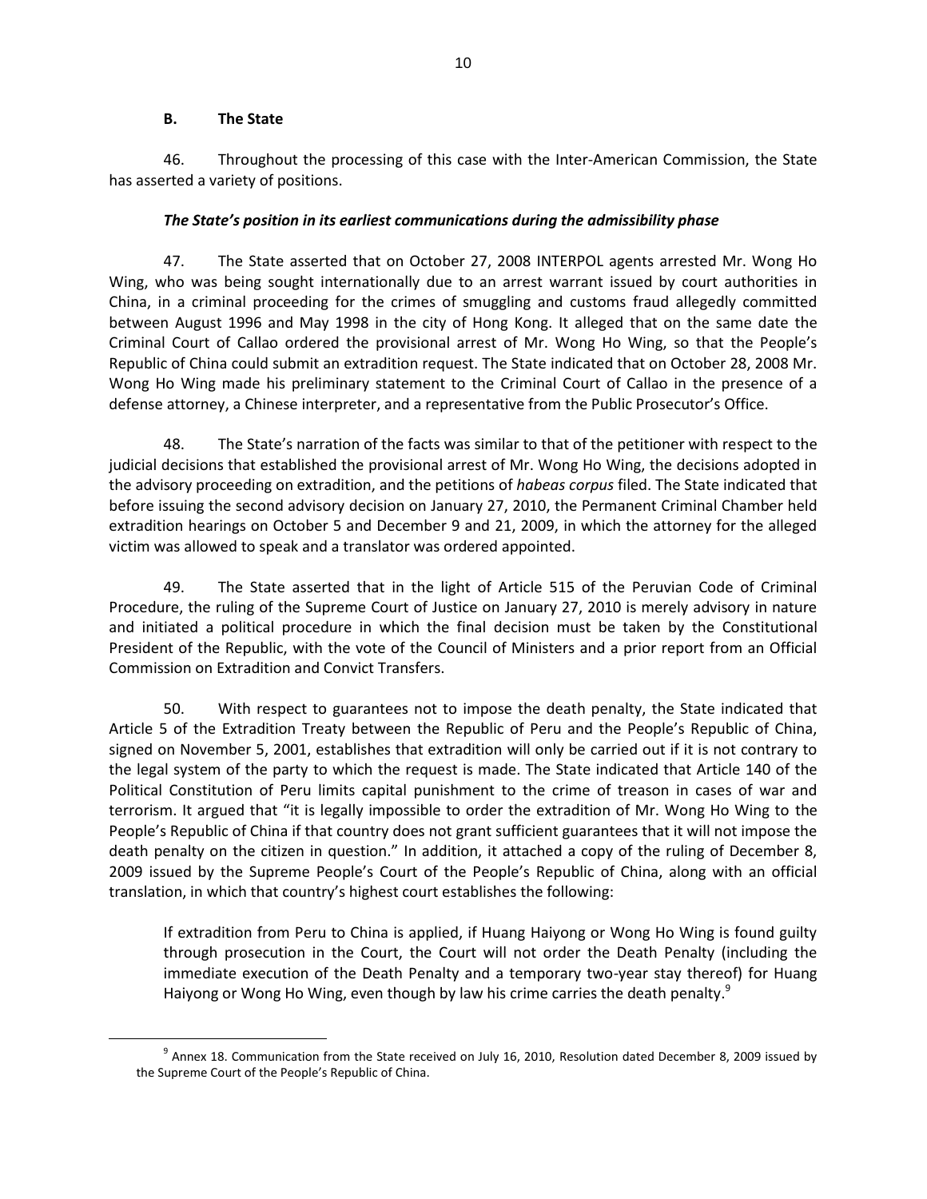### B. The State

46. Throughout the processing of this case with the Inter-American Commission, the State has asserted a variety of positions.

***The State's position in its earliest communications during the admissibility phase***

47. The State asserted that on October 27, 2008 INTERPOL agents arrested Mr. Wong Ho Wing, who was being sought internationally due to an arrest warrant issued by court authorities in China, in a criminal proceeding for the crimes of smuggling and customs fraud allegedly committed between August 1996 and May 1998 in the city of Hong Kong. It alleged that on the same date the Criminal Court of Callao ordered the provisional arrest of Mr. Wong Ho Wing, so that the People's Republic of China could submit an extradition request. The State indicated that on October 28, 2008 Mr. Wong Ho Wing made his preliminary statement to the Criminal Court of Callao in the presence of a defense attorney, a Chinese interpreter, and a representative from the Public Prosecutor's Office.

48. The State's narration of the facts was similar to that of the petitioner with respect to the judicial decisions that established the provisional arrest of Mr. Wong Ho Wing, the decisions adopted in the advisory proceeding on extradition, and the petitions of *habeas corpus* filed. The State indicated that before issuing the second advisory decision on January 27, 2010, the Permanent Criminal Chamber held extradition hearings on October 5 and December 9 and 21, 2009, in which the attorney for the alleged victim was allowed to speak and a translator was ordered appointed.

49. The State asserted that in the light of Article 515 of the Peruvian Code of Criminal Procedure, the ruling of the Supreme Court of Justice on January 27, 2010 is merely advisory in nature and initiated a political procedure in which the final decision must be taken by the Constitutional President of the Republic, with the vote of the Council of Ministers and a prior report from an Official Commission on Extradition and Convict Transfers.

50. With respect to guarantees not to impose the death penalty, the State indicated that Article 5 of the Extradition Treaty between the Republic of Peru and the People's Republic of China, signed on November 5, 2001, establishes that extradition will only be carried out if it is not contrary to the legal system of the party to which the request is made. The State indicated that Article 140 of the Political Constitution of Peru limits capital punishment to the crime of treason in cases of war and terrorism. It argued that "it is legally impossible to order the extradition of Mr. Wong Ho Wing to the People's Republic of China if that country does not grant sufficient guarantees that it will not impose the death penalty on the citizen in question." In addition, it attached a copy of the ruling of December 8, 2009 issued by the Supreme People's Court of the People's Republic of China, along with an official translation, in which that country's highest court establishes the following:

> If extradition from Peru to China is applied, if Huang Haiyong or Wong Ho Wing is found guilty through prosecution in the Court, the Court will not order the Death Penalty (including the immediate execution of the Death Penalty and a temporary two-year stay thereof) for Huang Haiyong or Wong Ho Wing, even though by law his crime carries the death penalty.[9]

---

[9] Annex 18. Communication from the State received on July 16, 2010, Resolution dated December 8, 2009 issued by the Supreme Court of the People's Republic of China.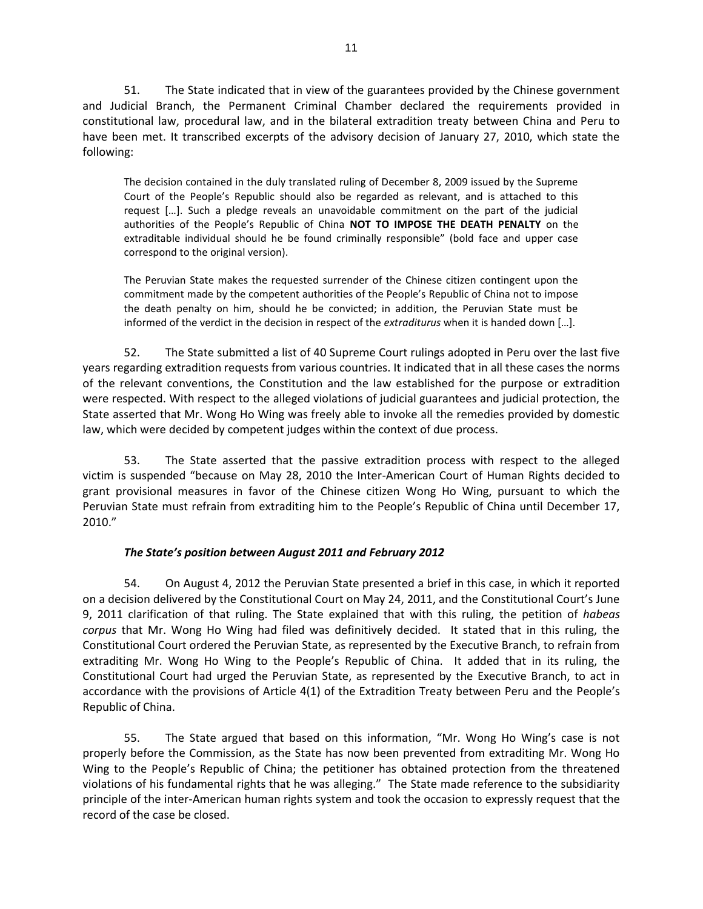51. The State indicated that in view of the guarantees provided by the Chinese government and Judicial Branch, the Permanent Criminal Chamber declared the requirements provided in constitutional law, procedural law, and in the bilateral extradition treaty between China and Peru to have been met. It transcribed excerpts of the advisory decision of January 27, 2010, which state the following:

> The decision contained in the duly translated ruling of December 8, 2009 issued by the Supreme Court of the People's Republic should also be regarded as relevant, and is attached to this request […]. Such a pledge reveals an unavoidable commitment on the part of the judicial authorities of the People's Republic of China **NOT TO IMPOSE THE DEATH PENALTY** on the extraditable individual should he be found criminally responsible" (bold face and upper case correspond to the original version).
>
> The Peruvian State makes the requested surrender of the Chinese citizen contingent upon the commitment made by the competent authorities of the People's Republic of China not to impose the death penalty on him, should he be convicted; in addition, the Peruvian State must be informed of the verdict in the decision in respect of the *extraditurus* when it is handed down […].

52. The State submitted a list of 40 Supreme Court rulings adopted in Peru over the last five years regarding extradition requests from various countries. It indicated that in all these cases the norms of the relevant conventions, the Constitution and the law established for the purpose or extradition were respected. With respect to the alleged violations of judicial guarantees and judicial protection, the State asserted that Mr. Wong Ho Wing was freely able to invoke all the remedies provided by domestic law, which were decided by competent judges within the context of due process.

53. The State asserted that the passive extradition process with respect to the alleged victim is suspended "because on May 28, 2010 the Inter-American Court of Human Rights decided to grant provisional measures in favor of the Chinese citizen Wong Ho Wing, pursuant to which the Peruvian State must refrain from extraditing him to the People's Republic of China until December 17, 2010."

***The State's position between August 2011 and February 2012***

54. On August 4, 2012 the Peruvian State presented a brief in this case, in which it reported on a decision delivered by the Constitutional Court on May 24, 2011, and the Constitutional Court's June 9, 2011 clarification of that ruling. The State explained that with this ruling, the petition of *habeas corpus* that Mr. Wong Ho Wing had filed was definitively decided. It stated that in this ruling, the Constitutional Court ordered the Peruvian State, as represented by the Executive Branch, to refrain from extraditing Mr. Wong Ho Wing to the People's Republic of China. It added that in its ruling, the Constitutional Court had urged the Peruvian State, as represented by the Executive Branch, to act in accordance with the provisions of Article 4(1) of the Extradition Treaty between Peru and the People's Republic of China.

55. The State argued that based on this information, "Mr. Wong Ho Wing's case is not properly before the Commission, as the State has now been prevented from extraditing Mr. Wong Ho Wing to the People's Republic of China; the petitioner has obtained protection from the threatened violations of his fundamental rights that he was alleging." The State made reference to the subsidiarity principle of the inter-American human rights system and took the occasion to expressly request that the record of the case be closed.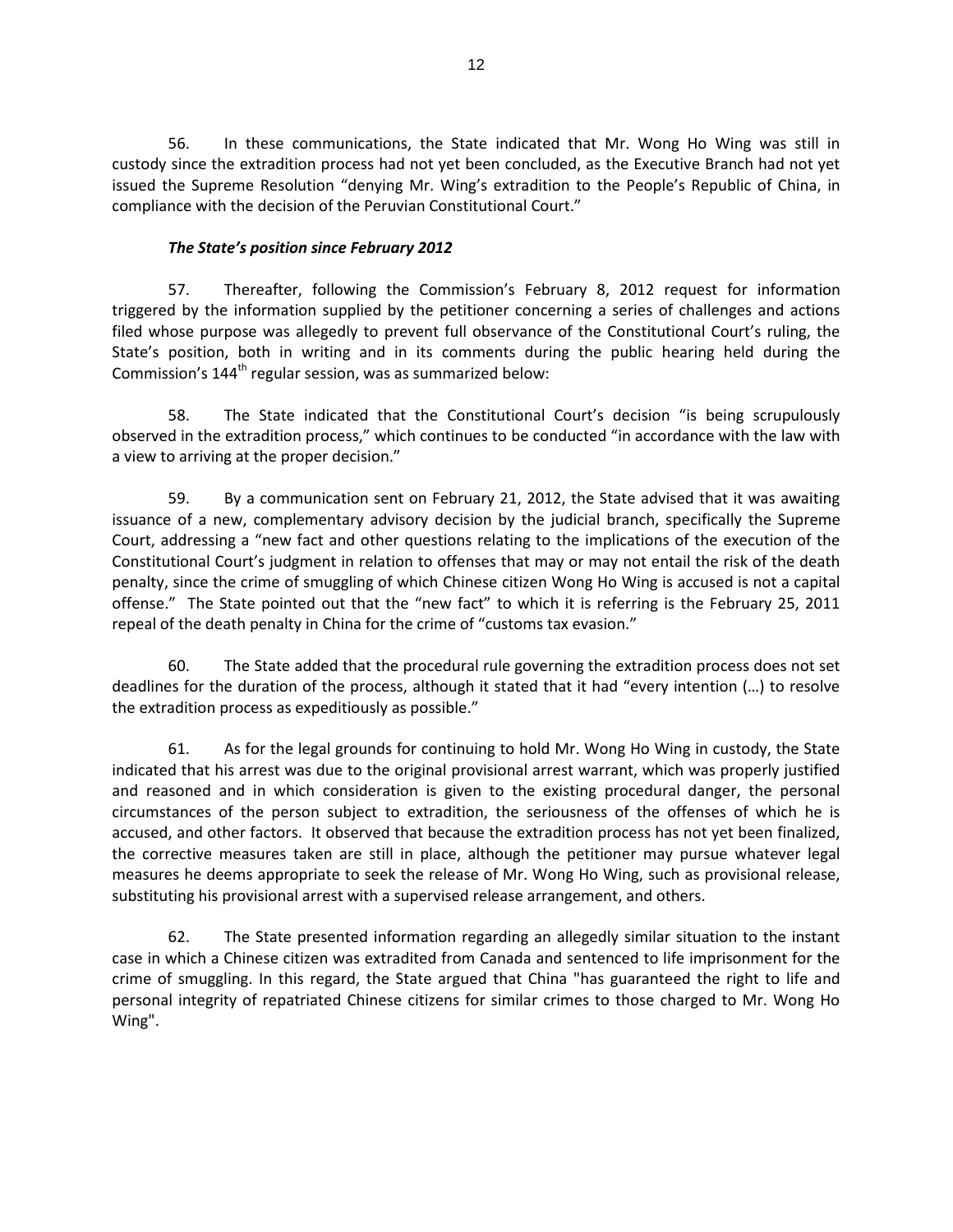56. In these communications, the State indicated that Mr. Wong Ho Wing was still in custody since the extradition process had not yet been concluded, as the Executive Branch had not yet issued the Supreme Resolution "denying Mr. Wing's extradition to the People's Republic of China, in compliance with the decision of the Peruvian Constitutional Court."

***The State's position since February 2012***

57. Thereafter, following the Commission's February 8, 2012 request for information triggered by the information supplied by the petitioner concerning a series of challenges and actions filed whose purpose was allegedly to prevent full observance of the Constitutional Court's ruling, the State's position, both in writing and in its comments during the public hearing held during the Commission's 144th regular session, was as summarized below:

58. The State indicated that the Constitutional Court's decision "is being scrupulously observed in the extradition process," which continues to be conducted "in accordance with the law with a view to arriving at the proper decision."

59. By a communication sent on February 21, 2012, the State advised that it was awaiting issuance of a new, complementary advisory decision by the judicial branch, specifically the Supreme Court, addressing a "new fact and other questions relating to the implications of the execution of the Constitutional Court's judgment in relation to offenses that may or may not entail the risk of the death penalty, since the crime of smuggling of which Chinese citizen Wong Ho Wing is accused is not a capital offense." The State pointed out that the "new fact" to which it is referring is the February 25, 2011 repeal of the death penalty in China for the crime of "customs tax evasion."

60. The State added that the procedural rule governing the extradition process does not set deadlines for the duration of the process, although it stated that it had "every intention (…) to resolve the extradition process as expeditiously as possible."

61. As for the legal grounds for continuing to hold Mr. Wong Ho Wing in custody, the State indicated that his arrest was due to the original provisional arrest warrant, which was properly justified and reasoned and in which consideration is given to the existing procedural danger, the personal circumstances of the person subject to extradition, the seriousness of the offenses of which he is accused, and other factors. It observed that because the extradition process has not yet been finalized, the corrective measures taken are still in place, although the petitioner may pursue whatever legal measures he deems appropriate to seek the release of Mr. Wong Ho Wing, such as provisional release, substituting his provisional arrest with a supervised release arrangement, and others.

62. The State presented information regarding an allegedly similar situation to the instant case in which a Chinese citizen was extradited from Canada and sentenced to life imprisonment for the crime of smuggling. In this regard, the State argued that China "has guaranteed the right to life and personal integrity of repatriated Chinese citizens for similar crimes to those charged to Mr. Wong Ho Wing".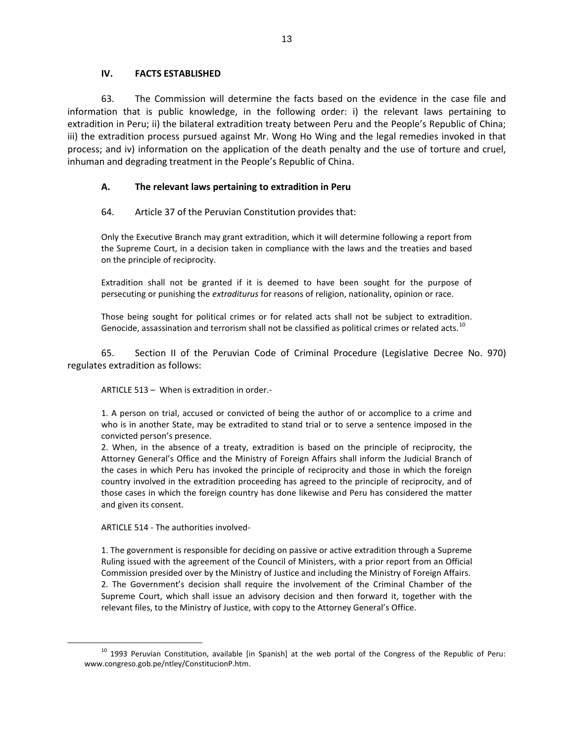## IV. FACTS ESTABLISHED

63. The Commission will determine the facts based on the evidence in the case file and information that is public knowledge, in the following order: i) the relevant laws pertaining to extradition in Peru; ii) the bilateral extradition treaty between Peru and the People's Republic of China; iii) the extradition process pursued against Mr. Wong Ho Wing and the legal remedies invoked in that process; and iv) information on the application of the death penalty and the use of torture and cruel, inhuman and degrading treatment in the People's Republic of China.

### A. The relevant laws pertaining to extradition in Peru

64. Article 37 of the Peruvian Constitution provides that:

> Only the Executive Branch may grant extradition, which it will determine following a report from the Supreme Court, in a decision taken in compliance with the laws and the treaties and based on the principle of reciprocity.
>
> Extradition shall not be granted if it is deemed to have been sought for the purpose of persecuting or punishing the *extraditurus* for reasons of religion, nationality, opinion or race.
>
> Those being sought for political crimes or for related acts shall not be subject to extradition. Genocide, assassination and terrorism shall not be classified as political crimes or related acts.[10]

65. Section II of the Peruvian Code of Criminal Procedure (Legislative Decree No. 970) regulates extradition as follows:

> ARTICLE 513 – When is extradition in order.-
>
> 1. A person on trial, accused or convicted of being the author of or accomplice to a crime and who is in another State, may be extradited to stand trial or to serve a sentence imposed in the convicted person's presence.
> 2. When, in the absence of a treaty, extradition is based on the principle of reciprocity, the Attorney General's Office and the Ministry of Foreign Affairs shall inform the Judicial Branch of the cases in which Peru has invoked the principle of reciprocity and those in which the foreign country involved in the extradition proceeding has agreed to the principle of reciprocity, and of those cases in which the foreign country has done likewise and Peru has considered the matter and given its consent.
>
> ARTICLE 514 - The authorities involved-
>
> 1. The government is responsible for deciding on passive or active extradition through a Supreme Ruling issued with the agreement of the Council of Ministers, with a prior report from an Official Commission presided over by the Ministry of Justice and including the Ministry of Foreign Affairs.
> 2. The Government's decision shall require the involvement of the Criminal Chamber of the Supreme Court, which shall issue an advisory decision and then forward it, together with the relevant files, to the Ministry of Justice, with copy to the Attorney General's Office.

---

[10] 1993 Peruvian Constitution, available [in Spanish] at the web portal of the Congress of the Republic of Peru: www.congreso.gob.pe/ntley/ConstitucionP.htm.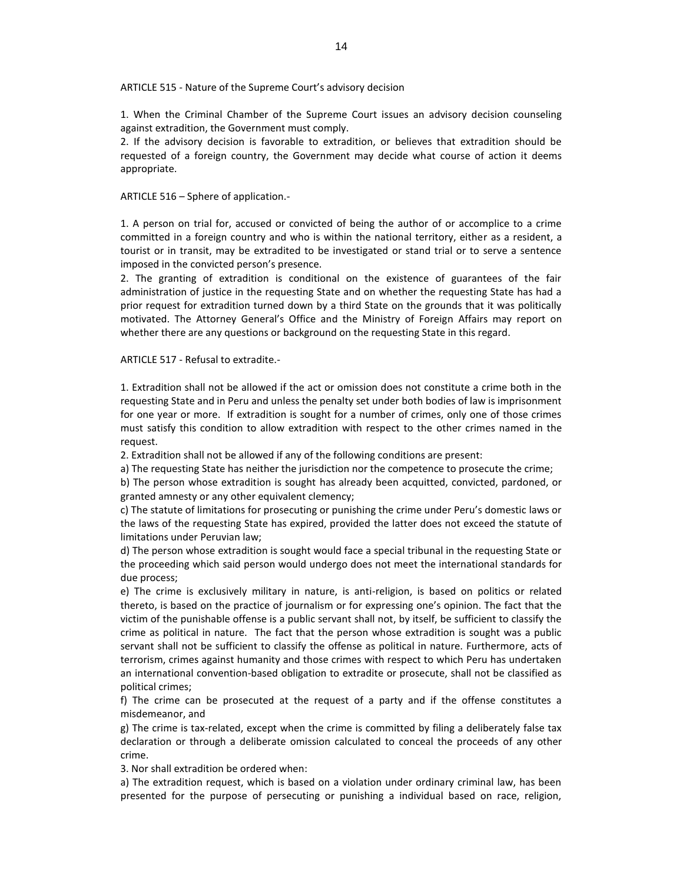ARTICLE 515 - Nature of the Supreme Court's advisory decision

1. When the Criminal Chamber of the Supreme Court issues an advisory decision counseling against extradition, the Government must comply.
2. If the advisory decision is favorable to extradition, or believes that extradition should be requested of a foreign country, the Government may decide what course of action it deems appropriate.

ARTICLE 516 – Sphere of application.-

1. A person on trial for, accused or convicted of being the author of or accomplice to a crime committed in a foreign country and who is within the national territory, either as a resident, a tourist or in transit, may be extradited to be investigated or stand trial or to serve a sentence imposed in the convicted person's presence.
2. The granting of extradition is conditional on the existence of guarantees of the fair administration of justice in the requesting State and on whether the requesting State has had a prior request for extradition turned down by a third State on the grounds that it was politically motivated. The Attorney General's Office and the Ministry of Foreign Affairs may report on whether there are any questions or background on the requesting State in this regard.

ARTICLE 517 - Refusal to extradite.-

1. Extradition shall not be allowed if the act or omission does not constitute a crime both in the requesting State and in Peru and unless the penalty set under both bodies of law is imprisonment for one year or more. If extradition is sought for a number of crimes, only one of those crimes must satisfy this condition to allow extradition with respect to the other crimes named in the request.
2. Extradition shall not be allowed if any of the following conditions are present:
a) The requesting State has neither the jurisdiction nor the competence to prosecute the crime;
b) The person whose extradition is sought has already been acquitted, convicted, pardoned, or granted amnesty or any other equivalent clemency;
c) The statute of limitations for prosecuting or punishing the crime under Peru's domestic laws or the laws of the requesting State has expired, provided the latter does not exceed the statute of limitations under Peruvian law;
d) The person whose extradition is sought would face a special tribunal in the requesting State or the proceeding which said person would undergo does not meet the international standards for due process;
e) The crime is exclusively military in nature, is anti-religion, is based on politics or related thereto, is based on the practice of journalism or for expressing one's opinion. The fact that the victim of the punishable offense is a public servant shall not, by itself, be sufficient to classify the crime as political in nature. The fact that the person whose extradition is sought was a public servant shall not be sufficient to classify the offense as political in nature. Furthermore, acts of terrorism, crimes against humanity and those crimes with respect to which Peru has undertaken an international convention-based obligation to extradite or prosecute, shall not be classified as political crimes;
f) The crime can be prosecuted at the request of a party and if the offense constitutes a misdemeanor, and
g) The crime is tax-related, except when the crime is committed by filing a deliberately false tax declaration or through a deliberate omission calculated to conceal the proceeds of any other crime.
3. Nor shall extradition be ordered when:
a) The extradition request, which is based on a violation under ordinary criminal law, has been presented for the purpose of persecuting or punishing a individual based on race, religion,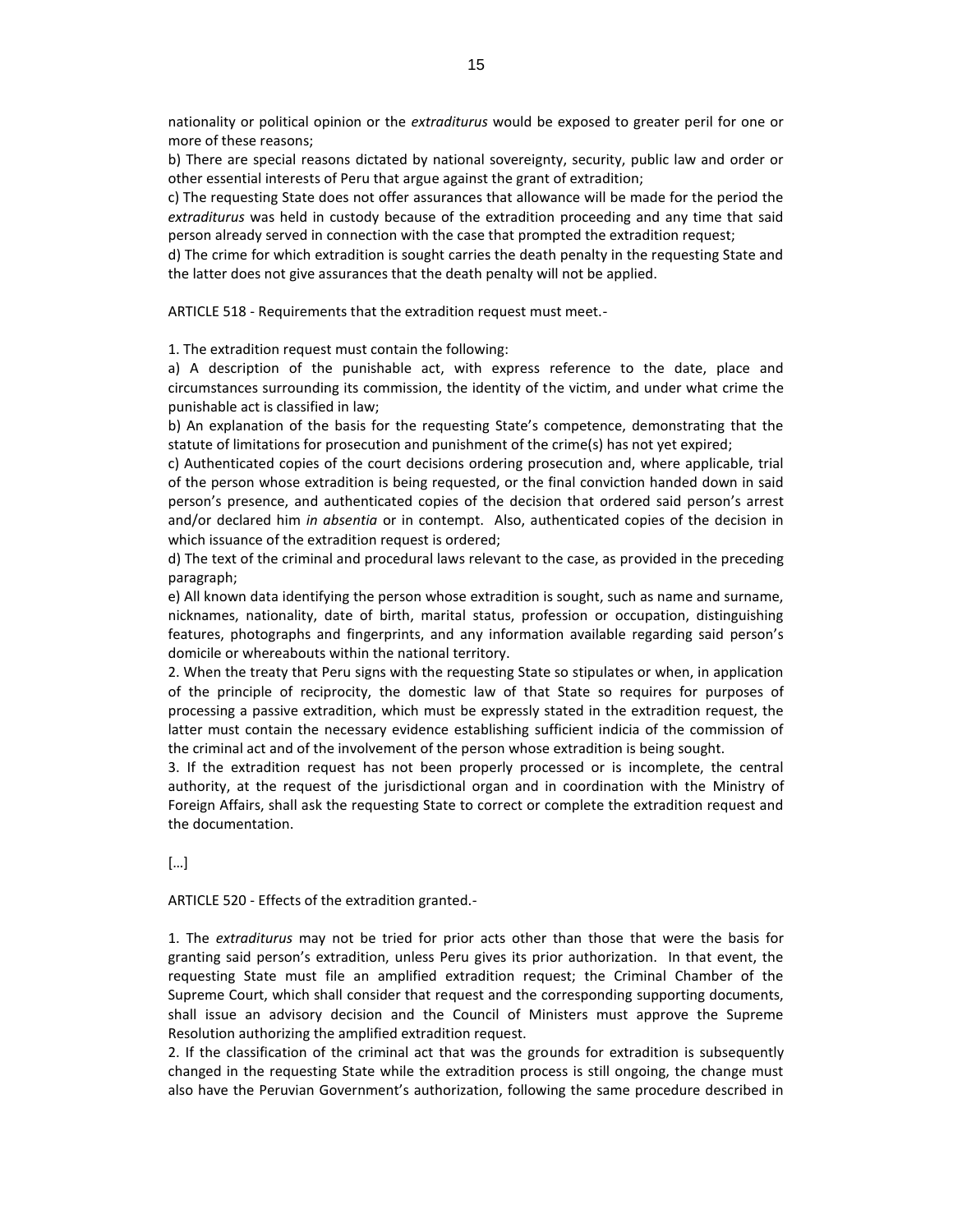nationality or political opinion or the *extraditurus* would be exposed to greater peril for one or more of these reasons;

b) There are special reasons dictated by national sovereignty, security, public law and order or other essential interests of Peru that argue against the grant of extradition;

c) The requesting State does not offer assurances that allowance will be made for the period the *extraditurus* was held in custody because of the extradition proceeding and any time that said person already served in connection with the case that prompted the extradition request;

d) The crime for which extradition is sought carries the death penalty in the requesting State and the latter does not give assurances that the death penalty will not be applied.

ARTICLE 518 - Requirements that the extradition request must meet.-

1. The extradition request must contain the following:

a) A description of the punishable act, with express reference to the date, place and circumstances surrounding its commission, the identity of the victim, and under what crime the punishable act is classified in law;

b) An explanation of the basis for the requesting State's competence, demonstrating that the statute of limitations for prosecution and punishment of the crime(s) has not yet expired;

c) Authenticated copies of the court decisions ordering prosecution and, where applicable, trial of the person whose extradition is being requested, or the final conviction handed down in said person's presence, and authenticated copies of the decision that ordered said person's arrest and/or declared him *in absentia* or in contempt. Also, authenticated copies of the decision in which issuance of the extradition request is ordered;

d) The text of the criminal and procedural laws relevant to the case, as provided in the preceding paragraph;

e) All known data identifying the person whose extradition is sought, such as name and surname, nicknames, nationality, date of birth, marital status, profession or occupation, distinguishing features, photographs and fingerprints, and any information available regarding said person's domicile or whereabouts within the national territory.

2. When the treaty that Peru signs with the requesting State so stipulates or when, in application of the principle of reciprocity, the domestic law of that State so requires for purposes of processing a passive extradition, which must be expressly stated in the extradition request, the latter must contain the necessary evidence establishing sufficient indicia of the commission of the criminal act and of the involvement of the person whose extradition is being sought.

3. If the extradition request has not been properly processed or is incomplete, the central authority, at the request of the jurisdictional organ and in coordination with the Ministry of Foreign Affairs, shall ask the requesting State to correct or complete the extradition request and the documentation.

[…]

ARTICLE 520 - Effects of the extradition granted.-

1. The *extraditurus* may not be tried for prior acts other than those that were the basis for granting said person's extradition, unless Peru gives its prior authorization. In that event, the requesting State must file an amplified extradition request; the Criminal Chamber of the Supreme Court, which shall consider that request and the corresponding supporting documents, shall issue an advisory decision and the Council of Ministers must approve the Supreme Resolution authorizing the amplified extradition request.

2. If the classification of the criminal act that was the grounds for extradition is subsequently changed in the requesting State while the extradition process is still ongoing, the change must also have the Peruvian Government's authorization, following the same procedure described in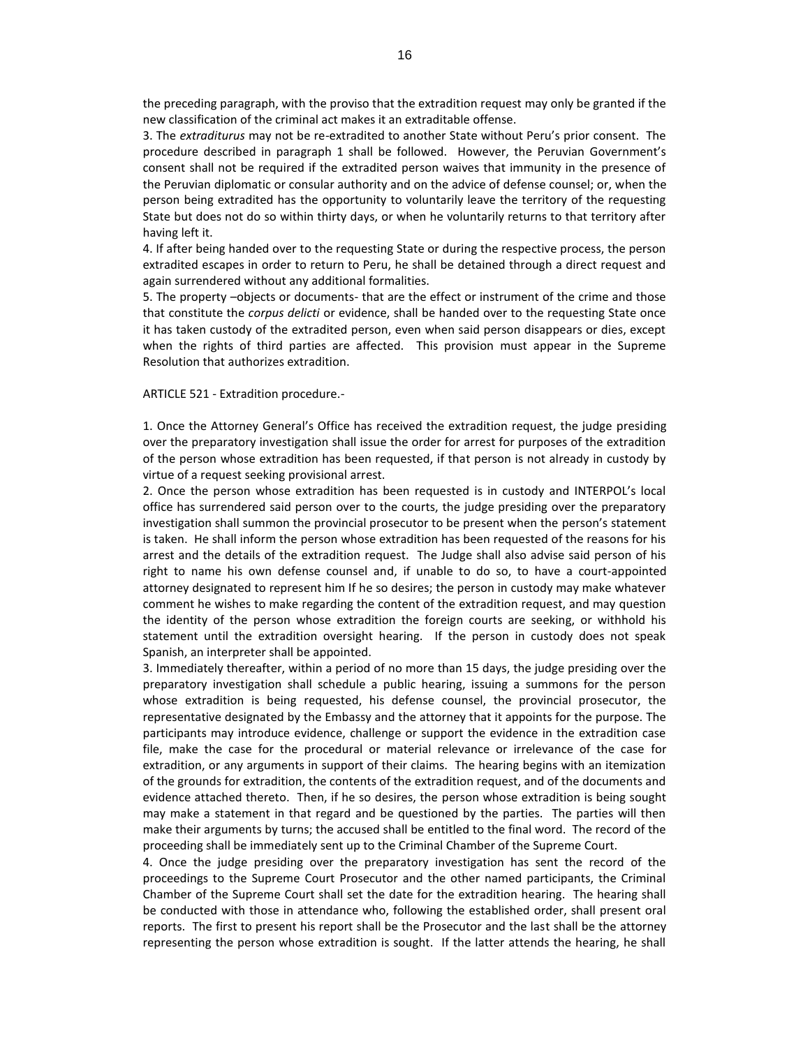the preceding paragraph, with the proviso that the extradition request may only be granted if the new classification of the criminal act makes it an extraditable offense.

3. The *extraditurus* may not be re-extradited to another State without Peru's prior consent. The procedure described in paragraph 1 shall be followed. However, the Peruvian Government's consent shall not be required if the extradited person waives that immunity in the presence of the Peruvian diplomatic or consular authority and on the advice of defense counsel; or, when the person being extradited has the opportunity to voluntarily leave the territory of the requesting State but does not do so within thirty days, or when he voluntarily returns to that territory after having left it.

4. If after being handed over to the requesting State or during the respective process, the person extradited escapes in order to return to Peru, he shall be detained through a direct request and again surrendered without any additional formalities.

5. The property –objects or documents- that are the effect or instrument of the crime and those that constitute the *corpus delicti* or evidence, shall be handed over to the requesting State once it has taken custody of the extradited person, even when said person disappears or dies, except when the rights of third parties are affected. This provision must appear in the Supreme Resolution that authorizes extradition.

ARTICLE 521 - Extradition procedure.-

1. Once the Attorney General's Office has received the extradition request, the judge presiding over the preparatory investigation shall issue the order for arrest for purposes of the extradition of the person whose extradition has been requested, if that person is not already in custody by virtue of a request seeking provisional arrest.

2. Once the person whose extradition has been requested is in custody and INTERPOL's local office has surrendered said person over to the courts, the judge presiding over the preparatory investigation shall summon the provincial prosecutor to be present when the person's statement is taken. He shall inform the person whose extradition has been requested of the reasons for his arrest and the details of the extradition request. The Judge shall also advise said person of his right to name his own defense counsel and, if unable to do so, to have a court-appointed attorney designated to represent him If he so desires; the person in custody may make whatever comment he wishes to make regarding the content of the extradition request, and may question the identity of the person whose extradition the foreign courts are seeking, or withhold his statement until the extradition oversight hearing. If the person in custody does not speak Spanish, an interpreter shall be appointed.

3. Immediately thereafter, within a period of no more than 15 days, the judge presiding over the preparatory investigation shall schedule a public hearing, issuing a summons for the person whose extradition is being requested, his defense counsel, the provincial prosecutor, the representative designated by the Embassy and the attorney that it appoints for the purpose. The participants may introduce evidence, challenge or support the evidence in the extradition case file, make the case for the procedural or material relevance or irrelevance of the case for extradition, or any arguments in support of their claims. The hearing begins with an itemization of the grounds for extradition, the contents of the extradition request, and of the documents and evidence attached thereto. Then, if he so desires, the person whose extradition is being sought may make a statement in that regard and be questioned by the parties. The parties will then make their arguments by turns; the accused shall be entitled to the final word. The record of the proceeding shall be immediately sent up to the Criminal Chamber of the Supreme Court.

4. Once the judge presiding over the preparatory investigation has sent the record of the proceedings to the Supreme Court Prosecutor and the other named participants, the Criminal Chamber of the Supreme Court shall set the date for the extradition hearing. The hearing shall be conducted with those in attendance who, following the established order, shall present oral reports. The first to present his report shall be the Prosecutor and the last shall be the attorney representing the person whose extradition is sought. If the latter attends the hearing, he shall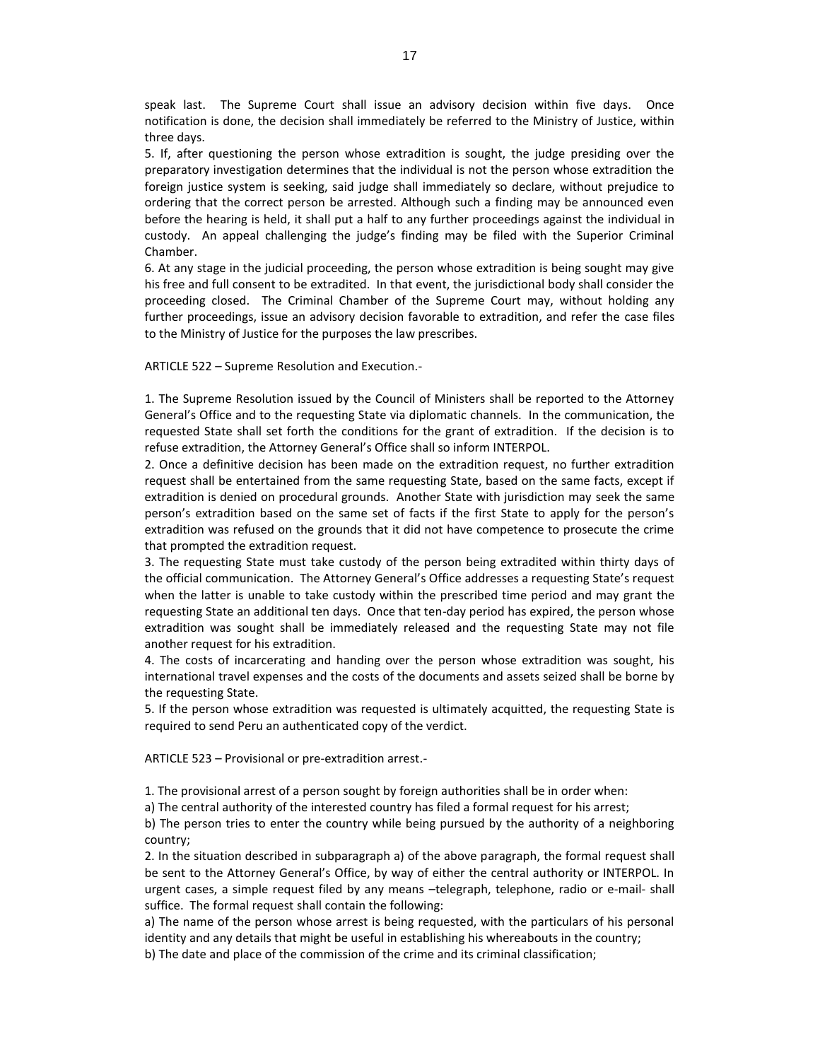speak last. The Supreme Court shall issue an advisory decision within five days. Once notification is done, the decision shall immediately be referred to the Ministry of Justice, within three days.

5. If, after questioning the person whose extradition is sought, the judge presiding over the preparatory investigation determines that the individual is not the person whose extradition the foreign justice system is seeking, said judge shall immediately so declare, without prejudice to ordering that the correct person be arrested. Although such a finding may be announced even before the hearing is held, it shall put a half to any further proceedings against the individual in custody. An appeal challenging the judge's finding may be filed with the Superior Criminal Chamber.

6. At any stage in the judicial proceeding, the person whose extradition is being sought may give his free and full consent to be extradited. In that event, the jurisdictional body shall consider the proceeding closed. The Criminal Chamber of the Supreme Court may, without holding any further proceedings, issue an advisory decision favorable to extradition, and refer the case files to the Ministry of Justice for the purposes the law prescribes.

ARTICLE 522 – Supreme Resolution and Execution.-

1. The Supreme Resolution issued by the Council of Ministers shall be reported to the Attorney General's Office and to the requesting State via diplomatic channels. In the communication, the requested State shall set forth the conditions for the grant of extradition. If the decision is to refuse extradition, the Attorney General's Office shall so inform INTERPOL.

2. Once a definitive decision has been made on the extradition request, no further extradition request shall be entertained from the same requesting State, based on the same facts, except if extradition is denied on procedural grounds. Another State with jurisdiction may seek the same person's extradition based on the same set of facts if the first State to apply for the person's extradition was refused on the grounds that it did not have competence to prosecute the crime that prompted the extradition request.

3. The requesting State must take custody of the person being extradited within thirty days of the official communication. The Attorney General's Office addresses a requesting State's request when the latter is unable to take custody within the prescribed time period and may grant the requesting State an additional ten days. Once that ten-day period has expired, the person whose extradition was sought shall be immediately released and the requesting State may not file another request for his extradition.

4. The costs of incarcerating and handing over the person whose extradition was sought, his international travel expenses and the costs of the documents and assets seized shall be borne by the requesting State.

5. If the person whose extradition was requested is ultimately acquitted, the requesting State is required to send Peru an authenticated copy of the verdict.

ARTICLE 523 – Provisional or pre-extradition arrest.-

1. The provisional arrest of a person sought by foreign authorities shall be in order when:

a) The central authority of the interested country has filed a formal request for his arrest;

b) The person tries to enter the country while being pursued by the authority of a neighboring country;

2. In the situation described in subparagraph a) of the above paragraph, the formal request shall be sent to the Attorney General's Office, by way of either the central authority or INTERPOL. In urgent cases, a simple request filed by any means –telegraph, telephone, radio or e-mail- shall suffice. The formal request shall contain the following:

a) The name of the person whose arrest is being requested, with the particulars of his personal identity and any details that might be useful in establishing his whereabouts in the country;

b) The date and place of the commission of the crime and its criminal classification;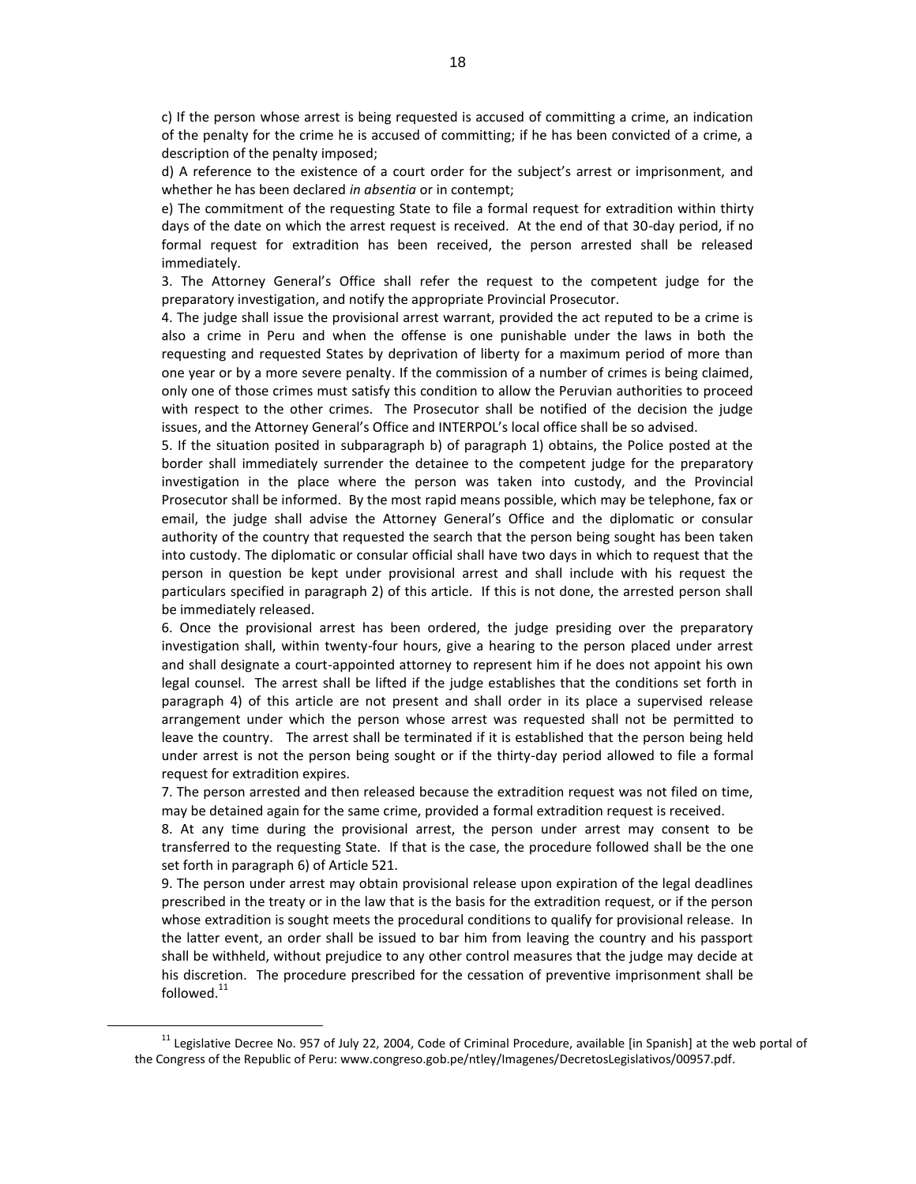c) If the person whose arrest is being requested is accused of committing a crime, an indication of the penalty for the crime he is accused of committing; if he has been convicted of a crime, a description of the penalty imposed;

d) A reference to the existence of a court order for the subject's arrest or imprisonment, and whether he has been declared *in absentia* or in contempt;

e) The commitment of the requesting State to file a formal request for extradition within thirty days of the date on which the arrest request is received. At the end of that 30-day period, if no formal request for extradition has been received, the person arrested shall be released immediately.

3. The Attorney General's Office shall refer the request to the competent judge for the preparatory investigation, and notify the appropriate Provincial Prosecutor.

4. The judge shall issue the provisional arrest warrant, provided the act reputed to be a crime is also a crime in Peru and when the offense is one punishable under the laws in both the requesting and requested States by deprivation of liberty for a maximum period of more than one year or by a more severe penalty. If the commission of a number of crimes is being claimed, only one of those crimes must satisfy this condition to allow the Peruvian authorities to proceed with respect to the other crimes. The Prosecutor shall be notified of the decision the judge issues, and the Attorney General's Office and INTERPOL's local office shall be so advised.

5. If the situation posited in subparagraph b) of paragraph 1) obtains, the Police posted at the border shall immediately surrender the detainee to the competent judge for the preparatory investigation in the place where the person was taken into custody, and the Provincial Prosecutor shall be informed. By the most rapid means possible, which may be telephone, fax or email, the judge shall advise the Attorney General's Office and the diplomatic or consular authority of the country that requested the search that the person being sought has been taken into custody. The diplomatic or consular official shall have two days in which to request that the person in question be kept under provisional arrest and shall include with his request the particulars specified in paragraph 2) of this article. If this is not done, the arrested person shall be immediately released.

6. Once the provisional arrest has been ordered, the judge presiding over the preparatory investigation shall, within twenty-four hours, give a hearing to the person placed under arrest and shall designate a court-appointed attorney to represent him if he does not appoint his own legal counsel. The arrest shall be lifted if the judge establishes that the conditions set forth in paragraph 4) of this article are not present and shall order in its place a supervised release arrangement under which the person whose arrest was requested shall not be permitted to leave the country. The arrest shall be terminated if it is established that the person being held under arrest is not the person being sought or if the thirty-day period allowed to file a formal request for extradition expires.

7. The person arrested and then released because the extradition request was not filed on time, may be detained again for the same crime, provided a formal extradition request is received.

8. At any time during the provisional arrest, the person under arrest may consent to be transferred to the requesting State. If that is the case, the procedure followed shall be the one set forth in paragraph 6) of Article 521.

9. The person under arrest may obtain provisional release upon expiration of the legal deadlines prescribed in the treaty or in the law that is the basis for the extradition request, or if the person whose extradition is sought meets the procedural conditions to qualify for provisional release. In the latter event, an order shall be issued to bar him from leaving the country and his passport shall be withheld, without prejudice to any other control measures that the judge may decide at his discretion. The procedure prescribed for the cessation of preventive imprisonment shall be followed.[11]

[11] Legislative Decree No. 957 of July 22, 2004, Code of Criminal Procedure, available [in Spanish] at the web portal of the Congress of the Republic of Peru: www.congreso.gob.pe/ntley/Imagenes/DecretosLegislativos/00957.pdf.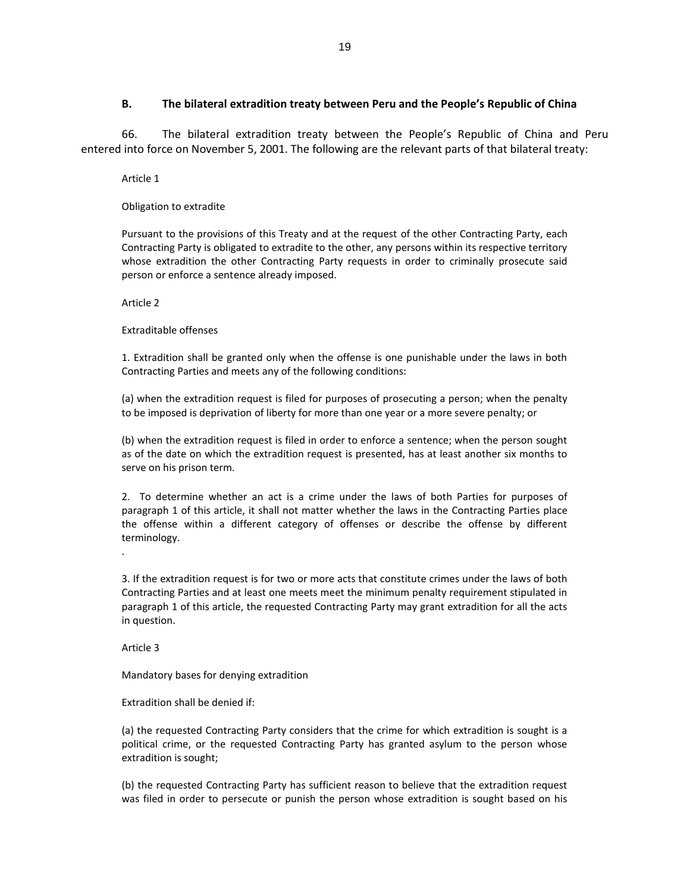## B. The bilateral extradition treaty between Peru and the People's Republic of China

66. The bilateral extradition treaty between the People's Republic of China and Peru entered into force on November 5, 2001. The following are the relevant parts of that bilateral treaty:

> Article 1
>
> Obligation to extradite
>
> Pursuant to the provisions of this Treaty and at the request of the other Contracting Party, each Contracting Party is obligated to extradite to the other, any persons within its respective territory whose extradition the other Contracting Party requests in order to criminally prosecute said person or enforce a sentence already imposed.
>
> Article 2
>
> Extraditable offenses
>
> 1. Extradition shall be granted only when the offense is one punishable under the laws in both Contracting Parties and meets any of the following conditions:
>
> (a) when the extradition request is filed for purposes of prosecuting a person; when the penalty to be imposed is deprivation of liberty for more than one year or a more severe penalty; or
>
> (b) when the extradition request is filed in order to enforce a sentence; when the person sought as of the date on which the extradition request is presented, has at least another six months to serve on his prison term.
>
> 2. To determine whether an act is a crime under the laws of both Parties for purposes of paragraph 1 of this article, it shall not matter whether the laws in the Contracting Parties place the offense within a different category of offenses or describe the offense by different terminology.
>
> .
>
> 3. If the extradition request is for two or more acts that constitute crimes under the laws of both Contracting Parties and at least one meets meet the minimum penalty requirement stipulated in paragraph 1 of this article, the requested Contracting Party may grant extradition for all the acts in question.
>
> Article 3
>
> Mandatory bases for denying extradition
>
> Extradition shall be denied if:
>
> (a) the requested Contracting Party considers that the crime for which extradition is sought is a political crime, or the requested Contracting Party has granted asylum to the person whose extradition is sought;
>
> (b) the requested Contracting Party has sufficient reason to believe that the extradition request was filed in order to persecute or punish the person whose extradition is sought based on his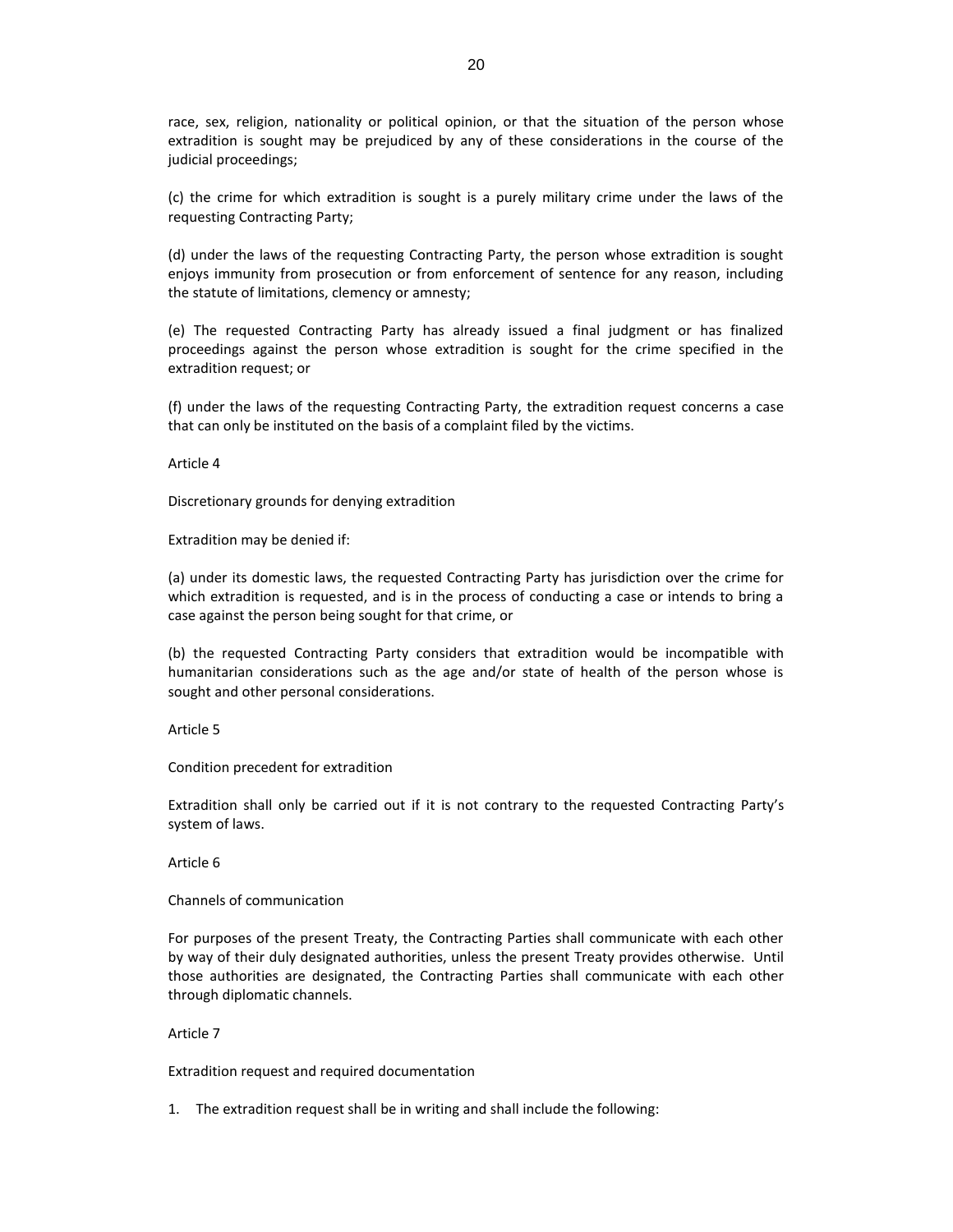race, sex, religion, nationality or political opinion, or that the situation of the person whose extradition is sought may be prejudiced by any of these considerations in the course of the judicial proceedings;

(c) the crime for which extradition is sought is a purely military crime under the laws of the requesting Contracting Party;

(d) under the laws of the requesting Contracting Party, the person whose extradition is sought enjoys immunity from prosecution or from enforcement of sentence for any reason, including the statute of limitations, clemency or amnesty;

(e) The requested Contracting Party has already issued a final judgment or has finalized proceedings against the person whose extradition is sought for the crime specified in the extradition request; or

(f) under the laws of the requesting Contracting Party, the extradition request concerns a case that can only be instituted on the basis of a complaint filed by the victims.

Article 4

Discretionary grounds for denying extradition

Extradition may be denied if:

(a) under its domestic laws, the requested Contracting Party has jurisdiction over the crime for which extradition is requested, and is in the process of conducting a case or intends to bring a case against the person being sought for that crime, or

(b) the requested Contracting Party considers that extradition would be incompatible with humanitarian considerations such as the age and/or state of health of the person whose is sought and other personal considerations.

Article 5

Condition precedent for extradition

Extradition shall only be carried out if it is not contrary to the requested Contracting Party's system of laws.

Article 6

Channels of communication

For purposes of the present Treaty, the Contracting Parties shall communicate with each other by way of their duly designated authorities, unless the present Treaty provides otherwise. Until those authorities are designated, the Contracting Parties shall communicate with each other through diplomatic channels.

Article 7

Extradition request and required documentation

1. The extradition request shall be in writing and shall include the following: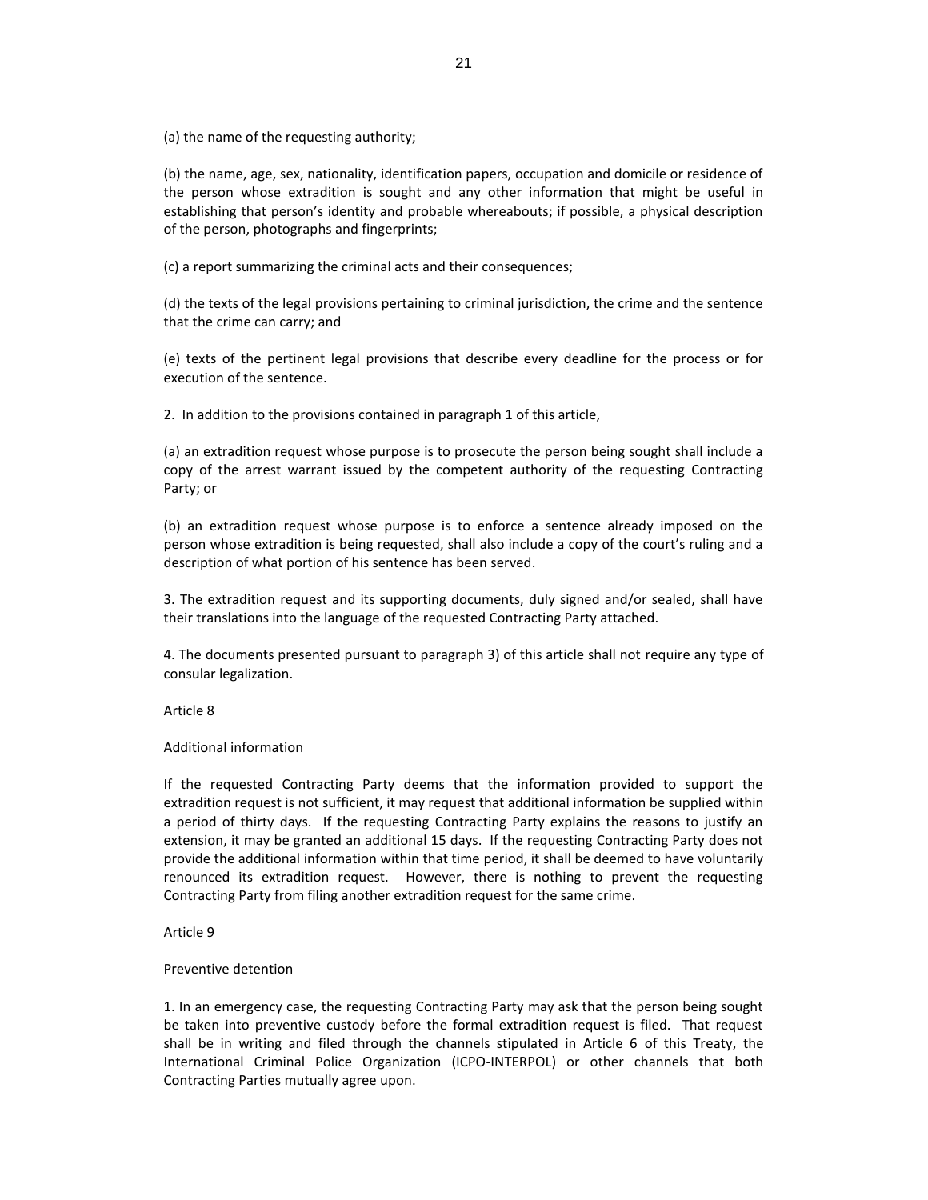(a) the name of the requesting authority;

(b) the name, age, sex, nationality, identification papers, occupation and domicile or residence of the person whose extradition is sought and any other information that might be useful in establishing that person's identity and probable whereabouts; if possible, a physical description of the person, photographs and fingerprints;

(c) a report summarizing the criminal acts and their consequences;

(d) the texts of the legal provisions pertaining to criminal jurisdiction, the crime and the sentence that the crime can carry; and

(e) texts of the pertinent legal provisions that describe every deadline for the process or for execution of the sentence.

2. In addition to the provisions contained in paragraph 1 of this article,

(a) an extradition request whose purpose is to prosecute the person being sought shall include a copy of the arrest warrant issued by the competent authority of the requesting Contracting Party; or

(b) an extradition request whose purpose is to enforce a sentence already imposed on the person whose extradition is being requested, shall also include a copy of the court's ruling and a description of what portion of his sentence has been served.

3. The extradition request and its supporting documents, duly signed and/or sealed, shall have their translations into the language of the requested Contracting Party attached.

4. The documents presented pursuant to paragraph 3) of this article shall not require any type of consular legalization.

Article 8

Additional information

If the requested Contracting Party deems that the information provided to support the extradition request is not sufficient, it may request that additional information be supplied within a period of thirty days. If the requesting Contracting Party explains the reasons to justify an extension, it may be granted an additional 15 days. If the requesting Contracting Party does not provide the additional information within that time period, it shall be deemed to have voluntarily renounced its extradition request. However, there is nothing to prevent the requesting Contracting Party from filing another extradition request for the same crime.

Article 9

Preventive detention

1. In an emergency case, the requesting Contracting Party may ask that the person being sought be taken into preventive custody before the formal extradition request is filed. That request shall be in writing and filed through the channels stipulated in Article 6 of this Treaty, the International Criminal Police Organization (ICPO-INTERPOL) or other channels that both Contracting Parties mutually agree upon.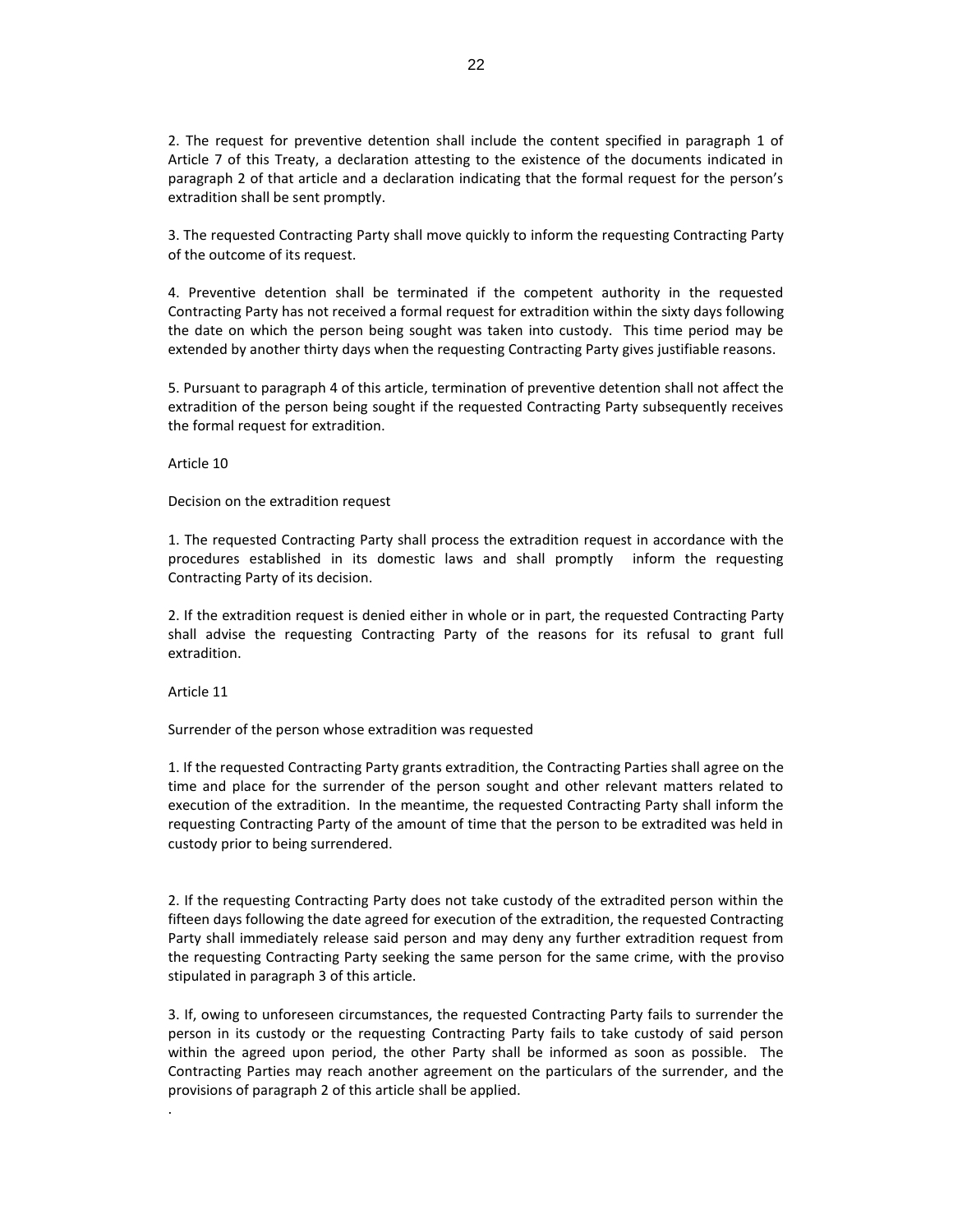2. The request for preventive detention shall include the content specified in paragraph 1 of Article 7 of this Treaty, a declaration attesting to the existence of the documents indicated in paragraph 2 of that article and a declaration indicating that the formal request for the person's extradition shall be sent promptly.

3. The requested Contracting Party shall move quickly to inform the requesting Contracting Party of the outcome of its request.

4. Preventive detention shall be terminated if the competent authority in the requested Contracting Party has not received a formal request for extradition within the sixty days following the date on which the person being sought was taken into custody. This time period may be extended by another thirty days when the requesting Contracting Party gives justifiable reasons.

5. Pursuant to paragraph 4 of this article, termination of preventive detention shall not affect the extradition of the person being sought if the requested Contracting Party subsequently receives the formal request for extradition.

Article 10

Decision on the extradition request

1. The requested Contracting Party shall process the extradition request in accordance with the procedures established in its domestic laws and shall promptly inform the requesting Contracting Party of its decision.

2. If the extradition request is denied either in whole or in part, the requested Contracting Party shall advise the requesting Contracting Party of the reasons for its refusal to grant full extradition.

Article 11

Surrender of the person whose extradition was requested

1. If the requested Contracting Party grants extradition, the Contracting Parties shall agree on the time and place for the surrender of the person sought and other relevant matters related to execution of the extradition. In the meantime, the requested Contracting Party shall inform the requesting Contracting Party of the amount of time that the person to be extradited was held in custody prior to being surrendered.

2. If the requesting Contracting Party does not take custody of the extradited person within the fifteen days following the date agreed for execution of the extradition, the requested Contracting Party shall immediately release said person and may deny any further extradition request from the requesting Contracting Party seeking the same person for the same crime, with the proviso stipulated in paragraph 3 of this article.

3. If, owing to unforeseen circumstances, the requested Contracting Party fails to surrender the person in its custody or the requesting Contracting Party fails to take custody of said person within the agreed upon period, the other Party shall be informed as soon as possible. The Contracting Parties may reach another agreement on the particulars of the surrender, and the provisions of paragraph 2 of this article shall be applied.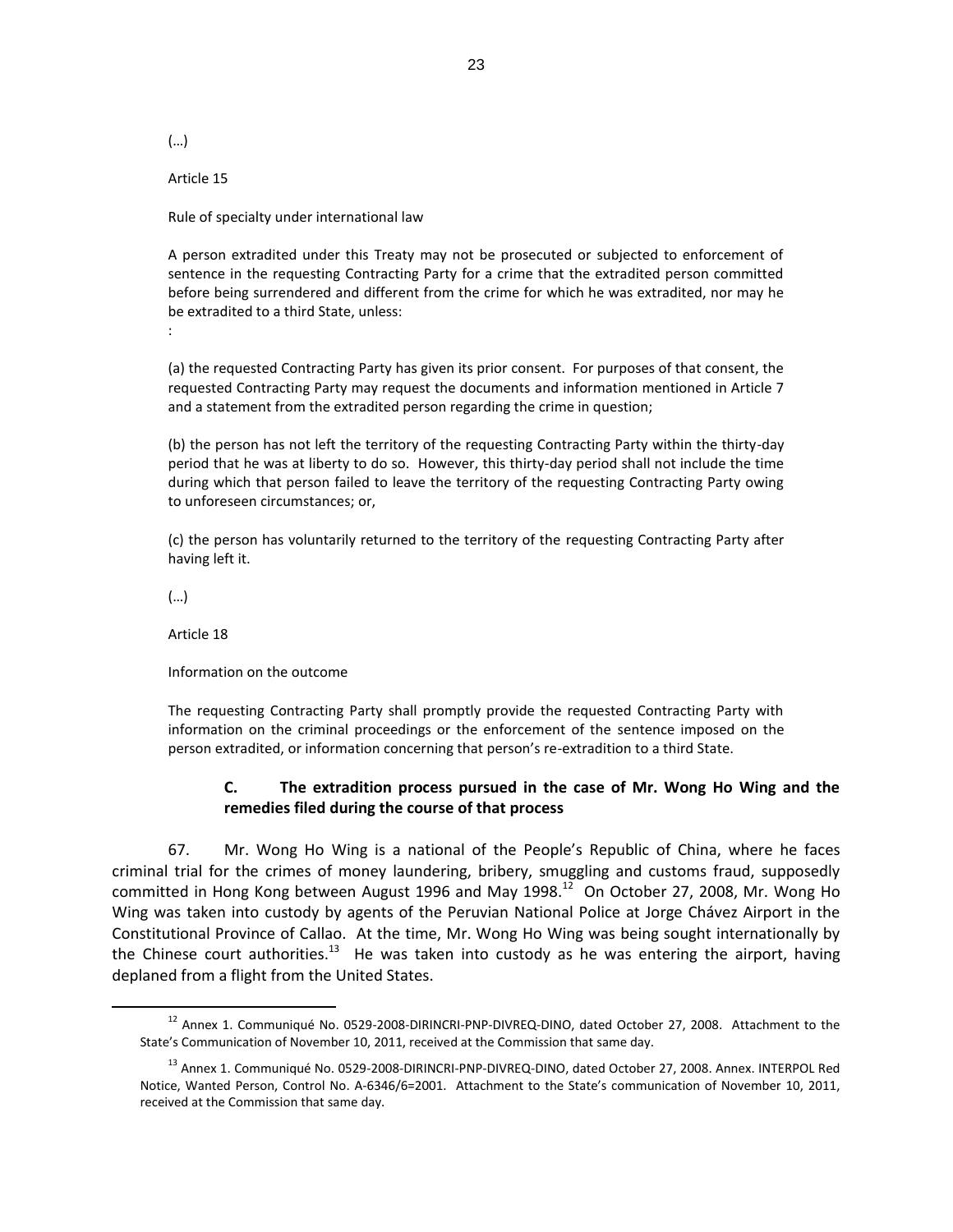(…)

Article 15

Rule of specialty under international law

A person extradited under this Treaty may not be prosecuted or subjected to enforcement of sentence in the requesting Contracting Party for a crime that the extradited person committed before being surrendered and different from the crime for which he was extradited, nor may he be extradited to a third State, unless:
:

(a) the requested Contracting Party has given its prior consent. For purposes of that consent, the requested Contracting Party may request the documents and information mentioned in Article 7 and a statement from the extradited person regarding the crime in question;

(b) the person has not left the territory of the requesting Contracting Party within the thirty-day period that he was at liberty to do so. However, this thirty-day period shall not include the time during which that person failed to leave the territory of the requesting Contracting Party owing to unforeseen circumstances; or,

(c) the person has voluntarily returned to the territory of the requesting Contracting Party after having left it.

(…)

Article 18

Information on the outcome

The requesting Contracting Party shall promptly provide the requested Contracting Party with information on the criminal proceedings or the enforcement of the sentence imposed on the person extradited, or information concerning that person's re-extradition to a third State.

### C. The extradition process pursued in the case of Mr. Wong Ho Wing and the remedies filed during the course of that process

67. Mr. Wong Ho Wing is a national of the People's Republic of China, where he faces criminal trial for the crimes of money laundering, bribery, smuggling and customs fraud, supposedly committed in Hong Kong between August 1996 and May 1998.[12] On October 27, 2008, Mr. Wong Ho Wing was taken into custody by agents of the Peruvian National Police at Jorge Chávez Airport in the Constitutional Province of Callao. At the time, Mr. Wong Ho Wing was being sought internationally by the Chinese court authorities.[13] He was taken into custody as he was entering the airport, having deplaned from a flight from the United States.

[12] Annex 1. Communiqué No. 0529-2008-DIRINCRI-PNP-DIVREQ-DINO, dated October 27, 2008. Attachment to the State's Communication of November 10, 2011, received at the Commission that same day.

[13] Annex 1. Communiqué No. 0529-2008-DIRINCRI-PNP-DIVREQ-DINO, dated October 27, 2008. Annex. INTERPOL Red Notice, Wanted Person, Control No. A-6346/6=2001. Attachment to the State's communication of November 10, 2011, received at the Commission that same day.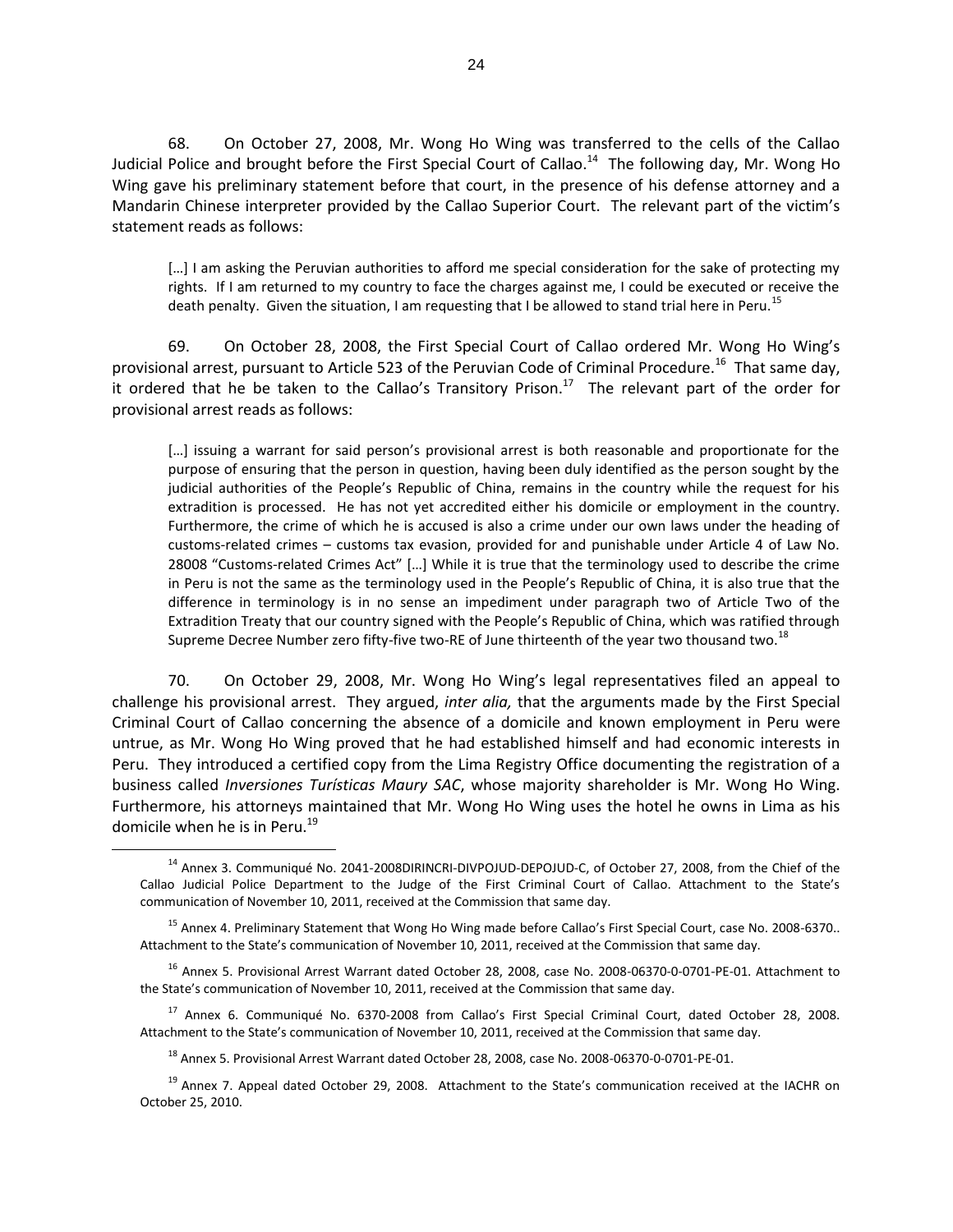68. On October 27, 2008, Mr. Wong Ho Wing was transferred to the cells of the Callao Judicial Police and brought before the First Special Court of Callao.[14] The following day, Mr. Wong Ho Wing gave his preliminary statement before that court, in the presence of his defense attorney and a Mandarin Chinese interpreter provided by the Callao Superior Court. The relevant part of the victim's statement reads as follows:

> […] I am asking the Peruvian authorities to afford me special consideration for the sake of protecting my rights. If I am returned to my country to face the charges against me, I could be executed or receive the death penalty. Given the situation, I am requesting that I be allowed to stand trial here in Peru.[15]

69. On October 28, 2008, the First Special Court of Callao ordered Mr. Wong Ho Wing's provisional arrest, pursuant to Article 523 of the Peruvian Code of Criminal Procedure.[16] That same day, it ordered that he be taken to the Callao's Transitory Prison.[17] The relevant part of the order for provisional arrest reads as follows:

> […] issuing a warrant for said person's provisional arrest is both reasonable and proportionate for the purpose of ensuring that the person in question, having been duly identified as the person sought by the judicial authorities of the People's Republic of China, remains in the country while the request for his extradition is processed. He has not yet accredited either his domicile or employment in the country. Furthermore, the crime of which he is accused is also a crime under our own laws under the heading of customs-related crimes – customs tax evasion, provided for and punishable under Article 4 of Law No. 28008 "Customs-related Crimes Act" […] While it is true that the terminology used to describe the crime in Peru is not the same as the terminology used in the People's Republic of China, it is also true that the difference in terminology is in no sense an impediment under paragraph two of Article Two of the Extradition Treaty that our country signed with the People's Republic of China, which was ratified through Supreme Decree Number zero fifty-five two-RE of June thirteenth of the year two thousand two.[18]

70. On October 29, 2008, Mr. Wong Ho Wing's legal representatives filed an appeal to challenge his provisional arrest. They argued, *inter alia,* that the arguments made by the First Special Criminal Court of Callao concerning the absence of a domicile and known employment in Peru were untrue, as Mr. Wong Ho Wing proved that he had established himself and had economic interests in Peru. They introduced a certified copy from the Lima Registry Office documenting the registration of a business called *Inversiones Turísticas Maury SAC*, whose majority shareholder is Mr. Wong Ho Wing. Furthermore, his attorneys maintained that Mr. Wong Ho Wing uses the hotel he owns in Lima as his domicile when he is in Peru.[19]

---

[14] Annex 3. Communiqué No. 2041-2008DIRINCRI-DIVPOJUD-DEPOJUD-C, of October 27, 2008, from the Chief of the Callao Judicial Police Department to the Judge of the First Criminal Court of Callao. Attachment to the State's communication of November 10, 2011, received at the Commission that same day.

[15] Annex 4. Preliminary Statement that Wong Ho Wing made before Callao's First Special Court, case No. 2008-6370.. Attachment to the State's communication of November 10, 2011, received at the Commission that same day.

[16] Annex 5. Provisional Arrest Warrant dated October 28, 2008, case No. 2008-06370-0-0701-PE-01. Attachment to the State's communication of November 10, 2011, received at the Commission that same day.

[17] Annex 6. Communiqué No. 6370-2008 from Callao's First Special Criminal Court, dated October 28, 2008. Attachment to the State's communication of November 10, 2011, received at the Commission that same day.

[18] Annex 5. Provisional Arrest Warrant dated October 28, 2008, case No. 2008-06370-0-0701-PE-01.

[19] Annex 7. Appeal dated October 29, 2008. Attachment to the State's communication received at the IACHR on October 25, 2010.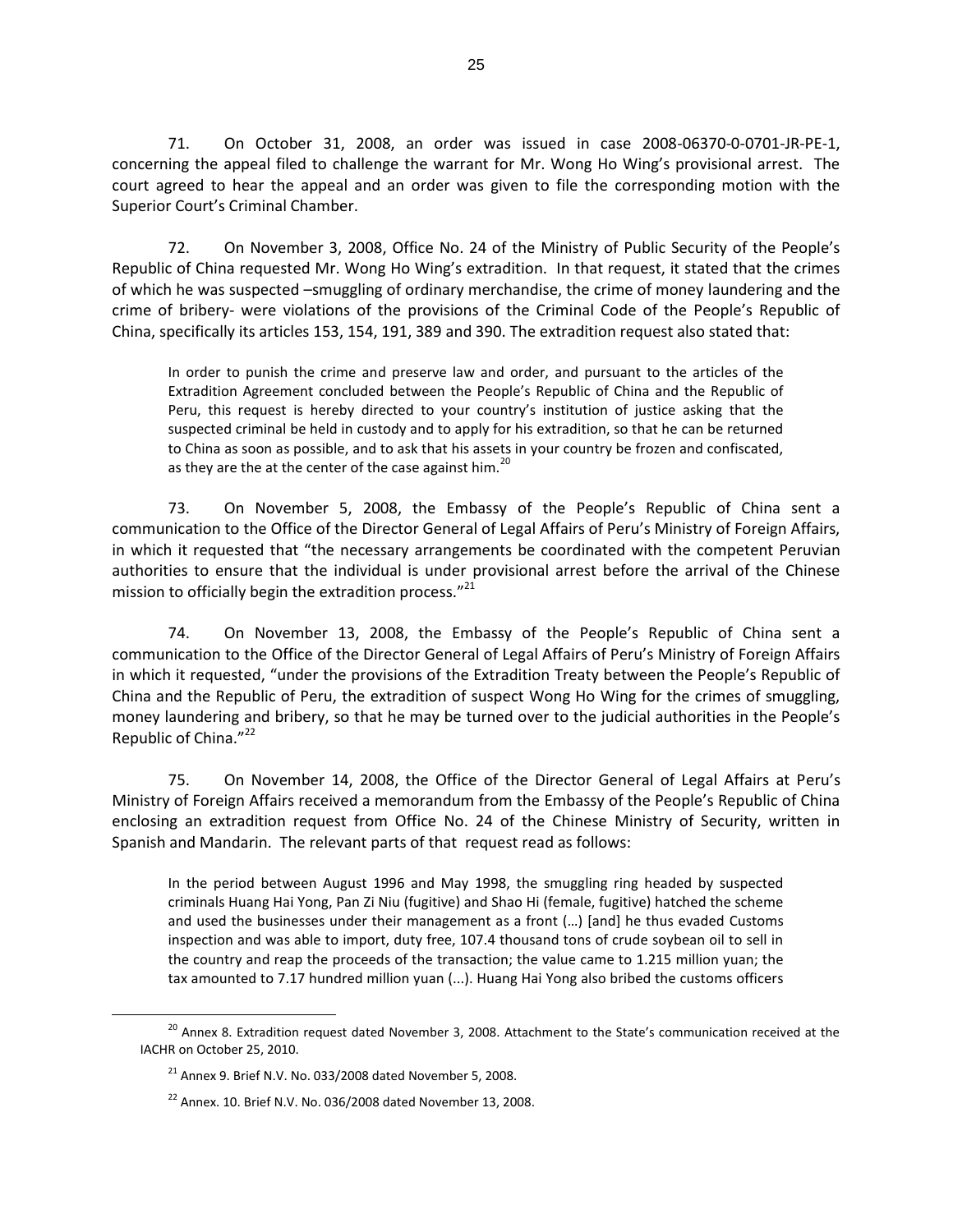71. On October 31, 2008, an order was issued in case 2008-06370-0-0701-JR-PE-1, concerning the appeal filed to challenge the warrant for Mr. Wong Ho Wing's provisional arrest. The court agreed to hear the appeal and an order was given to file the corresponding motion with the Superior Court's Criminal Chamber.

72. On November 3, 2008, Office No. 24 of the Ministry of Public Security of the People's Republic of China requested Mr. Wong Ho Wing's extradition. In that request, it stated that the crimes of which he was suspected –smuggling of ordinary merchandise, the crime of money laundering and the crime of bribery- were violations of the provisions of the Criminal Code of the People's Republic of China, specifically its articles 153, 154, 191, 389 and 390. The extradition request also stated that:

> In order to punish the crime and preserve law and order, and pursuant to the articles of the Extradition Agreement concluded between the People's Republic of China and the Republic of Peru, this request is hereby directed to your country's institution of justice asking that the suspected criminal be held in custody and to apply for his extradition, so that he can be returned to China as soon as possible, and to ask that his assets in your country be frozen and confiscated, as they are the at the center of the case against him.[20]

73. On November 5, 2008, the Embassy of the People's Republic of China sent a communication to the Office of the Director General of Legal Affairs of Peru's Ministry of Foreign Affairs, in which it requested that "the necessary arrangements be coordinated with the competent Peruvian authorities to ensure that the individual is under provisional arrest before the arrival of the Chinese mission to officially begin the extradition process."[21]

74. On November 13, 2008, the Embassy of the People's Republic of China sent a communication to the Office of the Director General of Legal Affairs of Peru's Ministry of Foreign Affairs in which it requested, "under the provisions of the Extradition Treaty between the People's Republic of China and the Republic of Peru, the extradition of suspect Wong Ho Wing for the crimes of smuggling, money laundering and bribery, so that he may be turned over to the judicial authorities in the People's Republic of China."[22]

75. On November 14, 2008, the Office of the Director General of Legal Affairs at Peru's Ministry of Foreign Affairs received a memorandum from the Embassy of the People's Republic of China enclosing an extradition request from Office No. 24 of the Chinese Ministry of Security, written in Spanish and Mandarin. The relevant parts of that request read as follows:

> In the period between August 1996 and May 1998, the smuggling ring headed by suspected criminals Huang Hai Yong, Pan Zi Niu (fugitive) and Shao Hi (female, fugitive) hatched the scheme and used the businesses under their management as a front (…) [and] he thus evaded Customs inspection and was able to import, duty free, 107.4 thousand tons of crude soybean oil to sell in the country and reap the proceeds of the transaction; the value came to 1.215 million yuan; the tax amounted to 7.17 hundred million yuan (...). Huang Hai Yong also bribed the customs officers

---

[20] Annex 8. Extradition request dated November 3, 2008. Attachment to the State's communication received at the IACHR on October 25, 2010.

[21] Annex 9. Brief N.V. No. 033/2008 dated November 5, 2008.

[22] Annex. 10. Brief N.V. No. 036/2008 dated November 13, 2008.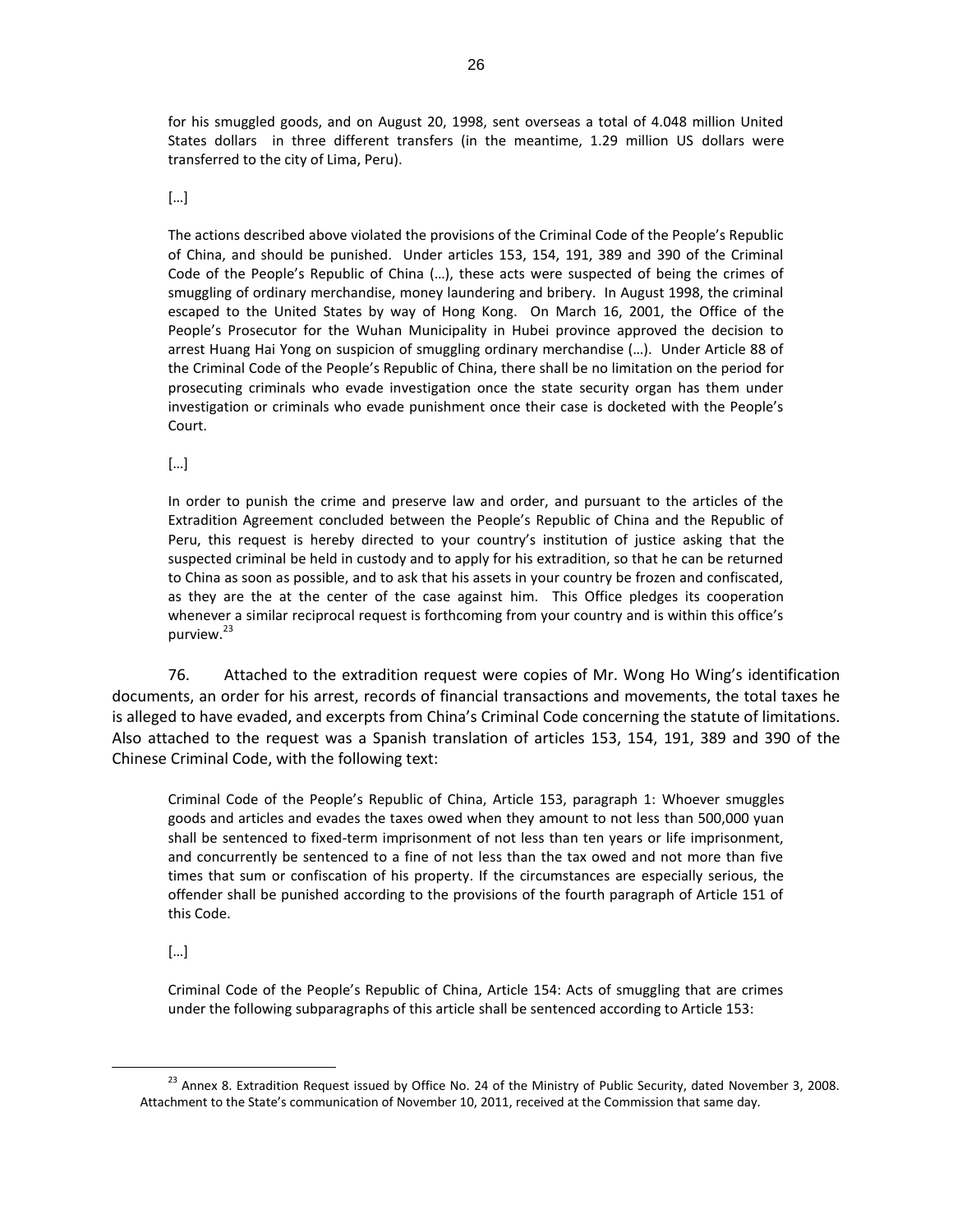for his smuggled goods, and on August 20, 1998, sent overseas a total of 4.048 million United States dollars in three different transfers (in the meantime, 1.29 million US dollars were transferred to the city of Lima, Peru).

[…]

The actions described above violated the provisions of the Criminal Code of the People's Republic of China, and should be punished. Under articles 153, 154, 191, 389 and 390 of the Criminal Code of the People's Republic of China (…), these acts were suspected of being the crimes of smuggling of ordinary merchandise, money laundering and bribery. In August 1998, the criminal escaped to the United States by way of Hong Kong. On March 16, 2001, the Office of the People's Prosecutor for the Wuhan Municipality in Hubei province approved the decision to arrest Huang Hai Yong on suspicion of smuggling ordinary merchandise (…). Under Article 88 of the Criminal Code of the People's Republic of China, there shall be no limitation on the period for prosecuting criminals who evade investigation once the state security organ has them under investigation or criminals who evade punishment once their case is docketed with the People's Court.

[…]

In order to punish the crime and preserve law and order, and pursuant to the articles of the Extradition Agreement concluded between the People's Republic of China and the Republic of Peru, this request is hereby directed to your country's institution of justice asking that the suspected criminal be held in custody and to apply for his extradition, so that he can be returned to China as soon as possible, and to ask that his assets in your country be frozen and confiscated, as they are the at the center of the case against him. This Office pledges its cooperation whenever a similar reciprocal request is forthcoming from your country and is within this office's purview.[23]

76. Attached to the extradition request were copies of Mr. Wong Ho Wing's identification documents, an order for his arrest, records of financial transactions and movements, the total taxes he is alleged to have evaded, and excerpts from China's Criminal Code concerning the statute of limitations. Also attached to the request was a Spanish translation of articles 153, 154, 191, 389 and 390 of the Chinese Criminal Code, with the following text:

Criminal Code of the People's Republic of China, Article 153, paragraph 1: Whoever smuggles goods and articles and evades the taxes owed when they amount to not less than 500,000 yuan shall be sentenced to fixed-term imprisonment of not less than ten years or life imprisonment, and concurrently be sentenced to a fine of not less than the tax owed and not more than five times that sum or confiscation of his property. If the circumstances are especially serious, the offender shall be punished according to the provisions of the fourth paragraph of Article 151 of this Code.

[…]

Criminal Code of the People's Republic of China, Article 154: Acts of smuggling that are crimes under the following subparagraphs of this article shall be sentenced according to Article 153:

[23] Annex 8. Extradition Request issued by Office No. 24 of the Ministry of Public Security, dated November 3, 2008. Attachment to the State's communication of November 10, 2011, received at the Commission that same day.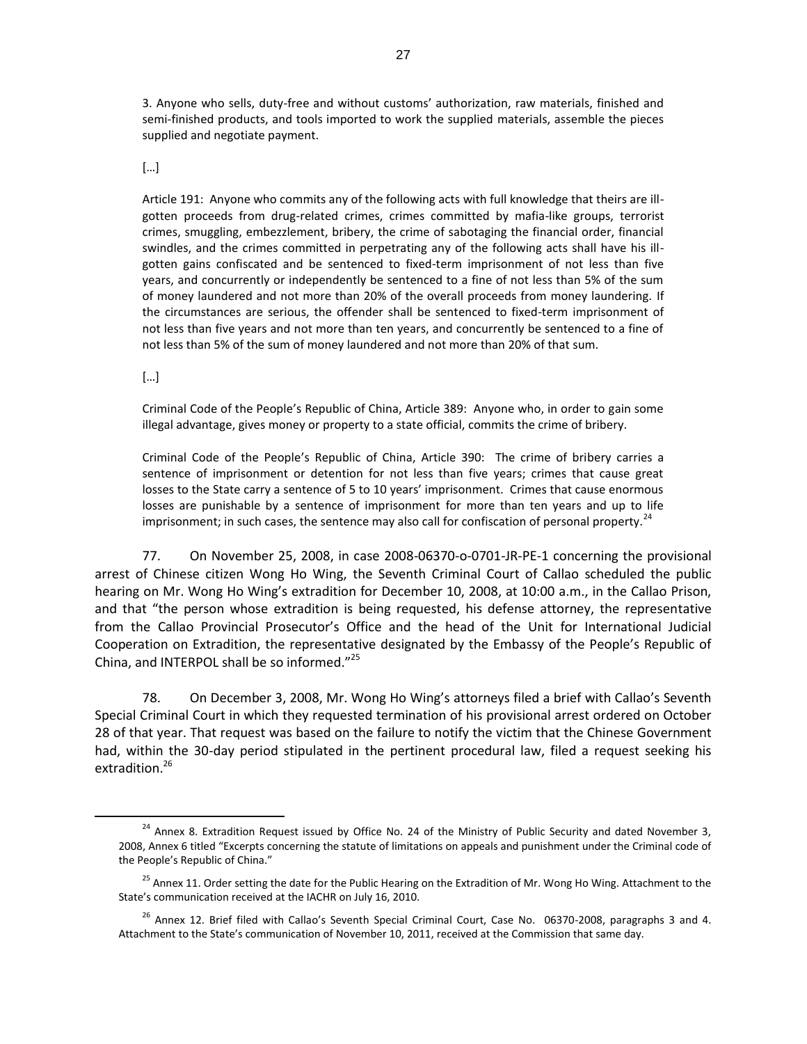3. Anyone who sells, duty-free and without customs' authorization, raw materials, finished and semi-finished products, and tools imported to work the supplied materials, assemble the pieces supplied and negotiate payment.

[…]

Article 191: Anyone who commits any of the following acts with full knowledge that theirs are ill-gotten proceeds from drug-related crimes, crimes committed by mafia-like groups, terrorist crimes, smuggling, embezzlement, bribery, the crime of sabotaging the financial order, financial swindles, and the crimes committed in perpetrating any of the following acts shall have his ill-gotten gains confiscated and be sentenced to fixed-term imprisonment of not less than five years, and concurrently or independently be sentenced to a fine of not less than 5% of the sum of money laundered and not more than 20% of the overall proceeds from money laundering. If the circumstances are serious, the offender shall be sentenced to fixed-term imprisonment of not less than five years and not more than ten years, and concurrently be sentenced to a fine of not less than 5% of the sum of money laundered and not more than 20% of that sum.

[…]

Criminal Code of the People's Republic of China, Article 389: Anyone who, in order to gain some illegal advantage, gives money or property to a state official, commits the crime of bribery.

Criminal Code of the People's Republic of China, Article 390: The crime of bribery carries a sentence of imprisonment or detention for not less than five years; crimes that cause great losses to the State carry a sentence of 5 to 10 years' imprisonment. Crimes that cause enormous losses are punishable by a sentence of imprisonment for more than ten years and up to life imprisonment; in such cases, the sentence may also call for confiscation of personal property.[24]

77. On November 25, 2008, in case 2008-06370-o-0701-JR-PE-1 concerning the provisional arrest of Chinese citizen Wong Ho Wing, the Seventh Criminal Court of Callao scheduled the public hearing on Mr. Wong Ho Wing's extradition for December 10, 2008, at 10:00 a.m., in the Callao Prison, and that "the person whose extradition is being requested, his defense attorney, the representative from the Callao Provincial Prosecutor's Office and the head of the Unit for International Judicial Cooperation on Extradition, the representative designated by the Embassy of the People's Republic of China, and INTERPOL shall be so informed."[25]

78. On December 3, 2008, Mr. Wong Ho Wing's attorneys filed a brief with Callao's Seventh Special Criminal Court in which they requested termination of his provisional arrest ordered on October 28 of that year. That request was based on the failure to notify the victim that the Chinese Government had, within the 30-day period stipulated in the pertinent procedural law, filed a request seeking his extradition.[26]

---

[24] Annex 8. Extradition Request issued by Office No. 24 of the Ministry of Public Security and dated November 3, 2008, Annex 6 titled "Excerpts concerning the statute of limitations on appeals and punishment under the Criminal code of the People's Republic of China."

[25] Annex 11. Order setting the date for the Public Hearing on the Extradition of Mr. Wong Ho Wing. Attachment to the State's communication received at the IACHR on July 16, 2010.

[26] Annex 12. Brief filed with Callao's Seventh Special Criminal Court, Case No. 06370-2008, paragraphs 3 and 4. Attachment to the State's communication of November 10, 2011, received at the Commission that same day.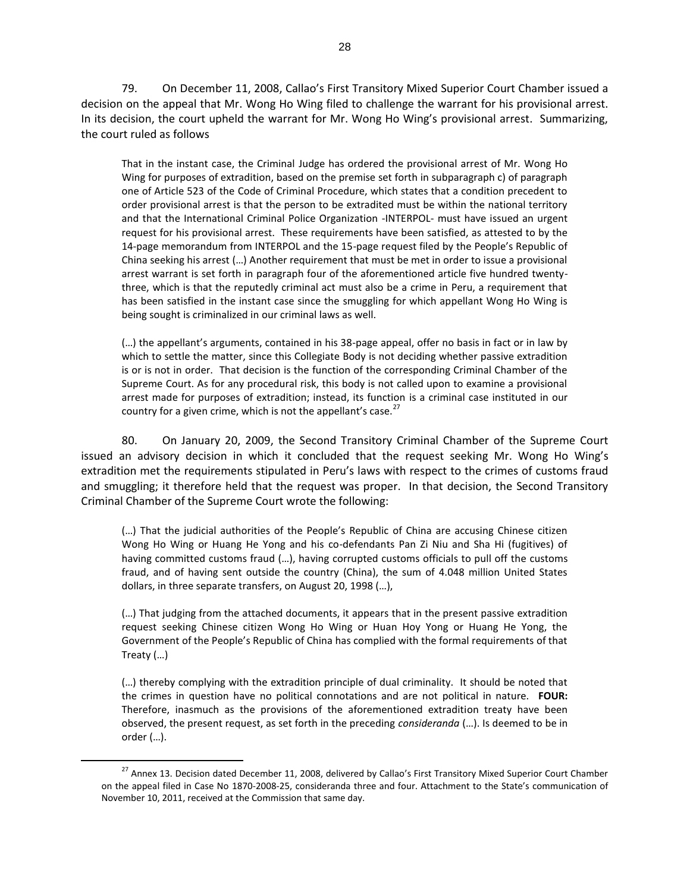79. On December 11, 2008, Callao's First Transitory Mixed Superior Court Chamber issued a decision on the appeal that Mr. Wong Ho Wing filed to challenge the warrant for his provisional arrest. In its decision, the court upheld the warrant for Mr. Wong Ho Wing's provisional arrest. Summarizing, the court ruled as follows

> That in the instant case, the Criminal Judge has ordered the provisional arrest of Mr. Wong Ho Wing for purposes of extradition, based on the premise set forth in subparagraph c) of paragraph one of Article 523 of the Code of Criminal Procedure, which states that a condition precedent to order provisional arrest is that the person to be extradited must be within the national territory and that the International Criminal Police Organization -INTERPOL- must have issued an urgent request for his provisional arrest. These requirements have been satisfied, as attested to by the 14-page memorandum from INTERPOL and the 15-page request filed by the People's Republic of China seeking his arrest (…) Another requirement that must be met in order to issue a provisional arrest warrant is set forth in paragraph four of the aforementioned article five hundred twenty-three, which is that the reputedly criminal act must also be a crime in Peru, a requirement that has been satisfied in the instant case since the smuggling for which appellant Wong Ho Wing is being sought is criminalized in our criminal laws as well.
>
> (…) the appellant's arguments, contained in his 38-page appeal, offer no basis in fact or in law by which to settle the matter, since this Collegiate Body is not deciding whether passive extradition is or is not in order. That decision is the function of the corresponding Criminal Chamber of the Supreme Court. As for any procedural risk, this body is not called upon to examine a provisional arrest made for purposes of extradition; instead, its function is a criminal case instituted in our country for a given crime, which is not the appellant's case.[27]

80. On January 20, 2009, the Second Transitory Criminal Chamber of the Supreme Court issued an advisory decision in which it concluded that the request seeking Mr. Wong Ho Wing's extradition met the requirements stipulated in Peru's laws with respect to the crimes of customs fraud and smuggling; it therefore held that the request was proper. In that decision, the Second Transitory Criminal Chamber of the Supreme Court wrote the following:

> (…) That the judicial authorities of the People's Republic of China are accusing Chinese citizen Wong Ho Wing or Huang He Yong and his co-defendants Pan Zi Niu and Sha Hi (fugitives) of having committed customs fraud (…), having corrupted customs officials to pull off the customs fraud, and of having sent outside the country (China), the sum of 4.048 million United States dollars, in three separate transfers, on August 20, 1998 (…),
>
> (…) That judging from the attached documents, it appears that in the present passive extradition request seeking Chinese citizen Wong Ho Wing or Huan Hoy Yong or Huang He Yong, the Government of the People's Republic of China has complied with the formal requirements of that Treaty (…)
>
> (…) thereby complying with the extradition principle of dual criminality. It should be noted that the crimes in question have no political connotations and are not political in nature. **FOUR:** Therefore, inasmuch as the provisions of the aforementioned extradition treaty have been observed, the present request, as set forth in the preceding *consideranda* (…). Is deemed to be in order (…).

---

[27] Annex 13. Decision dated December 11, 2008, delivered by Callao's First Transitory Mixed Superior Court Chamber on the appeal filed in Case No 1870-2008-25, consideranda three and four. Attachment to the State's communication of November 10, 2011, received at the Commission that same day.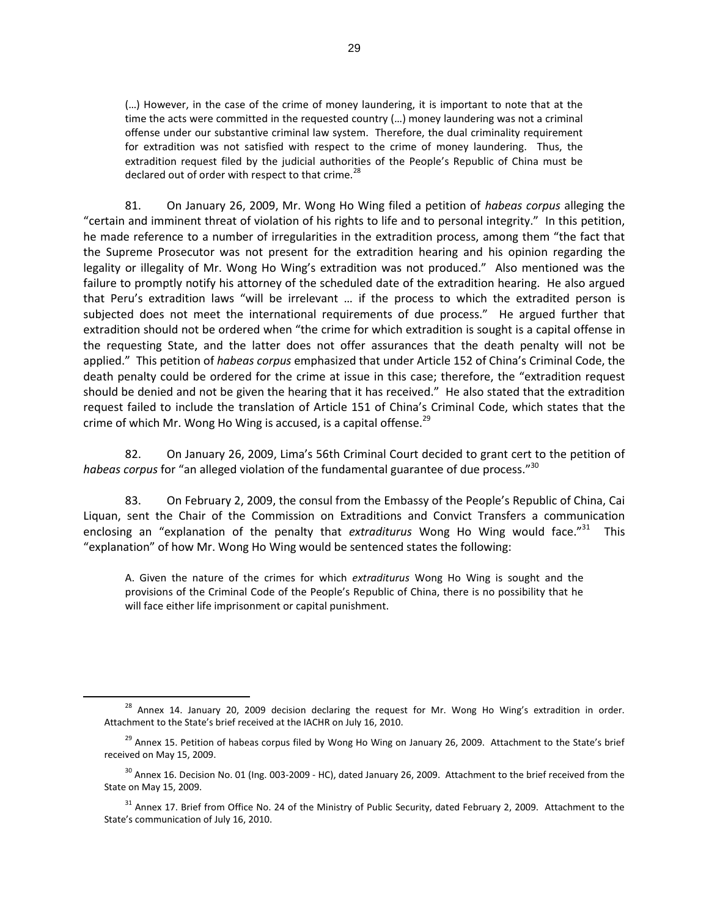> (…) However, in the case of the crime of money laundering, it is important to note that at the time the acts were committed in the requested country (…) money laundering was not a criminal offense under our substantive criminal law system. Therefore, the dual criminality requirement for extradition was not satisfied with respect to the crime of money laundering. Thus, the extradition request filed by the judicial authorities of the People's Republic of China must be declared out of order with respect to that crime.[28]

81. On January 26, 2009, Mr. Wong Ho Wing filed a petition of *habeas corpus* alleging the "certain and imminent threat of violation of his rights to life and to personal integrity." In this petition, he made reference to a number of irregularities in the extradition process, among them "the fact that the Supreme Prosecutor was not present for the extradition hearing and his opinion regarding the legality or illegality of Mr. Wong Ho Wing's extradition was not produced." Also mentioned was the failure to promptly notify his attorney of the scheduled date of the extradition hearing. He also argued that Peru's extradition laws "will be irrelevant … if the process to which the extradited person is subjected does not meet the international requirements of due process." He argued further that extradition should not be ordered when "the crime for which extradition is sought is a capital offense in the requesting State, and the latter does not offer assurances that the death penalty will not be applied." This petition of *habeas corpus* emphasized that under Article 152 of China's Criminal Code, the death penalty could be ordered for the crime at issue in this case; therefore, the "extradition request should be denied and not be given the hearing that it has received." He also stated that the extradition request failed to include the translation of Article 151 of China's Criminal Code, which states that the crime of which Mr. Wong Ho Wing is accused, is a capital offense.[29]

82. On January 26, 2009, Lima's 56th Criminal Court decided to grant cert to the petition of *habeas corpus* for "an alleged violation of the fundamental guarantee of due process."[30]

83. On February 2, 2009, the consul from the Embassy of the People's Republic of China, Cai Liquan, sent the Chair of the Commission on Extraditions and Convict Transfers a communication enclosing an "explanation of the penalty that *extraditurus* Wong Ho Wing would face."[31] This "explanation" of how Mr. Wong Ho Wing would be sentenced states the following:

> A. Given the nature of the crimes for which *extraditurus* Wong Ho Wing is sought and the provisions of the Criminal Code of the People's Republic of China, there is no possibility that he will face either life imprisonment or capital punishment.

---

[28] Annex 14. January 20, 2009 decision declaring the request for Mr. Wong Ho Wing's extradition in order. Attachment to the State's brief received at the IACHR on July 16, 2010.

[29] Annex 15. Petition of habeas corpus filed by Wong Ho Wing on January 26, 2009. Attachment to the State's brief received on May 15, 2009.

[30] Annex 16. Decision No. 01 (Ing. 003-2009 - HC), dated January 26, 2009. Attachment to the brief received from the State on May 15, 2009.

[31] Annex 17. Brief from Office No. 24 of the Ministry of Public Security, dated February 2, 2009. Attachment to the State's communication of July 16, 2010.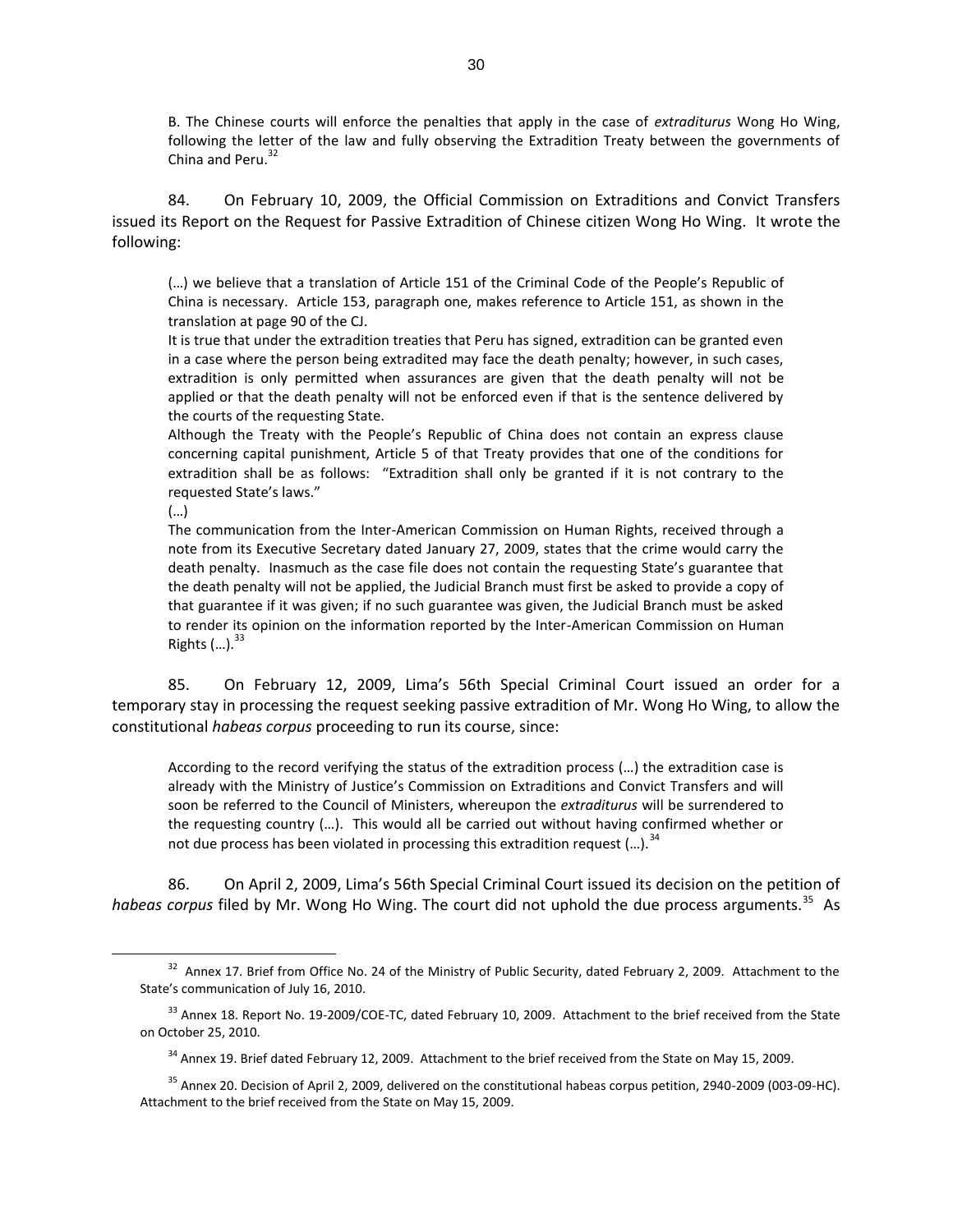B. The Chinese courts will enforce the penalties that apply in the case of *extraditurus* Wong Ho Wing, following the letter of the law and fully observing the Extradition Treaty between the governments of China and Peru.[32]

84. On February 10, 2009, the Official Commission on Extraditions and Convict Transfers issued its Report on the Request for Passive Extradition of Chinese citizen Wong Ho Wing. It wrote the following:

> (…) we believe that a translation of Article 151 of the Criminal Code of the People's Republic of China is necessary. Article 153, paragraph one, makes reference to Article 151, as shown in the translation at page 90 of the CJ.
>
> It is true that under the extradition treaties that Peru has signed, extradition can be granted even in a case where the person being extradited may face the death penalty; however, in such cases, extradition is only permitted when assurances are given that the death penalty will not be applied or that the death penalty will not be enforced even if that is the sentence delivered by the courts of the requesting State.
>
> Although the Treaty with the People's Republic of China does not contain an express clause concerning capital punishment, Article 5 of that Treaty provides that one of the conditions for extradition shall be as follows: "Extradition shall only be granted if it is not contrary to the requested State's laws."
>
> (…)
>
> The communication from the Inter-American Commission on Human Rights, received through a note from its Executive Secretary dated January 27, 2009, states that the crime would carry the death penalty. Inasmuch as the case file does not contain the requesting State's guarantee that the death penalty will not be applied, the Judicial Branch must first be asked to provide a copy of that guarantee if it was given; if no such guarantee was given, the Judicial Branch must be asked to render its opinion on the information reported by the Inter-American Commission on Human Rights (…).[33]

85. On February 12, 2009, Lima's 56th Special Criminal Court issued an order for a temporary stay in processing the request seeking passive extradition of Mr. Wong Ho Wing, to allow the constitutional *habeas corpus* proceeding to run its course, since:

> According to the record verifying the status of the extradition process (…) the extradition case is already with the Ministry of Justice's Commission on Extraditions and Convict Transfers and will soon be referred to the Council of Ministers, whereupon the *extraditurus* will be surrendered to the requesting country (…). This would all be carried out without having confirmed whether or not due process has been violated in processing this extradition request (…).[34]

86. On April 2, 2009, Lima's 56th Special Criminal Court issued its decision on the petition of *habeas corpus* filed by Mr. Wong Ho Wing. The court did not uphold the due process arguments.[35] As

---

[32] Annex 17. Brief from Office No. 24 of the Ministry of Public Security, dated February 2, 2009. Attachment to the State's communication of July 16, 2010.

[33] Annex 18. Report No. 19-2009/COE-TC, dated February 10, 2009. Attachment to the brief received from the State on October 25, 2010.

[34] Annex 19. Brief dated February 12, 2009. Attachment to the brief received from the State on May 15, 2009.

[35] Annex 20. Decision of April 2, 2009, delivered on the constitutional habeas corpus petition, 2940-2009 (003-09-HC). Attachment to the brief received from the State on May 15, 2009.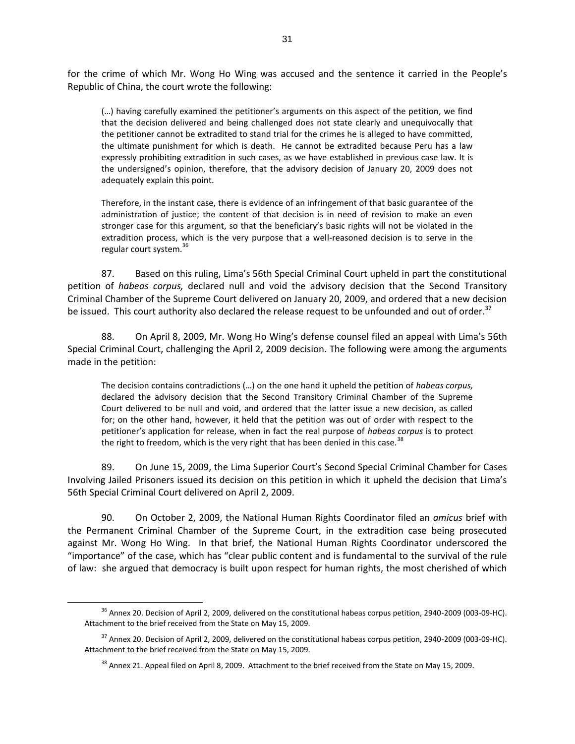for the crime of which Mr. Wong Ho Wing was accused and the sentence it carried in the People's Republic of China, the court wrote the following:

> (…) having carefully examined the petitioner's arguments on this aspect of the petition, we find that the decision delivered and being challenged does not state clearly and unequivocally that the petitioner cannot be extradited to stand trial for the crimes he is alleged to have committed, the ultimate punishment for which is death. He cannot be extradited because Peru has a law expressly prohibiting extradition in such cases, as we have established in previous case law. It is the undersigned's opinion, therefore, that the advisory decision of January 20, 2009 does not adequately explain this point.
>
> Therefore, in the instant case, there is evidence of an infringement of that basic guarantee of the administration of justice; the content of that decision is in need of revision to make an even stronger case for this argument, so that the beneficiary's basic rights will not be violated in the extradition process, which is the very purpose that a well-reasoned decision is to serve in the regular court system.[36]

87. Based on this ruling, Lima's 56th Special Criminal Court upheld in part the constitutional petition of *habeas corpus,* declared null and void the advisory decision that the Second Transitory Criminal Chamber of the Supreme Court delivered on January 20, 2009, and ordered that a new decision be issued. This court authority also declared the release request to be unfounded and out of order.[37]

88. On April 8, 2009, Mr. Wong Ho Wing's defense counsel filed an appeal with Lima's 56th Special Criminal Court, challenging the April 2, 2009 decision. The following were among the arguments made in the petition:

> The decision contains contradictions (…) on the one hand it upheld the petition of *habeas corpus,* declared the advisory decision that the Second Transitory Criminal Chamber of the Supreme Court delivered to be null and void, and ordered that the latter issue a new decision, as called for; on the other hand, however, it held that the petition was out of order with respect to the petitioner's application for release, when in fact the real purpose of *habeas corpus* is to protect the right to freedom, which is the very right that has been denied in this case.[38]

89. On June 15, 2009, the Lima Superior Court's Second Special Criminal Chamber for Cases Involving Jailed Prisoners issued its decision on this petition in which it upheld the decision that Lima's 56th Special Criminal Court delivered on April 2, 2009.

90. On October 2, 2009, the National Human Rights Coordinator filed an *amicus* brief with the Permanent Criminal Chamber of the Supreme Court, in the extradition case being prosecuted against Mr. Wong Ho Wing. In that brief, the National Human Rights Coordinator underscored the "importance" of the case, which has "clear public content and is fundamental to the survival of the rule of law: she argued that democracy is built upon respect for human rights, the most cherished of which

---

[36] Annex 20. Decision of April 2, 2009, delivered on the constitutional habeas corpus petition, 2940-2009 (003-09-HC). Attachment to the brief received from the State on May 15, 2009.

[37] Annex 20. Decision of April 2, 2009, delivered on the constitutional habeas corpus petition, 2940-2009 (003-09-HC). Attachment to the brief received from the State on May 15, 2009.

[38] Annex 21. Appeal filed on April 8, 2009. Attachment to the brief received from the State on May 15, 2009.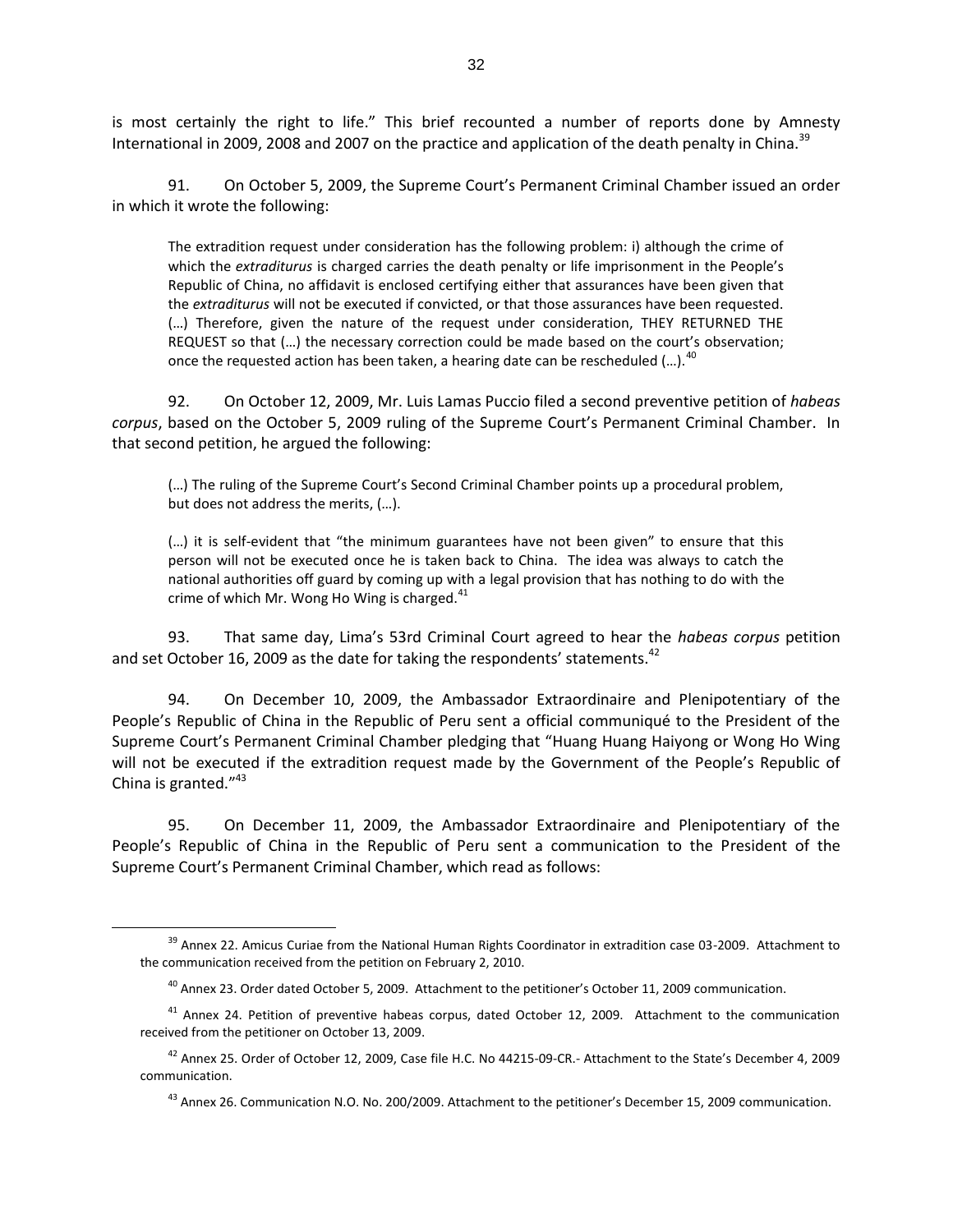is most certainly the right to life." This brief recounted a number of reports done by Amnesty International in 2009, 2008 and 2007 on the practice and application of the death penalty in China.[39]

91. On October 5, 2009, the Supreme Court's Permanent Criminal Chamber issued an order in which it wrote the following:

> The extradition request under consideration has the following problem: i) although the crime of which the *extraditurus* is charged carries the death penalty or life imprisonment in the People's Republic of China, no affidavit is enclosed certifying either that assurances have been given that the *extraditurus* will not be executed if convicted, or that those assurances have been requested. (…) Therefore, given the nature of the request under consideration, THEY RETURNED THE REQUEST so that (…) the necessary correction could be made based on the court's observation; once the requested action has been taken, a hearing date can be rescheduled (…).[40]

92. On October 12, 2009, Mr. Luis Lamas Puccio filed a second preventive petition of *habeas corpus*, based on the October 5, 2009 ruling of the Supreme Court's Permanent Criminal Chamber. In that second petition, he argued the following:

> (…) The ruling of the Supreme Court's Second Criminal Chamber points up a procedural problem, but does not address the merits, (…).
>
> (…) it is self-evident that "the minimum guarantees have not been given" to ensure that this person will not be executed once he is taken back to China. The idea was always to catch the national authorities off guard by coming up with a legal provision that has nothing to do with the crime of which Mr. Wong Ho Wing is charged.[41]

93. That same day, Lima's 53rd Criminal Court agreed to hear the *habeas corpus* petition and set October 16, 2009 as the date for taking the respondents' statements.[42]

94. On December 10, 2009, the Ambassador Extraordinaire and Plenipotentiary of the People's Republic of China in the Republic of Peru sent a official communiqué to the President of the Supreme Court's Permanent Criminal Chamber pledging that "Huang Huang Haiyong or Wong Ho Wing will not be executed if the extradition request made by the Government of the People's Republic of China is granted."[43]

95. On December 11, 2009, the Ambassador Extraordinaire and Plenipotentiary of the People's Republic of China in the Republic of Peru sent a communication to the President of the Supreme Court's Permanent Criminal Chamber, which read as follows:

---

[39] Annex 22. Amicus Curiae from the National Human Rights Coordinator in extradition case 03-2009. Attachment to the communication received from the petition on February 2, 2010.

[40] Annex 23. Order dated October 5, 2009. Attachment to the petitioner's October 11, 2009 communication.

[41] Annex 24. Petition of preventive habeas corpus, dated October 12, 2009. Attachment to the communication received from the petitioner on October 13, 2009.

[42] Annex 25. Order of October 12, 2009, Case file H.C. No 44215-09-CR.- Attachment to the State's December 4, 2009 communication.

[43] Annex 26. Communication N.O. No. 200/2009. Attachment to the petitioner's December 15, 2009 communication.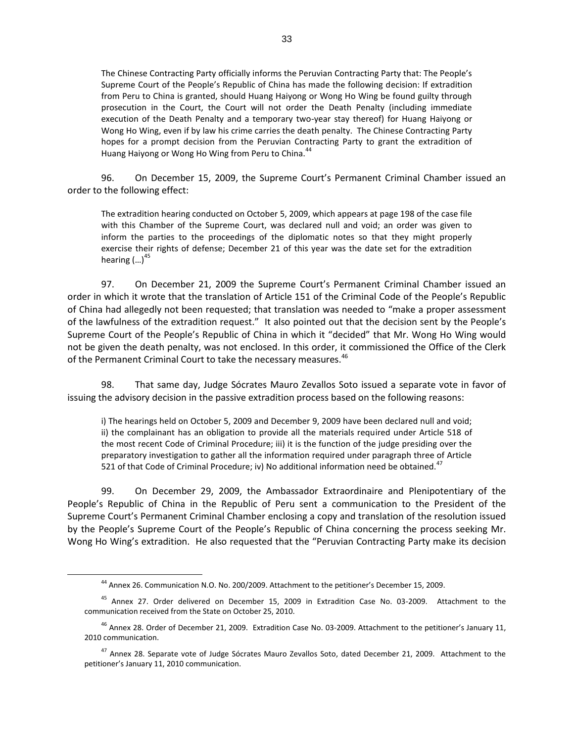> The Chinese Contracting Party officially informs the Peruvian Contracting Party that: The People's Supreme Court of the People's Republic of China has made the following decision: If extradition from Peru to China is granted, should Huang Haiyong or Wong Ho Wing be found guilty through prosecution in the Court, the Court will not order the Death Penalty (including immediate execution of the Death Penalty and a temporary two-year stay thereof) for Huang Haiyong or Wong Ho Wing, even if by law his crime carries the death penalty. The Chinese Contracting Party hopes for a prompt decision from the Peruvian Contracting Party to grant the extradition of Huang Haiyong or Wong Ho Wing from Peru to China.[44]

96. On December 15, 2009, the Supreme Court's Permanent Criminal Chamber issued an order to the following effect:

> The extradition hearing conducted on October 5, 2009, which appears at page 198 of the case file with this Chamber of the Supreme Court, was declared null and void; an order was given to inform the parties to the proceedings of the diplomatic notes so that they might properly exercise their rights of defense; December 21 of this year was the date set for the extradition hearing (…)[45]

97. On December 21, 2009 the Supreme Court's Permanent Criminal Chamber issued an order in which it wrote that the translation of Article 151 of the Criminal Code of the People's Republic of China had allegedly not been requested; that translation was needed to "make a proper assessment of the lawfulness of the extradition request." It also pointed out that the decision sent by the People's Supreme Court of the People's Republic of China in which it "decided" that Mr. Wong Ho Wing would not be given the death penalty, was not enclosed. In this order, it commissioned the Office of the Clerk of the Permanent Criminal Court to take the necessary measures.[46]

98. That same day, Judge Sócrates Mauro Zevallos Soto issued a separate vote in favor of issuing the advisory decision in the passive extradition process based on the following reasons:

> i) The hearings held on October 5, 2009 and December 9, 2009 have been declared null and void; ii) the complainant has an obligation to provide all the materials required under Article 518 of the most recent Code of Criminal Procedure; iii) it is the function of the judge presiding over the preparatory investigation to gather all the information required under paragraph three of Article 521 of that Code of Criminal Procedure; iv) No additional information need be obtained.[47]

99. On December 29, 2009, the Ambassador Extraordinaire and Plenipotentiary of the People's Republic of China in the Republic of Peru sent a communication to the President of the Supreme Court's Permanent Criminal Chamber enclosing a copy and translation of the resolution issued by the People's Supreme Court of the People's Republic of China concerning the process seeking Mr. Wong Ho Wing's extradition. He also requested that the "Peruvian Contracting Party make its decision

---

[44] Annex 26. Communication N.O. No. 200/2009. Attachment to the petitioner's December 15, 2009.

[45] Annex 27. Order delivered on December 15, 2009 in Extradition Case No. 03-2009. Attachment to the communication received from the State on October 25, 2010.

[46] Annex 28. Order of December 21, 2009. Extradition Case No. 03-2009. Attachment to the petitioner's January 11, 2010 communication.

[47] Annex 28. Separate vote of Judge Sócrates Mauro Zevallos Soto, dated December 21, 2009. Attachment to the petitioner's January 11, 2010 communication.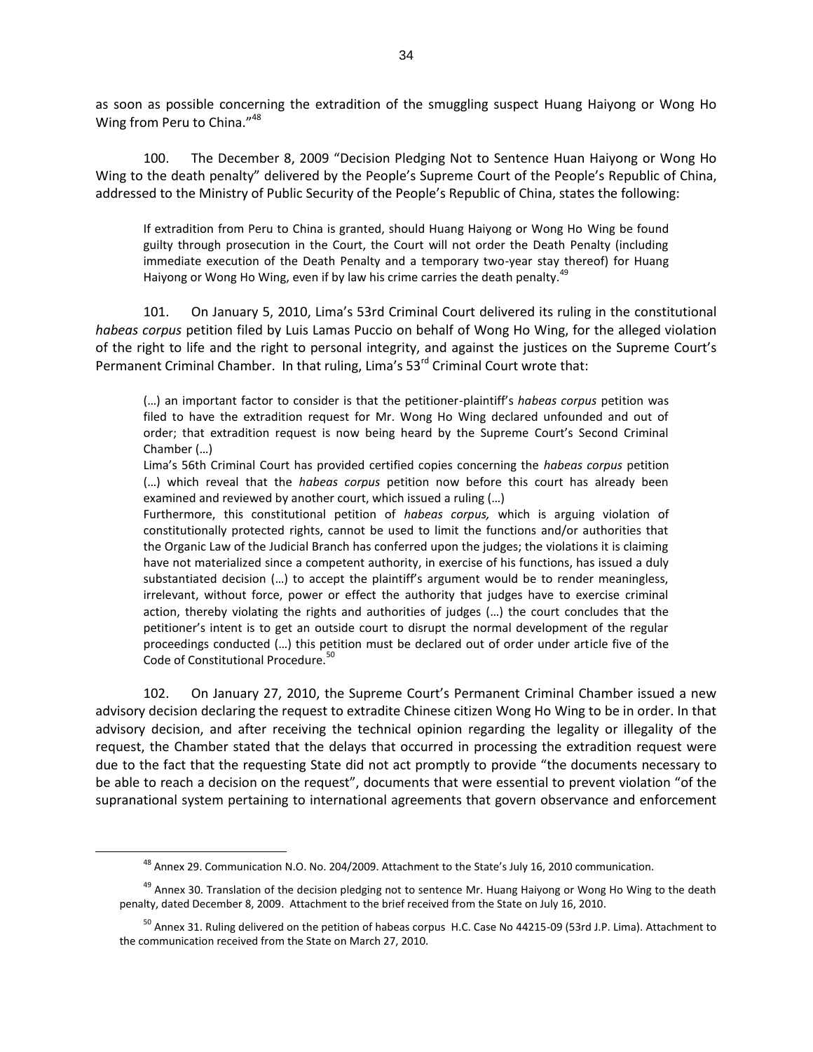as soon as possible concerning the extradition of the smuggling suspect Huang Haiyong or Wong Ho Wing from Peru to China."[48]

100. The December 8, 2009 "Decision Pledging Not to Sentence Huan Haiyong or Wong Ho Wing to the death penalty" delivered by the People's Supreme Court of the People's Republic of China, addressed to the Ministry of Public Security of the People's Republic of China, states the following:

> If extradition from Peru to China is granted, should Huang Haiyong or Wong Ho Wing be found guilty through prosecution in the Court, the Court will not order the Death Penalty (including immediate execution of the Death Penalty and a temporary two-year stay thereof) for Huang Haiyong or Wong Ho Wing, even if by law his crime carries the death penalty.[49]

101. On January 5, 2010, Lima's 53rd Criminal Court delivered its ruling in the constitutional *habeas corpus* petition filed by Luis Lamas Puccio on behalf of Wong Ho Wing, for the alleged violation of the right to life and the right to personal integrity, and against the justices on the Supreme Court's Permanent Criminal Chamber. In that ruling, Lima's 53rd Criminal Court wrote that:

> (…) an important factor to consider is that the petitioner-plaintiff's *habeas corpus* petition was filed to have the extradition request for Mr. Wong Ho Wing declared unfounded and out of order; that extradition request is now being heard by the Supreme Court's Second Criminal Chamber (…)
>
> Lima's 56th Criminal Court has provided certified copies concerning the *habeas corpus* petition (…) which reveal that the *habeas corpus* petition now before this court has already been examined and reviewed by another court, which issued a ruling (…)
>
> Furthermore, this constitutional petition of *habeas corpus,* which is arguing violation of constitutionally protected rights, cannot be used to limit the functions and/or authorities that the Organic Law of the Judicial Branch has conferred upon the judges; the violations it is claiming have not materialized since a competent authority, in exercise of his functions, has issued a duly substantiated decision (…) to accept the plaintiff's argument would be to render meaningless, irrelevant, without force, power or effect the authority that judges have to exercise criminal action, thereby violating the rights and authorities of judges (…) the court concludes that the petitioner's intent is to get an outside court to disrupt the normal development of the regular proceedings conducted (…) this petition must be declared out of order under article five of the Code of Constitutional Procedure.[50]

102. On January 27, 2010, the Supreme Court's Permanent Criminal Chamber issued a new advisory decision declaring the request to extradite Chinese citizen Wong Ho Wing to be in order. In that advisory decision, and after receiving the technical opinion regarding the legality or illegality of the request, the Chamber stated that the delays that occurred in processing the extradition request were due to the fact that the requesting State did not act promptly to provide "the documents necessary to be able to reach a decision on the request", documents that were essential to prevent violation "of the supranational system pertaining to international agreements that govern observance and enforcement

---

[48] Annex 29. Communication N.O. No. 204/2009. Attachment to the State's July 16, 2010 communication.

[49] Annex 30. Translation of the decision pledging not to sentence Mr. Huang Haiyong or Wong Ho Wing to the death penalty, dated December 8, 2009. Attachment to the brief received from the State on July 16, 2010.

[50] Annex 31. Ruling delivered on the petition of habeas corpus H.C. Case No 44215-09 (53rd J.P. Lima). Attachment to the communication received from the State on March 27, 2010.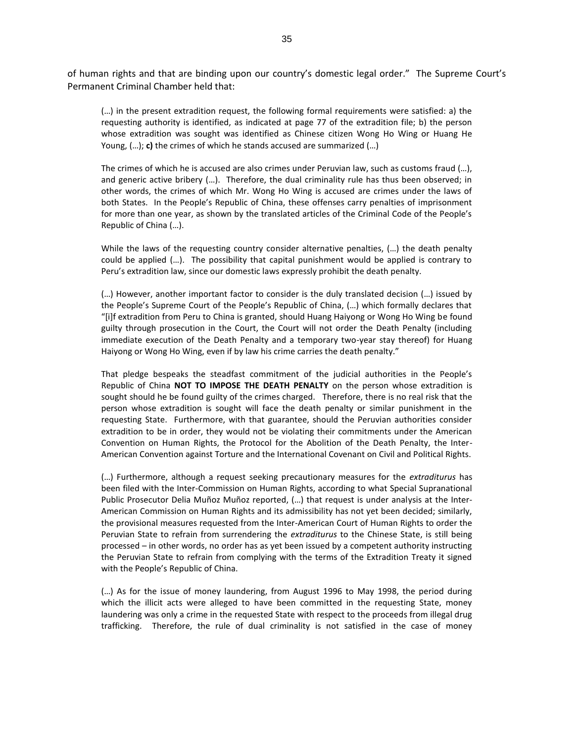of human rights and that are binding upon our country's domestic legal order." The Supreme Court's Permanent Criminal Chamber held that:

> (…) in the present extradition request, the following formal requirements were satisfied: a) the requesting authority is identified, as indicated at page 77 of the extradition file; b) the person whose extradition was sought was identified as Chinese citizen Wong Ho Wing or Huang He Young, (…); **c)** the crimes of which he stands accused are summarized (…)
>
> The crimes of which he is accused are also crimes under Peruvian law, such as customs fraud (…), and generic active bribery (…). Therefore, the dual criminality rule has thus been observed; in other words, the crimes of which Mr. Wong Ho Wing is accused are crimes under the laws of both States. In the People's Republic of China, these offenses carry penalties of imprisonment for more than one year, as shown by the translated articles of the Criminal Code of the People's Republic of China (…).
>
> While the laws of the requesting country consider alternative penalties, (…) the death penalty could be applied (…). The possibility that capital punishment would be applied is contrary to Peru's extradition law, since our domestic laws expressly prohibit the death penalty.
>
> (…) However, another important factor to consider is the duly translated decision (…) issued by the People's Supreme Court of the People's Republic of China, (…) which formally declares that "[i]f extradition from Peru to China is granted, should Huang Haiyong or Wong Ho Wing be found guilty through prosecution in the Court, the Court will not order the Death Penalty (including immediate execution of the Death Penalty and a temporary two-year stay thereof) for Huang Haiyong or Wong Ho Wing, even if by law his crime carries the death penalty."
>
> That pledge bespeaks the steadfast commitment of the judicial authorities in the People's Republic of China **NOT TO IMPOSE THE DEATH PENALTY** on the person whose extradition is sought should he be found guilty of the crimes charged. Therefore, there is no real risk that the person whose extradition is sought will face the death penalty or similar punishment in the requesting State. Furthermore, with that guarantee, should the Peruvian authorities consider extradition to be in order, they would not be violating their commitments under the American Convention on Human Rights, the Protocol for the Abolition of the Death Penalty, the Inter-American Convention against Torture and the International Covenant on Civil and Political Rights.
>
> (…) Furthermore, although a request seeking precautionary measures for the *extraditurus* has been filed with the Inter-Commission on Human Rights, according to what Special Supranational Public Prosecutor Delia Muñoz Muñoz reported, (…) that request is under analysis at the Inter-American Commission on Human Rights and its admissibility has not yet been decided; similarly, the provisional measures requested from the Inter-American Court of Human Rights to order the Peruvian State to refrain from surrendering the *extraditurus* to the Chinese State, is still being processed – in other words, no order has as yet been issued by a competent authority instructing the Peruvian State to refrain from complying with the terms of the Extradition Treaty it signed with the People's Republic of China.
>
> (…) As for the issue of money laundering, from August 1996 to May 1998, the period during which the illicit acts were alleged to have been committed in the requesting State, money laundering was only a crime in the requested State with respect to the proceeds from illegal drug trafficking. Therefore, the rule of dual criminality is not satisfied in the case of money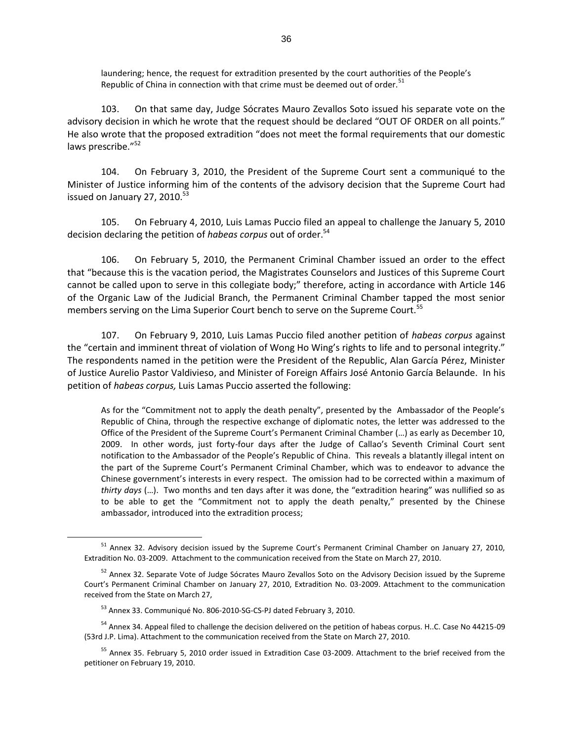laundering; hence, the request for extradition presented by the court authorities of the People's Republic of China in connection with that crime must be deemed out of order.[51]

103. On that same day, Judge Sócrates Mauro Zevallos Soto issued his separate vote on the advisory decision in which he wrote that the request should be declared "OUT OF ORDER on all points." He also wrote that the proposed extradition "does not meet the formal requirements that our domestic laws prescribe."[52]

104. On February 3, 2010, the President of the Supreme Court sent a communiqué to the Minister of Justice informing him of the contents of the advisory decision that the Supreme Court had issued on January 27, 2010.[53]

105. On February 4, 2010, Luis Lamas Puccio filed an appeal to challenge the January 5, 2010 decision declaring the petition of *habeas corpus* out of order.[54]

106. On February 5, 2010, the Permanent Criminal Chamber issued an order to the effect that "because this is the vacation period, the Magistrates Counselors and Justices of this Supreme Court cannot be called upon to serve in this collegiate body;" therefore, acting in accordance with Article 146 of the Organic Law of the Judicial Branch, the Permanent Criminal Chamber tapped the most senior members serving on the Lima Superior Court bench to serve on the Supreme Court.[55]

107. On February 9, 2010, Luis Lamas Puccio filed another petition of *habeas corpus* against the "certain and imminent threat of violation of Wong Ho Wing's rights to life and to personal integrity." The respondents named in the petition were the President of the Republic, Alan García Pérez, Minister of Justice Aurelio Pastor Valdivieso, and Minister of Foreign Affairs José Antonio García Belaunde. In his petition of *habeas corpus,* Luis Lamas Puccio asserted the following:

> As for the "Commitment not to apply the death penalty", presented by the Ambassador of the People's Republic of China, through the respective exchange of diplomatic notes, the letter was addressed to the Office of the President of the Supreme Court's Permanent Criminal Chamber (…) as early as December 10, 2009. In other words, just forty-four days after the Judge of Callao's Seventh Criminal Court sent notification to the Ambassador of the People's Republic of China. This reveals a blatantly illegal intent on the part of the Supreme Court's Permanent Criminal Chamber, which was to endeavor to advance the Chinese government's interests in every respect. The omission had to be corrected within a maximum of *thirty days* (…). Two months and ten days after it was done, the "extradition hearing" was nullified so as to be able to get the "Commitment not to apply the death penalty," presented by the Chinese ambassador, introduced into the extradition process;

---

[51] Annex 32. Advisory decision issued by the Supreme Court's Permanent Criminal Chamber on January 27, 2010, Extradition No. 03-2009. Attachment to the communication received from the State on March 27, 2010.

[52] Annex 32. Separate Vote of Judge Sócrates Mauro Zevallos Soto on the Advisory Decision issued by the Supreme Court's Permanent Criminal Chamber on January 27, 2010, Extradition No. 03-2009. Attachment to the communication received from the State on March 27,

[53] Annex 33. Communiqué No. 806-2010-SG-CS-PJ dated February 3, 2010.

[54] Annex 34. Appeal filed to challenge the decision delivered on the petition of habeas corpus. H..C. Case No 44215-09 (53rd J.P. Lima). Attachment to the communication received from the State on March 27, 2010.

[55] Annex 35. February 5, 2010 order issued in Extradition Case 03-2009. Attachment to the brief received from the petitioner on February 19, 2010.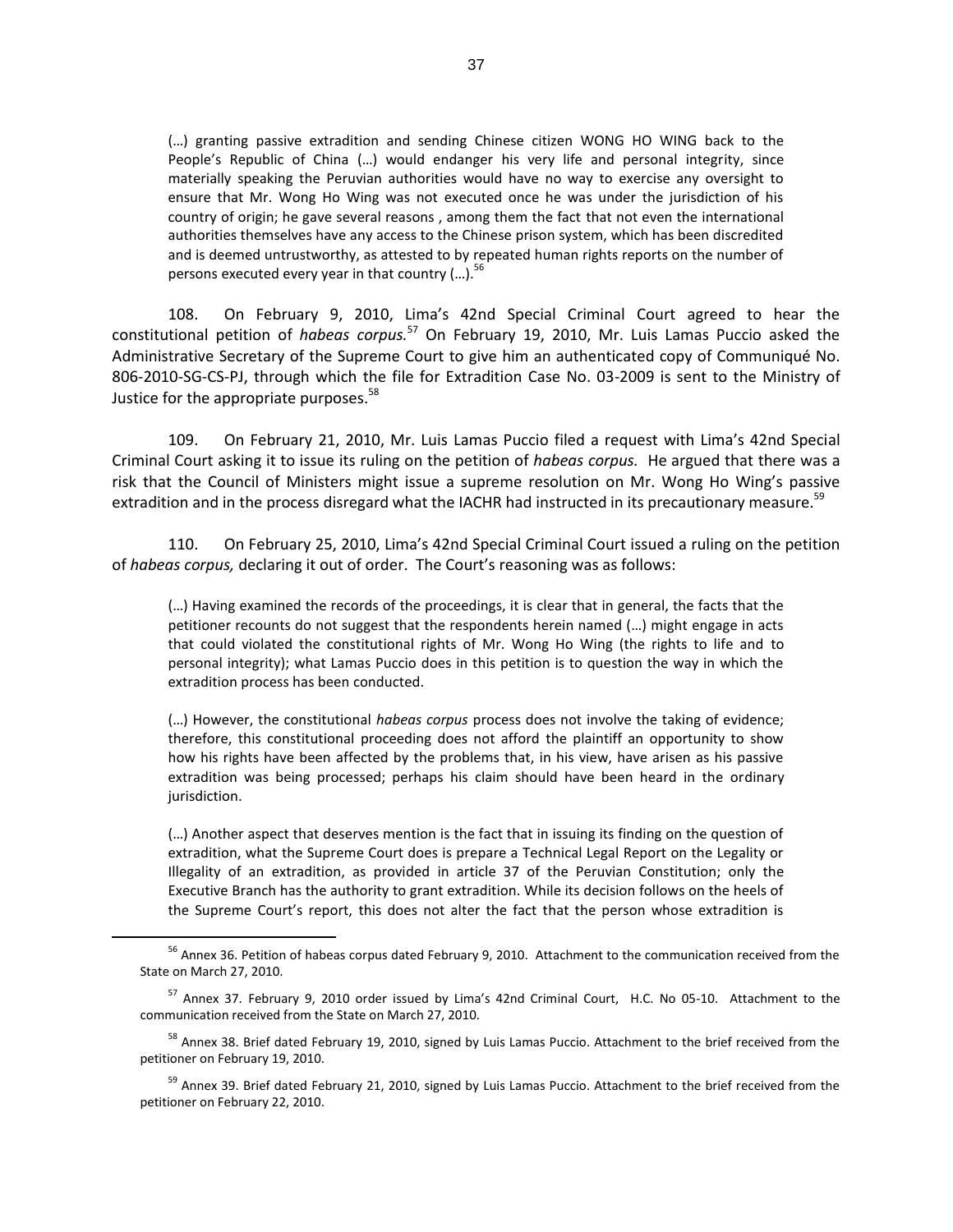> (…) granting passive extradition and sending Chinese citizen WONG HO WING back to the People's Republic of China (…) would endanger his very life and personal integrity, since materially speaking the Peruvian authorities would have no way to exercise any oversight to ensure that Mr. Wong Ho Wing was not executed once he was under the jurisdiction of his country of origin; he gave several reasons , among them the fact that not even the international authorities themselves have any access to the Chinese prison system, which has been discredited and is deemed untrustworthy, as attested to by repeated human rights reports on the number of persons executed every year in that country (…).[56]

108. On February 9, 2010, Lima's 42nd Special Criminal Court agreed to hear the constitutional petition of *habeas corpus.*[57] On February 19, 2010, Mr. Luis Lamas Puccio asked the Administrative Secretary of the Supreme Court to give him an authenticated copy of Communiqué No. 806-2010-SG-CS-PJ, through which the file for Extradition Case No. 03-2009 is sent to the Ministry of Justice for the appropriate purposes.[58]

109. On February 21, 2010, Mr. Luis Lamas Puccio filed a request with Lima's 42nd Special Criminal Court asking it to issue its ruling on the petition of *habeas corpus.* He argued that there was a risk that the Council of Ministers might issue a supreme resolution on Mr. Wong Ho Wing's passive extradition and in the process disregard what the IACHR had instructed in its precautionary measure.[59]

110. On February 25, 2010, Lima's 42nd Special Criminal Court issued a ruling on the petition of *habeas corpus,* declaring it out of order. The Court's reasoning was as follows:

> (…) Having examined the records of the proceedings, it is clear that in general, the facts that the petitioner recounts do not suggest that the respondents herein named (…) might engage in acts that could violated the constitutional rights of Mr. Wong Ho Wing (the rights to life and to personal integrity); what Lamas Puccio does in this petition is to question the way in which the extradition process has been conducted.
>
> (…) However, the constitutional *habeas corpus* process does not involve the taking of evidence; therefore, this constitutional proceeding does not afford the plaintiff an opportunity to show how his rights have been affected by the problems that, in his view, have arisen as his passive extradition was being processed; perhaps his claim should have been heard in the ordinary jurisdiction.
>
> (…) Another aspect that deserves mention is the fact that in issuing its finding on the question of extradition, what the Supreme Court does is prepare a Technical Legal Report on the Legality or Illegality of an extradition, as provided in article 37 of the Peruvian Constitution; only the Executive Branch has the authority to grant extradition. While its decision follows on the heels of the Supreme Court's report, this does not alter the fact that the person whose extradition is

---

[56] Annex 36. Petition of habeas corpus dated February 9, 2010. Attachment to the communication received from the State on March 27, 2010.

[57] Annex 37. February 9, 2010 order issued by Lima's 42nd Criminal Court, H.C. No 05-10. Attachment to the communication received from the State on March 27, 2010.

[58] Annex 38. Brief dated February 19, 2010, signed by Luis Lamas Puccio. Attachment to the brief received from the petitioner on February 19, 2010.

[59] Annex 39. Brief dated February 21, 2010, signed by Luis Lamas Puccio. Attachment to the brief received from the petitioner on February 22, 2010.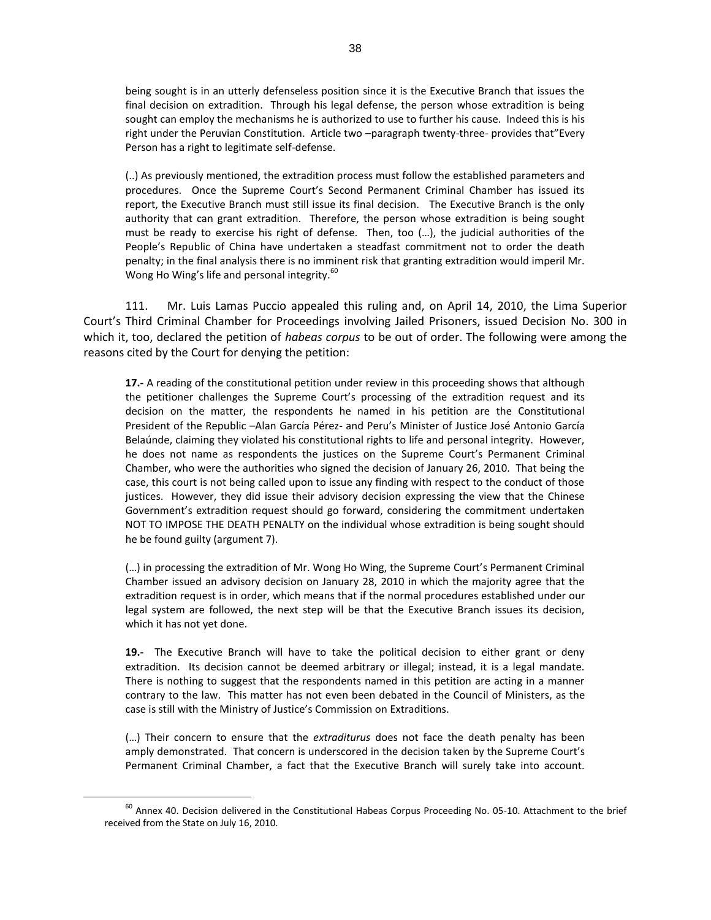being sought is in an utterly defenseless position since it is the Executive Branch that issues the final decision on extradition. Through his legal defense, the person whose extradition is being sought can employ the mechanisms he is authorized to use to further his cause. Indeed this is his right under the Peruvian Constitution. Article two –paragraph twenty-three- provides that"Every Person has a right to legitimate self-defense.

(..) As previously mentioned, the extradition process must follow the established parameters and procedures. Once the Supreme Court's Second Permanent Criminal Chamber has issued its report, the Executive Branch must still issue its final decision. The Executive Branch is the only authority that can grant extradition. Therefore, the person whose extradition is being sought must be ready to exercise his right of defense. Then, too (…), the judicial authorities of the People's Republic of China have undertaken a steadfast commitment not to order the death penalty; in the final analysis there is no imminent risk that granting extradition would imperil Mr. Wong Ho Wing's life and personal integrity.[60]

111. Mr. Luis Lamas Puccio appealed this ruling and, on April 14, 2010, the Lima Superior Court's Third Criminal Chamber for Proceedings involving Jailed Prisoners, issued Decision No. 300 in which it, too, declared the petition of *habeas corpus* to be out of order. The following were among the reasons cited by the Court for denying the petition:

**17.-** A reading of the constitutional petition under review in this proceeding shows that although the petitioner challenges the Supreme Court's processing of the extradition request and its decision on the matter, the respondents he named in his petition are the Constitutional President of the Republic –Alan García Pérez- and Peru's Minister of Justice José Antonio García Belaúnde, claiming they violated his constitutional rights to life and personal integrity. However, he does not name as respondents the justices on the Supreme Court's Permanent Criminal Chamber, who were the authorities who signed the decision of January 26, 2010. That being the case, this court is not being called upon to issue any finding with respect to the conduct of those justices. However, they did issue their advisory decision expressing the view that the Chinese Government's extradition request should go forward, considering the commitment undertaken NOT TO IMPOSE THE DEATH PENALTY on the individual whose extradition is being sought should he be found guilty (argument 7).

(…) in processing the extradition of Mr. Wong Ho Wing, the Supreme Court's Permanent Criminal Chamber issued an advisory decision on January 28, 2010 in which the majority agree that the extradition request is in order, which means that if the normal procedures established under our legal system are followed, the next step will be that the Executive Branch issues its decision, which it has not yet done.

**19.-** The Executive Branch will have to take the political decision to either grant or deny extradition. Its decision cannot be deemed arbitrary or illegal; instead, it is a legal mandate. There is nothing to suggest that the respondents named in this petition are acting in a manner contrary to the law. This matter has not even been debated in the Council of Ministers, as the case is still with the Ministry of Justice's Commission on Extraditions.

(…) Their concern to ensure that the *extraditurus* does not face the death penalty has been amply demonstrated. That concern is underscored in the decision taken by the Supreme Court's Permanent Criminal Chamber, a fact that the Executive Branch will surely take into account.

[60] Annex 40. Decision delivered in the Constitutional Habeas Corpus Proceeding No. 05-10. Attachment to the brief received from the State on July 16, 2010.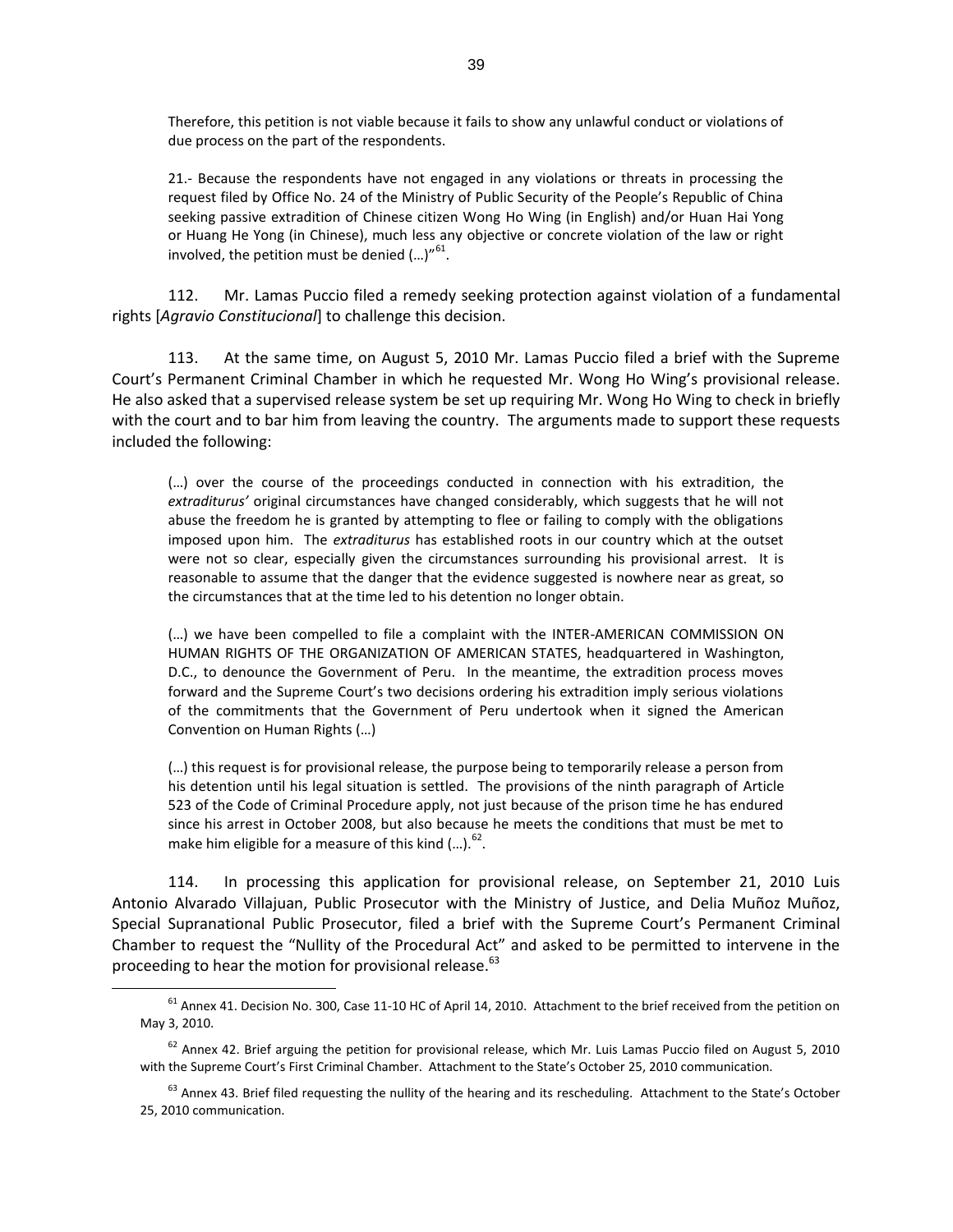> Therefore, this petition is not viable because it fails to show any unlawful conduct or violations of due process on the part of the respondents.
>
> 21.- Because the respondents have not engaged in any violations or threats in processing the request filed by Office No. 24 of the Ministry of Public Security of the People's Republic of China seeking passive extradition of Chinese citizen Wong Ho Wing (in English) and/or Huan Hai Yong or Huang He Yong (in Chinese), much less any objective or concrete violation of the law or right involved, the petition must be denied (…)"[61].

112. Mr. Lamas Puccio filed a remedy seeking protection against violation of a fundamental rights [*Agravio Constitucional*] to challenge this decision.

113. At the same time, on August 5, 2010 Mr. Lamas Puccio filed a brief with the Supreme Court's Permanent Criminal Chamber in which he requested Mr. Wong Ho Wing's provisional release. He also asked that a supervised release system be set up requiring Mr. Wong Ho Wing to check in briefly with the court and to bar him from leaving the country. The arguments made to support these requests included the following:

> (…) over the course of the proceedings conducted in connection with his extradition, the *extradituruś'* original circumstances have changed considerably, which suggests that he will not abuse the freedom he is granted by attempting to flee or failing to comply with the obligations imposed upon him. The *extradíturus* has established roots in our country which at the outset were not so clear, especially given the circumstances surrounding his provisional arrest. It is reasonable to assume that the danger that the evidence suggested is nowhere near as great, so the circumstances that at the time led to his detention no longer obtain.
>
> (…) we have been compelled to file a complaint with the INTER-AMERICAN COMMISSION ON HUMAN RIGHTS OF THE ORGANIZATION OF AMERICAN STATES, headquartered in Washington, D.C., to denounce the Government of Peru. In the meantime, the extradition process moves forward and the Supreme Court's two decisions ordering his extradition imply serious violations of the commitments that the Government of Peru undertook when it signed the American Convention on Human Rights (…)
>
> (…) this request is for provisional release, the purpose being to temporarily release a person from his detention until his legal situation is settled. The provisions of the ninth paragraph of Article 523 of the Code of Criminal Procedure apply, not just because of the prison time he has endured since his arrest in October 2008, but also because he meets the conditions that must be met to make him eligible for a measure of this kind (…).[62].

114. In processing this application for provisional release, on September 21, 2010 Luis Antonio Alvarado Villajuan, Public Prosecutor with the Ministry of Justice, and Delia Muñoz Muñoz, Special Supranational Public Prosecutor, filed a brief with the Supreme Court's Permanent Criminal Chamber to request the "Nullity of the Procedural Act" and asked to be permitted to intervene in the proceeding to hear the motion for provisional release.[63]

---

[61] Annex 41. Decision No. 300, Case 11-10 HC of April 14, 2010. Attachment to the brief received from the petition on May 3, 2010.

[62] Annex 42. Brief arguing the petition for provisional release, which Mr. Luis Lamas Puccio filed on August 5, 2010 with the Supreme Court's First Criminal Chamber. Attachment to the State's October 25, 2010 communication.

[63] Annex 43. Brief filed requesting the nullity of the hearing and its rescheduling. Attachment to the State's October 25, 2010 communication.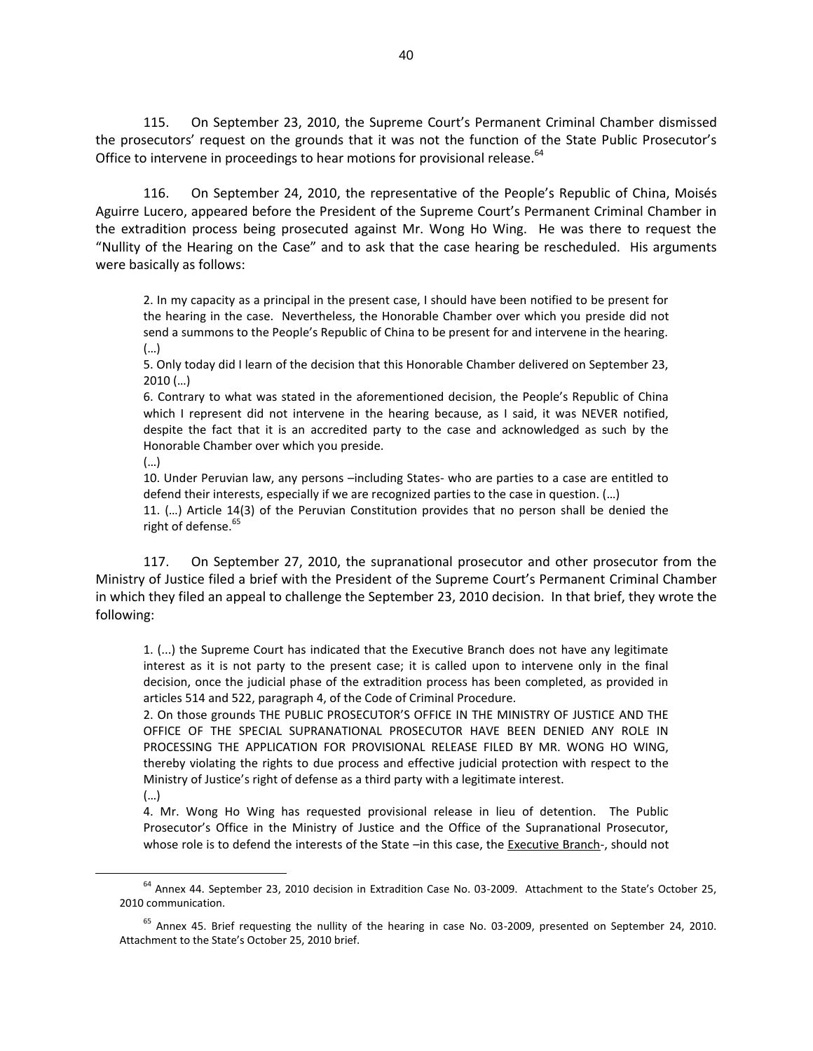115. On September 23, 2010, the Supreme Court's Permanent Criminal Chamber dismissed the prosecutors' request on the grounds that it was not the function of the State Public Prosecutor's Office to intervene in proceedings to hear motions for provisional release.[64]

116. On September 24, 2010, the representative of the People's Republic of China, Moisés Aguirre Lucero, appeared before the President of the Supreme Court's Permanent Criminal Chamber in the extradition process being prosecuted against Mr. Wong Ho Wing. He was there to request the "Nullity of the Hearing on the Case" and to ask that the case hearing be rescheduled. His arguments were basically as follows:

> 2. In my capacity as a principal in the present case, I should have been notified to be present for the hearing in the case. Nevertheless, the Honorable Chamber over which you preside did not send a summons to the People's Republic of China to be present for and intervene in the hearing. (…)
>
> 5. Only today did I learn of the decision that this Honorable Chamber delivered on September 23, 2010 (…)
>
> 6. Contrary to what was stated in the aforementioned decision, the People's Republic of China which I represent did not intervene in the hearing because, as I said, it was NEVER notified, despite the fact that it is an accredited party to the case and acknowledged as such by the Honorable Chamber over which you preside.
>
> (…)
>
> 10. Under Peruvian law, any persons –including States- who are parties to a case are entitled to defend their interests, especially if we are recognized parties to the case in question. (…)
>
> 11. (…) Article 14(3) of the Peruvian Constitution provides that no person shall be denied the right of defense.[65]

117. On September 27, 2010, the supranational prosecutor and other prosecutor from the Ministry of Justice filed a brief with the President of the Supreme Court's Permanent Criminal Chamber in which they filed an appeal to challenge the September 23, 2010 decision. In that brief, they wrote the following:

> 1. (...) the Supreme Court has indicated that the Executive Branch does not have any legitimate interest as it is not party to the present case; it is called upon to intervene only in the final decision, once the judicial phase of the extradition process has been completed, as provided in articles 514 and 522, paragraph 4, of the Code of Criminal Procedure.
>
> 2. On those grounds THE PUBLIC PROSECUTOR'S OFFICE IN THE MINISTRY OF JUSTICE AND THE OFFICE OF THE SPECIAL SUPRANATIONAL PROSECUTOR HAVE BEEN DENIED ANY ROLE IN PROCESSING THE APPLICATION FOR PROVISIONAL RELEASE FILED BY MR. WONG HO WING, thereby violating the rights to due process and effective judicial protection with respect to the Ministry of Justice's right of defense as a third party with a legitimate interest.
>
> (…)
>
> 4. Mr. Wong Ho Wing has requested provisional release in lieu of detention. The Public Prosecutor's Office in the Ministry of Justice and the Office of the Supranational Prosecutor, whose role is to defend the interests of the State –in this case, the Executive Branch-, should not

---

[64] Annex 44. September 23, 2010 decision in Extradition Case No. 03-2009. Attachment to the State's October 25, 2010 communication.

[65] Annex 45. Brief requesting the nullity of the hearing in case No. 03-2009, presented on September 24, 2010. Attachment to the State's October 25, 2010 brief.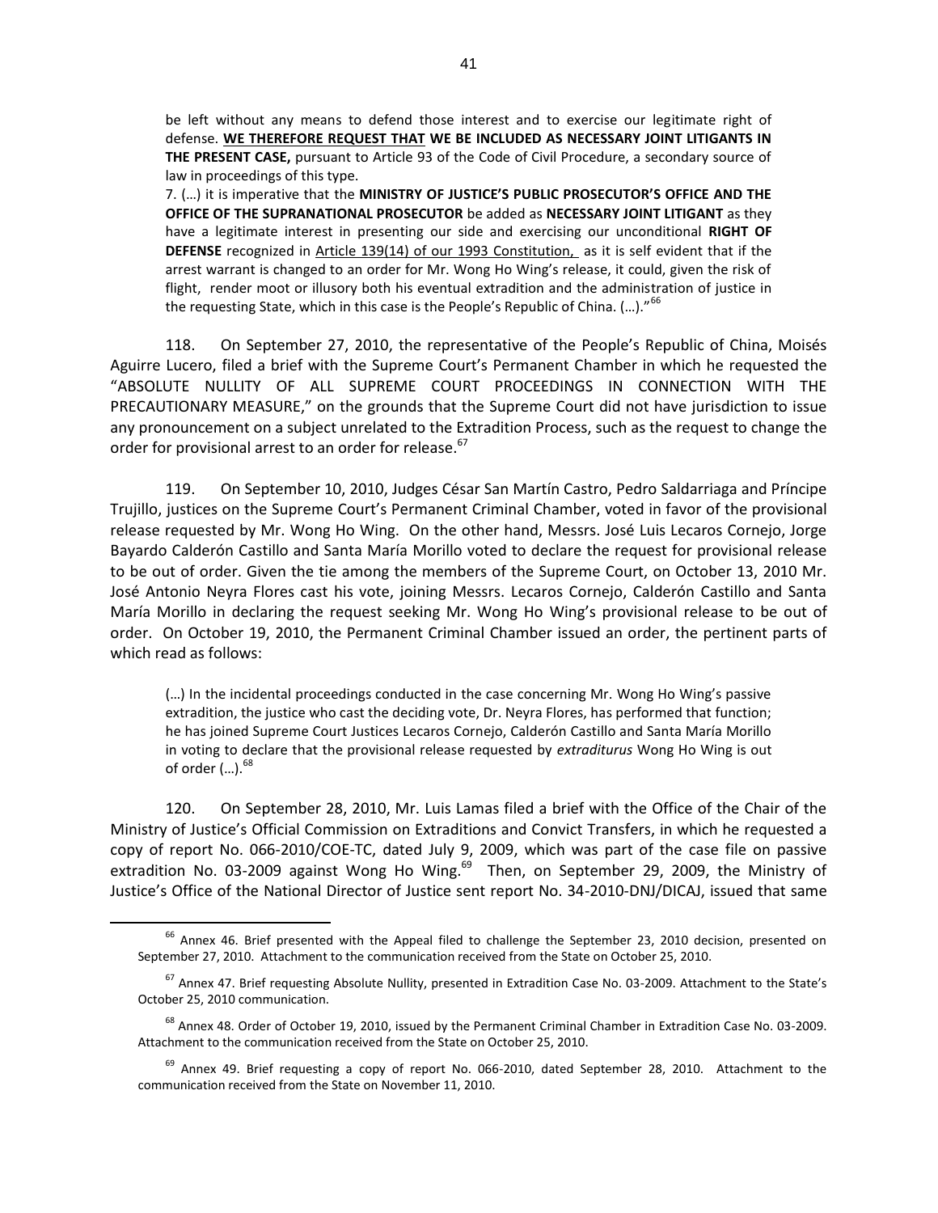be left without any means to defend those interest and to exercise our legitimate right of defense. **WE THEREFORE REQUEST THAT WE BE INCLUDED AS NECESSARY JOINT LITIGANTS IN THE PRESENT CASE,** pursuant to Article 93 of the Code of Civil Procedure, a secondary source of law in proceedings of this type.

> 7. (…) it is imperative that the **MINISTRY OF JUSTICE'S PUBLIC PROSECUTOR'S OFFICE AND THE OFFICE OF THE SUPRANATIONAL PROSECUTOR** be added as **NECESSARY JOINT LITIGANT** as they have a legitimate interest in presenting our side and exercising our unconditional **RIGHT OF DEFENSE** recognized in Article 139(14) of our 1993 Constitution, as it is self evident that if the arrest warrant is changed to an order for Mr. Wong Ho Wing's release, it could, given the risk of flight, render moot or illusory both his eventual extradition and the administration of justice in the requesting State, which in this case is the People's Republic of China. (…)."[66]

118. On September 27, 2010, the representative of the People's Republic of China, Moisés Aguirre Lucero, filed a brief with the Supreme Court's Permanent Chamber in which he requested the "ABSOLUTE NULLITY OF ALL SUPREME COURT PROCEEDINGS IN CONNECTION WITH THE PRECAUTIONARY MEASURE," on the grounds that the Supreme Court did not have jurisdiction to issue any pronouncement on a subject unrelated to the Extradition Process, such as the request to change the order for provisional arrest to an order for release.[67]

119. On September 10, 2010, Judges César San Martín Castro, Pedro Saldarriaga and Príncipe Trujillo, justices on the Supreme Court's Permanent Criminal Chamber, voted in favor of the provisional release requested by Mr. Wong Ho Wing. On the other hand, Messrs. José Luis Lecaros Cornejo, Jorge Bayardo Calderón Castillo and Santa María Morillo voted to declare the request for provisional release to be out of order. Given the tie among the members of the Supreme Court, on October 13, 2010 Mr. José Antonio Neyra Flores cast his vote, joining Messrs. Lecaros Cornejo, Calderón Castillo and Santa María Morillo in declaring the request seeking Mr. Wong Ho Wing's provisional release to be out of order. On October 19, 2010, the Permanent Criminal Chamber issued an order, the pertinent parts of which read as follows:

> (…) In the incidental proceedings conducted in the case concerning Mr. Wong Ho Wing's passive extradition, the justice who cast the deciding vote, Dr. Neyra Flores, has performed that function; he has joined Supreme Court Justices Lecaros Cornejo, Calderón Castillo and Santa María Morillo in voting to declare that the provisional release requested by *extraditurus* Wong Ho Wing is out of order (…).[68]

120. On September 28, 2010, Mr. Luis Lamas filed a brief with the Office of the Chair of the Ministry of Justice's Official Commission on Extraditions and Convict Transfers, in which he requested a copy of report No. 066-2010/COE-TC, dated July 9, 2009, which was part of the case file on passive extradition No. 03-2009 against Wong Ho Wing.[69] Then, on September 29, 2009, the Ministry of Justice's Office of the National Director of Justice sent report No. 34-2010-DNJ/DICAJ, issued that same

---

[66] Annex 46. Brief presented with the Appeal filed to challenge the September 23, 2010 decision, presented on September 27, 2010. Attachment to the communication received from the State on October 25, 2010.

[67] Annex 47. Brief requesting Absolute Nullity, presented in Extradition Case No. 03-2009. Attachment to the State's October 25, 2010 communication.

[68] Annex 48. Order of October 19, 2010, issued by the Permanent Criminal Chamber in Extradition Case No. 03-2009. Attachment to the communication received from the State on October 25, 2010.

[69] Annex 49. Brief requesting a copy of report No. 066-2010, dated September 28, 2010. Attachment to the communication received from the State on November 11, 2010.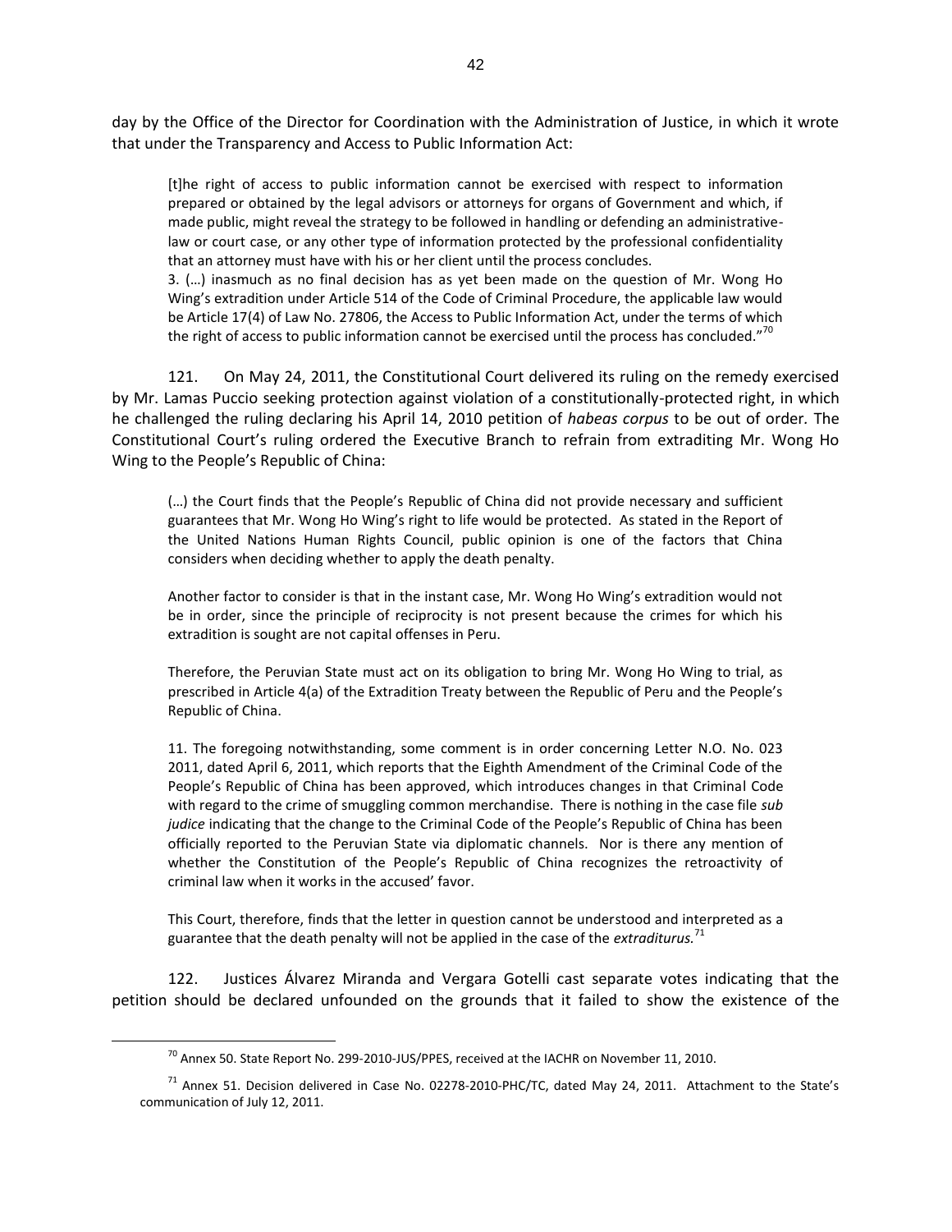day by the Office of the Director for Coordination with the Administration of Justice, in which it wrote that under the Transparency and Access to Public Information Act:

> [t]he right of access to public information cannot be exercised with respect to information prepared or obtained by the legal advisors or attorneys for organs of Government and which, if made public, might reveal the strategy to be followed in handling or defending an administrative-law or court case, or any other type of information protected by the professional confidentiality that an attorney must have with his or her client until the process concludes.
>
> 3. (…) inasmuch as no final decision has as yet been made on the question of Mr. Wong Ho Wing's extradition under Article 514 of the Code of Criminal Procedure, the applicable law would be Article 17(4) of Law No. 27806, the Access to Public Information Act, under the terms of which the right of access to public information cannot be exercised until the process has concluded."[70]

121. On May 24, 2011, the Constitutional Court delivered its ruling on the remedy exercised by Mr. Lamas Puccio seeking protection against violation of a constitutionally-protected right, in which he challenged the ruling declaring his April 14, 2010 petition of *habeas corpus* to be out of order. The Constitutional Court's ruling ordered the Executive Branch to refrain from extraditing Mr. Wong Ho Wing to the People's Republic of China:

> (…) the Court finds that the People's Republic of China did not provide necessary and sufficient guarantees that Mr. Wong Ho Wing's right to life would be protected. As stated in the Report of the United Nations Human Rights Council, public opinion is one of the factors that China considers when deciding whether to apply the death penalty.
>
> Another factor to consider is that in the instant case, Mr. Wong Ho Wing's extradition would not be in order, since the principle of reciprocity is not present because the crimes for which his extradition is sought are not capital offenses in Peru.
>
> Therefore, the Peruvian State must act on its obligation to bring Mr. Wong Ho Wing to trial, as prescribed in Article 4(a) of the Extradition Treaty between the Republic of Peru and the People's Republic of China.
>
> 11. The foregoing notwithstanding, some comment is in order concerning Letter N.O. No. 023 2011, dated April 6, 2011, which reports that the Eighth Amendment of the Criminal Code of the People's Republic of China has been approved, which introduces changes in that Criminal Code with regard to the crime of smuggling common merchandise. There is nothing in the case file *sub judice* indicating that the change to the Criminal Code of the People's Republic of China has been officially reported to the Peruvian State via diplomatic channels. Nor is there any mention of whether the Constitution of the People's Republic of China recognizes the retroactivity of criminal law when it works in the accused' favor.
>
> This Court, therefore, finds that the letter in question cannot be understood and interpreted as a guarantee that the death penalty will not be applied in the case of the *extradituros.*[71]

122. Justices Álvarez Miranda and Vergara Gotelli cast separate votes indicating that the petition should be declared unfounded on the grounds that it failed to show the existence of the

---

[70] Annex 50. State Report No. 299-2010-JUS/PPES, received at the IACHR on November 11, 2010.

[71] Annex 51. Decision delivered in Case No. 02278-2010-PHC/TC, dated May 24, 2011. Attachment to the State's communication of July 12, 2011.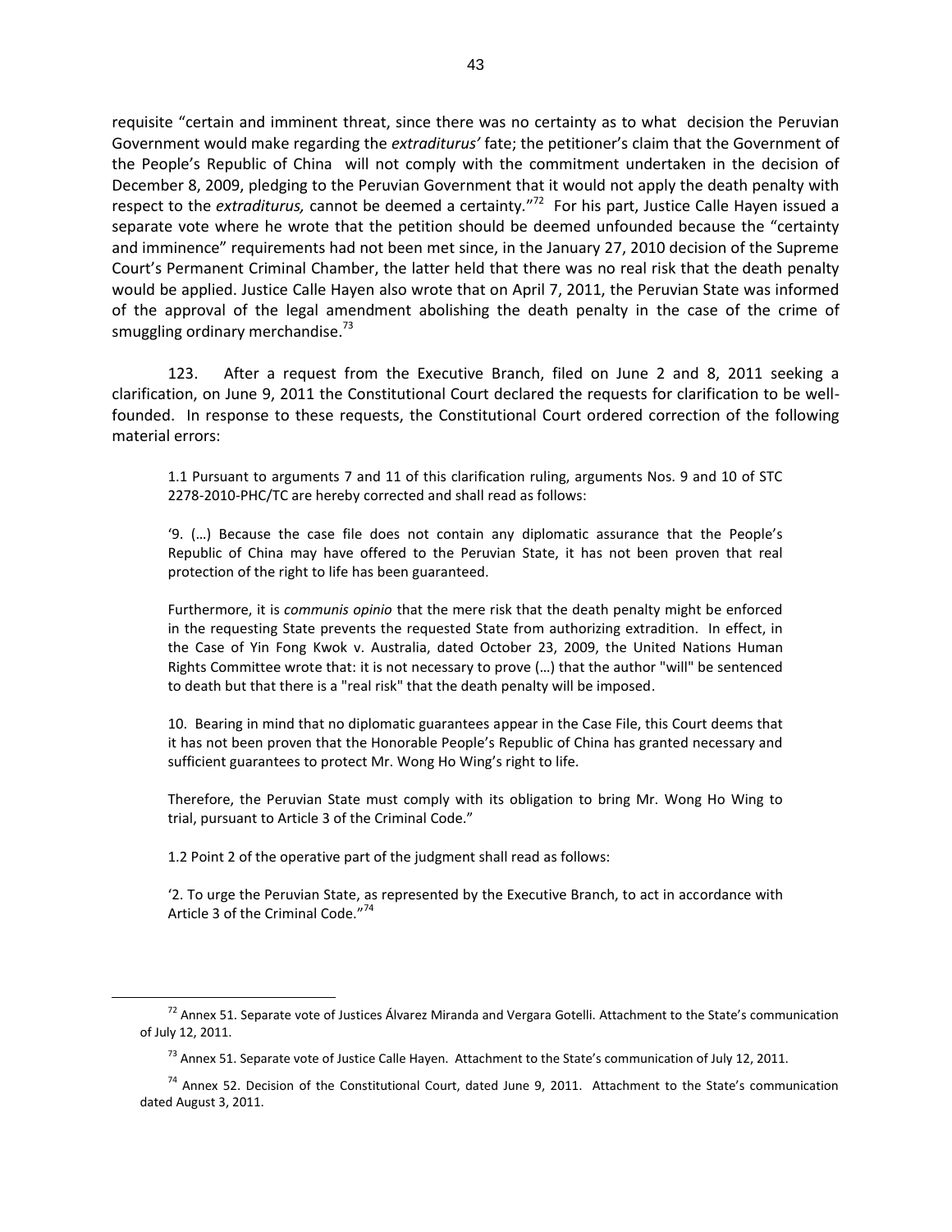requisite "certain and imminent threat, since there was no certainty as to what decision the Peruvian Government would make regarding the *extraditurus'* fate; the petitioner's claim that the Government of the People's Republic of China will not comply with the commitment undertaken in the decision of December 8, 2009, pledging to the Peruvian Government that it would not apply the death penalty with respect to the *extraditurus,* cannot be deemed a certainty."[72] For his part, Justice Calle Hayen issued a separate vote where he wrote that the petition should be deemed unfounded because the "certainty and imminence" requirements had not been met since, in the January 27, 2010 decision of the Supreme Court's Permanent Criminal Chamber, the latter held that there was no real risk that the death penalty would be applied. Justice Calle Hayen also wrote that on April 7, 2011, the Peruvian State was informed of the approval of the legal amendment abolishing the death penalty in the case of the crime of smuggling ordinary merchandise.[73]

123. After a request from the Executive Branch, filed on June 2 and 8, 2011 seeking a clarification, on June 9, 2011 the Constitutional Court declared the requests for clarification to be well-founded. In response to these requests, the Constitutional Court ordered correction of the following material errors:

> 1.1 Pursuant to arguments 7 and 11 of this clarification ruling, arguments Nos. 9 and 10 of STC 2278-2010-PHC/TC are hereby corrected and shall read as follows:
>
> '9. (…) Because the case file does not contain any diplomatic assurance that the People's Republic of China may have offered to the Peruvian State, it has not been proven that real protection of the right to life has been guaranteed.
>
> Furthermore, it is *communis opinio* that the mere risk that the death penalty might be enforced in the requesting State prevents the requested State from authorizing extradition. In effect, in the Case of Yin Fong Kwok v. Australia, dated October 23, 2009, the United Nations Human Rights Committee wrote that: it is not necessary to prove (…) that the author "will" be sentenced to death but that there is a "real risk" that the death penalty will be imposed.
>
> 10. Bearing in mind that no diplomatic guarantees appear in the Case File, this Court deems that it has not been proven that the Honorable People's Republic of China has granted necessary and sufficient guarantees to protect Mr. Wong Ho Wing's right to life.
>
> Therefore, the Peruvian State must comply with its obligation to bring Mr. Wong Ho Wing to trial, pursuant to Article 3 of the Criminal Code."
>
> 1.2 Point 2 of the operative part of the judgment shall read as follows:
>
> '2. To urge the Peruvian State, as represented by the Executive Branch, to act in accordance with Article 3 of the Criminal Code."[74]

---

[72] Annex 51. Separate vote of Justices Álvarez Miranda and Vergara Gotelli. Attachment to the State's communication of July 12, 2011.

[73] Annex 51. Separate vote of Justice Calle Hayen. Attachment to the State's communication of July 12, 2011.

[74] Annex 52. Decision of the Constitutional Court, dated June 9, 2011. Attachment to the State's communication dated August 3, 2011.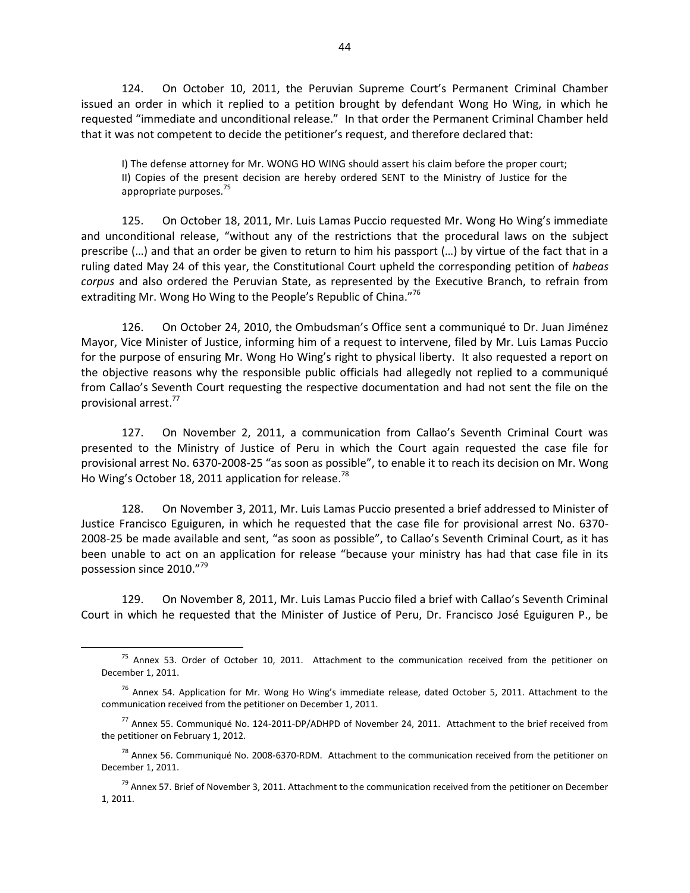124. On October 10, 2011, the Peruvian Supreme Court's Permanent Criminal Chamber issued an order in which it replied to a petition brought by defendant Wong Ho Wing, in which he requested "immediate and unconditional release." In that order the Permanent Criminal Chamber held that it was not competent to decide the petitioner's request, and therefore declared that:

> I) The defense attorney for Mr. WONG HO WING should assert his claim before the proper court;
> II) Copies of the present decision are hereby ordered SENT to the Ministry of Justice for the appropriate purposes.[75]

125. On October 18, 2011, Mr. Luis Lamas Puccio requested Mr. Wong Ho Wing's immediate and unconditional release, "without any of the restrictions that the procedural laws on the subject prescribe (…) and that an order be given to return to him his passport (…) by virtue of the fact that in a ruling dated May 24 of this year, the Constitutional Court upheld the corresponding petition of *habeas corpus* and also ordered the Peruvian State, as represented by the Executive Branch, to refrain from extraditing Mr. Wong Ho Wing to the People's Republic of China."[76]

126. On October 24, 2010, the Ombudsman's Office sent a communiqué to Dr. Juan Jiménez Mayor, Vice Minister of Justice, informing him of a request to intervene, filed by Mr. Luis Lamas Puccio for the purpose of ensuring Mr. Wong Ho Wing's right to physical liberty. It also requested a report on the objective reasons why the responsible public officials had allegedly not replied to a communiqué from Callao's Seventh Court requesting the respective documentation and had not sent the file on the provisional arrest.[77]

127. On November 2, 2011, a communication from Callao's Seventh Criminal Court was presented to the Ministry of Justice of Peru in which the Court again requested the case file for provisional arrest No. 6370-2008-25 "as soon as possible", to enable it to reach its decision on Mr. Wong Ho Wing's October 18, 2011 application for release.[78]

128. On November 3, 2011, Mr. Luis Lamas Puccio presented a brief addressed to Minister of Justice Francisco Eguiguren, in which he requested that the case file for provisional arrest No. 6370-2008-25 be made available and sent, "as soon as possible", to Callao's Seventh Criminal Court, as it has been unable to act on an application for release "because your ministry has had that case file in its possession since 2010."[79]

129. On November 8, 2011, Mr. Luis Lamas Puccio filed a brief with Callao's Seventh Criminal Court in which he requested that the Minister of Justice of Peru, Dr. Francisco José Eguiguren P., be

---

[75] Annex 53. Order of October 10, 2011. Attachment to the communication received from the petitioner on December 1, 2011.

[76] Annex 54. Application for Mr. Wong Ho Wing's immediate release, dated October 5, 2011. Attachment to the communication received from the petitioner on December 1, 2011.

[77] Annex 55. Communiqué No. 124-2011-DP/ADHPD of November 24, 2011. Attachment to the brief received from the petitioner on February 1, 2012.

[78] Annex 56. Communiqué No. 2008-6370-RDM. Attachment to the communication received from the petitioner on December 1, 2011.

[79] Annex 57. Brief of November 3, 2011. Attachment to the communication received from the petitioner on December 1, 2011.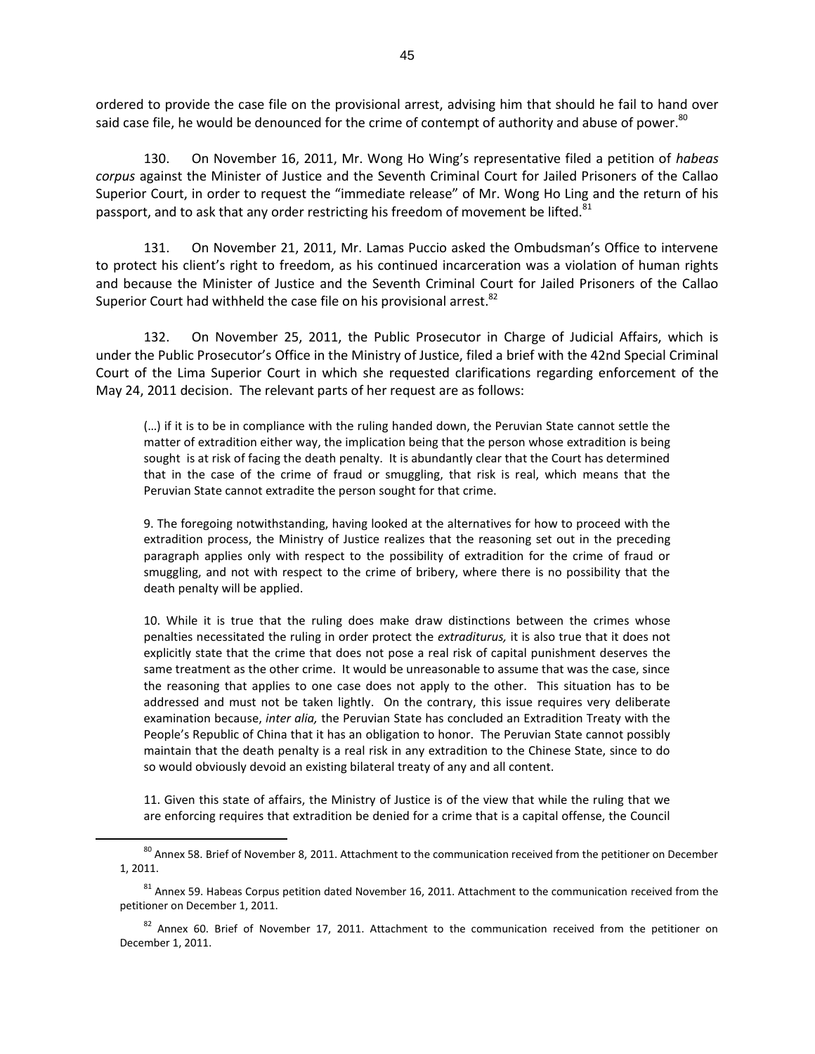ordered to provide the case file on the provisional arrest, advising him that should he fail to hand over said case file, he would be denounced for the crime of contempt of authority and abuse of power.[80]

130. On November 16, 2011, Mr. Wong Ho Wing's representative filed a petition of *habeas corpus* against the Minister of Justice and the Seventh Criminal Court for Jailed Prisoners of the Callao Superior Court, in order to request the "immediate release" of Mr. Wong Ho Ling and the return of his passport, and to ask that any order restricting his freedom of movement be lifted.[81]

131. On November 21, 2011, Mr. Lamas Puccio asked the Ombudsman's Office to intervene to protect his client's right to freedom, as his continued incarceration was a violation of human rights and because the Minister of Justice and the Seventh Criminal Court for Jailed Prisoners of the Callao Superior Court had withheld the case file on his provisional arrest.[82]

132. On November 25, 2011, the Public Prosecutor in Charge of Judicial Affairs, which is under the Public Prosecutor's Office in the Ministry of Justice, filed a brief with the 42nd Special Criminal Court of the Lima Superior Court in which she requested clarifications regarding enforcement of the May 24, 2011 decision. The relevant parts of her request are as follows:

> (…) if it is to be in compliance with the ruling handed down, the Peruvian State cannot settle the matter of extradition either way, the implication being that the person whose extradition is being sought is at risk of facing the death penalty. It is abundantly clear that the Court has determined that in the case of the crime of fraud or smuggling, that risk is real, which means that the Peruvian State cannot extradite the person sought for that crime.
>
> 9. The foregoing notwithstanding, having looked at the alternatives for how to proceed with the extradition process, the Ministry of Justice realizes that the reasoning set out in the preceding paragraph applies only with respect to the possibility of extradition for the crime of fraud or smuggling, and not with respect to the crime of bribery, where there is no possibility that the death penalty will be applied.
>
> 10. While it is true that the ruling does make draw distinctions between the crimes whose penalties necessitated the ruling in order protect the *extraditurus,* it is also true that it does not explicitly state that the crime that does not pose a real risk of capital punishment deserves the same treatment as the other crime. It would be unreasonable to assume that was the case, since the reasoning that applies to one case does not apply to the other. This situation has to be addressed and must not be taken lightly. On the contrary, this issue requires very deliberate examination because, *inter alia,* the Peruvian State has concluded an Extradition Treaty with the People's Republic of China that it has an obligation to honor. The Peruvian State cannot possibly maintain that the death penalty is a real risk in any extradition to the Chinese State, since to do so would obviously devoid an existing bilateral treaty of any and all content.
>
> 11. Given this state of affairs, the Ministry of Justice is of the view that while the ruling that we are enforcing requires that extradition be denied for a crime that is a capital offense, the Council

---

[80] Annex 58. Brief of November 8, 2011. Attachment to the communication received from the petitioner on December 1, 2011.

[81] Annex 59. Habeas Corpus petition dated November 16, 2011. Attachment to the communication received from the petitioner on December 1, 2011.

[82] Annex 60. Brief of November 17, 2011. Attachment to the communication received from the petitioner on December 1, 2011.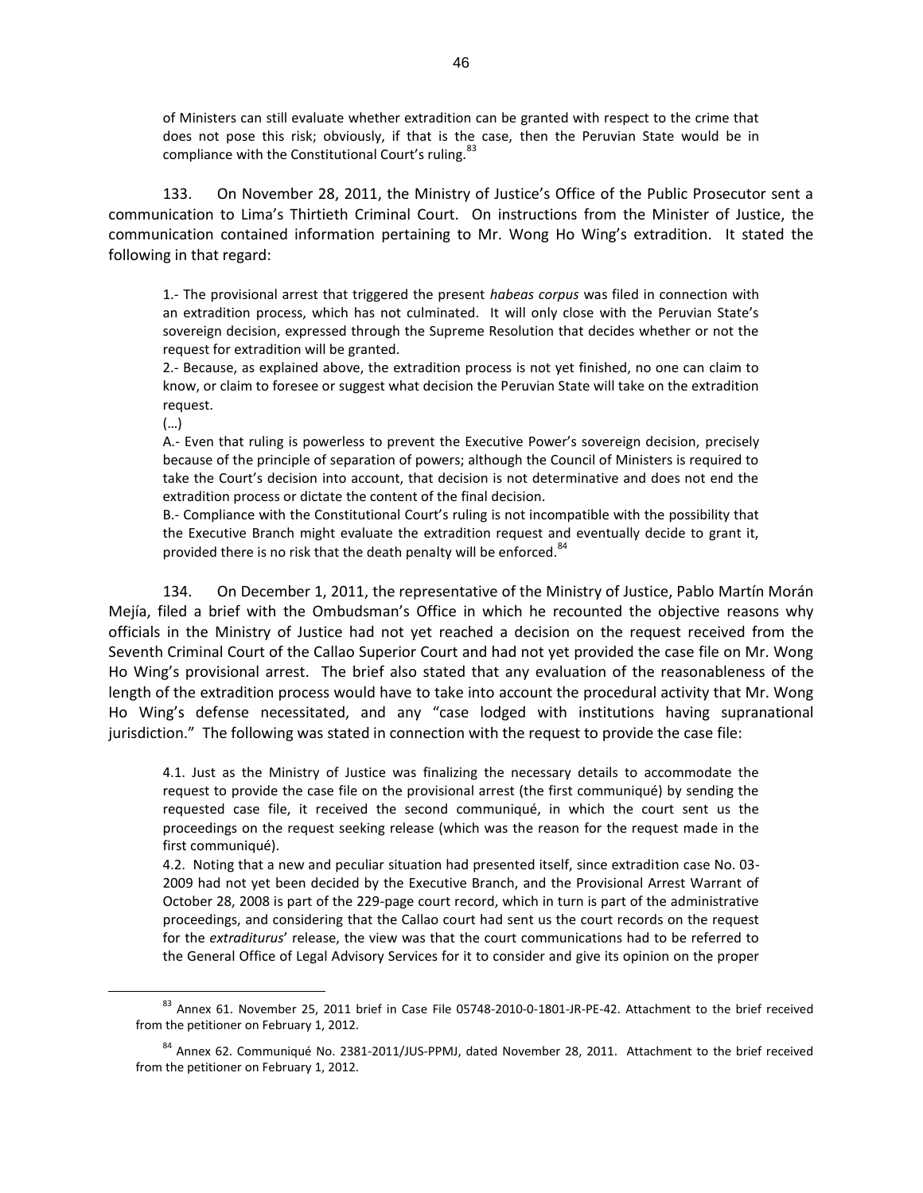> of Ministers can still evaluate whether extradition can be granted with respect to the crime that does not pose this risk; obviously, if that is the case, then the Peruvian State would be in compliance with the Constitutional Court's ruling.[83]

133. On November 28, 2011, the Ministry of Justice's Office of the Public Prosecutor sent a communication to Lima's Thirtieth Criminal Court. On instructions from the Minister of Justice, the communication contained information pertaining to Mr. Wong Ho Wing's extradition. It stated the following in that regard:

> 1.- The provisional arrest that triggered the present *habeas corpus* was filed in connection with an extradition process, which has not culminated. It will only close with the Peruvian State's sovereign decision, expressed through the Supreme Resolution that decides whether or not the request for extradition will be granted.
>
> 2.- Because, as explained above, the extradition process is not yet finished, no one can claim to know, or claim to foresee or suggest what decision the Peruvian State will take on the extradition request.
>
> (…)
>
> A.- Even that ruling is powerless to prevent the Executive Power's sovereign decision, precisely because of the principle of separation of powers; although the Council of Ministers is required to take the Court's decision into account, that decision is not determinative and does not end the extradition process or dictate the content of the final decision.
>
> B.- Compliance with the Constitutional Court's ruling is not incompatible with the possibility that the Executive Branch might evaluate the extradition request and eventually decide to grant it, provided there is no risk that the death penalty will be enforced.[84]

134. On December 1, 2011, the representative of the Ministry of Justice, Pablo Martín Morán Mejía, filed a brief with the Ombudsman's Office in which he recounted the objective reasons why officials in the Ministry of Justice had not yet reached a decision on the request received from the Seventh Criminal Court of the Callao Superior Court and had not yet provided the case file on Mr. Wong Ho Wing's provisional arrest. The brief also stated that any evaluation of the reasonableness of the length of the extradition process would have to take into account the procedural activity that Mr. Wong Ho Wing's defense necessitated, and any "case lodged with institutions having supranational jurisdiction." The following was stated in connection with the request to provide the case file:

> 4.1. Just as the Ministry of Justice was finalizing the necessary details to accommodate the request to provide the case file on the provisional arrest (the first communiqué) by sending the requested case file, it received the second communiqué, in which the court sent us the proceedings on the request seeking release (which was the reason for the request made in the first communiqué).
>
> 4.2. Noting that a new and peculiar situation had presented itself, since extradition case No. 03-2009 had not yet been decided by the Executive Branch, and the Provisional Arrest Warrant of October 28, 2008 is part of the 229-page court record, which in turn is part of the administrative proceedings, and considering that the Callao court had sent us the court records on the request for the *extraditurus*' release, the view was that the court communications had to be referred to the General Office of Legal Advisory Services for it to consider and give its opinion on the proper

---

[83] Annex 61. November 25, 2011 brief in Case File 05748-2010-0-1801-JR-PE-42. Attachment to the brief received from the petitioner on February 1, 2012.

[84] Annex 62. Communiqué No. 2381-2011/JUS-PPMJ, dated November 28, 2011. Attachment to the brief received from the petitioner on February 1, 2012.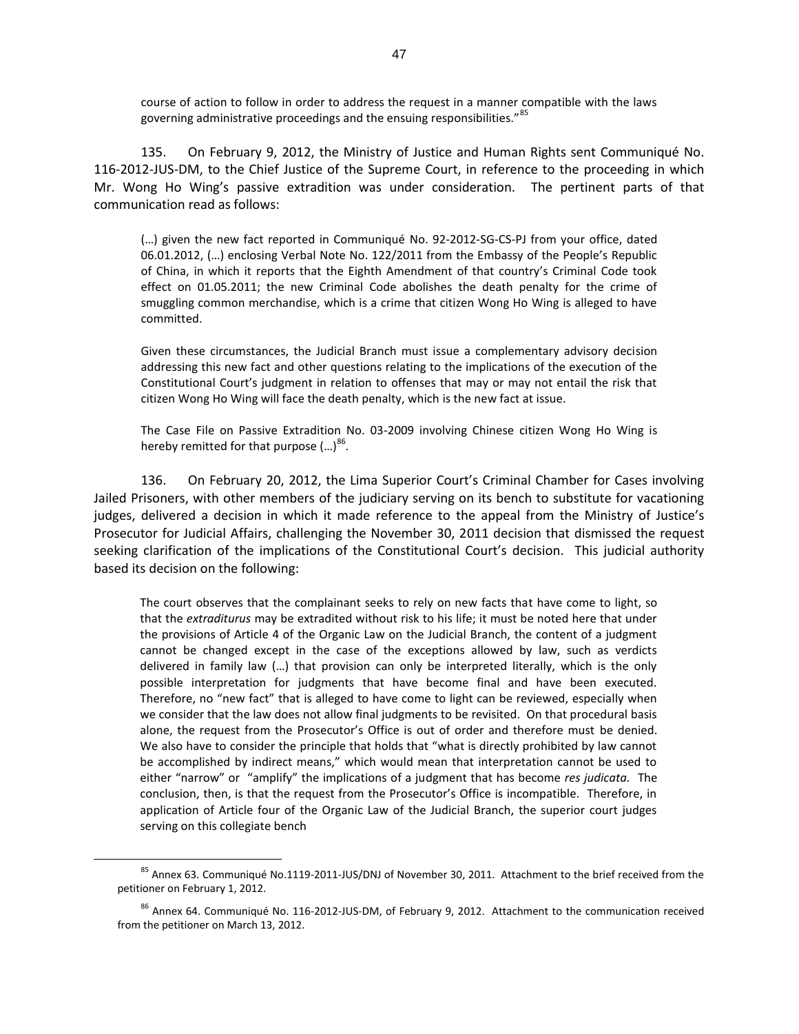> course of action to follow in order to address the request in a manner compatible with the laws governing administrative proceedings and the ensuing responsibilities."[85]

135. On February 9, 2012, the Ministry of Justice and Human Rights sent Communiqué No. 116-2012-JUS-DM, to the Chief Justice of the Supreme Court, in reference to the proceeding in which Mr. Wong Ho Wing's passive extradition was under consideration. The pertinent parts of that communication read as follows:

> (…) given the new fact reported in Communiqué No. 92-2012-SG-CS-PJ from your office, dated 06.01.2012, (…) enclosing Verbal Note No. 122/2011 from the Embassy of the People's Republic of China, in which it reports that the Eighth Amendment of that country's Criminal Code took effect on 01.05.2011; the new Criminal Code abolishes the death penalty for the crime of smuggling common merchandise, which is a crime that citizen Wong Ho Wing is alleged to have committed.
>
> Given these circumstances, the Judicial Branch must issue a complementary advisory decision addressing this new fact and other questions relating to the implications of the execution of the Constitutional Court's judgment in relation to offenses that may or may not entail the risk that citizen Wong Ho Wing will face the death penalty, which is the new fact at issue.
>
> The Case File on Passive Extradition No. 03-2009 involving Chinese citizen Wong Ho Wing is hereby remitted for that purpose (…)[86].

136. On February 20, 2012, the Lima Superior Court's Criminal Chamber for Cases involving Jailed Prisoners, with other members of the judiciary serving on its bench to substitute for vacationing judges, delivered a decision in which it made reference to the appeal from the Ministry of Justice's Prosecutor for Judicial Affairs, challenging the November 30, 2011 decision that dismissed the request seeking clarification of the implications of the Constitutional Court's decision. This judicial authority based its decision on the following:

> The court observes that the complainant seeks to rely on new facts that have come to light, so that the *extraditurus* may be extradited without risk to his life; it must be noted here that under the provisions of Article 4 of the Organic Law on the Judicial Branch, the content of a judgment cannot be changed except in the case of the exceptions allowed by law, such as verdicts delivered in family law (…) that provision can only be interpreted literally, which is the only possible interpretation for judgments that have become final and have been executed. Therefore, no "new fact" that is alleged to have come to light can be reviewed, especially when we consider that the law does not allow final judgments to be revisited. On that procedural basis alone, the request from the Prosecutor's Office is out of order and therefore must be denied. We also have to consider the principle that holds that "what is directly prohibited by law cannot be accomplished by indirect means," which would mean that interpretation cannot be used to either "narrow" or "amplify" the implications of a judgment that has become *res judicata.* The conclusion, then, is that the request from the Prosecutor's Office is incompatible. Therefore, in application of Article four of the Organic Law of the Judicial Branch, the superior court judges serving on this collegiate bench

---

[85] Annex 63. Communiqué No.1119-2011-JUS/DNJ of November 30, 2011. Attachment to the brief received from the petitioner on February 1, 2012.

[86] Annex 64. Communiqué No. 116-2012-JUS-DM, of February 9, 2012. Attachment to the communication received from the petitioner on March 13, 2012.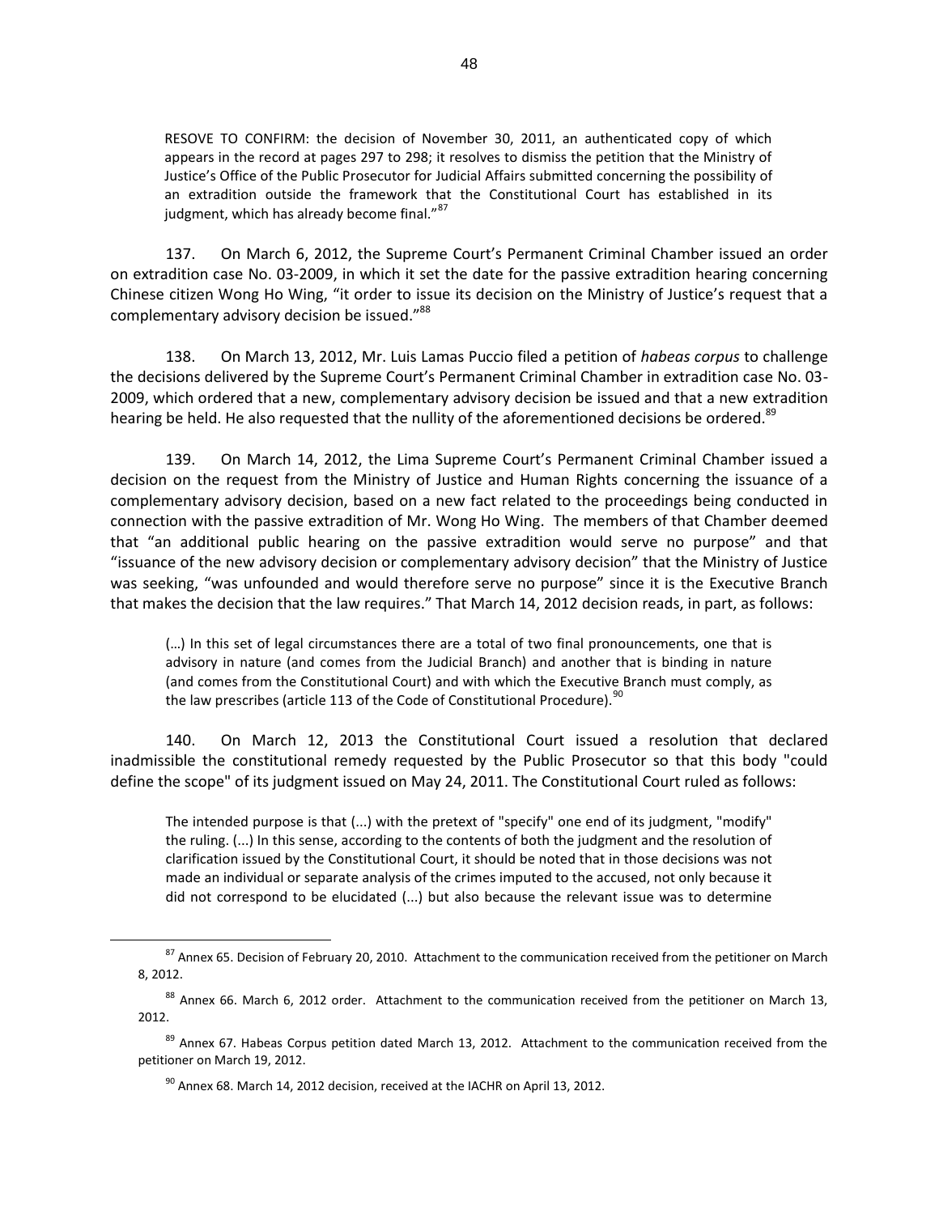> RESOVE TO CONFIRM: the decision of November 30, 2011, an authenticated copy of which appears in the record at pages 297 to 298; it resolves to dismiss the petition that the Ministry of Justice's Office of the Public Prosecutor for Judicial Affairs submitted concerning the possibility of an extradition outside the framework that the Constitutional Court has established in its judgment, which has already become final."[87]

137. On March 6, 2012, the Supreme Court's Permanent Criminal Chamber issued an order on extradition case No. 03-2009, in which it set the date for the passive extradition hearing concerning Chinese citizen Wong Ho Wing, "it order to issue its decision on the Ministry of Justice's request that a complementary advisory decision be issued."[88]

138. On March 13, 2012, Mr. Luis Lamas Puccio filed a petition of *habeas corpus* to challenge the decisions delivered by the Supreme Court's Permanent Criminal Chamber in extradition case No. 03-2009, which ordered that a new, complementary advisory decision be issued and that a new extradition hearing be held. He also requested that the nullity of the aforementioned decisions be ordered.[89]

139. On March 14, 2012, the Lima Supreme Court's Permanent Criminal Chamber issued a decision on the request from the Ministry of Justice and Human Rights concerning the issuance of a complementary advisory decision, based on a new fact related to the proceedings being conducted in connection with the passive extradition of Mr. Wong Ho Wing. The members of that Chamber deemed that "an additional public hearing on the passive extradition would serve no purpose" and that "issuance of the new advisory decision or complementary advisory decision" that the Ministry of Justice was seeking, "was unfounded and would therefore serve no purpose" since it is the Executive Branch that makes the decision that the law requires." That March 14, 2012 decision reads, in part, as follows:

> (…) In this set of legal circumstances there are a total of two final pronouncements, one that is advisory in nature (and comes from the Judicial Branch) and another that is binding in nature (and comes from the Constitutional Court) and with which the Executive Branch must comply, as the law prescribes (article 113 of the Code of Constitutional Procedure).[90]

140. On March 12, 2013 the Constitutional Court issued a resolution that declared inadmissible the constitutional remedy requested by the Public Prosecutor so that this body "could define the scope" of its judgment issued on May 24, 2011. The Constitutional Court ruled as follows:

> The intended purpose is that (...) with the pretext of "specify" one end of its judgment, "modify" the ruling. (...) In this sense, according to the contents of both the judgment and the resolution of clarification issued by the Constitutional Court, it should be noted that in those decisions was not made an individual or separate analysis of the crimes imputed to the accused, not only because it did not correspond to be elucidated (...) but also because the relevant issue was to determine

---

[87] Annex 65. Decision of February 20, 2010. Attachment to the communication received from the petitioner on March 8, 2012.

[88] Annex 66. March 6, 2012 order. Attachment to the communication received from the petitioner on March 13, 2012.

[89] Annex 67. Habeas Corpus petition dated March 13, 2012. Attachment to the communication received from the petitioner on March 19, 2012.

[90] Annex 68. March 14, 2012 decision, received at the IACHR on April 13, 2012.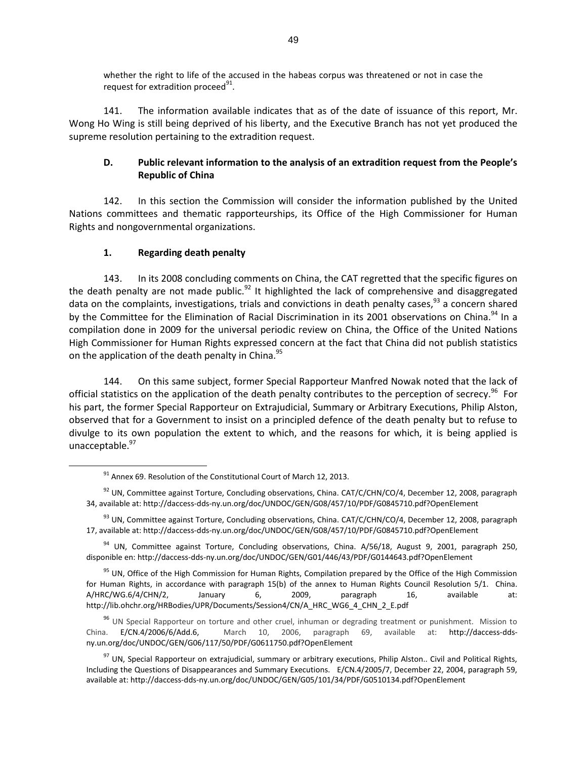whether the right to life of the accused in the habeas corpus was threatened or not in case the request for extradition proceed[91].

141. The information available indicates that as of the date of issuance of this report, Mr. Wong Ho Wing is still being deprived of his liberty, and the Executive Branch has not yet produced the supreme resolution pertaining to the extradition request.

## D. Public relevant information to the analysis of an extradition request from the People's Republic of China

142. In this section the Commission will consider the information published by the United Nations committees and thematic rapporteurships, its Office of the High Commissioner for Human Rights and nongovernmental organizations.

### 1. Regarding death penalty

143. In its 2008 concluding comments on China, the CAT regretted that the specific figures on the death penalty are not made public.[92] It highlighted the lack of comprehensive and disaggregated data on the complaints, investigations, trials and convictions in death penalty cases,[93] a concern shared by the Committee for the Elimination of Racial Discrimination in its 2001 observations on China.[94] In a compilation done in 2009 for the universal periodic review on China, the Office of the United Nations High Commissioner for Human Rights expressed concern at the fact that China did not publish statistics on the application of the death penalty in China.[95]

144. On this same subject, former Special Rapporteur Manfred Nowak noted that the lack of official statistics on the application of the death penalty contributes to the perception of secrecy.[96] For his part, the former Special Rapporteur on Extrajudicial, Summary or Arbitrary Executions, Philip Alston, observed that for a Government to insist on a principled defence of the death penalty but to refuse to divulge to its own population the extent to which, and the reasons for which, it is being applied is unacceptable.[97]

---

[91] Annex 69. Resolution of the Constitutional Court of March 12, 2013.

[92] UN, Committee against Torture, Concluding observations, China. CAT/C/CHN/CO/4, December 12, 2008, paragraph 34, available at: http://daccess-dds-ny.un.org/doc/UNDOC/GEN/G08/457/10/PDF/G0845710.pdf?OpenElement

[93] UN, Committee against Torture, Concluding observations, China. CAT/C/CHN/CO/4, December 12, 2008, paragraph 17, available at: http://daccess-dds-ny.un.org/doc/UNDOC/GEN/G08/457/10/PDF/G0845710.pdf?OpenElement

[94] UN, Committee against Torture, Concluding observations, China. A/56/18, August 9, 2001, paragraph 250, disponible en: http://daccess-dds-ny.un.org/doc/UNDOC/GEN/G01/446/43/PDF/G0144643.pdf?OpenElement

[95] UN, Office of the High Commission for Human Rights, Compilation prepared by the Office of the High Commission for Human Rights, in accordance with paragraph 15(b) of the annex to Human Rights Council Resolution 5/1. China. A/HRC/WG.6/4/CHN/2, January 6, 2009, paragraph 16, available at: http://lib.ohchr.org/HRBodies/UPR/Documents/Session4/CN/A_HRC_WG6_4_CHN_2_E.pdf

[96] UN Special Rapporteur on torture and other cruel, inhuman or degrading treatment or punishment. Mission to China. E/CN.4/2006/6/Add.6, March 10, 2006, paragraph 69, available at: http://daccess-dds-ny.un.org/doc/UNDOC/GEN/G06/117/50/PDF/G0611750.pdf?OpenElement

[97] UN, Special Rapporteur on extrajudicial, summary or arbitrary executions, Philip Alston.. Civil and Political Rights, Including the Questions of Disappearances and Summary Executions. E/CN.4/2005/7, December 22, 2004, paragraph 59, available at: http://daccess-dds-ny.un.org/doc/UNDOC/GEN/G05/101/34/PDF/G0510134.pdf?OpenElement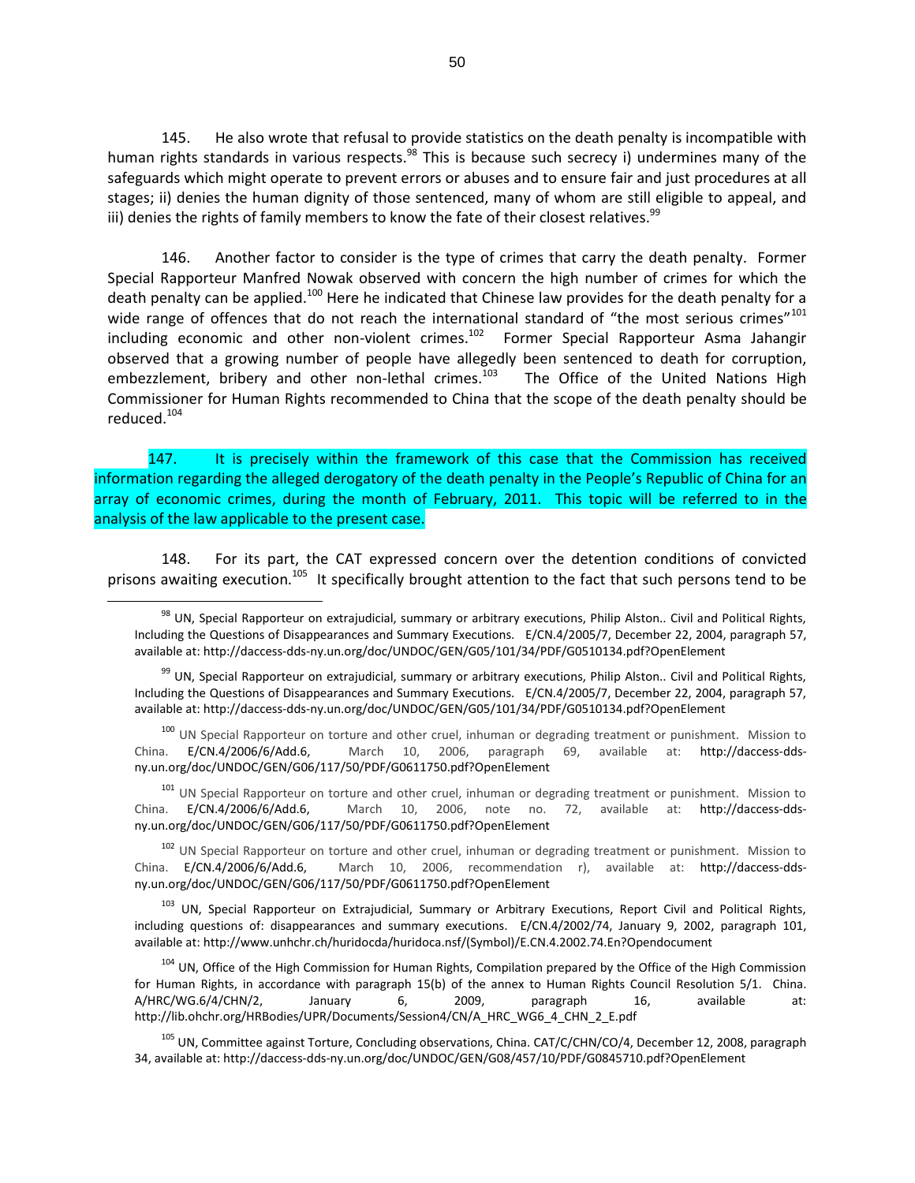145. He also wrote that refusal to provide statistics on the death penalty is incompatible with human rights standards in various respects.[98] This is because such secrecy i) undermines many of the safeguards which might operate to prevent errors or abuses and to ensure fair and just procedures at all stages; ii) denies the human dignity of those sentenced, many of whom are still eligible to appeal, and iii) denies the rights of family members to know the fate of their closest relatives.[99]

146. Another factor to consider is the type of crimes that carry the death penalty. Former Special Rapporteur Manfred Nowak observed with concern the high number of crimes for which the death penalty can be applied.[100] Here he indicated that Chinese law provides for the death penalty for a wide range of offences that do not reach the international standard of "the most serious crimes"[101] including economic and other non-violent crimes.[102] Former Special Rapporteur Asma Jahangir observed that a growing number of people have allegedly been sentenced to death for corruption, embezzlement, bribery and other non-lethal crimes.[103] The Office of the United Nations High Commissioner for Human Rights recommended to China that the scope of the death penalty should be reduced.[104]

147. It is precisely within the framework of this case that the Commission has received information regarding the alleged derogatory of the death penalty in the People's Republic of China for an array of economic crimes, during the month of February, 2011. This topic will be referred to in the analysis of the law applicable to the present case.

148. For its part, the CAT expressed concern over the detention conditions of convicted prisons awaiting execution.[105] It specifically brought attention to the fact that such persons tend to be

---

[98] UN, Special Rapporteur on extrajudicial, summary or arbitrary executions, Philip Alston.. Civil and Political Rights, Including the Questions of Disappearances and Summary Executions. E/CN.4/2005/7, December 22, 2004, paragraph 57, available at: http://daccess-dds-ny.un.org/doc/UNDOC/GEN/G05/101/34/PDF/G0510134.pdf?OpenElement

[99] UN, Special Rapporteur on extrajudicial, summary or arbitrary executions, Philip Alston.. Civil and Political Rights, Including the Questions of Disappearances and Summary Executions. E/CN.4/2005/7, December 22, 2004, paragraph 57, available at: http://daccess-dds-ny.un.org/doc/UNDOC/GEN/G05/101/34/PDF/G0510134.pdf?OpenElement

[100] UN Special Rapporteur on torture and other cruel, inhuman or degrading treatment or punishment. Mission to China. E/CN.4/2006/6/Add.6, March 10, 2006, paragraph 69, available at: http://daccess-dds-ny.un.org/doc/UNDOC/GEN/G06/117/50/PDF/G0611750.pdf?OpenElement

[101] UN Special Rapporteur on torture and other cruel, inhuman or degrading treatment or punishment. Mission to China. E/CN.4/2006/6/Add.6, March 10, 2006, note no. 72, available at: http://daccess-dds-ny.un.org/doc/UNDOC/GEN/G06/117/50/PDF/G0611750.pdf?OpenElement

[102] UN Special Rapporteur on torture and other cruel, inhuman or degrading treatment or punishment. Mission to China. E/CN.4/2006/6/Add.6, March 10, 2006, recommendation r), available at: http://daccess-dds-ny.un.org/doc/UNDOC/GEN/G06/117/50/PDF/G0611750.pdf?OpenElement

[103] UN, Special Rapporteur on Extrajudicial, Summary or Arbitrary Executions, Report Civil and Political Rights, including questions of: disappearances and summary executions. E/CN.4/2002/74, January 9, 2002, paragraph 101, available at: http://www.unhchr.ch/huridocda/huridoca.nsf/(Symbol)/E.CN.4.2002.74.En?Opendocument

[104] UN, Office of the High Commission for Human Rights, Compilation prepared by the Office of the High Commission for Human Rights, in accordance with paragraph 15(b) of the annex to Human Rights Council Resolution 5/1. China. A/HRC/WG.6/4/CHN/2, January 6, 2009, paragraph 16, available at: http://lib.ohchr.org/HRBodies/UPR/Documents/Session4/CN/A_HRC_WG6_4_CHN_2_E.pdf

[105] UN, Committee against Torture, Concluding observations, China. CAT/C/CHN/CO/4, December 12, 2008, paragraph 34, available at: http://daccess-dds-ny.un.org/doc/UNDOC/GEN/G08/457/10/PDF/G0845710.pdf?OpenElement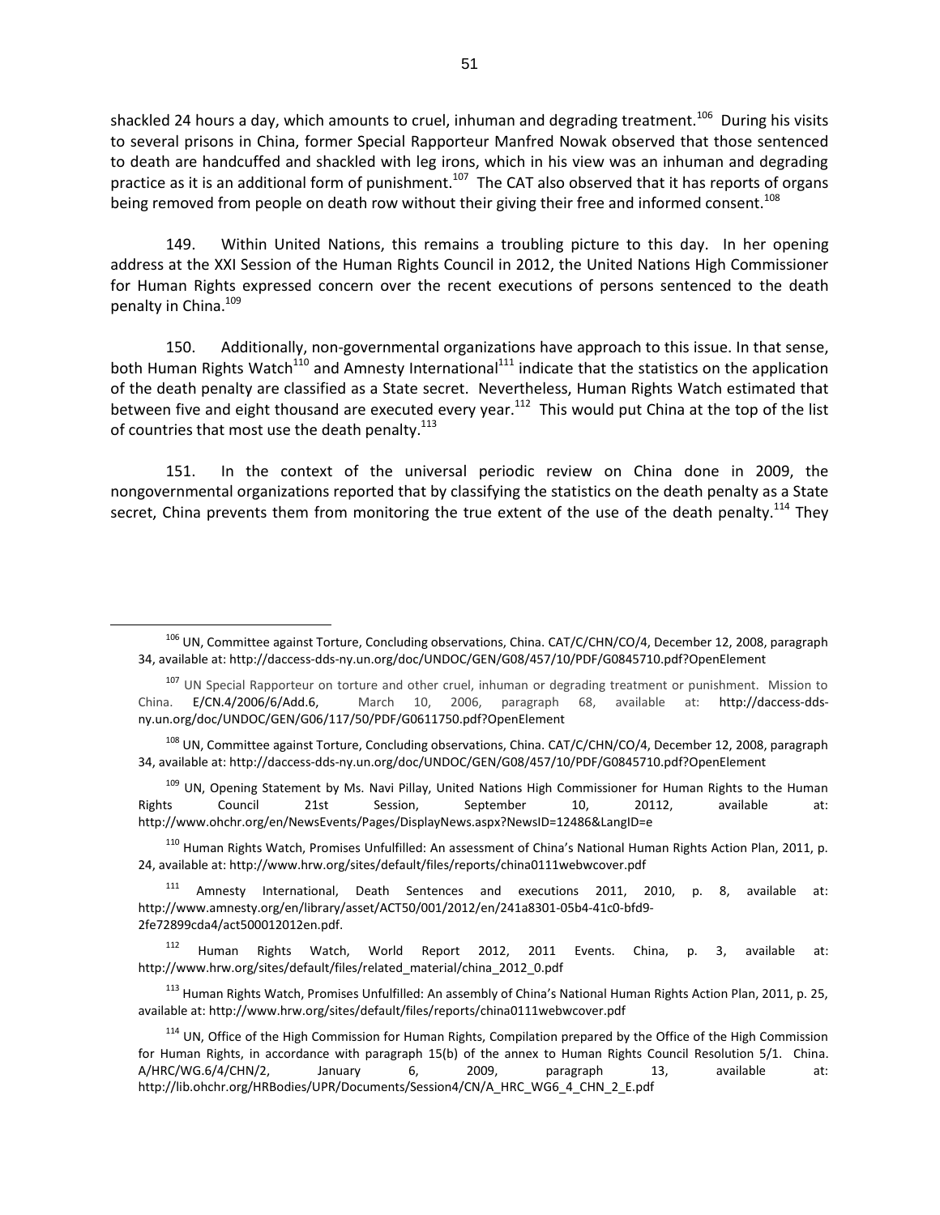shackled 24 hours a day, which amounts to cruel, inhuman and degrading treatment.[106] During his visits to several prisons in China, former Special Rapporteur Manfred Nowak observed that those sentenced to death are handcuffed and shackled with leg irons, which in his view was an inhuman and degrading practice as it is an additional form of punishment.[107] The CAT also observed that it has reports of organs being removed from people on death row without their giving their free and informed consent.[108]

149. Within United Nations, this remains a troubling picture to this day. In her opening address at the XXI Session of the Human Rights Council in 2012, the United Nations High Commissioner for Human Rights expressed concern over the recent executions of persons sentenced to the death penalty in China.[109]

150. Additionally, non-governmental organizations have approach to this issue. In that sense, both Human Rights Watch[110] and Amnesty International[111] indicate that the statistics on the application of the death penalty are classified as a State secret. Nevertheless, Human Rights Watch estimated that between five and eight thousand are executed every year.[112] This would put China at the top of the list of countries that most use the death penalty.[113]

151. In the context of the universal periodic review on China done in 2009, the nongovernmental organizations reported that by classifying the statistics on the death penalty as a State secret, China prevents them from monitoring the true extent of the use of the death penalty.[114] They

---

[106] UN, Committee against Torture, Concluding observations, China. CAT/C/CHN/CO/4, December 12, 2008, paragraph 34, available at: http://daccess-dds-ny.un.org/doc/UNDOC/GEN/G08/457/10/PDF/G0845710.pdf?OpenElement

[107] UN Special Rapporteur on torture and other cruel, inhuman or degrading treatment or punishment. Mission to China. E/CN.4/2006/6/Add.6, March 10, 2006, paragraph 68, available at: http://daccess-dds-ny.un.org/doc/UNDOC/GEN/G06/117/50/PDF/G0611750.pdf?OpenElement

[108] UN, Committee against Torture, Concluding observations, China. CAT/C/CHN/CO/4, December 12, 2008, paragraph 34, available at: http://daccess-dds-ny.un.org/doc/UNDOC/GEN/G08/457/10/PDF/G0845710.pdf?OpenElement

[109] UN, Opening Statement by Ms. Navi Pillay, United Nations High Commissioner for Human Rights to the Human Rights Council 21st Session, September 10, 20112, available at: http://www.ohchr.org/en/NewsEvents/Pages/DisplayNews.aspx?NewsID=12486&LangID=e

[110] Human Rights Watch, Promises Unfulfilled: An assessment of China's National Human Rights Action Plan, 2011, p. 24, available at: http://www.hrw.org/sites/default/files/reports/china0111webwcover.pdf

[111] Amnesty International, Death Sentences and executions 2011, 2010, p. 8, available at: http://www.amnesty.org/en/library/asset/ACT50/001/2012/en/241a8301-05b4-41c0-bfd9-2fe72899cda4/act500012012en.pdf.

[112] Human Rights Watch, World Report 2012, 2011 Events. China, p. 3, available at: http://www.hrw.org/sites/default/files/related_material/china_2012_0.pdf

[113] Human Rights Watch, Promises Unfulfilled: An assembly of China's National Human Rights Action Plan, 2011, p. 25, available at: http://www.hrw.org/sites/default/files/reports/china0111webwcover.pdf

[114] UN, Office of the High Commission for Human Rights, Compilation prepared by the Office of the High Commission for Human Rights, in accordance with paragraph 15(b) of the annex to Human Rights Council Resolution 5/1. China. A/HRC/WG.6/4/CHN/2, January 6, 2009, paragraph 13, available at: http://lib.ohchr.org/HRBodies/UPR/Documents/Session4/CN/A_HRC_WG6_4_CHN_2_E.pdf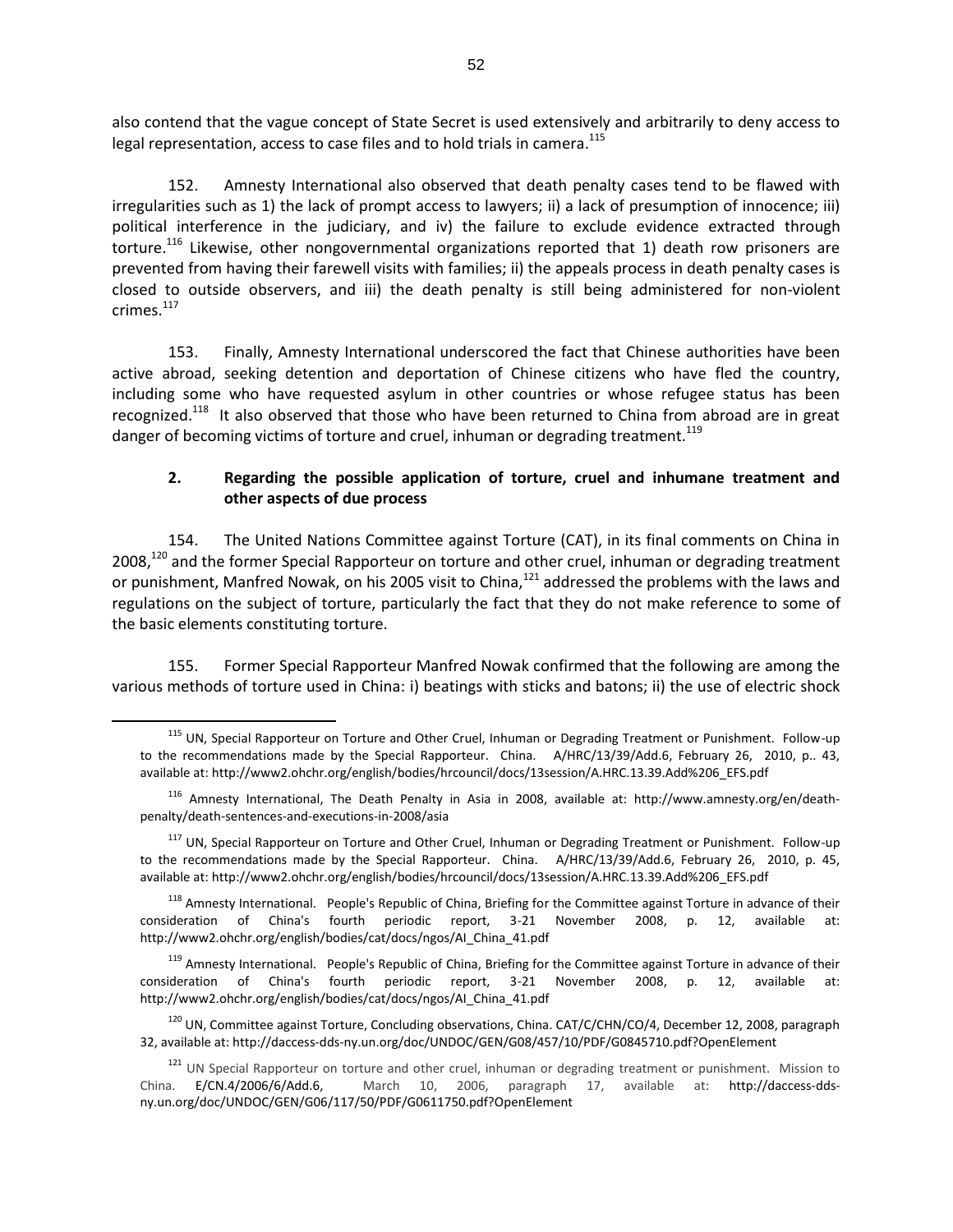also contend that the vague concept of State Secret is used extensively and arbitrarily to deny access to legal representation, access to case files and to hold trials in camera.[115]

152. Amnesty International also observed that death penalty cases tend to be flawed with irregularities such as 1) the lack of prompt access to lawyers; ii) a lack of presumption of innocence; iii) political interference in the judiciary, and iv) the failure to exclude evidence extracted through torture.[116] Likewise, other nongovernmental organizations reported that 1) death row prisoners are prevented from having their farewell visits with families; ii) the appeals process in death penalty cases is closed to outside observers, and iii) the death penalty is still being administered for non-violent crimes.[117]

153. Finally, Amnesty International underscored the fact that Chinese authorities have been active abroad, seeking detention and deportation of Chinese citizens who have fled the country, including some who have requested asylum in other countries or whose refugee status has been recognized.[118] It also observed that those who have been returned to China from abroad are in great danger of becoming victims of torture and cruel, inhuman or degrading treatment.[119]

### 2. Regarding the possible application of torture, cruel and inhumane treatment and other aspects of due process

154. The United Nations Committee against Torture (CAT), in its final comments on China in 2008,[120] and the former Special Rapporteur on torture and other cruel, inhuman or degrading treatment or punishment, Manfred Nowak, on his 2005 visit to China,[121] addressed the problems with the laws and regulations on the subject of torture, particularly the fact that they do not make reference to some of the basic elements constituting torture.

155. Former Special Rapporteur Manfred Nowak confirmed that the following are among the various methods of torture used in China: i) beatings with sticks and batons; ii) the use of electric shock

---

[115] UN, Special Rapporteur on Torture and Other Cruel, Inhuman or Degrading Treatment or Punishment. Follow-up to the recommendations made by the Special Rapporteur. China. A/HRC/13/39/Add.6, February 26, 2010, p.. 43, available at: http://www2.ohchr.org/english/bodies/hrcouncil/docs/13session/A.HRC.13.39.Add%206_EFS.pdf

[116] Amnesty International, The Death Penalty in Asia in 2008, available at: http://www.amnesty.org/en/death-penalty/death-sentences-and-executions-in-2008/asia

[117] UN, Special Rapporteur on Torture and Other Cruel, Inhuman or Degrading Treatment or Punishment. Follow-up to the recommendations made by the Special Rapporteur. China. A/HRC/13/39/Add.6, February 26, 2010, p. 45, available at: http://www2.ohchr.org/english/bodies/hrcouncil/docs/13session/A.HRC.13.39.Add%206_EFS.pdf

[118] Amnesty International. People's Republic of China, Briefing for the Committee against Torture in advance of their consideration of China's fourth periodic report, 3-21 November 2008, p. 12, available at: http://www2.ohchr.org/english/bodies/cat/docs/ngos/AI_China_41.pdf

[119] Amnesty International. People's Republic of China, Briefing for the Committee against Torture in advance of their consideration of China's fourth periodic report, 3-21 November 2008, p. 12, available at: http://www2.ohchr.org/english/bodies/cat/docs/ngos/AI_China_41.pdf

[120] UN, Committee against Torture, Concluding observations, China. CAT/C/CHN/CO/4, December 12, 2008, paragraph 32, available at: http://daccess-dds-ny.un.org/doc/UNDOC/GEN/G08/457/10/PDF/G0845710.pdf?OpenElement

[121] UN Special Rapporteur on torture and other cruel, inhuman or degrading treatment or punishment. Mission to China. E/CN.4/2006/6/Add.6, March 10, 2006, paragraph 17, available at: http://daccess-dds-ny.un.org/doc/UNDOC/GEN/G06/117/50/PDF/G0611750.pdf?OpenElement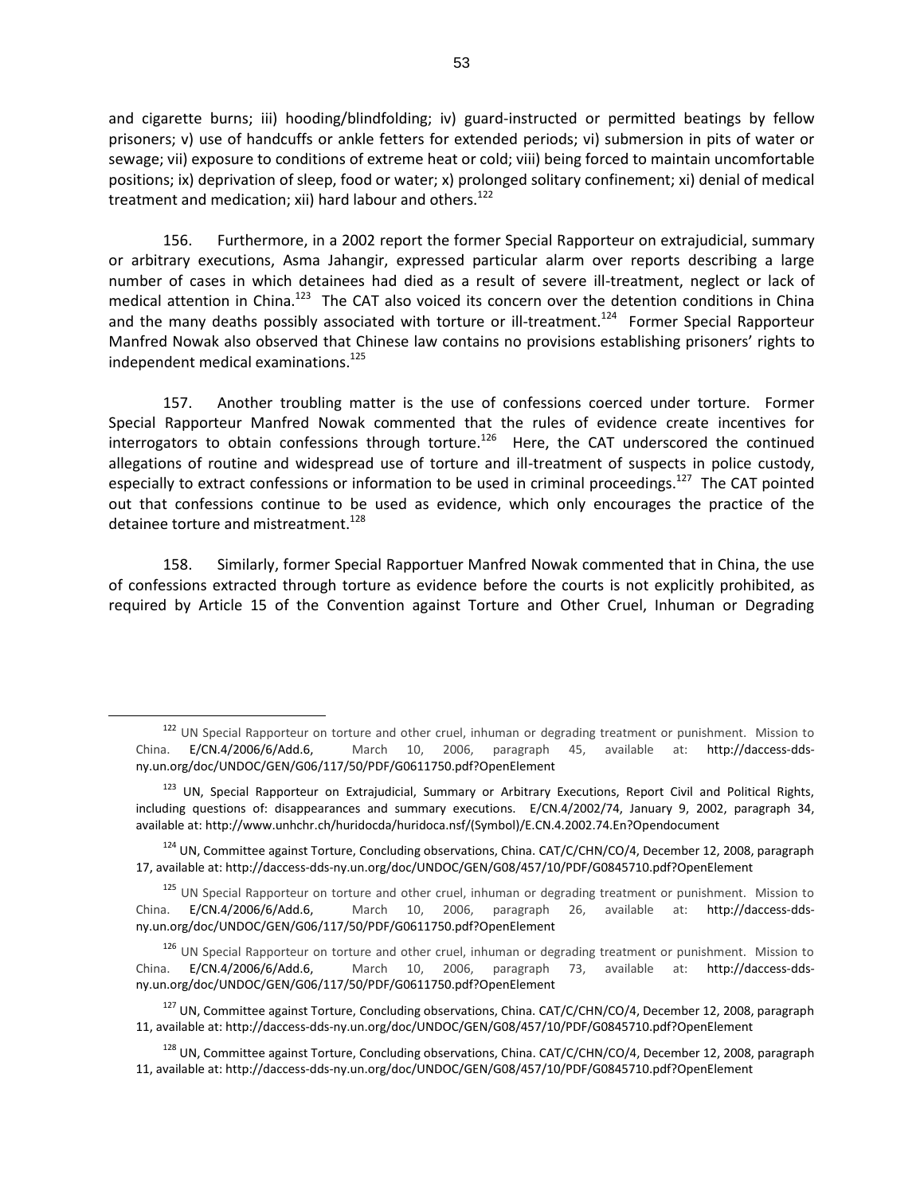and cigarette burns; iii) hooding/blindfolding; iv) guard-instructed or permitted beatings by fellow prisoners; v) use of handcuffs or ankle fetters for extended periods; vi) submersion in pits of water or sewage; vii) exposure to conditions of extreme heat or cold; viii) being forced to maintain uncomfortable positions; ix) deprivation of sleep, food or water; x) prolonged solitary confinement; xi) denial of medical treatment and medication; xii) hard labour and others.[122]

156. Furthermore, in a 2002 report the former Special Rapporteur on extrajudicial, summary or arbitrary executions, Asma Jahangir, expressed particular alarm over reports describing a large number of cases in which detainees had died as a result of severe ill-treatment, neglect or lack of medical attention in China.[123] The CAT also voiced its concern over the detention conditions in China and the many deaths possibly associated with torture or ill-treatment.[124] Former Special Rapporteur Manfred Nowak also observed that Chinese law contains no provisions establishing prisoners' rights to independent medical examinations.[125]

157. Another troubling matter is the use of confessions coerced under torture. Former Special Rapporteur Manfred Nowak commented that the rules of evidence create incentives for interrogators to obtain confessions through torture.[126] Here, the CAT underscored the continued allegations of routine and widespread use of torture and ill-treatment of suspects in police custody, especially to extract confessions or information to be used in criminal proceedings.[127] The CAT pointed out that confessions continue to be used as evidence, which only encourages the practice of the detainee torture and mistreatment.[128]

158. Similarly, former Special Rapportuer Manfred Nowak commented that in China, the use of confessions extracted through torture as evidence before the courts is not explicitly prohibited, as required by Article 15 of the Convention against Torture and Other Cruel, Inhuman or Degrading

---

[122] UN Special Rapporteur on torture and other cruel, inhuman or degrading treatment or punishment. Mission to China. E/CN.4/2006/6/Add.6, March 10, 2006, paragraph 45, available at: http://daccess-dds-ny.un.org/doc/UNDOC/GEN/G06/117/50/PDF/G0611750.pdf?OpenElement

[123] UN, Special Rapporteur on Extrajudicial, Summary or Arbitrary Executions, Report Civil and Political Rights, including questions of: disappearances and summary executions. E/CN.4/2002/74, January 9, 2002, paragraph 34, available at: http://www.unhchr.ch/huridocda/huridoca.nsf/(Symbol)/E.CN.4.2002.74.En?Opendocument

[124] UN, Committee against Torture, Concluding observations, China. CAT/C/CHN/CO/4, December 12, 2008, paragraph 17, available at: http://daccess-dds-ny.un.org/doc/UNDOC/GEN/G08/457/10/PDF/G0845710.pdf?OpenElement

[125] UN Special Rapporteur on torture and other cruel, inhuman or degrading treatment or punishment. Mission to China. E/CN.4/2006/6/Add.6, March 10, 2006, paragraph 26, available at: http://daccess-dds-ny.un.org/doc/UNDOC/GEN/G06/117/50/PDF/G0611750.pdf?OpenElement

[126] UN Special Rapporteur on torture and other cruel, inhuman or degrading treatment or punishment. Mission to China. E/CN.4/2006/6/Add.6, March 10, 2006, paragraph 73, available at: http://daccess-dds-ny.un.org/doc/UNDOC/GEN/G06/117/50/PDF/G0611750.pdf?OpenElement

[127] UN, Committee against Torture, Concluding observations, China. CAT/C/CHN/CO/4, December 12, 2008, paragraph 11, available at: http://daccess-dds-ny.un.org/doc/UNDOC/GEN/G08/457/10/PDF/G0845710.pdf?OpenElement

[128] UN, Committee against Torture, Concluding observations, China. CAT/C/CHN/CO/4, December 12, 2008, paragraph 11, available at: http://daccess-dds-ny.un.org/doc/UNDOC/GEN/G08/457/10/PDF/G0845710.pdf?OpenElement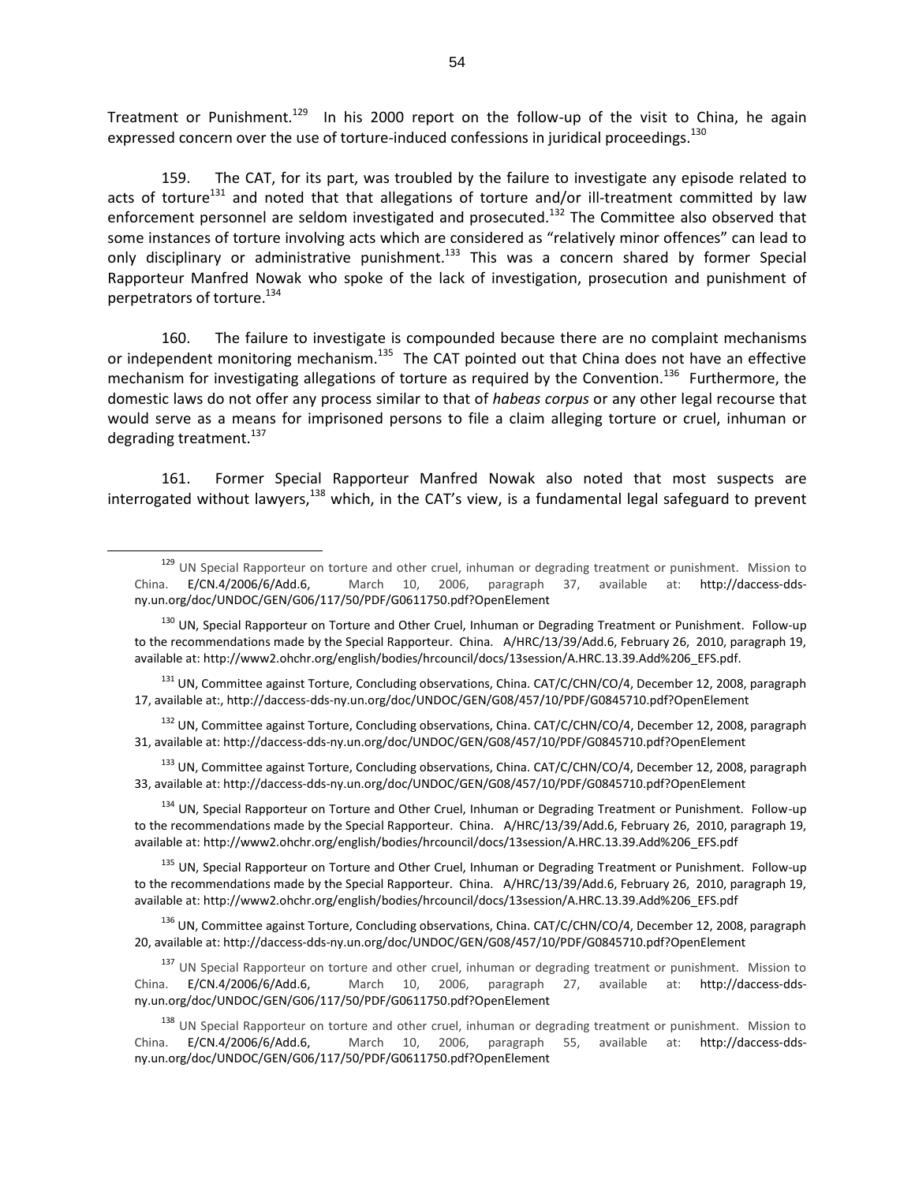Treatment or Punishment.[129] In his 2000 report on the follow-up of the visit to China, he again expressed concern over the use of torture-induced confessions in juridical proceedings.[130]

159. The CAT, for its part, was troubled by the failure to investigate any episode related to acts of torture[131] and noted that that allegations of torture and/or ill-treatment committed by law enforcement personnel are seldom investigated and prosecuted.[132] The Committee also observed that some instances of torture involving acts which are considered as "relatively minor offences" can lead to only disciplinary or administrative punishment.[133] This was a concern shared by former Special Rapporteur Manfred Nowak who spoke of the lack of investigation, prosecution and punishment of perpetrators of torture.[134]

160. The failure to investigate is compounded because there are no complaint mechanisms or independent monitoring mechanism.[135] The CAT pointed out that China does not have an effective mechanism for investigating allegations of torture as required by the Convention.[136] Furthermore, the domestic laws do not offer any process similar to that of *habeas corpus* or any other legal recourse that would serve as a means for imprisoned persons to file a claim alleging torture or cruel, inhuman or degrading treatment.[137]

161. Former Special Rapporteur Manfred Nowak also noted that most suspects are interrogated without lawyers,[138] which, in the CAT's view, is a fundamental legal safeguard to prevent

---

[129] UN Special Rapporteur on torture and other cruel, inhuman or degrading treatment or punishment. Mission to China. E/CN.4/2006/6/Add.6, March 10, 2006, paragraph 37, available at: http://daccess-dds-ny.un.org/doc/UNDOC/GEN/G06/117/50/PDF/G0611750.pdf?OpenElement

[130] UN, Special Rapporteur on Torture and Other Cruel, Inhuman or Degrading Treatment or Punishment. Follow-up to the recommendations made by the Special Rapporteur. China. A/HRC/13/39/Add.6, February 26, 2010, paragraph 19, available at: http://www2.ohchr.org/english/bodies/hrcouncil/docs/13session/A.HRC.13.39.Add%206_EFS.pdf.

[131] UN, Committee against Torture, Concluding observations, China. CAT/C/CHN/CO/4, December 12, 2008, paragraph 17, available at:, http://daccess-dds-ny.un.org/doc/UNDOC/GEN/G08/457/10/PDF/G0845710.pdf?OpenElement

[132] UN, Committee against Torture, Concluding observations, China. CAT/C/CHN/CO/4, December 12, 2008, paragraph 31, available at: http://daccess-dds-ny.un.org/doc/UNDOC/GEN/G08/457/10/PDF/G0845710.pdf?OpenElement

[133] UN, Committee against Torture, Concluding observations, China. CAT/C/CHN/CO/4, December 12, 2008, paragraph 33, available at: http://daccess-dds-ny.un.org/doc/UNDOC/GEN/G08/457/10/PDF/G0845710.pdf?OpenElement

[134] UN, Special Rapporteur on Torture and Other Cruel, Inhuman or Degrading Treatment or Punishment. Follow-up to the recommendations made by the Special Rapporteur. China. A/HRC/13/39/Add.6, February 26, 2010, paragraph 19, available at: http://www2.ohchr.org/english/bodies/hrcouncil/docs/13session/A.HRC.13.39.Add%206_EFS.pdf

[135] UN, Special Rapporteur on Torture and Other Cruel, Inhuman or Degrading Treatment or Punishment. Follow-up to the recommendations made by the Special Rapporteur. China. A/HRC/13/39/Add.6, February 26, 2010, paragraph 19, available at: http://www2.ohchr.org/english/bodies/hrcouncil/docs/13session/A.HRC.13.39.Add%206_EFS.pdf

[136] UN, Committee against Torture, Concluding observations, China. CAT/C/CHN/CO/4, December 12, 2008, paragraph 20, available at: http://daccess-dds-ny.un.org/doc/UNDOC/GEN/G08/457/10/PDF/G0845710.pdf?OpenElement

[137] UN Special Rapporteur on torture and other cruel, inhuman or degrading treatment or punishment. Mission to China. E/CN.4/2006/6/Add.6, March 10, 2006, paragraph 27, available at: http://daccess-dds-ny.un.org/doc/UNDOC/GEN/G06/117/50/PDF/G0611750.pdf?OpenElement

[138] UN Special Rapporteur on torture and other cruel, inhuman or degrading treatment or punishment. Mission to China. E/CN.4/2006/6/Add.6, March 10, 2006, paragraph 55, available at: http://daccess-dds-ny.un.org/doc/UNDOC/GEN/G06/117/50/PDF/G0611750.pdf?OpenElement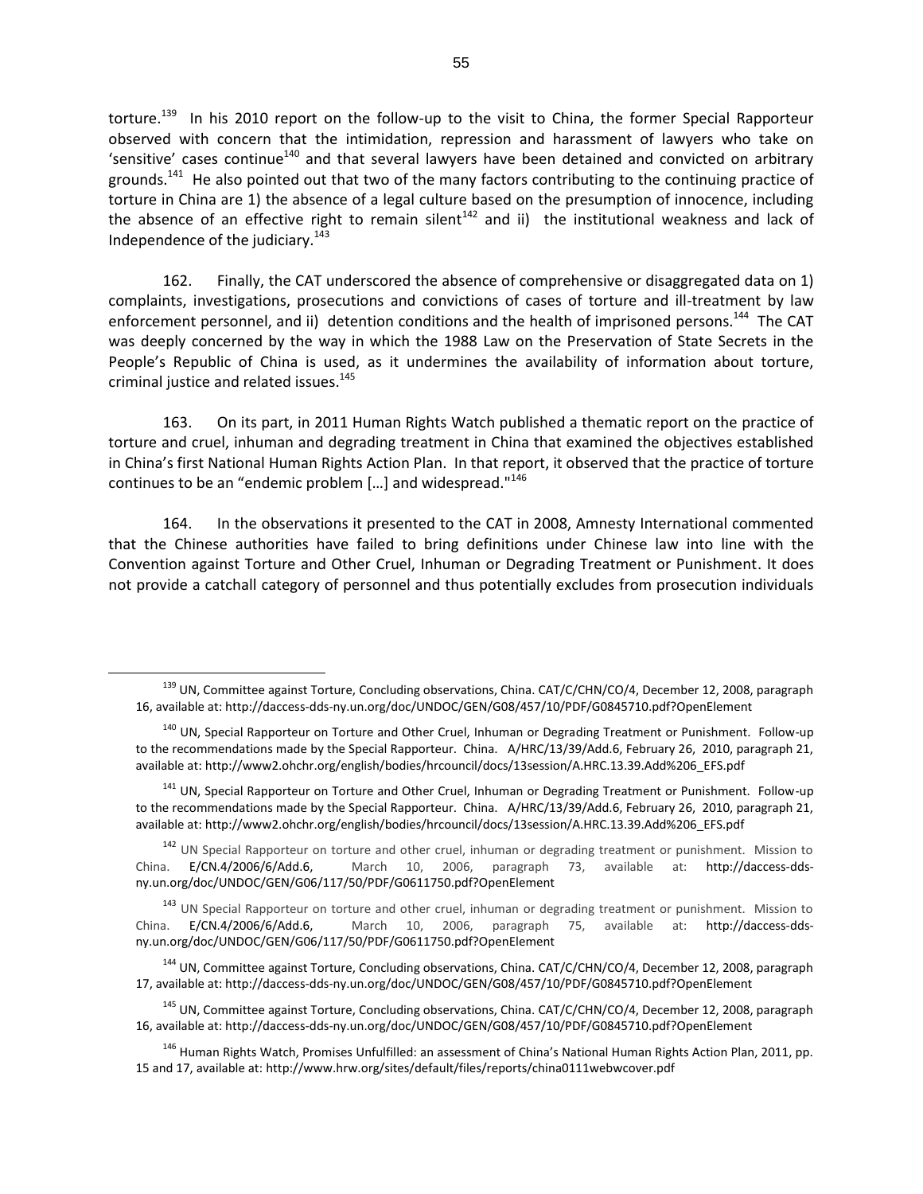torture.[139] In his 2010 report on the follow-up to the visit to China, the former Special Rapporteur observed with concern that the intimidation, repression and harassment of lawyers who take on 'sensitive' cases continue[140] and that several lawyers have been detained and convicted on arbitrary grounds.[141] He also pointed out that two of the many factors contributing to the continuing practice of torture in China are 1) the absence of a legal culture based on the presumption of innocence, including the absence of an effective right to remain silent[142] and ii) the institutional weakness and lack of Independence of the judiciary.[143]

162. Finally, the CAT underscored the absence of comprehensive or disaggregated data on 1) complaints, investigations, prosecutions and convictions of cases of torture and ill-treatment by law enforcement personnel, and ii) detention conditions and the health of imprisoned persons.[144] The CAT was deeply concerned by the way in which the 1988 Law on the Preservation of State Secrets in the People's Republic of China is used, as it undermines the availability of information about torture, criminal justice and related issues.[145]

163. On its part, in 2011 Human Rights Watch published a thematic report on the practice of torture and cruel, inhuman and degrading treatment in China that examined the objectives established in China's first National Human Rights Action Plan. In that report, it observed that the practice of torture continues to be an "endemic problem […] and widespread."[146]

164. In the observations it presented to the CAT in 2008, Amnesty International commented that the Chinese authorities have failed to bring definitions under Chinese law into line with the Convention against Torture and Other Cruel, Inhuman or Degrading Treatment or Punishment. It does not provide a catchall category of personnel and thus potentially excludes from prosecution individuals

---

[139] UN, Committee against Torture, Concluding observations, China. CAT/C/CHN/CO/4, December 12, 2008, paragraph 16, available at: http://daccess-dds-ny.un.org/doc/UNDOC/GEN/G08/457/10/PDF/G0845710.pdf?OpenElement

[140] UN, Special Rapporteur on Torture and Other Cruel, Inhuman or Degrading Treatment or Punishment. Follow-up to the recommendations made by the Special Rapporteur. China. A/HRC/13/39/Add.6, February 26, 2010, paragraph 21, available at: http://www2.ohchr.org/english/bodies/hrcouncil/docs/13session/A.HRC.13.39.Add%206_EFS.pdf

[141] UN, Special Rapporteur on Torture and Other Cruel, Inhuman or Degrading Treatment or Punishment. Follow-up to the recommendations made by the Special Rapporteur. China. A/HRC/13/39/Add.6, February 26, 2010, paragraph 21, available at: http://www2.ohchr.org/english/bodies/hrcouncil/docs/13session/A.HRC.13.39.Add%206_EFS.pdf

[142] UN Special Rapporteur on torture and other cruel, inhuman or degrading treatment or punishment. Mission to China. E/CN.4/2006/6/Add.6, March 10, 2006, paragraph 73, available at: http://daccess-dds-ny.un.org/doc/UNDOC/GEN/G06/117/50/PDF/G0611750.pdf?OpenElement

[143] UN Special Rapporteur on torture and other cruel, inhuman or degrading treatment or punishment. Mission to China. E/CN.4/2006/6/Add.6, March 10, 2006, paragraph 75, available at: http://daccess-dds-ny.un.org/doc/UNDOC/GEN/G06/117/50/PDF/G0611750.pdf?OpenElement

[144] UN, Committee against Torture, Concluding observations, China. CAT/C/CHN/CO/4, December 12, 2008, paragraph 17, available at: http://daccess-dds-ny.un.org/doc/UNDOC/GEN/G08/457/10/PDF/G0845710.pdf?OpenElement

[145] UN, Committee against Torture, Concluding observations, China. CAT/C/CHN/CO/4, December 12, 2008, paragraph 16, available at: http://daccess-dds-ny.un.org/doc/UNDOC/GEN/G08/457/10/PDF/G0845710.pdf?OpenElement

[146] Human Rights Watch, Promises Unfulfilled: an assessment of China's National Human Rights Action Plan, 2011, pp. 15 and 17, available at: http://www.hrw.org/sites/default/files/reports/china0111webwcover.pdf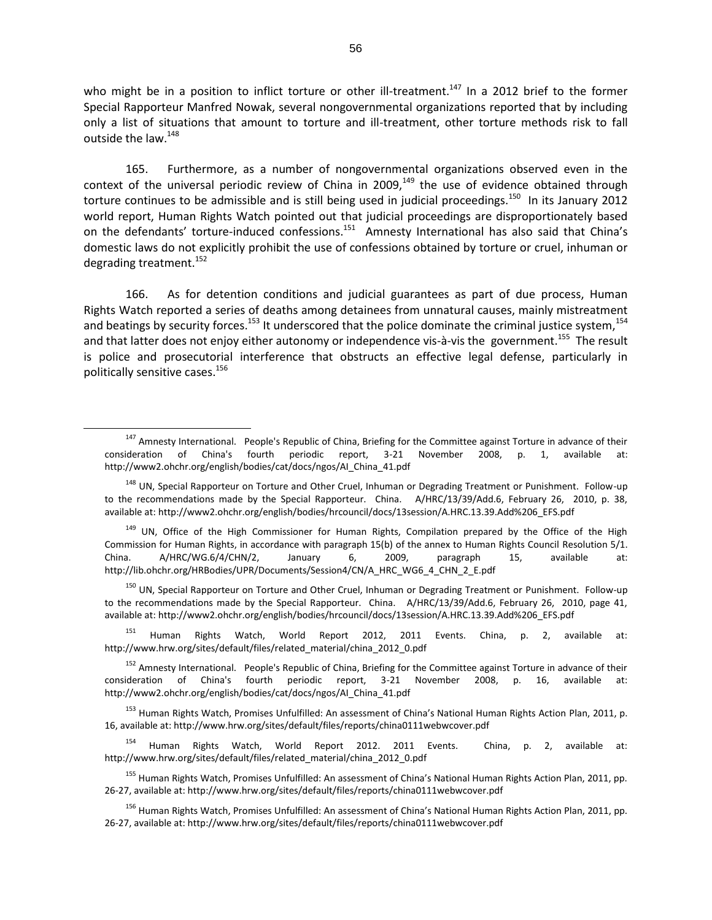who might be in a position to inflict torture or other ill-treatment.[147] In a 2012 brief to the former Special Rapporteur Manfred Nowak, several nongovernmental organizations reported that by including only a list of situations that amount to torture and ill-treatment, other torture methods risk to fall outside the law.[148]

165. Furthermore, as a number of nongovernmental organizations observed even in the context of the universal periodic review of China in 2009,[149] the use of evidence obtained through torture continues to be admissible and is still being used in judicial proceedings.[150] In its January 2012 world report, Human Rights Watch pointed out that judicial proceedings are disproportionately based on the defendants' torture-induced confessions.[151] Amnesty International has also said that China's domestic laws do not explicitly prohibit the use of confessions obtained by torture or cruel, inhuman or degrading treatment.[152]

166. As for detention conditions and judicial guarantees as part of due process, Human Rights Watch reported a series of deaths among detainees from unnatural causes, mainly mistreatment and beatings by security forces.[153] It underscored that the police dominate the criminal justice system,[154] and that latter does not enjoy either autonomy or independence vis-à-vis the government.[155] The result is police and prosecutorial interference that obstructs an effective legal defense, particularly in politically sensitive cases.[156]

---

[147] Amnesty International. People's Republic of China, Briefing for the Committee against Torture in advance of their consideration of China's fourth periodic report, 3-21 November 2008, p. 1, available at: http://www2.ohchr.org/english/bodies/cat/docs/ngos/AI_China_41.pdf

[148] UN, Special Rapporteur on Torture and Other Cruel, Inhuman or Degrading Treatment or Punishment. Follow-up to the recommendations made by the Special Rapporteur. China. A/HRC/13/39/Add.6, February 26, 2010, p. 38, available at: http://www2.ohchr.org/english/bodies/hrcouncil/docs/13session/A.HRC.13.39.Add%206_EFS.pdf

[149] UN, Office of the High Commissioner for Human Rights, Compilation prepared by the Office of the High Commission for Human Rights, in accordance with paragraph 15(b) of the annex to Human Rights Council Resolution 5/1. China. A/HRC/WG.6/4/CHN/2, January 6, 2009, paragraph 15, available at: http://lib.ohchr.org/HRBodies/UPR/Documents/Session4/CN/A_HRC_WG6_4_CHN_2_E.pdf

[150] UN, Special Rapporteur on Torture and Other Cruel, Inhuman or Degrading Treatment or Punishment. Follow-up to the recommendations made by the Special Rapporteur. China. A/HRC/13/39/Add.6, February 26, 2010, page 41, available at: http://www2.ohchr.org/english/bodies/hrcouncil/docs/13session/A.HRC.13.39.Add%206_EFS.pdf

[151] Human Rights Watch, World Report 2012, 2011 Events. China, p. 2, available at: http://www.hrw.org/sites/default/files/related_material/china_2012_0.pdf

[152] Amnesty International. People's Republic of China, Briefing for the Committee against Torture in advance of their consideration of China's fourth periodic report, 3-21 November 2008, p. 16, available at: http://www2.ohchr.org/english/bodies/cat/docs/ngos/AI_China_41.pdf

[153] Human Rights Watch, Promises Unfulfilled: An assessment of China's National Human Rights Action Plan, 2011, p. 16, available at: http://www.hrw.org/sites/default/files/reports/china0111webwcover.pdf

[154] Human Rights Watch, World Report 2012. 2011 Events. China, p. 2, available at: http://www.hrw.org/sites/default/files/related_material/china_2012_0.pdf

[155] Human Rights Watch, Promises Unfulfilled: An assessment of China's National Human Rights Action Plan, 2011, pp. 26-27, available at: http://www.hrw.org/sites/default/files/reports/china0111webwcover.pdf

[156] Human Rights Watch, Promises Unfulfilled: An assessment of China's National Human Rights Action Plan, 2011, pp. 26-27, available at: http://www.hrw.org/sites/default/files/reports/china0111webwcover.pdf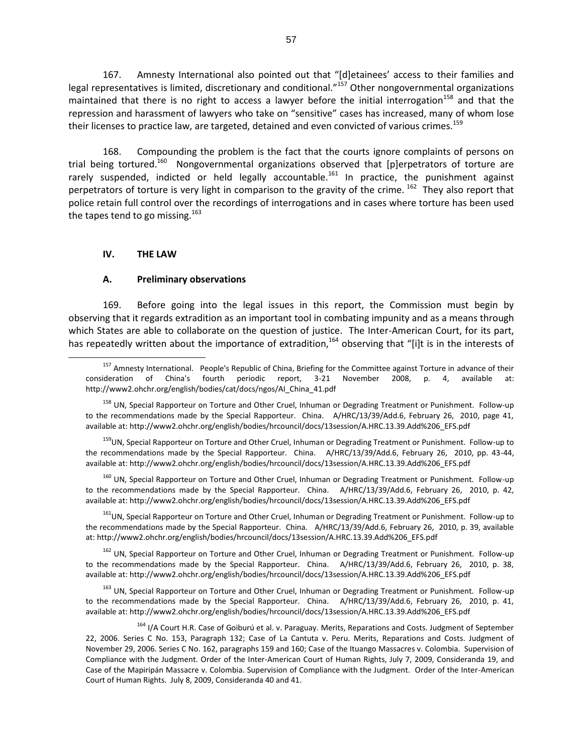167. Amnesty International also pointed out that "[d]etainees' access to their families and legal representatives is limited, discretionary and conditional."[157] Other nongovernmental organizations maintained that there is no right to access a lawyer before the initial interrogation[158] and that the repression and harassment of lawyers who take on "sensitive" cases has increased, many of whom lose their licenses to practice law, are targeted, detained and even convicted of various crimes.[159]

168. Compounding the problem is the fact that the courts ignore complaints of persons on trial being tortured.[160] Nongovernmental organizations observed that [p]erpetrators of torture are rarely suspended, indicted or held legally accountable.[161] In practice, the punishment against perpetrators of torture is very light in comparison to the gravity of the crime.[162] They also report that police retain full control over the recordings of interrogations and in cases where torture has been used the tapes tend to go missing.[163]

## IV. THE LAW

### A. Preliminary observations

169. Before going into the legal issues in this report, the Commission must begin by observing that it regards extradition as an important tool in combating impunity and as a means through which States are able to collaborate on the question of justice. The Inter-American Court, for its part, has repeatedly written about the importance of extradition,[164] observing that "[i]t is in the interests of

---

[157] Amnesty International. People's Republic of China, Briefing for the Committee against Torture in advance of their consideration of China's fourth periodic report, 3-21 November 2008, p. 4, available at: http://www2.ohchr.org/english/bodies/cat/docs/ngos/AI_China_41.pdf

[158] UN, Special Rapporteur on Torture and Other Cruel, Inhuman or Degrading Treatment or Punishment. Follow-up to the recommendations made by the Special Rapporteur. China. A/HRC/13/39/Add.6, February 26, 2010, page 41, available at: http://www2.ohchr.org/english/bodies/hrcouncil/docs/13session/A.HRC.13.39.Add%206_EFS.pdf

[159] UN, Special Rapporteur on Torture and Other Cruel, Inhuman or Degrading Treatment or Punishment. Follow-up to the recommendations made by the Special Rapporteur. China. A/HRC/13/39/Add.6, February 26, 2010, pp. 43-44, available at: http://www2.ohchr.org/english/bodies/hrcouncil/docs/13session/A.HRC.13.39.Add%206_EFS.pdf

[160] UN, Special Rapporteur on Torture and Other Cruel, Inhuman or Degrading Treatment or Punishment. Follow-up to the recommendations made by the Special Rapporteur. China. A/HRC/13/39/Add.6, February 26, 2010, p. 42, available at: http://www2.ohchr.org/english/bodies/hrcouncil/docs/13session/A.HRC.13.39.Add%206_EFS.pdf

[161] UN, Special Rapporteur on Torture and Other Cruel, Inhuman or Degrading Treatment or Punishment. Follow-up to the recommendations made by the Special Rapporteur. China. A/HRC/13/39/Add.6, February 26, 2010, p. 39, available at: http://www2.ohchr.org/english/bodies/hrcouncil/docs/13session/A.HRC.13.39.Add%206_EFS.pdf

[162] UN, Special Rapporteur on Torture and Other Cruel, Inhuman or Degrading Treatment or Punishment. Follow-up to the recommendations made by the Special Rapporteur. China. A/HRC/13/39/Add.6, February 26, 2010, p. 38, available at: http://www2.ohchr.org/english/bodies/hrcouncil/docs/13session/A.HRC.13.39.Add%206_EFS.pdf

[163] UN, Special Rapporteur on Torture and Other Cruel, Inhuman or Degrading Treatment or Punishment. Follow-up to the recommendations made by the Special Rapporteur. China. A/HRC/13/39/Add.6, February 26, 2010, p. 41, available at: http://www2.ohchr.org/english/bodies/hrcouncil/docs/13session/A.HRC.13.39.Add%206_EFS.pdf

[164] I/A Court H.R. Case of Goiburú et al. v. Paraguay. Merits, Reparations and Costs. Judgment of September 22, 2006. Series C No. 153, Paragraph 132; Case of La Cantuta v. Peru. Merits, Reparations and Costs. Judgment of November 29, 2006. Series C No. 162, paragraphs 159 and 160; Case of the Ituango Massacres v. Colombia. Supervision of Compliance with the Judgment. Order of the Inter-American Court of Human Rights, July 7, 2009, Consideranda 19, and Case of the Mapiripán Massacre v. Colombia. Supervision of Compliance with the Judgment. Order of the Inter-American Court of Human Rights. July 8, 2009, Consideranda 40 and 41.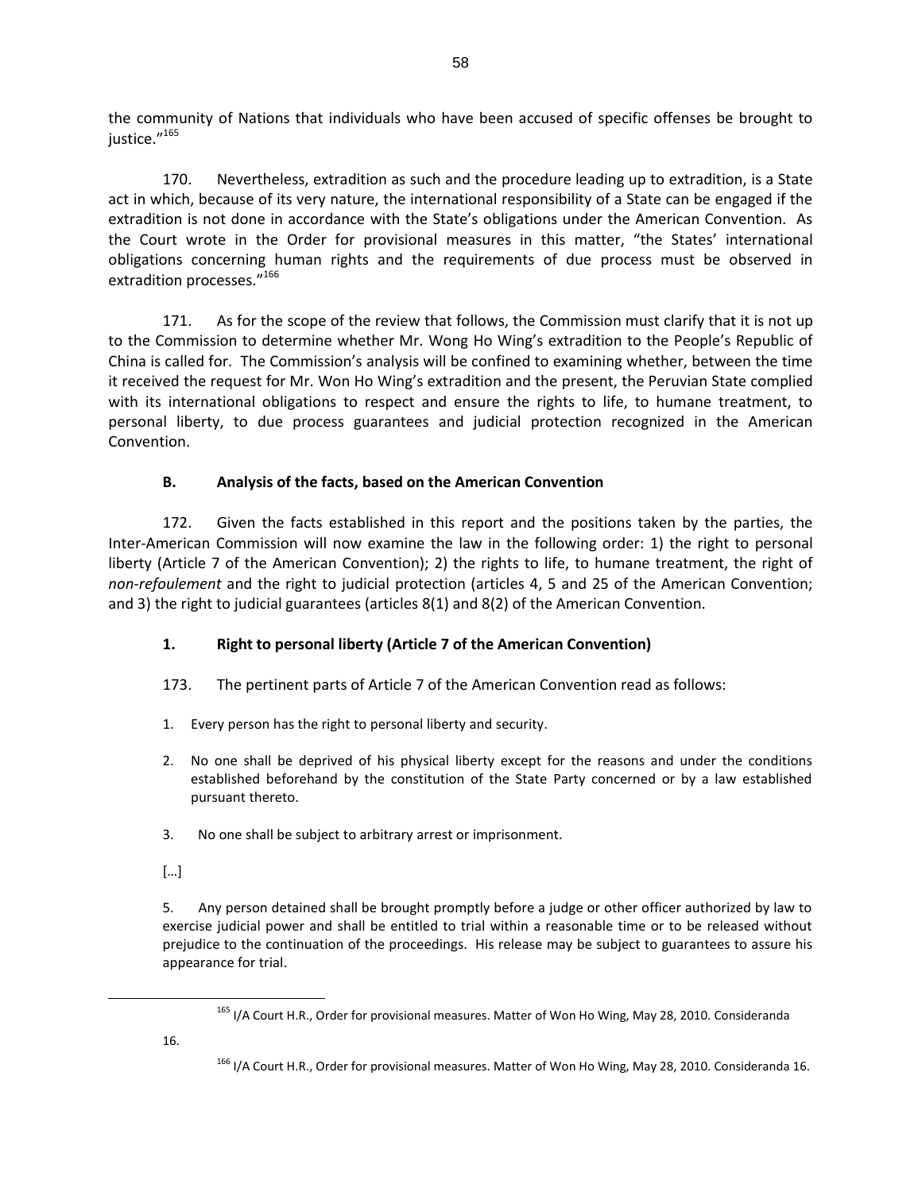the community of Nations that individuals who have been accused of specific offenses be brought to justice."[165]

170. Nevertheless, extradition as such and the procedure leading up to extradition, is a State act in which, because of its very nature, the international responsibility of a State can be engaged if the extradition is not done in accordance with the State's obligations under the American Convention. As the Court wrote in the Order for provisional measures in this matter, "the States' international obligations concerning human rights and the requirements of due process must be observed in extradition processes."[166]

171. As for the scope of the review that follows, the Commission must clarify that it is not up to the Commission to determine whether Mr. Wong Ho Wing's extradition to the People's Republic of China is called for. The Commission's analysis will be confined to examining whether, between the time it received the request for Mr. Won Ho Wing's extradition and the present, the Peruvian State complied with its international obligations to respect and ensure the rights to life, to humane treatment, to personal liberty, to due process guarantees and judicial protection recognized in the American Convention.

### B. Analysis of the facts, based on the American Convention

172. Given the facts established in this report and the positions taken by the parties, the Inter-American Commission will now examine the law in the following order: 1) the right to personal liberty (Article 7 of the American Convention); 2) the rights to life, to humane treatment, the right of *non-refoulement* and the right to judicial protection (articles 4, 5 and 25 of the American Convention; and 3) the right to judicial guarantees (articles 8(1) and 8(2) of the American Convention.

#### 1. Right to personal liberty (Article 7 of the American Convention)

173. The pertinent parts of Article 7 of the American Convention read as follows:

1. Every person has the right to personal liberty and security.
2. No one shall be deprived of his physical liberty except for the reasons and under the conditions established beforehand by the constitution of the State Party concerned or by a law established pursuant thereto.
3. No one shall be subject to arbitrary arrest or imprisonment.

[…]

5. Any person detained shall be brought promptly before a judge or other officer authorized by law to exercise judicial power and shall be entitled to trial within a reasonable time or to be released without prejudice to the continuation of the proceedings. His release may be subject to guarantees to assure his appearance for trial.

---

[165] I/A Court H.R., Order for provisional measures. Matter of Won Ho Wing, May 28, 2010. Consideranda 16.

[166] I/A Court H.R., Order for provisional measures. Matter of Won Ho Wing, May 28, 2010. Consideranda 16.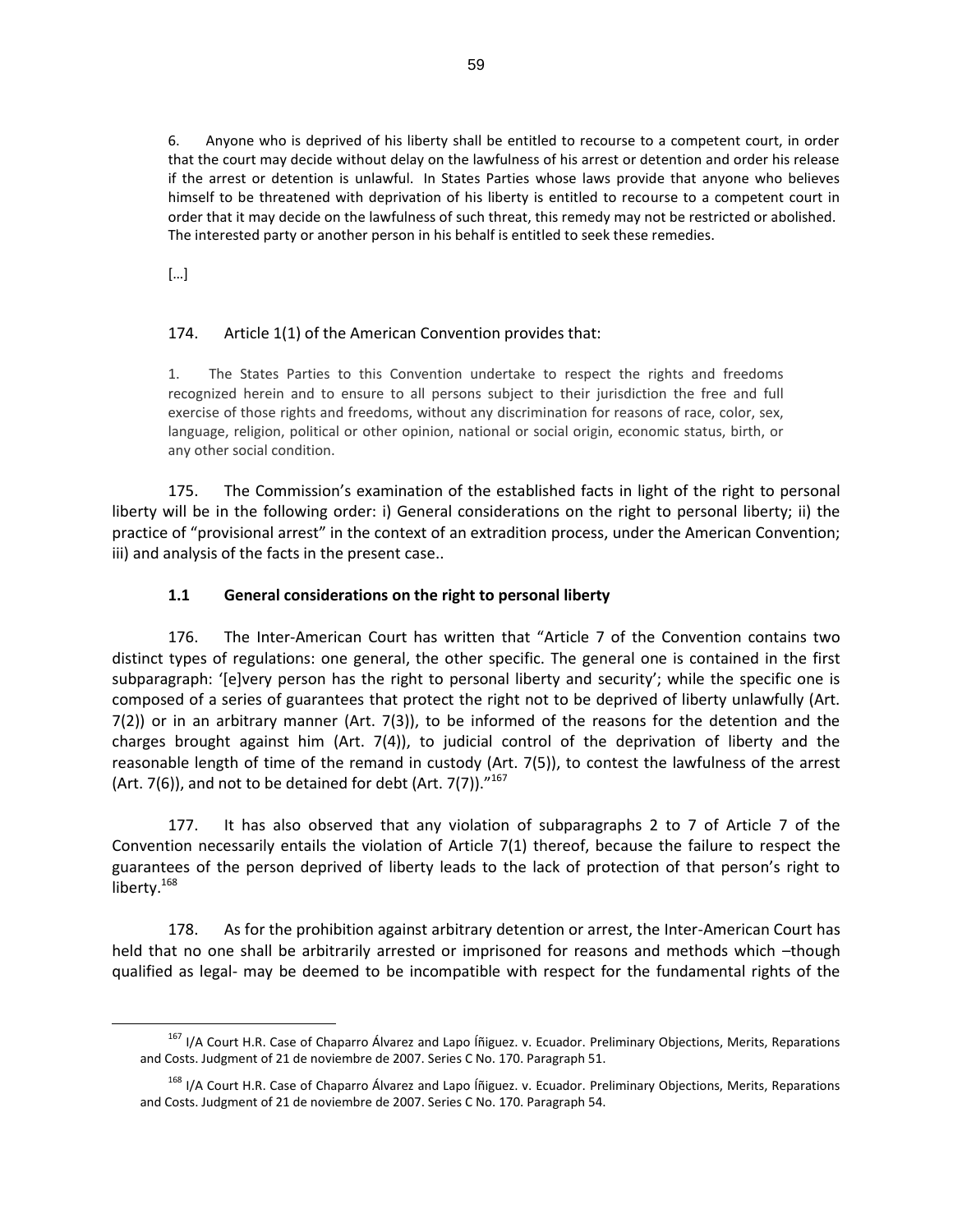> 6. Anyone who is deprived of his liberty shall be entitled to recourse to a competent court, in order that the court may decide without delay on the lawfulness of his arrest or detention and order his release if the arrest or detention is unlawful. In States Parties whose laws provide that anyone who believes himself to be threatened with deprivation of his liberty is entitled to recourse to a competent court in order that it may decide on the lawfulness of such threat, this remedy may not be restricted or abolished. The interested party or another person in his behalf is entitled to seek these remedies.
>
> […]

174. Article 1(1) of the American Convention provides that:

> 1. The States Parties to this Convention undertake to respect the rights and freedoms recognized herein and to ensure to all persons subject to their jurisdiction the free and full exercise of those rights and freedoms, without any discrimination for reasons of race, color, sex, language, religion, political or other opinion, national or social origin, economic status, birth, or any other social condition.

175. The Commission's examination of the established facts in light of the right to personal liberty will be in the following order: i) General considerations on the right to personal liberty; ii) the practice of "provisional arrest" in the context of an extradition process, under the American Convention; iii) and analysis of the facts in the present case..

### 1.1 General considerations on the right to personal liberty

176. The Inter-American Court has written that "Article 7 of the Convention contains two distinct types of regulations: one general, the other specific. The general one is contained in the first subparagraph: '[e]very person has the right to personal liberty and security'; while the specific one is composed of a series of guarantees that protect the right not to be deprived of liberty unlawfully (Art. 7(2)) or in an arbitrary manner (Art. 7(3)), to be informed of the reasons for the detention and the charges brought against him (Art. 7(4)), to judicial control of the deprivation of liberty and the reasonable length of time of the remand in custody (Art. 7(5)), to contest the lawfulness of the arrest (Art. 7(6)), and not to be detained for debt (Art. 7(7))."[167]

177. It has also observed that any violation of subparagraphs 2 to 7 of Article 7 of the Convention necessarily entails the violation of Article 7(1) thereof, because the failure to respect the guarantees of the person deprived of liberty leads to the lack of protection of that person's right to liberty.[168]

178. As for the prohibition against arbitrary detention or arrest, the Inter-American Court has held that no one shall be arbitrarily arrested or imprisoned for reasons and methods which –though qualified as legal- may be deemed to be incompatible with respect for the fundamental rights of the

---

[167] I/A Court H.R. Case of Chaparro Álvarez and Lapo Íñiguez. v. Ecuador. Preliminary Objections, Merits, Reparations and Costs. Judgment of 21 de noviembre de 2007. Series C No. 170. Paragraph 51.

[168] I/A Court H.R. Case of Chaparro Álvarez and Lapo Íñiguez. v. Ecuador. Preliminary Objections, Merits, Reparations and Costs. Judgment of 21 de noviembre de 2007. Series C No. 170. Paragraph 54.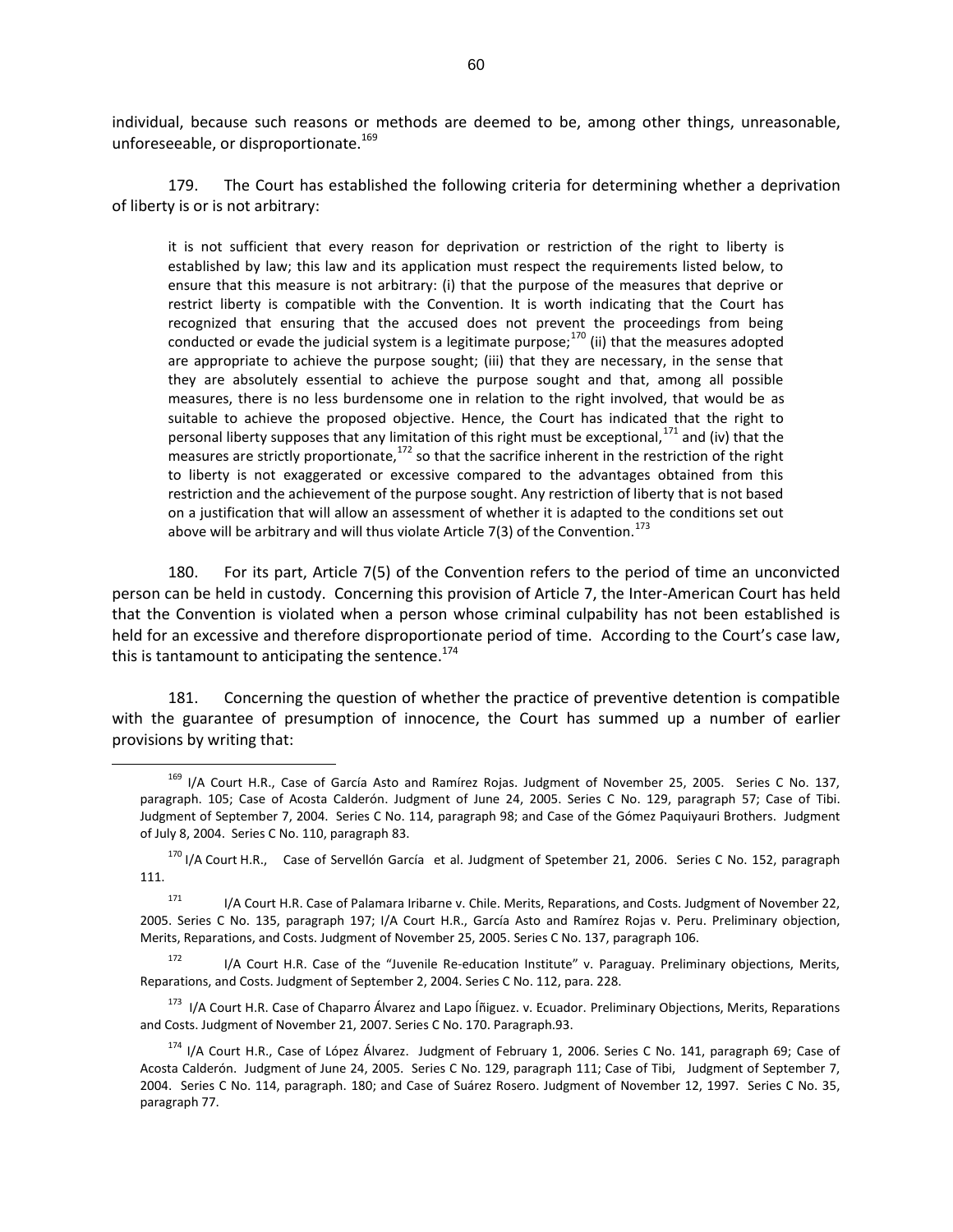individual, because such reasons or methods are deemed to be, among other things, unreasonable, unforeseeable, or disproportionate.[169]

179. The Court has established the following criteria for determining whether a deprivation of liberty is or is not arbitrary:

> it is not sufficient that every reason for deprivation or restriction of the right to liberty is established by law; this law and its application must respect the requirements listed below, to ensure that this measure is not arbitrary: (i) that the purpose of the measures that deprive or restrict liberty is compatible with the Convention. It is worth indicating that the Court has recognized that ensuring that the accused does not prevent the proceedings from being conducted or evade the judicial system is a legitimate purpose;[170] (ii) that the measures adopted are appropriate to achieve the purpose sought; (iii) that they are necessary, in the sense that they are absolutely essential to achieve the purpose sought and that, among all possible measures, there is no less burdensome one in relation to the right involved, that would be as suitable to achieve the proposed objective. Hence, the Court has indicated that the right to personal liberty supposes that any limitation of this right must be exceptional,[171] and (iv) that the measures are strictly proportionate,[172] so that the sacrifice inherent in the restriction of the right to liberty is not exaggerated or excessive compared to the advantages obtained from this restriction and the achievement of the purpose sought. Any restriction of liberty that is not based on a justification that will allow an assessment of whether it is adapted to the conditions set out above will be arbitrary and will thus violate Article 7(3) of the Convention.[173]

180. For its part, Article 7(5) of the Convention refers to the period of time an unconvicted person can be held in custody. Concerning this provision of Article 7, the Inter-American Court has held that the Convention is violated when a person whose criminal culpability has not been established is held for an excessive and therefore disproportionate period of time. According to the Court's case law, this is tantamount to anticipating the sentence.[174]

181. Concerning the question of whether the practice of preventive detention is compatible with the guarantee of presumption of innocence, the Court has summed up a number of earlier provisions by writing that:

---

[169] I/A Court H.R., Case of García Asto and Ramírez Rojas. Judgment of November 25, 2005. Series C No. 137, paragraph. 105; Case of Acosta Calderón. Judgment of June 24, 2005. Series C No. 129, paragraph 57; Case of Tibi. Judgment of September 7, 2004. Series C No. 114, paragraph 98; and Case of the Gómez Paquiyauri Brothers. Judgment of July 8, 2004. Series C No. 110, paragraph 83.

[170] I/A Court H.R., Case of Servellón García et al. Judgment of Spetember 21, 2006. Series C No. 152, paragraph 111.

[171] I/A Court H.R. Case of Palamara Iribarne v. Chile. Merits, Reparations, and Costs. Judgment of November 22, 2005. Series C No. 135, paragraph 197; I/A Court H.R., García Asto and Ramírez Rojas v. Peru. Preliminary objection, Merits, Reparations, and Costs. Judgment of November 25, 2005. Series C No. 137, paragraph 106.

[172] I/A Court H.R. Case of the "Juvenile Re-education Institute" v. Paraguay. Preliminary objections, Merits, Reparations, and Costs. Judgment of September 2, 2004. Series C No. 112, para. 228.

[173] I/A Court H.R. Case of Chaparro Álvarez and Lapo Íñiguez. v. Ecuador. Preliminary Objections, Merits, Reparations and Costs. Judgment of November 21, 2007. Series C No. 170. Paragraph.93.

[174] I/A Court H.R., Case of López Álvarez. Judgment of February 1, 2006. Series C No. 141, paragraph 69; Case of Acosta Calderón. Judgment of June 24, 2005. Series C No. 129, paragraph 111; Case of Tibi, Judgment of September 7, 2004. Series C No. 114, paragraph. 180; and Case of Suárez Rosero. Judgment of November 12, 1997. Series C No. 35, paragraph 77.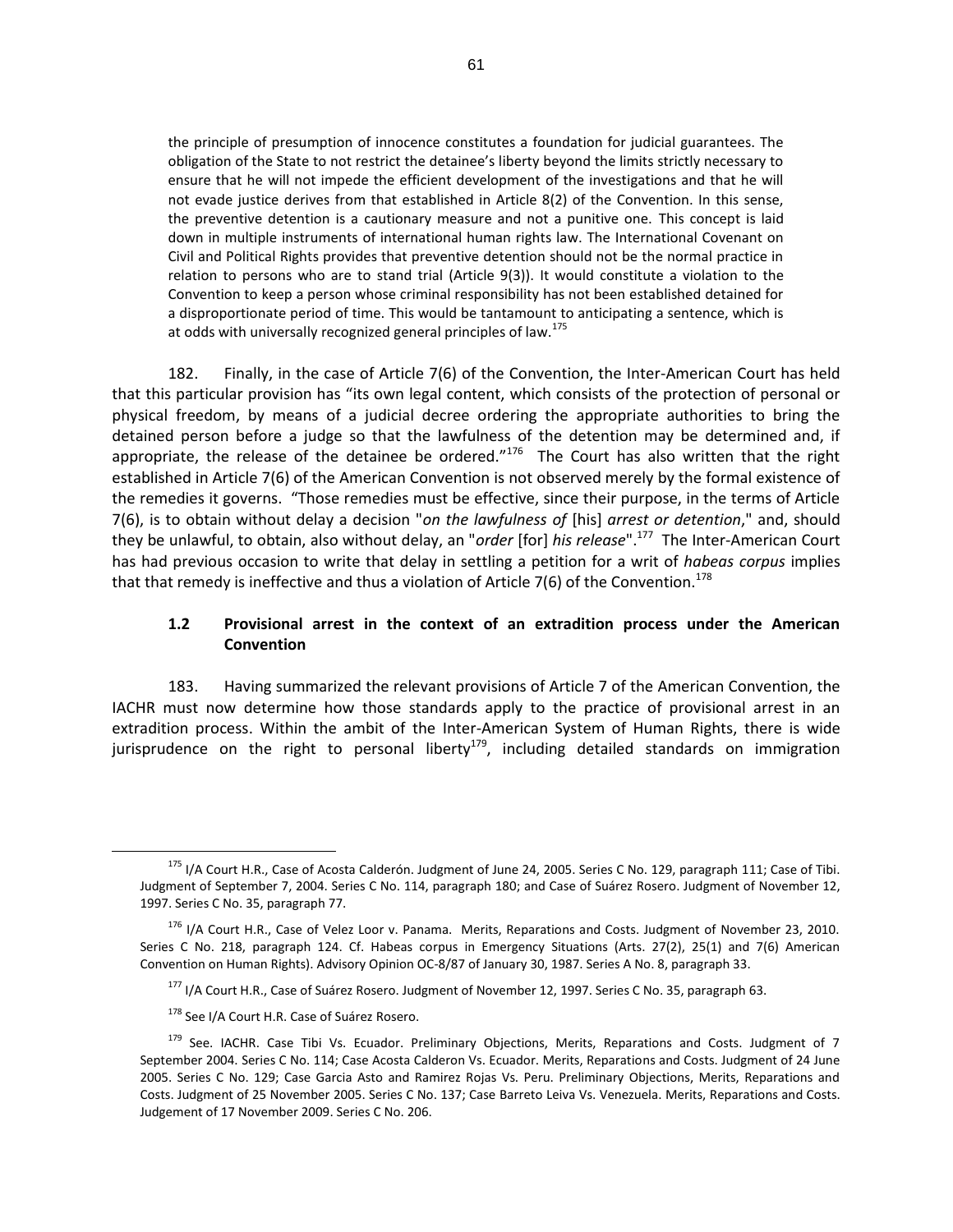> the principle of presumption of innocence constitutes a foundation for judicial guarantees. The obligation of the State to not restrict the detainee's liberty beyond the limits strictly necessary to ensure that he will not impede the efficient development of the investigations and that he will not evade justice derives from that established in Article 8(2) of the Convention. In this sense, the preventive detention is a cautionary measure and not a punitive one. This concept is laid down in multiple instruments of international human rights law. The International Covenant on Civil and Political Rights provides that preventive detention should not be the normal practice in relation to persons who are to stand trial (Article 9(3)). It would constitute a violation to the Convention to keep a person whose criminal responsibility has not been established detained for a disproportionate period of time. This would be tantamount to anticipating a sentence, which is at odds with universally recognized general principles of law.[175]

182. Finally, in the case of Article 7(6) of the Convention, the Inter-American Court has held that this particular provision has "its own legal content, which consists of the protection of personal or physical freedom, by means of a judicial decree ordering the appropriate authorities to bring the detained person before a judge so that the lawfulness of the detention may be determined and, if appropriate, the release of the detainee be ordered."[176] The Court has also written that the right established in Article 7(6) of the American Convention is not observed merely by the formal existence of the remedies it governs. "Those remedies must be effective, since their purpose, in the terms of Article 7(6), is to obtain without delay a decision "*on the lawfulness of* [his] *arrest or detention*," and, should they be unlawful, to obtain, also without delay, an "*order* [for] *his release*".[177] The Inter-American Court has had previous occasion to write that delay in settling a petition for a writ of *habeas corpus* implies that that remedy is ineffective and thus a violation of Article 7(6) of the Convention.[178]

### 1.2 Provisional arrest in the context of an extradition process under the American Convention

183. Having summarized the relevant provisions of Article 7 of the American Convention, the IACHR must now determine how those standards apply to the practice of provisional arrest in an extradition process. Within the ambit of the Inter-American System of Human Rights, there is wide jurisprudence on the right to personal liberty[179], including detailed standards on immigration

---

[175] I/A Court H.R., Case of Acosta Calderón. Judgment of June 24, 2005. Series C No. 129, paragraph 111; Case of Tibi. Judgment of September 7, 2004. Series C No. 114, paragraph 180; and Case of Suárez Rosero. Judgment of November 12, 1997. Series C No. 35, paragraph 77.

[176] I/A Court H.R., Case of Velez Loor v. Panama. Merits, Reparations and Costs. Judgment of November 23, 2010. Series C No. 218, paragraph 124. Cf. Habeas corpus in Emergency Situations (Arts. 27(2), 25(1) and 7(6) American Convention on Human Rights). Advisory Opinion OC-8/87 of January 30, 1987. Series A No. 8, paragraph 33.

[177] I/A Court H.R., Case of Suárez Rosero. Judgment of November 12, 1997. Series C No. 35, paragraph 63.

[178] See I/A Court H.R. Case of Suárez Rosero.

[179] See. IACHR. Case Tibi Vs. Ecuador. Preliminary Objections, Merits, Reparations and Costs. Judgment of 7 September 2004. Series C No. 114; Case Acosta Calderon Vs. Ecuador. Merits, Reparations and Costs. Judgment of 24 June 2005. Series C No. 129; Case Garcia Asto and Ramirez Rojas Vs. Peru. Preliminary Objections, Merits, Reparations and Costs. Judgment of 25 November 2005. Series C No. 137; Case Barreto Leiva Vs. Venezuela. Merits, Reparations and Costs. Judgement of 17 November 2009. Series C No. 206.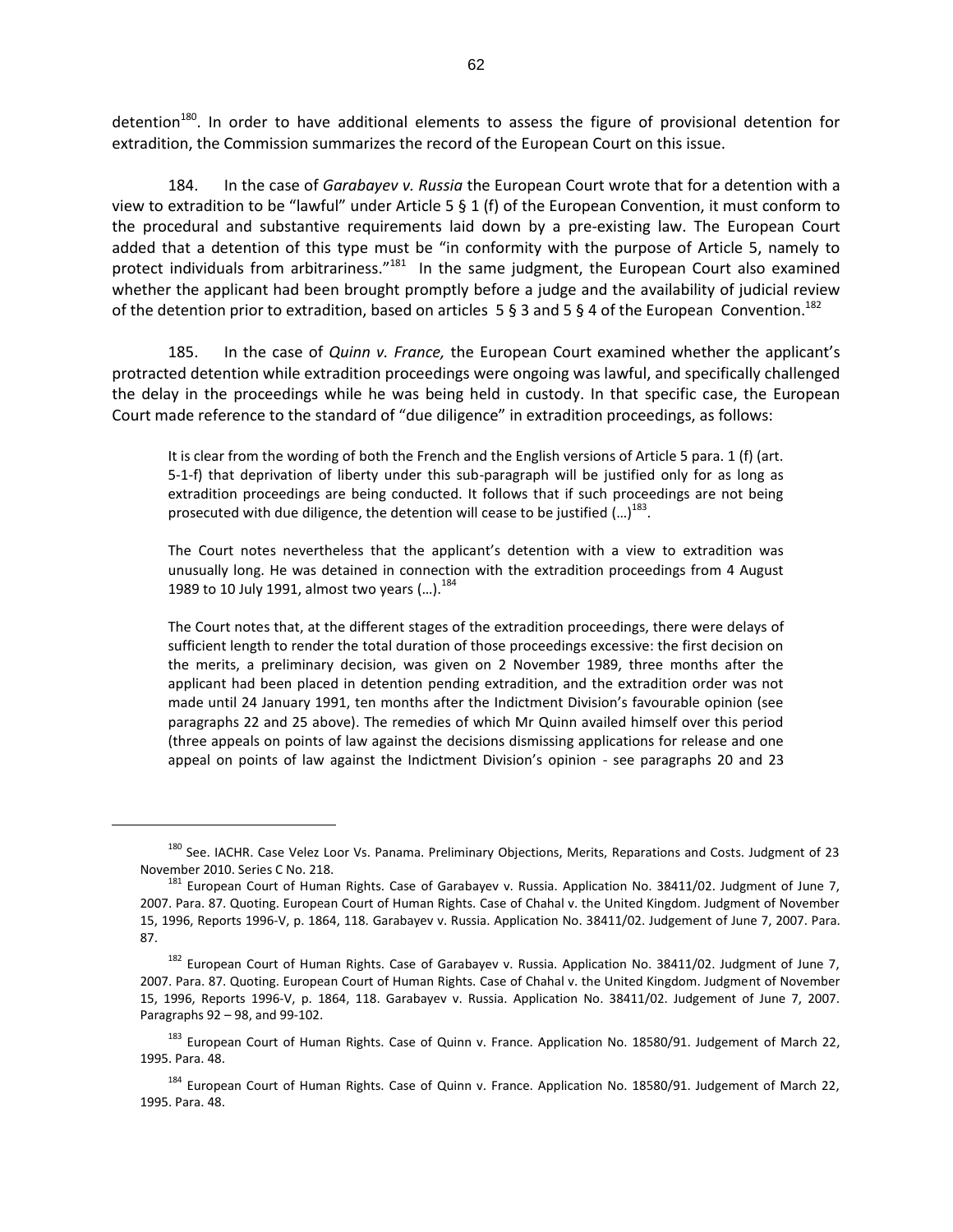detention[180]. In order to have additional elements to assess the figure of provisional detention for extradition, the Commission summarizes the record of the European Court on this issue.

184. In the case of *Garabayev v. Russia* the European Court wrote that for a detention with a view to extradition to be "lawful" under Article 5 § 1 (f) of the European Convention, it must conform to the procedural and substantive requirements laid down by a pre-existing law. The European Court added that a detention of this type must be "in conformity with the purpose of Article 5, namely to protect individuals from arbitrariness."[181] In the same judgment, the European Court also examined whether the applicant had been brought promptly before a judge and the availability of judicial review of the detention prior to extradition, based on articles 5 § 3 and 5 § 4 of the European Convention.[182]

185. In the case of *Quinn v. France,* the European Court examined whether the applicant's protracted detention while extradition proceedings were ongoing was lawful, and specifically challenged the delay in the proceedings while he was being held in custody. In that specific case, the European Court made reference to the standard of "due diligence" in extradition proceedings, as follows:

> It is clear from the wording of both the French and the English versions of Article 5 para. 1 (f) (art. 5-1-f) that deprivation of liberty under this sub-paragraph will be justified only for as long as extradition proceedings are being conducted. It follows that if such proceedings are not being prosecuted with due diligence, the detention will cease to be justified (…)[183].
>
> The Court notes nevertheless that the applicant's detention with a view to extradition was unusually long. He was detained in connection with the extradition proceedings from 4 August 1989 to 10 July 1991, almost two years (…).[184]
>
> The Court notes that, at the different stages of the extradition proceedings, there were delays of sufficient length to render the total duration of those proceedings excessive: the first decision on the merits, a preliminary decision, was given on 2 November 1989, three months after the applicant had been placed in detention pending extradition, and the extradition order was not made until 24 January 1991, ten months after the Indictment Division's favourable opinion (see paragraphs 22 and 25 above). The remedies of which Mr Quinn availed himself over this period (three appeals on points of law against the decisions dismissing applications for release and one appeal on points of law against the Indictment Division's opinion - see paragraphs 20 and 23

---

[180] See. IACHR. Case Velez Loor Vs. Panama. Preliminary Objections, Merits, Reparations and Costs. Judgment of 23 November 2010. Series C No. 218.

[181] European Court of Human Rights. Case of Garabayev v. Russia. Application No. 38411/02. Judgment of June 7, 2007. Para. 87. Quoting. European Court of Human Rights. Case of Chahal v. the United Kingdom. Judgment of November 15, 1996, Reports 1996-V, p. 1864, 118. Garabayev v. Russia. Application No. 38411/02. Judgement of June 7, 2007. Para. 87.

[182] European Court of Human Rights. Case of Garabayev v. Russia. Application No. 38411/02. Judgment of June 7, 2007. Para. 87. Quoting. European Court of Human Rights. Case of Chahal v. the United Kingdom. Judgment of November 15, 1996, Reports 1996-V, p. 1864, 118. Garabayev v. Russia. Application No. 38411/02. Judgement of June 7, 2007. Paragraphs 92 – 98, and 99-102.

[183] European Court of Human Rights. Case of Quinn v. France. Application No. 18580/91. Judgement of March 22, 1995. Para. 48.

[184] European Court of Human Rights. Case of Quinn v. France. Application No. 18580/91. Judgement of March 22, 1995. Para. 48.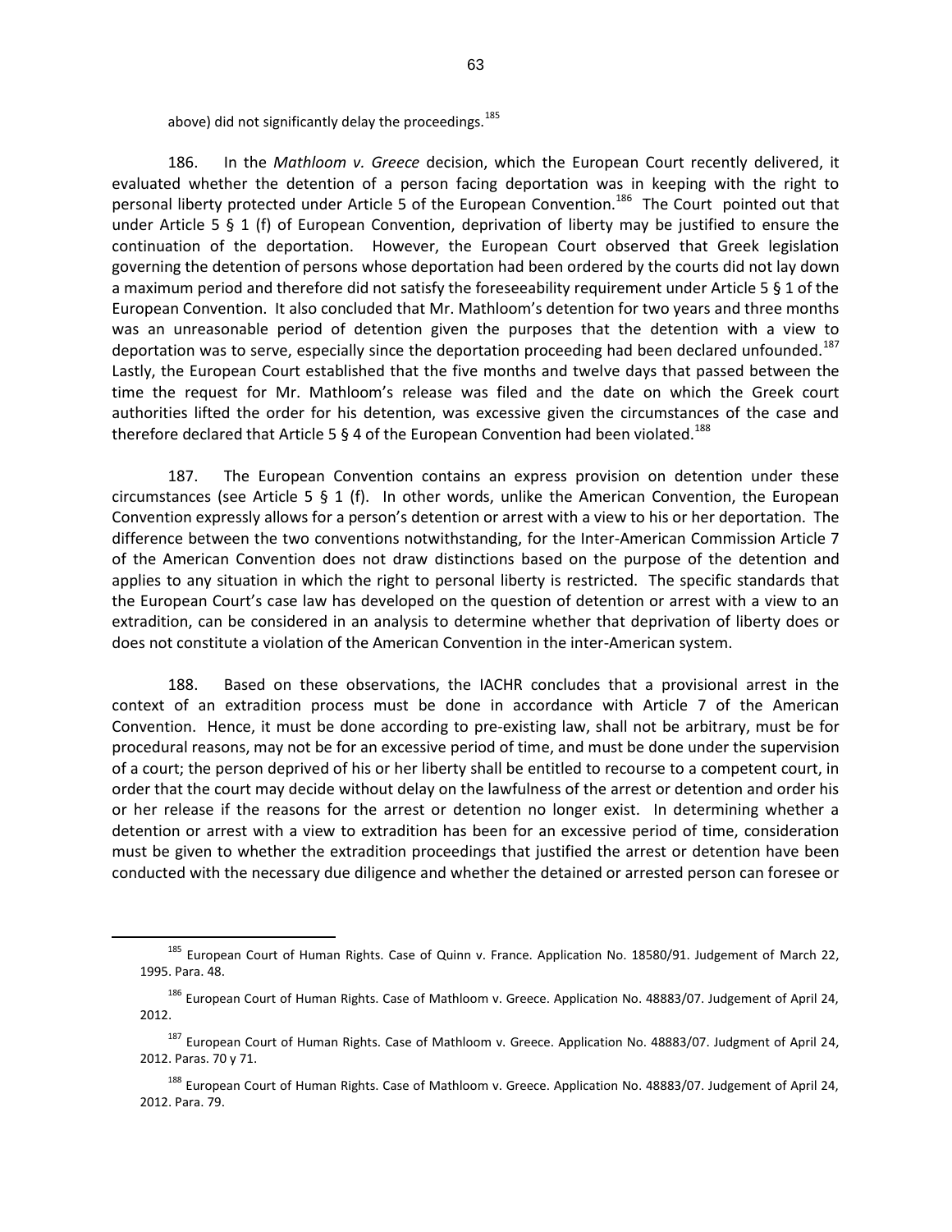above) did not significantly delay the proceedings.[185]

186. In the *Mathloom v. Greece* decision, which the European Court recently delivered, it evaluated whether the detention of a person facing deportation was in keeping with the right to personal liberty protected under Article 5 of the European Convention.[186] The Court pointed out that under Article 5 § 1 (f) of European Convention, deprivation of liberty may be justified to ensure the continuation of the deportation. However, the European Court observed that Greek legislation governing the detention of persons whose deportation had been ordered by the courts did not lay down a maximum period and therefore did not satisfy the foreseeability requirement under Article 5 § 1 of the European Convention. It also concluded that Mr. Mathloom's detention for two years and three months was an unreasonable period of detention given the purposes that the detention with a view to deportation was to serve, especially since the deportation proceeding had been declared unfounded.[187] Lastly, the European Court established that the five months and twelve days that passed between the time the request for Mr. Mathloom's release was filed and the date on which the Greek court authorities lifted the order for his detention, was excessive given the circumstances of the case and therefore declared that Article 5 § 4 of the European Convention had been violated.[188]

187. The European Convention contains an express provision on detention under these circumstances (see Article 5 § 1 (f). In other words, unlike the American Convention, the European Convention expressly allows for a person's detention or arrest with a view to his or her deportation. The difference between the two conventions notwithstanding, for the Inter-American Commission Article 7 of the American Convention does not draw distinctions based on the purpose of the detention and applies to any situation in which the right to personal liberty is restricted. The specific standards that the European Court's case law has developed on the question of detention or arrest with a view to an extradition, can be considered in an analysis to determine whether that deprivation of liberty does or does not constitute a violation of the American Convention in the inter-American system.

188. Based on these observations, the IACHR concludes that a provisional arrest in the context of an extradition process must be done in accordance with Article 7 of the American Convention. Hence, it must be done according to pre-existing law, shall not be arbitrary, must be for procedural reasons, may not be for an excessive period of time, and must be done under the supervision of a court; the person deprived of his or her liberty shall be entitled to recourse to a competent court, in order that the court may decide without delay on the lawfulness of the arrest or detention and order his or her release if the reasons for the arrest or detention no longer exist. In determining whether a detention or arrest with a view to extradition has been for an excessive period of time, consideration must be given to whether the extradition proceedings that justified the arrest or detention have been conducted with the necessary due diligence and whether the detained or arrested person can foresee or

---

[185] European Court of Human Rights. Case of Quinn v. France. Application No. 18580/91. Judgement of March 22, 1995. Para. 48.

[186] European Court of Human Rights. Case of Mathloom v. Greece. Application No. 48883/07. Judgement of April 24, 2012.

[187] European Court of Human Rights. Case of Mathloom v. Greece. Application No. 48883/07. Judgment of April 24, 2012. Paras. 70 y 71.

[188] European Court of Human Rights. Case of Mathloom v. Greece. Application No. 48883/07. Judgement of April 24, 2012. Para. 79.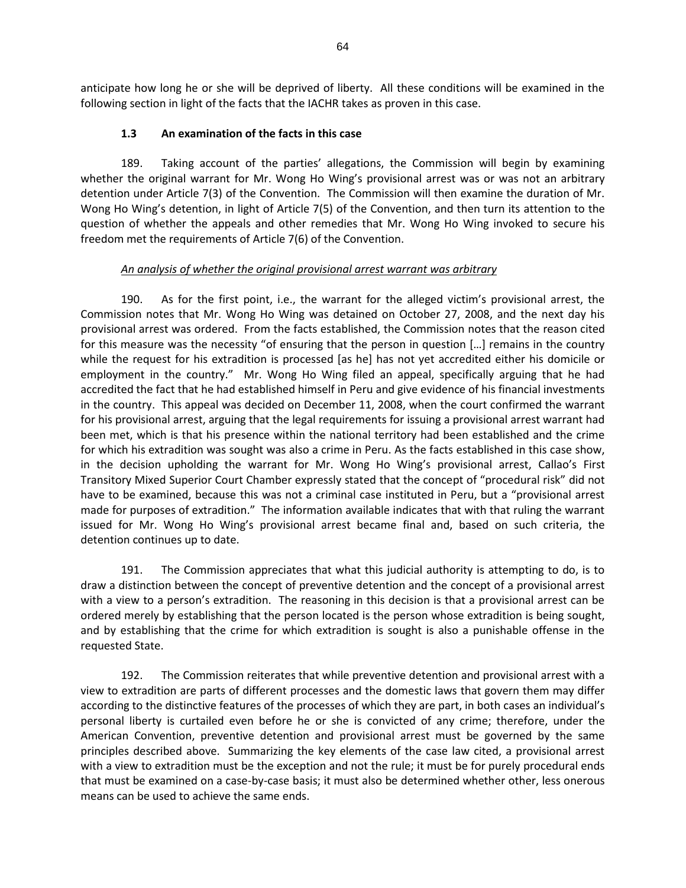anticipate how long he or she will be deprived of liberty. All these conditions will be examined in the following section in light of the facts that the IACHR takes as proven in this case.

### 1.3 An examination of the facts in this case

189. Taking account of the parties' allegations, the Commission will begin by examining whether the original warrant for Mr. Wong Ho Wing's provisional arrest was or was not an arbitrary detention under Article 7(3) of the Convention. The Commission will then examine the duration of Mr. Wong Ho Wing's detention, in light of Article 7(5) of the Convention, and then turn its attention to the question of whether the appeals and other remedies that Mr. Wong Ho Wing invoked to secure his freedom met the requirements of Article 7(6) of the Convention.

_An analysis of whether the original provisional arrest warrant was arbitrary_

190. As for the first point, i.e., the warrant for the alleged victim's provisional arrest, the Commission notes that Mr. Wong Ho Wing was detained on October 27, 2008, and the next day his provisional arrest was ordered. From the facts established, the Commission notes that the reason cited for this measure was the necessity "of ensuring that the person in question […] remains in the country while the request for his extradition is processed [as he] has not yet accredited either his domicile or employment in the country." Mr. Wong Ho Wing filed an appeal, specifically arguing that he had accredited the fact that he had established himself in Peru and give evidence of his financial investments in the country. This appeal was decided on December 11, 2008, when the court confirmed the warrant for his provisional arrest, arguing that the legal requirements for issuing a provisional arrest warrant had been met, which is that his presence within the national territory had been established and the crime for which his extradition was sought was also a crime in Peru. As the facts established in this case show, in the decision upholding the warrant for Mr. Wong Ho Wing's provisional arrest, Callao's First Transitory Mixed Superior Court Chamber expressly stated that the concept of "procedural risk" did not have to be examined, because this was not a criminal case instituted in Peru, but a "provisional arrest made for purposes of extradition." The information available indicates that with that ruling the warrant issued for Mr. Wong Ho Wing's provisional arrest became final and, based on such criteria, the detention continues up to date.

191. The Commission appreciates that what this judicial authority is attempting to do, is to draw a distinction between the concept of preventive detention and the concept of a provisional arrest with a view to a person's extradition. The reasoning in this decision is that a provisional arrest can be ordered merely by establishing that the person located is the person whose extradition is being sought, and by establishing that the crime for which extradition is sought is also a punishable offense in the requested State.

192. The Commission reiterates that while preventive detention and provisional arrest with a view to extradition are parts of different processes and the domestic laws that govern them may differ according to the distinctive features of the processes of which they are part, in both cases an individual's personal liberty is curtailed even before he or she is convicted of any crime; therefore, under the American Convention, preventive detention and provisional arrest must be governed by the same principles described above. Summarizing the key elements of the case law cited, a provisional arrest with a view to extradition must be the exception and not the rule; it must be for purely procedural ends that must be examined on a case-by-case basis; it must also be determined whether other, less onerous means can be used to achieve the same ends.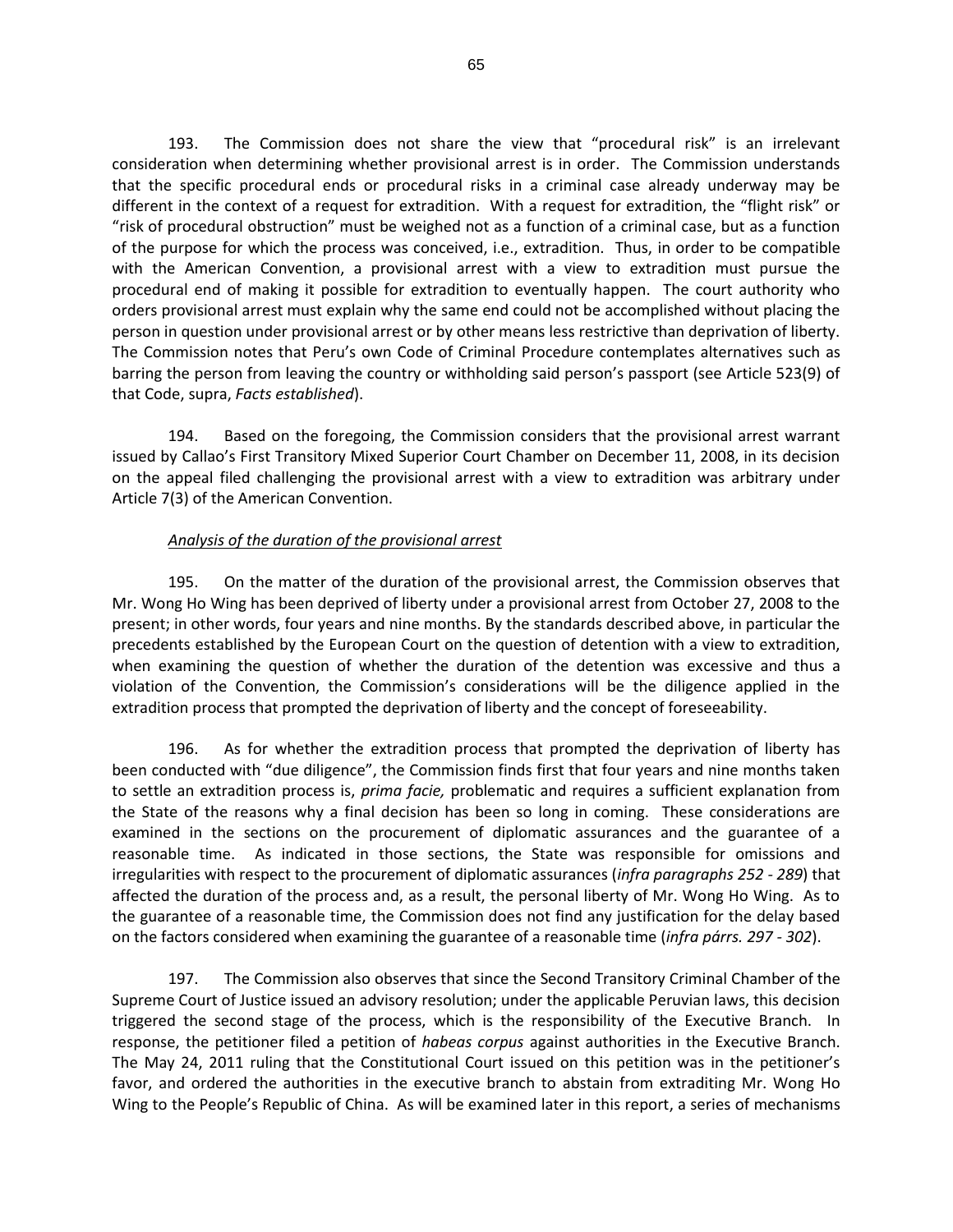193. The Commission does not share the view that "procedural risk" is an irrelevant consideration when determining whether provisional arrest is in order. The Commission understands that the specific procedural ends or procedural risks in a criminal case already underway may be different in the context of a request for extradition. With a request for extradition, the "flight risk" or "risk of procedural obstruction" must be weighed not as a function of a criminal case, but as a function of the purpose for which the process was conceived, i.e., extradition. Thus, in order to be compatible with the American Convention, a provisional arrest with a view to extradition must pursue the procedural end of making it possible for extradition to eventually happen. The court authority who orders provisional arrest must explain why the same end could not be accomplished without placing the person in question under provisional arrest or by other means less restrictive than deprivation of liberty. The Commission notes that Peru's own Code of Criminal Procedure contemplates alternatives such as barring the person from leaving the country or withholding said person's passport (see Article 523(9) of that Code, supra, *Facts established*).

194. Based on the foregoing, the Commission considers that the provisional arrest warrant issued by Callao's First Transitory Mixed Superior Court Chamber on December 11, 2008, in its decision on the appeal filed challenging the provisional arrest with a view to extradition was arbitrary under Article 7(3) of the American Convention.

*Analysis of the duration of the provisional arrest*

195. On the matter of the duration of the provisional arrest, the Commission observes that Mr. Wong Ho Wing has been deprived of liberty under a provisional arrest from October 27, 2008 to the present; in other words, four years and nine months. By the standards described above, in particular the precedents established by the European Court on the question of detention with a view to extradition, when examining the question of whether the duration of the detention was excessive and thus a violation of the Convention, the Commission's considerations will be the diligence applied in the extradition process that prompted the deprivation of liberty and the concept of foreseeability.

196. As for whether the extradition process that prompted the deprivation of liberty has been conducted with "due diligence", the Commission finds first that four years and nine months taken to settle an extradition process is, *prima facie,* problematic and requires a sufficient explanation from the State of the reasons why a final decision has been so long in coming. These considerations are examined in the sections on the procurement of diplomatic assurances and the guarantee of a reasonable time. As indicated in those sections, the State was responsible for omissions and irregularities with respect to the procurement of diplomatic assurances (*infra paragraphs 252 - 289*) that affected the duration of the process and, as a result, the personal liberty of Mr. Wong Ho Wing. As to the guarantee of a reasonable time, the Commission does not find any justification for the delay based on the factors considered when examining the guarantee of a reasonable time (*infra párrs. 297 - 302*).

197. The Commission also observes that since the Second Transitory Criminal Chamber of the Supreme Court of Justice issued an advisory resolution; under the applicable Peruvian laws, this decision triggered the second stage of the process, which is the responsibility of the Executive Branch. In response, the petitioner filed a petition of *habeas corpus* against authorities in the Executive Branch. The May 24, 2011 ruling that the Constitutional Court issued on this petition was in the petitioner's favor, and ordered the authorities in the executive branch to abstain from extraditing Mr. Wong Ho Wing to the People's Republic of China. As will be examined later in this report, a series of mechanisms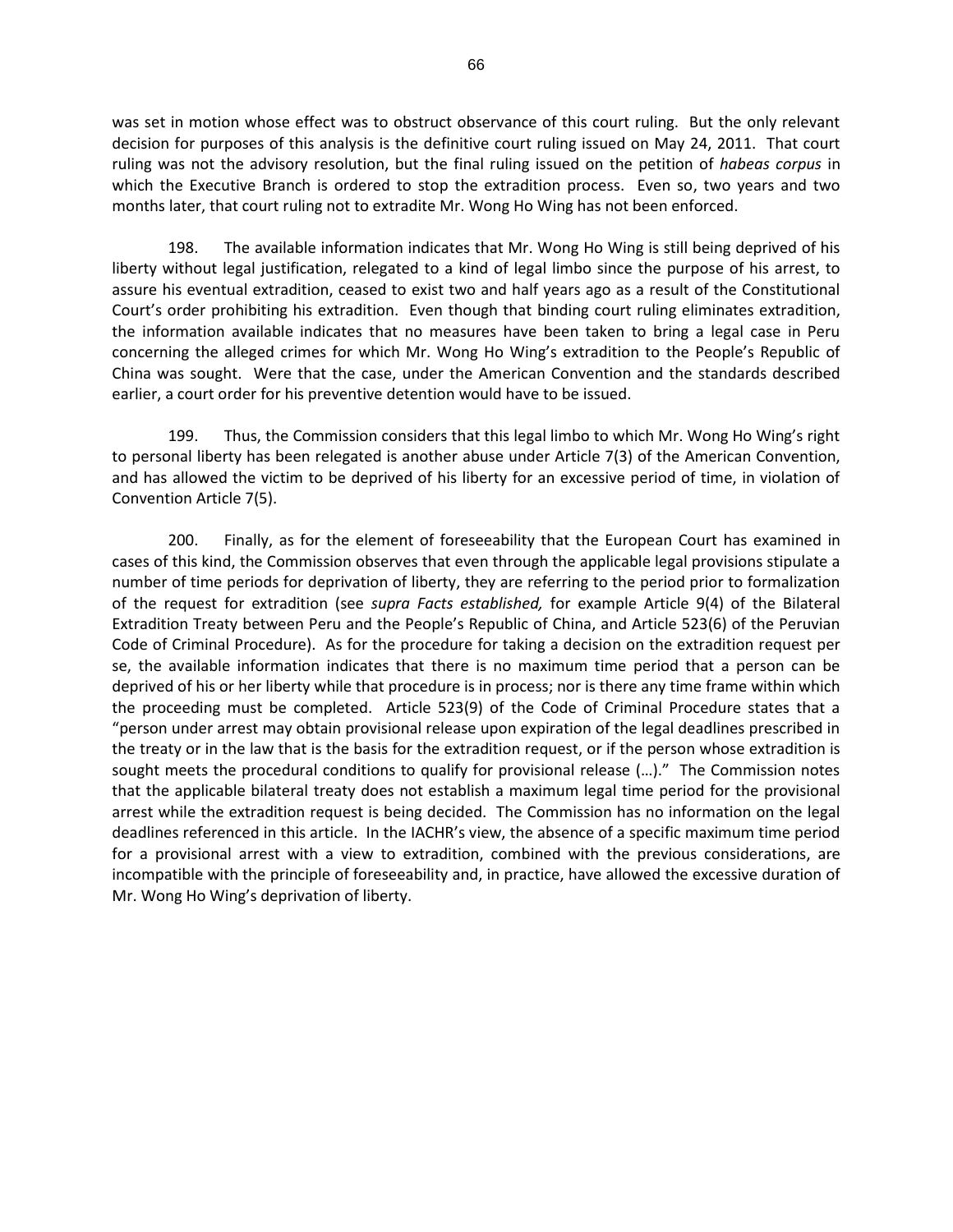was set in motion whose effect was to obstruct observance of this court ruling. But the only relevant decision for purposes of this analysis is the definitive court ruling issued on May 24, 2011. That court ruling was not the advisory resolution, but the final ruling issued on the petition of *habeas corpus* in which the Executive Branch is ordered to stop the extradition process. Even so, two years and two months later, that court ruling not to extradite Mr. Wong Ho Wing has not been enforced.

198. The available information indicates that Mr. Wong Ho Wing is still being deprived of his liberty without legal justification, relegated to a kind of legal limbo since the purpose of his arrest, to assure his eventual extradition, ceased to exist two and half years ago as a result of the Constitutional Court's order prohibiting his extradition. Even though that binding court ruling eliminates extradition, the information available indicates that no measures have been taken to bring a legal case in Peru concerning the alleged crimes for which Mr. Wong Ho Wing's extradition to the People's Republic of China was sought. Were that the case, under the American Convention and the standards described earlier, a court order for his preventive detention would have to be issued.

199. Thus, the Commission considers that this legal limbo to which Mr. Wong Ho Wing's right to personal liberty has been relegated is another abuse under Article 7(3) of the American Convention, and has allowed the victim to be deprived of his liberty for an excessive period of time, in violation of Convention Article 7(5).

200. Finally, as for the element of foreseeability that the European Court has examined in cases of this kind, the Commission observes that even through the applicable legal provisions stipulate a number of time periods for deprivation of liberty, they are referring to the period prior to formalization of the request for extradition (see *supra Facts established,* for example Article 9(4) of the Bilateral Extradition Treaty between Peru and the People's Republic of China, and Article 523(6) of the Peruvian Code of Criminal Procedure). As for the procedure for taking a decision on the extradition request per se, the available information indicates that there is no maximum time period that a person can be deprived of his or her liberty while that procedure is in process; nor is there any time frame within which the proceeding must be completed. Article 523(9) of the Code of Criminal Procedure states that a "person under arrest may obtain provisional release upon expiration of the legal deadlines prescribed in the treaty or in the law that is the basis for the extradition request, or if the person whose extradition is sought meets the procedural conditions to qualify for provisional release (…)." The Commission notes that the applicable bilateral treaty does not establish a maximum legal time period for the provisional arrest while the extradition request is being decided. The Commission has no information on the legal deadlines referenced in this article. In the IACHR's view, the absence of a specific maximum time period for a provisional arrest with a view to extradition, combined with the previous considerations, are incompatible with the principle of foreseeability and, in practice, have allowed the excessive duration of Mr. Wong Ho Wing's deprivation of liberty.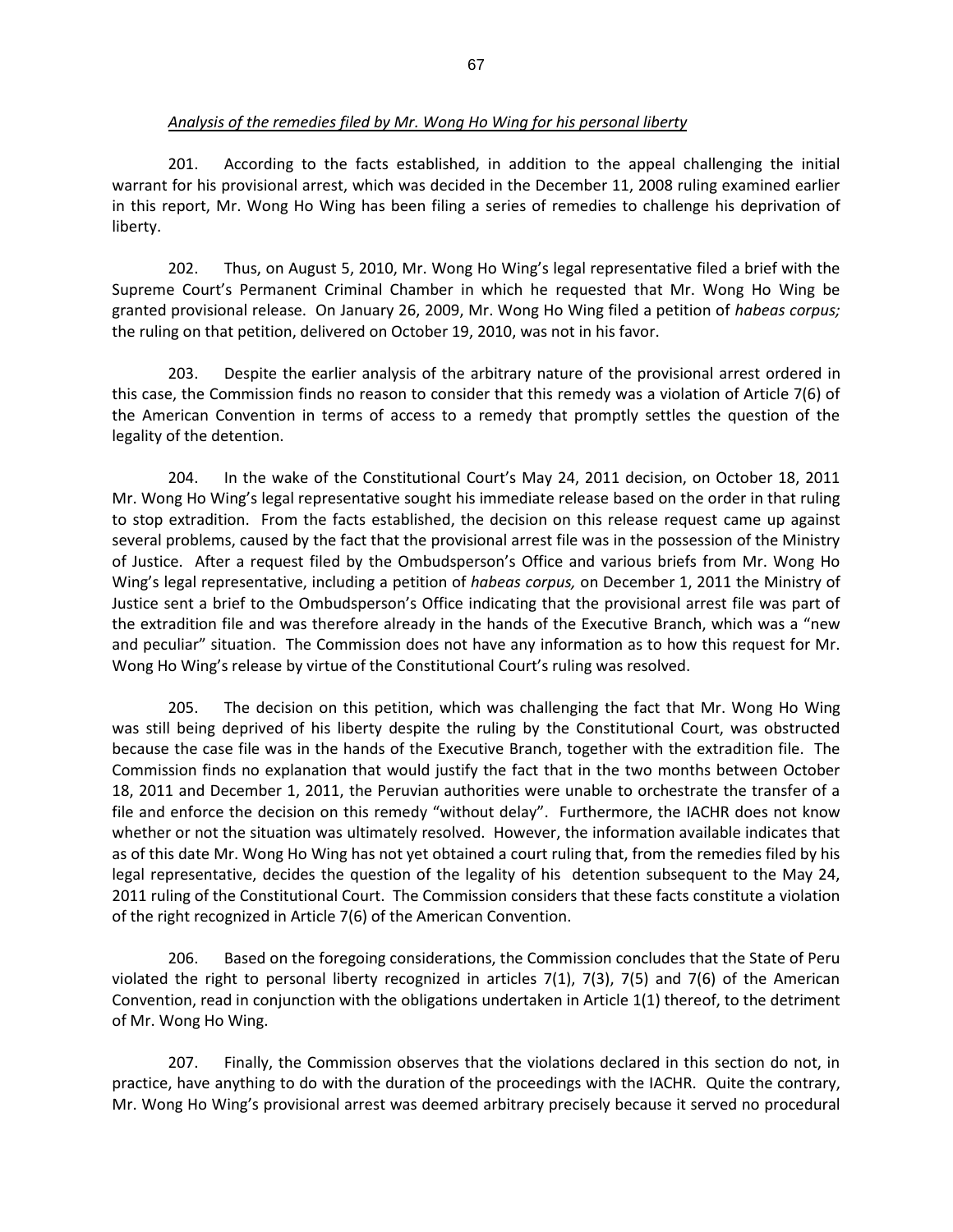*Analysis of the remedies filed by Mr. Wong Ho Wing for his personal liberty*

201. According to the facts established, in addition to the appeal challenging the initial warrant for his provisional arrest, which was decided in the December 11, 2008 ruling examined earlier in this report, Mr. Wong Ho Wing has been filing a series of remedies to challenge his deprivation of liberty.

202. Thus, on August 5, 2010, Mr. Wong Ho Wing's legal representative filed a brief with the Supreme Court's Permanent Criminal Chamber in which he requested that Mr. Wong Ho Wing be granted provisional release. On January 26, 2009, Mr. Wong Ho Wing filed a petition of *habeas corpus;* the ruling on that petition, delivered on October 19, 2010, was not in his favor.

203. Despite the earlier analysis of the arbitrary nature of the provisional arrest ordered in this case, the Commission finds no reason to consider that this remedy was a violation of Article 7(6) of the American Convention in terms of access to a remedy that promptly settles the question of the legality of the detention.

204. In the wake of the Constitutional Court's May 24, 2011 decision, on October 18, 2011 Mr. Wong Ho Wing's legal representative sought his immediate release based on the order in that ruling to stop extradition. From the facts established, the decision on this release request came up against several problems, caused by the fact that the provisional arrest file was in the possession of the Ministry of Justice. After a request filed by the Ombudsperson's Office and various briefs from Mr. Wong Ho Wing's legal representative, including a petition of *habeas corpus,* on December 1, 2011 the Ministry of Justice sent a brief to the Ombudsperson's Office indicating that the provisional arrest file was part of the extradition file and was therefore already in the hands of the Executive Branch, which was a "new and peculiar" situation. The Commission does not have any information as to how this request for Mr. Wong Ho Wing's release by virtue of the Constitutional Court's ruling was resolved.

205. The decision on this petition, which was challenging the fact that Mr. Wong Ho Wing was still being deprived of his liberty despite the ruling by the Constitutional Court, was obstructed because the case file was in the hands of the Executive Branch, together with the extradition file. The Commission finds no explanation that would justify the fact that in the two months between October 18, 2011 and December 1, 2011, the Peruvian authorities were unable to orchestrate the transfer of a file and enforce the decision on this remedy "without delay". Furthermore, the IACHR does not know whether or not the situation was ultimately resolved. However, the information available indicates that as of this date Mr. Wong Ho Wing has not yet obtained a court ruling that, from the remedies filed by his legal representative, decides the question of the legality of his detention subsequent to the May 24, 2011 ruling of the Constitutional Court. The Commission considers that these facts constitute a violation of the right recognized in Article 7(6) of the American Convention.

206. Based on the foregoing considerations, the Commission concludes that the State of Peru violated the right to personal liberty recognized in articles 7(1), 7(3), 7(5) and 7(6) of the American Convention, read in conjunction with the obligations undertaken in Article 1(1) thereof, to the detriment of Mr. Wong Ho Wing.

207. Finally, the Commission observes that the violations declared in this section do not, in practice, have anything to do with the duration of the proceedings with the IACHR. Quite the contrary, Mr. Wong Ho Wing's provisional arrest was deemed arbitrary precisely because it served no procedural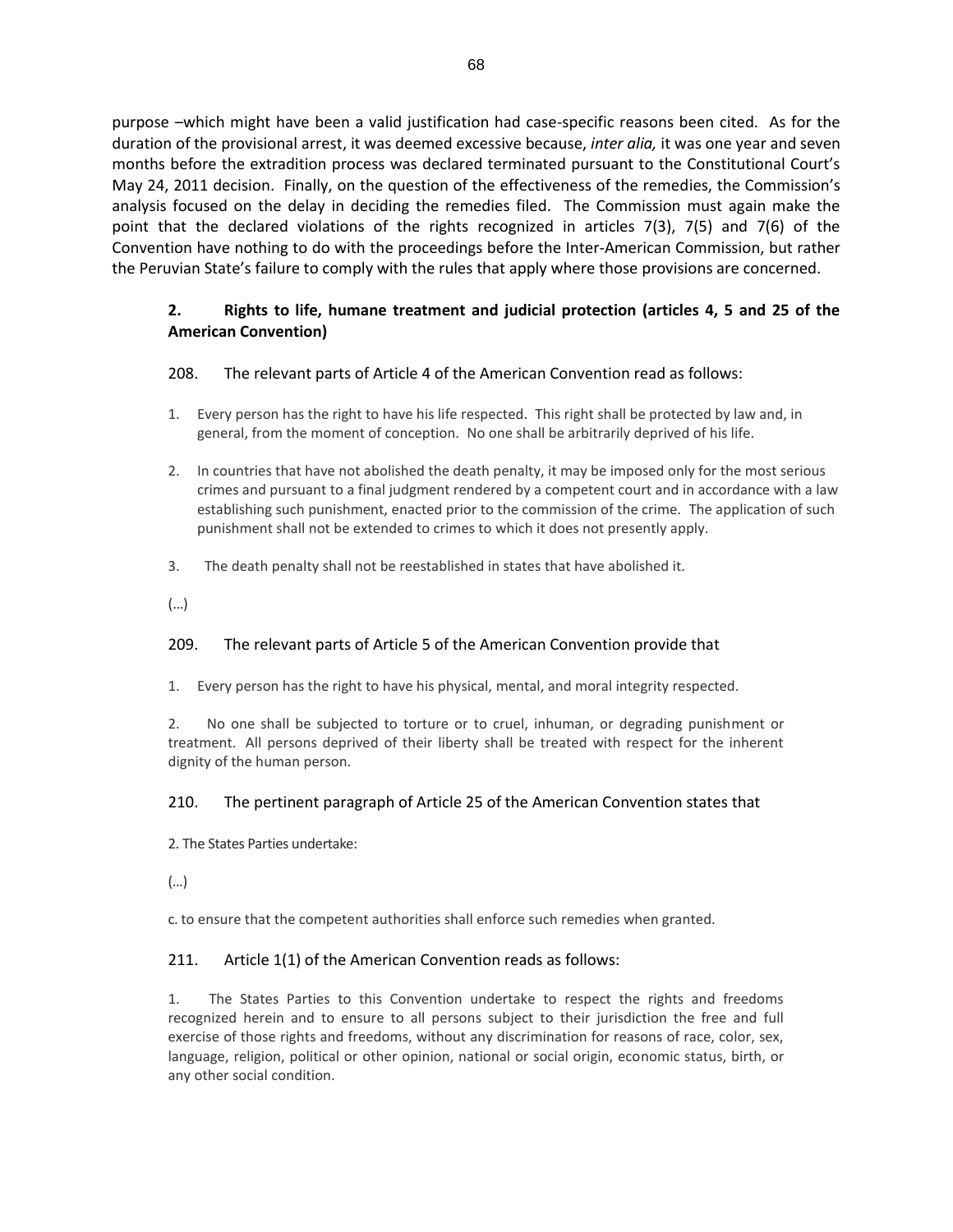purpose –which might have been a valid justification had case-specific reasons been cited. As for the duration of the provisional arrest, it was deemed excessive because, *inter alia,* it was one year and seven months before the extradition process was declared terminated pursuant to the Constitutional Court's May 24, 2011 decision. Finally, on the question of the effectiveness of the remedies, the Commission's analysis focused on the delay in deciding the remedies filed. The Commission must again make the point that the declared violations of the rights recognized in articles 7(3), 7(5) and 7(6) of the Convention have nothing to do with the proceedings before the Inter-American Commission, but rather the Peruvian State's failure to comply with the rules that apply where those provisions are concerned.

### 2. Rights to life, humane treatment and judicial protection (articles 4, 5 and 25 of the American Convention)

208. The relevant parts of Article 4 of the American Convention read as follows:

1. Every person has the right to have his life respected. This right shall be protected by law and, in general, from the moment of conception. No one shall be arbitrarily deprived of his life.

2. In countries that have not abolished the death penalty, it may be imposed only for the most serious crimes and pursuant to a final judgment rendered by a competent court and in accordance with a law establishing such punishment, enacted prior to the commission of the crime. The application of such punishment shall not be extended to crimes to which it does not presently apply.

3. The death penalty shall not be reestablished in states that have abolished it.

(…)

209. The relevant parts of Article 5 of the American Convention provide that

1. Every person has the right to have his physical, mental, and moral integrity respected.

2. No one shall be subjected to torture or to cruel, inhuman, or degrading punishment or treatment. All persons deprived of their liberty shall be treated with respect for the inherent dignity of the human person.

210. The pertinent paragraph of Article 25 of the American Convention states that

2. The States Parties undertake:

(…)

c. to ensure that the competent authorities shall enforce such remedies when granted.

211. Article 1(1) of the American Convention reads as follows:

1. The States Parties to this Convention undertake to respect the rights and freedoms recognized herein and to ensure to all persons subject to their jurisdiction the free and full exercise of those rights and freedoms, without any discrimination for reasons of race, color, sex, language, religion, political or other opinion, national or social origin, economic status, birth, or any other social condition.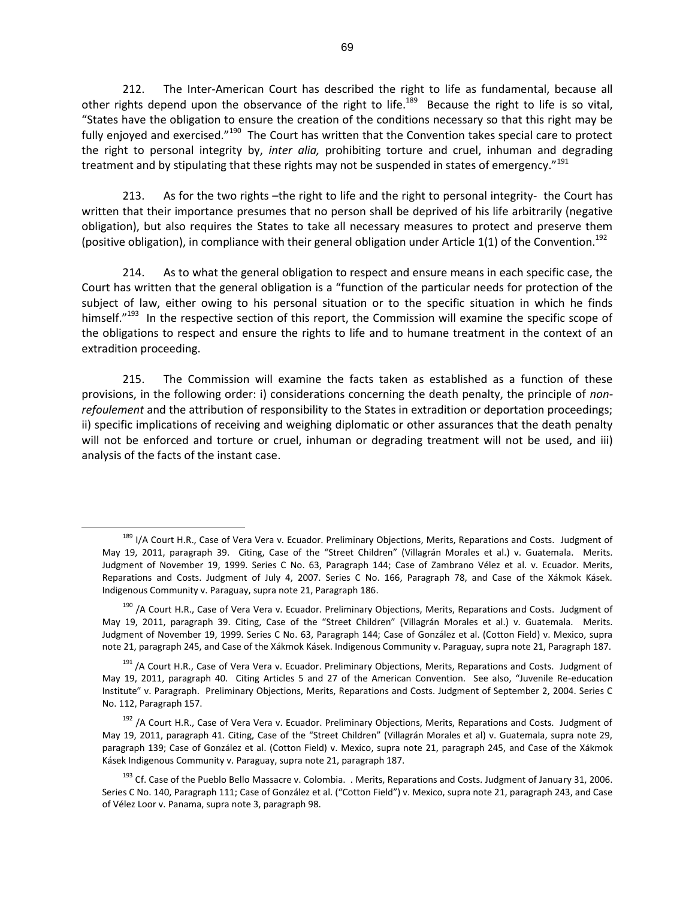212. The Inter-American Court has described the right to life as fundamental, because all other rights depend upon the observance of the right to life.[189] Because the right to life is so vital, "States have the obligation to ensure the creation of the conditions necessary so that this right may be fully enjoyed and exercised."[190] The Court has written that the Convention takes special care to protect the right to personal integrity by, *inter alia,* prohibiting torture and cruel, inhuman and degrading treatment and by stipulating that these rights may not be suspended in states of emergency."[191]

213. As for the two rights –the right to life and the right to personal integrity- the Court has written that their importance presumes that no person shall be deprived of his life arbitrarily (negative obligation), but also requires the States to take all necessary measures to protect and preserve them (positive obligation), in compliance with their general obligation under Article 1(1) of the Convention.[192]

214. As to what the general obligation to respect and ensure means in each specific case, the Court has written that the general obligation is a "function of the particular needs for protection of the subject of law, either owing to his personal situation or to the specific situation in which he finds himself."[193] In the respective section of this report, the Commission will examine the specific scope of the obligations to respect and ensure the rights to life and to humane treatment in the context of an extradition proceeding.

215. The Commission will examine the facts taken as established as a function of these provisions, in the following order: i) considerations concerning the death penalty, the principle of *non-refoulement* and the attribution of responsibility to the States in extradition or deportation proceedings; ii) specific implications of receiving and weighing diplomatic or other assurances that the death penalty will not be enforced and torture or cruel, inhuman or degrading treatment will not be used, and iii) analysis of the facts of the instant case.

---

[189] I/A Court H.R., Case of Vera Vera v. Ecuador. Preliminary Objections, Merits, Reparations and Costs. Judgment of May 19, 2011, paragraph 39. Citing, Case of the "Street Children" (Villagrán Morales et al.) v. Guatemala. Merits. Judgment of November 19, 1999. Series C No. 63, Paragraph 144; Case of Zambrano Vélez et al. v. Ecuador. Merits, Reparations and Costs. Judgment of July 4, 2007. Series C No. 166, Paragraph 78, and Case of the Xákmok Kásek. Indigenous Community v. Paraguay, supra note 21, Paragraph 186.

[190] /A Court H.R., Case of Vera Vera v. Ecuador. Preliminary Objections, Merits, Reparations and Costs. Judgment of May 19, 2011, paragraph 39. Citing, Case of the "Street Children" (Villagrán Morales et al.) v. Guatemala. Merits. Judgment of November 19, 1999. Series C No. 63, Paragraph 144; Case of González et al. (Cotton Field) v. Mexico, supra note 21, paragraph 245, and Case of the Xákmok Kásek. Indigenous Community v. Paraguay, supra note 21, Paragraph 187.

[191] /A Court H.R., Case of Vera Vera v. Ecuador. Preliminary Objections, Merits, Reparations and Costs. Judgment of May 19, 2011, paragraph 40. Citing Articles 5 and 27 of the American Convention. See also, "Juvenile Re-education Institute" v. Paragraph. Preliminary Objections, Merits, Reparations and Costs. Judgment of September 2, 2004. Series C No. 112, Paragraph 157.

[192] /A Court H.R., Case of Vera Vera v. Ecuador. Preliminary Objections, Merits, Reparations and Costs. Judgment of May 19, 2011, paragraph 41. Citing, Case of the "Street Children" (Villagrán Morales et al) v. Guatemala, supra note 29, paragraph 139; Case of González et al. (Cotton Field) v. Mexico, supra note 21, paragraph 245, and Case of the Xákmok Kásek Indigenous Community v. Paraguay, supra note 21, paragraph 187.

[193] Cf. Case of the Pueblo Bello Massacre v. Colombia. . Merits, Reparations and Costs. Judgment of January 31, 2006. Series C No. 140, Paragraph 111; Case of González et al. ("Cotton Field") v. Mexico, supra note 21, paragraph 243, and Case of Vélez Loor v. Panama, supra note 3, paragraph 98.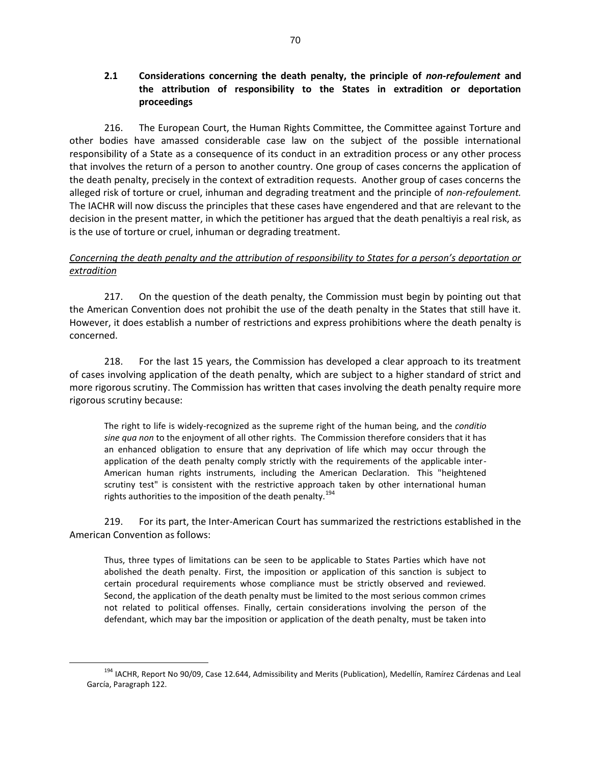### 2.1 Considerations concerning the death penalty, the principle of *non-refoulement* and the attribution of responsibility to the States in extradition or deportation proceedings

216. The European Court, the Human Rights Committee, the Committee against Torture and other bodies have amassed considerable case law on the subject of the possible international responsibility of a State as a consequence of its conduct in an extradition process or any other process that involves the return of a person to another country. One group of cases concerns the application of the death penalty, precisely in the context of extradition requests. Another group of cases concerns the alleged risk of torture or cruel, inhuman and degrading treatment and the principle of *non-refoulement.* The IACHR will now discuss the principles that these cases have engendered and that are relevant to the decision in the present matter, in which the petitioner has argued that the death penaltiyis a real risk, as is the use of torture or cruel, inhuman or degrading treatment.

*Concerning the death penalty and the attribution of responsibility to States for a person's deportation or extradition*

217. On the question of the death penalty, the Commission must begin by pointing out that the American Convention does not prohibit the use of the death penalty in the States that still have it. However, it does establish a number of restrictions and express prohibitions where the death penalty is concerned.

218. For the last 15 years, the Commission has developed a clear approach to its treatment of cases involving application of the death penalty, which are subject to a higher standard of strict and more rigorous scrutiny. The Commission has written that cases involving the death penalty require more rigorous scrutiny because:

> The right to life is widely-recognized as the supreme right of the human being, and the *conditio sine qua non* to the enjoyment of all other rights. The Commission therefore considers that it has an enhanced obligation to ensure that any deprivation of life which may occur through the application of the death penalty comply strictly with the requirements of the applicable inter-American human rights instruments, including the American Declaration. This "heightened scrutiny test" is consistent with the restrictive approach taken by other international human rights authorities to the imposition of the death penalty.[194]

219. For its part, the Inter-American Court has summarized the restrictions established in the American Convention as follows:

> Thus, three types of limitations can be seen to be applicable to States Parties which have not abolished the death penalty. First, the imposition or application of this sanction is subject to certain procedural requirements whose compliance must be strictly observed and reviewed. Second, the application of the death penalty must be limited to the most serious common crimes not related to political offenses. Finally, certain considerations involving the person of the defendant, which may bar the imposition or application of the death penalty, must be taken into

---

[194] IACHR, Report No 90/09, Case 12.644, Admissibility and Merits (Publication), Medellín, Ramírez Cárdenas and Leal García, Paragraph 122.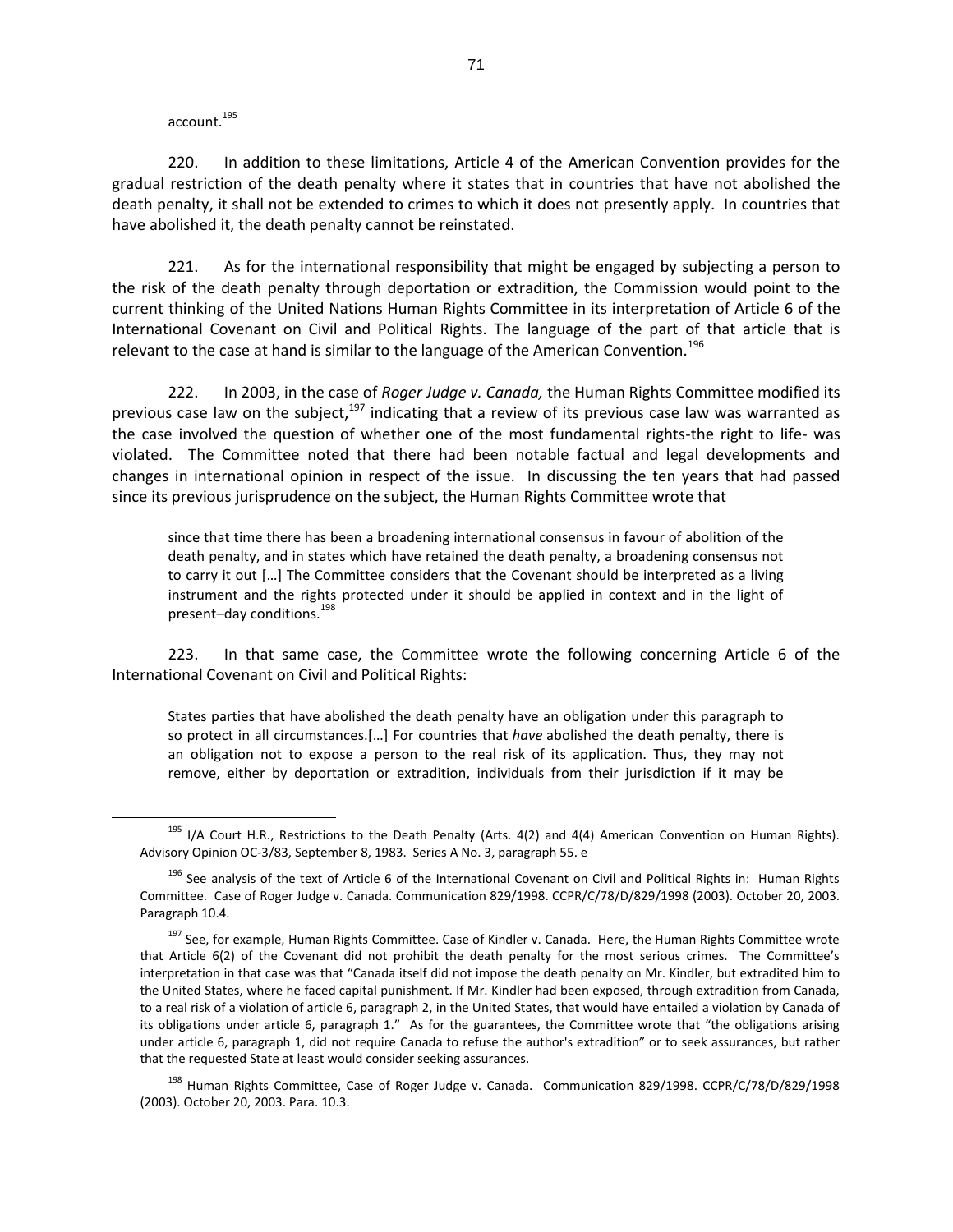account.[195]

220. In addition to these limitations, Article 4 of the American Convention provides for the gradual restriction of the death penalty where it states that in countries that have not abolished the death penalty, it shall not be extended to crimes to which it does not presently apply. In countries that have abolished it, the death penalty cannot be reinstated.

221. As for the international responsibility that might be engaged by subjecting a person to the risk of the death penalty through deportation or extradition, the Commission would point to the current thinking of the United Nations Human Rights Committee in its interpretation of Article 6 of the International Covenant on Civil and Political Rights. The language of the part of that article that is relevant to the case at hand is similar to the language of the American Convention.[196]

222. In 2003, in the case of *Roger Judge v. Canada,* the Human Rights Committee modified its previous case law on the subject,[197] indicating that a review of its previous case law was warranted as the case involved the question of whether one of the most fundamental rights-the right to life- was violated. The Committee noted that there had been notable factual and legal developments and changes in international opinion in respect of the issue. In discussing the ten years that had passed since its previous jurisprudence on the subject, the Human Rights Committee wrote that

> since that time there has been a broadening international consensus in favour of abolition of the death penalty, and in states which have retained the death penalty, a broadening consensus not to carry it out […] The Committee considers that the Covenant should be interpreted as a living instrument and the rights protected under it should be applied in context and in the light of present–day conditions.[198]

223. In that same case, the Committee wrote the following concerning Article 6 of the International Covenant on Civil and Political Rights:

> States parties that have abolished the death penalty have an obligation under this paragraph to so protect in all circumstances.[…] For countries that *have* abolished the death penalty, there is an obligation not to expose a person to the real risk of its application. Thus, they may not remove, either by deportation or extradition, individuals from their jurisdiction if it may be

---

[195] I/A Court H.R., Restrictions to the Death Penalty (Arts. 4(2) and 4(4) American Convention on Human Rights). Advisory Opinion OC-3/83, September 8, 1983. Series A No. 3, paragraph 55. e

[196] See analysis of the text of Article 6 of the International Covenant on Civil and Political Rights in: Human Rights Committee. Case of Roger Judge v. Canada. Communication 829/1998. CCPR/C/78/D/829/1998 (2003). October 20, 2003. Paragraph 10.4.

[197] See, for example, Human Rights Committee. Case of Kindler v. Canada. Here, the Human Rights Committee wrote that Article 6(2) of the Covenant did not prohibit the death penalty for the most serious crimes. The Committee's interpretation in that case was that "Canada itself did not impose the death penalty on Mr. Kindler, but extradited him to the United States, where he faced capital punishment. If Mr. Kindler had been exposed, through extradition from Canada, to a real risk of a violation of article 6, paragraph 2, in the United States, that would have entailed a violation by Canada of its obligations under article 6, paragraph 1." As for the guarantees, the Committee wrote that "the obligations arising under article 6, paragraph 1, did not require Canada to refuse the author's extradition" or to seek assurances, but rather that the requested State at least would consider seeking assurances.

[198] Human Rights Committee, Case of Roger Judge v. Canada. Communication 829/1998. CCPR/C/78/D/829/1998 (2003). October 20, 2003. Para. 10.3.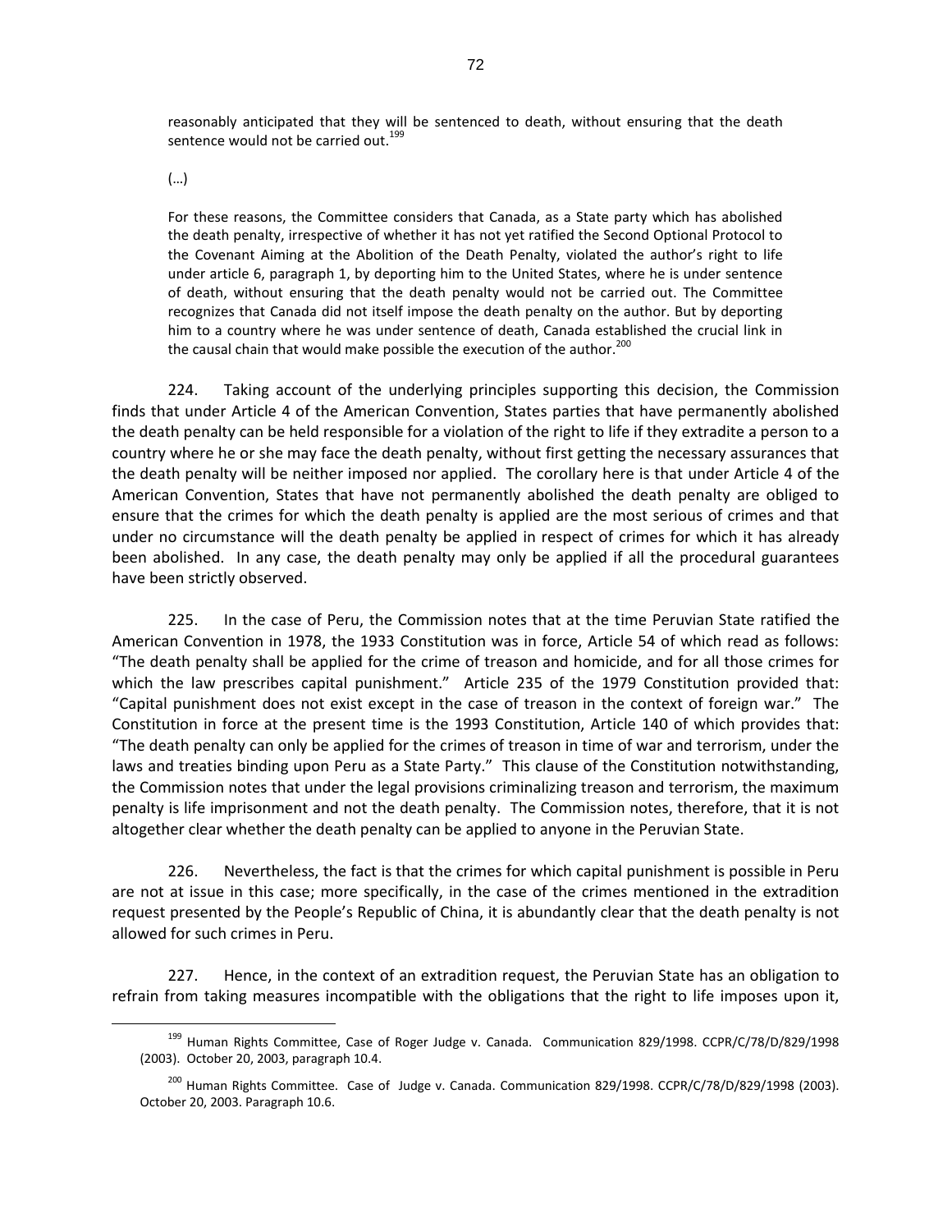> reasonably anticipated that they will be sentenced to death, without ensuring that the death sentence would not be carried out.[199]
>
> (…)
>
> For these reasons, the Committee considers that Canada, as a State party which has abolished the death penalty, irrespective of whether it has not yet ratified the Second Optional Protocol to the Covenant Aiming at the Abolition of the Death Penalty, violated the author's right to life under article 6, paragraph 1, by deporting him to the United States, where he is under sentence of death, without ensuring that the death penalty would not be carried out. The Committee recognizes that Canada did not itself impose the death penalty on the author. But by deporting him to a country where he was under sentence of death, Canada established the crucial link in the causal chain that would make possible the execution of the author.[200]

224. Taking account of the underlying principles supporting this decision, the Commission finds that under Article 4 of the American Convention, States parties that have permanently abolished the death penalty can be held responsible for a violation of the right to life if they extradite a person to a country where he or she may face the death penalty, without first getting the necessary assurances that the death penalty will be neither imposed nor applied. The corollary here is that under Article 4 of the American Convention, States that have not permanently abolished the death penalty are obliged to ensure that the crimes for which the death penalty is applied are the most serious of crimes and that under no circumstance will the death penalty be applied in respect of crimes for which it has already been abolished. In any case, the death penalty may only be applied if all the procedural guarantees have been strictly observed.

225. In the case of Peru, the Commission notes that at the time Peruvian State ratified the American Convention in 1978, the 1933 Constitution was in force, Article 54 of which read as follows: "The death penalty shall be applied for the crime of treason and homicide, and for all those crimes for which the law prescribes capital punishment." Article 235 of the 1979 Constitution provided that: "Capital punishment does not exist except in the case of treason in the context of foreign war." The Constitution in force at the present time is the 1993 Constitution, Article 140 of which provides that: "The death penalty can only be applied for the crimes of treason in time of war and terrorism, under the laws and treaties binding upon Peru as a State Party." This clause of the Constitution notwithstanding, the Commission notes that under the legal provisions criminalizing treason and terrorism, the maximum penalty is life imprisonment and not the death penalty. The Commission notes, therefore, that it is not altogether clear whether the death penalty can be applied to anyone in the Peruvian State.

226. Nevertheless, the fact is that the crimes for which capital punishment is possible in Peru are not at issue in this case; more specifically, in the case of the crimes mentioned in the extradition request presented by the People's Republic of China, it is abundantly clear that the death penalty is not allowed for such crimes in Peru.

227. Hence, in the context of an extradition request, the Peruvian State has an obligation to refrain from taking measures incompatible with the obligations that the right to life imposes upon it,

---

[199] Human Rights Committee, Case of Roger Judge v. Canada. Communication 829/1998. CCPR/C/78/D/829/1998 (2003). October 20, 2003, paragraph 10.4.

[200] Human Rights Committee. Case of Judge v. Canada. Communication 829/1998. CCPR/C/78/D/829/1998 (2003). October 20, 2003. Paragraph 10.6.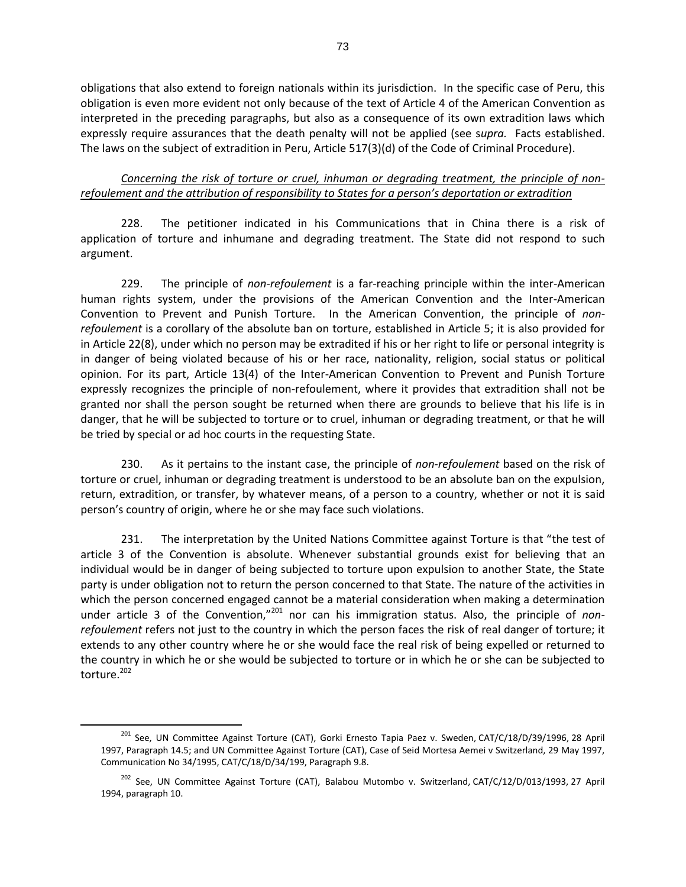obligations that also extend to foreign nationals within its jurisdiction. In the specific case of Peru, this obligation is even more evident not only because of the text of Article 4 of the American Convention as interpreted in the preceding paragraphs, but also as a consequence of its own extradition laws which expressly require assurances that the death penalty will not be applied (see s*upra.* Facts established. The laws on the subject of extradition in Peru, Article 517(3)(d) of the Code of Criminal Procedure).

*Concerning the risk of torture or cruel, inhuman or degrading treatment, the principle of non-refoulement and the attribution of responsibility to States for a person's deportation or extradition*

228. The petitioner indicated in his Communications that in China there is a risk of application of torture and inhumane and degrading treatment. The State did not respond to such argument.

229. The principle of *non-refoulement* is a far-reaching principle within the inter-American human rights system, under the provisions of the American Convention and the Inter-American Convention to Prevent and Punish Torture. In the American Convention, the principle of *non-refoulement* is a corollary of the absolute ban on torture, established in Article 5; it is also provided for in Article 22(8), under which no person may be extradited if his or her right to life or personal integrity is in danger of being violated because of his or her race, nationality, religion, social status or political opinion. For its part, Article 13(4) of the Inter-American Convention to Prevent and Punish Torture expressly recognizes the principle of non-refoulement, where it provides that extradition shall not be granted nor shall the person sought be returned when there are grounds to believe that his life is in danger, that he will be subjected to torture or to cruel, inhuman or degrading treatment, or that he will be tried by special or ad hoc courts in the requesting State.

230. As it pertains to the instant case, the principle of *non-refoulement* based on the risk of torture or cruel, inhuman or degrading treatment is understood to be an absolute ban on the expulsion, return, extradition, or transfer, by whatever means, of a person to a country, whether or not it is said person's country of origin, where he or she may face such violations.

231. The interpretation by the United Nations Committee against Torture is that "the test of article 3 of the Convention is absolute. Whenever substantial grounds exist for believing that an individual would be in danger of being subjected to torture upon expulsion to another State, the State party is under obligation not to return the person concerned to that State. The nature of the activities in which the person concerned engaged cannot be a material consideration when making a determination under article 3 of the Convention,"[201] nor can his immigration status. Also, the principle of *non-refoulement* refers not just to the country in which the person faces the risk of real danger of torture; it extends to any other country where he or she would face the real risk of being expelled or returned to the country in which he or she would be subjected to torture or in which he or she can be subjected to torture.[202]

---

[201] See, UN Committee Against Torture (CAT), Gorki Ernesto Tapia Paez v. Sweden, CAT/C/18/D/39/1996, 28 April 1997, Paragraph 14.5; and UN Committee Against Torture (CAT), Case of Seid Mortesa Aemei v Switzerland, 29 May 1997, Communication No 34/1995, CAT/C/18/D/34/199, Paragraph 9.8.

[202] See, UN Committee Against Torture (CAT), Balabou Mutombo v. Switzerland, CAT/C/12/D/013/1993, 27 April 1994, paragraph 10.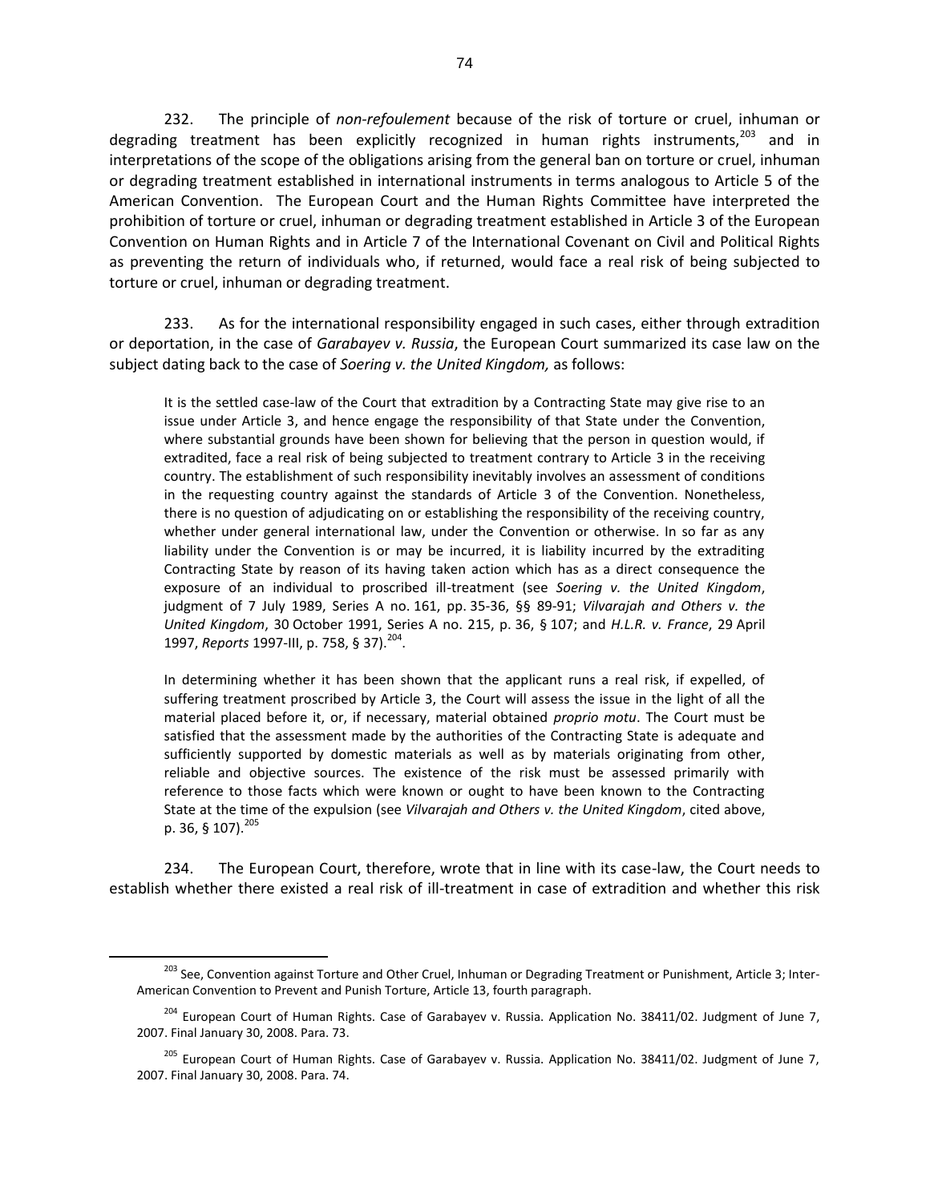232. The principle of *non-refoulement* because of the risk of torture or cruel, inhuman or degrading treatment has been explicitly recognized in human rights instruments,[203] and in interpretations of the scope of the obligations arising from the general ban on torture or cruel, inhuman or degrading treatment established in international instruments in terms analogous to Article 5 of the American Convention. The European Court and the Human Rights Committee have interpreted the prohibition of torture or cruel, inhuman or degrading treatment established in Article 3 of the European Convention on Human Rights and in Article 7 of the International Covenant on Civil and Political Rights as preventing the return of individuals who, if returned, would face a real risk of being subjected to torture or cruel, inhuman or degrading treatment.

233. As for the international responsibility engaged in such cases, either through extradition or deportation, in the case of *Garabayev v. Russia*, the European Court summarized its case law on the subject dating back to the case of *Soering v. the United Kingdom,* as follows:

> It is the settled case-law of the Court that extradition by a Contracting State may give rise to an issue under Article 3, and hence engage the responsibility of that State under the Convention, where substantial grounds have been shown for believing that the person in question would, if extradited, face a real risk of being subjected to treatment contrary to Article 3 in the receiving country. The establishment of such responsibility inevitably involves an assessment of conditions in the requesting country against the standards of Article 3 of the Convention. Nonetheless, there is no question of adjudicating on or establishing the responsibility of the receiving country, whether under general international law, under the Convention or otherwise. In so far as any liability under the Convention is or may be incurred, it is liability incurred by the extraditing Contracting State by reason of its having taken action which has as a direct consequence the exposure of an individual to proscribed ill-treatment (see *Soering v. the United Kingdom*, judgment of 7 July 1989, Series A no. 161, pp. 35-36, §§ 89-91; *Vilvarajah and Others v. the United Kingdom*, 30 October 1991, Series A no. 215, p. 36, § 107; and *H.L.R. v. France*, 29 April 1997, *Reports* 1997-III, p. 758, § 37).[204].
>
> In determining whether it has been shown that the applicant runs a real risk, if expelled, of suffering treatment proscribed by Article 3, the Court will assess the issue in the light of all the material placed before it, or, if necessary, material obtained *proprio motu*. The Court must be satisfied that the assessment made by the authorities of the Contracting State is adequate and sufficiently supported by domestic materials as well as by materials originating from other, reliable and objective sources. The existence of the risk must be assessed primarily with reference to those facts which were known or ought to have been known to the Contracting State at the time of the expulsion (see *Vilvarajah and Others v. the United Kingdom*, cited above, p. 36, § 107).[205]

234. The European Court, therefore, wrote that in line with its case-law, the Court needs to establish whether there existed a real risk of ill-treatment in case of extradition and whether this risk

---

[203] See, Convention against Torture and Other Cruel, Inhuman or Degrading Treatment or Punishment, Article 3; Inter-American Convention to Prevent and Punish Torture, Article 13, fourth paragraph.

[204] European Court of Human Rights. Case of Garabayev v. Russia. Application No. 38411/02. Judgment of June 7, 2007. Final January 30, 2008. Para. 73.

[205] European Court of Human Rights. Case of Garabayev v. Russia. Application No. 38411/02. Judgment of June 7, 2007. Final January 30, 2008. Para. 74.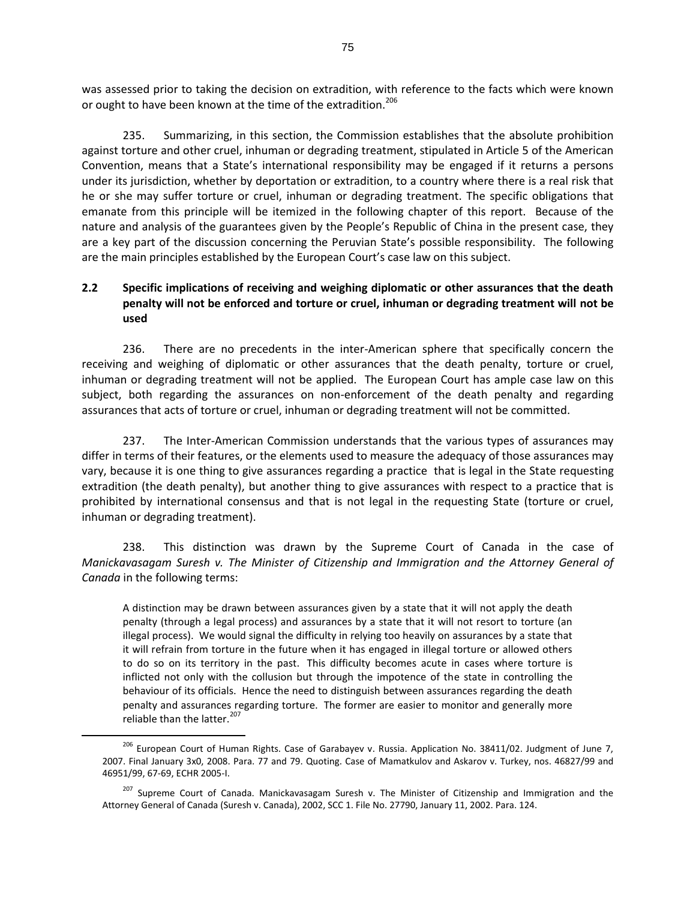was assessed prior to taking the decision on extradition, with reference to the facts which were known or ought to have been known at the time of the extradition.[206]

235. Summarizing, in this section, the Commission establishes that the absolute prohibition against torture and other cruel, inhuman or degrading treatment, stipulated in Article 5 of the American Convention, means that a State's international responsibility may be engaged if it returns a persons under its jurisdiction, whether by deportation or extradition, to a country where there is a real risk that he or she may suffer torture or cruel, inhuman or degrading treatment. The specific obligations that emanate from this principle will be itemized in the following chapter of this report. Because of the nature and analysis of the guarantees given by the People's Republic of China in the present case, they are a key part of the discussion concerning the Peruvian State's possible responsibility. The following are the main principles established by the European Court's case law on this subject.

## 2.2 Specific implications of receiving and weighing diplomatic or other assurances that the death penalty will not be enforced and torture or cruel, inhuman or degrading treatment will not be used

236. There are no precedents in the inter-American sphere that specifically concern the receiving and weighing of diplomatic or other assurances that the death penalty, torture or cruel, inhuman or degrading treatment will not be applied. The European Court has ample case law on this subject, both regarding the assurances on non-enforcement of the death penalty and regarding assurances that acts of torture or cruel, inhuman or degrading treatment will not be committed.

237. The Inter-American Commission understands that the various types of assurances may differ in terms of their features, or the elements used to measure the adequacy of those assurances may vary, because it is one thing to give assurances regarding a practice that is legal in the State requesting extradition (the death penalty), but another thing to give assurances with respect to a practice that is prohibited by international consensus and that is not legal in the requesting State (torture or cruel, inhuman or degrading treatment).

238. This distinction was drawn by the Supreme Court of Canada in the case of *Manickavasagam Suresh v. The Minister of Citizenship and Immigration and the Attorney General of Canada* in the following terms:

> A distinction may be drawn between assurances given by a state that it will not apply the death penalty (through a legal process) and assurances by a state that it will not resort to torture (an illegal process). We would signal the difficulty in relying too heavily on assurances by a state that it will refrain from torture in the future when it has engaged in illegal torture or allowed others to do so on its territory in the past. This difficulty becomes acute in cases where torture is inflicted not only with the collusion but through the impotence of the state in controlling the behaviour of its officials. Hence the need to distinguish between assurances regarding the death penalty and assurances regarding torture. The former are easier to monitor and generally more reliable than the latter.[207]

---

[206] European Court of Human Rights. Case of Garabayev v. Russia. Application No. 38411/02. Judgment of June 7, 2007. Final January 3x0, 2008. Para. 77 and 79. Quoting. Case of Mamatkulov and Askarov v. Turkey, nos. 46827/99 and 46951/99, 67-69, ECHR 2005-I.

[207] Supreme Court of Canada. Manickavasagam Suresh v. The Minister of Citizenship and Immigration and the Attorney General of Canada (Suresh v. Canada), 2002, SCC 1. File No. 27790, January 11, 2002. Para. 124.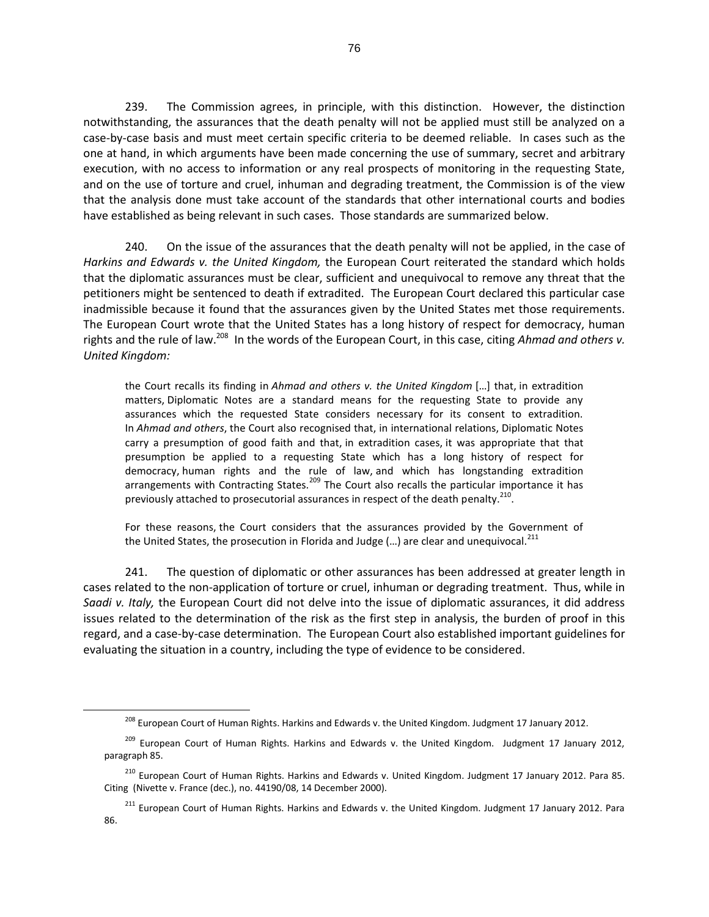239. The Commission agrees, in principle, with this distinction. However, the distinction notwithstanding, the assurances that the death penalty will not be applied must still be analyzed on a case-by-case basis and must meet certain specific criteria to be deemed reliable. In cases such as the one at hand, in which arguments have been made concerning the use of summary, secret and arbitrary execution, with no access to information or any real prospects of monitoring in the requesting State, and on the use of torture and cruel, inhuman and degrading treatment, the Commission is of the view that the analysis done must take account of the standards that other international courts and bodies have established as being relevant in such cases. Those standards are summarized below.

240. On the issue of the assurances that the death penalty will not be applied, in the case of *Harkins and Edwards v. the United Kingdom,* the European Court reiterated the standard which holds that the diplomatic assurances must be clear, sufficient and unequivocal to remove any threat that the petitioners might be sentenced to death if extradited. The European Court declared this particular case inadmissible because it found that the assurances given by the United States met those requirements. The European Court wrote that the United States has a long history of respect for democracy, human rights and the rule of law.[208] In the words of the European Court, in this case, citing *Ahmad and others v. United Kingdom:*

> the Court recalls its finding in *Ahmad and others v. the United Kingdom* […] that, in extradition matters, Diplomatic Notes are a standard means for the requesting State to provide any assurances which the requested State considers necessary for its consent to extradition. In *Ahmad and others*, the Court also recognised that, in international relations, Diplomatic Notes carry a presumption of good faith and that, in extradition cases, it was appropriate that that presumption be applied to a requesting State which has a long history of respect for democracy, human rights and the rule of law, and which has longstanding extradition arrangements with Contracting States.[209] The Court also recalls the particular importance it has previously attached to prosecutorial assurances in respect of the death penalty.[210].
>
> For these reasons, the Court considers that the assurances provided by the Government of the United States, the prosecution in Florida and Judge (…) are clear and unequivocal.[211]

241. The question of diplomatic or other assurances has been addressed at greater length in cases related to the non-application of torture or cruel, inhuman or degrading treatment. Thus, while in *Saadi v. Italy,* the European Court did not delve into the issue of diplomatic assurances, it did address issues related to the determination of the risk as the first step in analysis, the burden of proof in this regard, and a case-by-case determination. The European Court also established important guidelines for evaluating the situation in a country, including the type of evidence to be considered.

---

[208] European Court of Human Rights. Harkins and Edwards v. the United Kingdom. Judgment 17 January 2012.

[209] European Court of Human Rights. Harkins and Edwards v. the United Kingdom. Judgment 17 January 2012, paragraph 85.

[210] European Court of Human Rights. Harkins and Edwards v. United Kingdom. Judgment 17 January 2012. Para 85. Citing (Nivette v. France (dec.), no. 44190/08, 14 December 2000).

[211] European Court of Human Rights. Harkins and Edwards v. the United Kingdom. Judgment 17 January 2012. Para 86.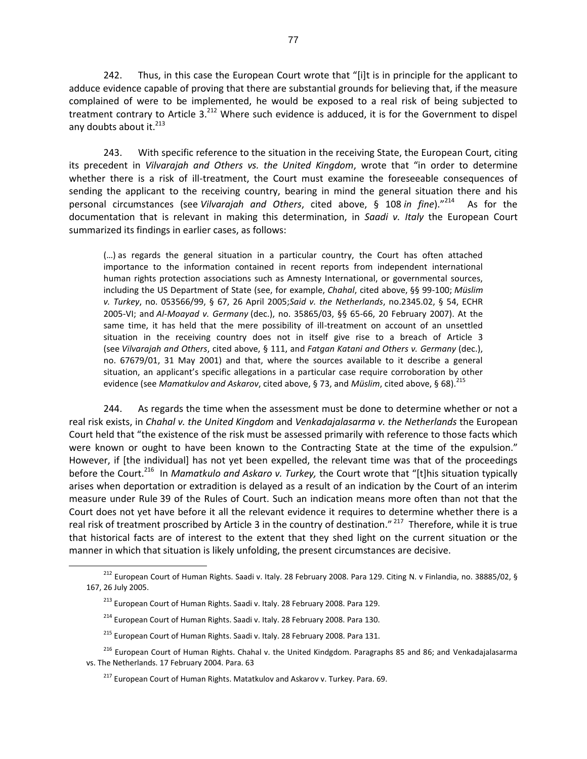242. Thus, in this case the European Court wrote that "[i]t is in principle for the applicant to adduce evidence capable of proving that there are substantial grounds for believing that, if the measure complained of were to be implemented, he would be exposed to a real risk of being subjected to treatment contrary to Article 3.[212] Where such evidence is adduced, it is for the Government to dispel any doubts about it.[213]

243. With specific reference to the situation in the receiving State, the European Court, citing its precedent in *Vilvarajah and Others vs. the United Kingdom*, wrote that "in order to determine whether there is a risk of ill-treatment, the Court must examine the foreseeable consequences of sending the applicant to the receiving country, bearing in mind the general situation there and his personal circumstances (see *Vilvarajah and Others*, cited above, § 108 *in fine*)."[214] As for the documentation that is relevant in making this determination, in *Saadi v. Italy* the European Court summarized its findings in earlier cases, as follows:

> (…) as regards the general situation in a particular country, the Court has often attached importance to the information contained in recent reports from independent international human rights protection associations such as Amnesty International, or governmental sources, including the US Department of State (see, for example, *Chahal*, cited above, §§ 99-100; *Müslim v. Turkey*, no. 053566/99, § 67, 26 April 2005;*Said v. the Netherlands*, no.2345.02, § 54, ECHR 2005-VI; and *Al-Moayad v. Germany* (dec.), no. 35865/03, §§ 65-66, 20 February 2007). At the same time, it has held that the mere possibility of ill-treatment on account of an unsettled situation in the receiving country does not in itself give rise to a breach of Article 3 (see *Vilvarajah and Others*, cited above, § 111, and *Fatgan Katani and Others v. Germany* (dec.), no. 67679/01, 31 May 2001) and that, where the sources available to it describe a general situation, an applicant's specific allegations in a particular case require corroboration by other evidence (see *Mamatkulov and Askarov*, cited above, § 73, and *Müslim*, cited above, § 68).[215]

244. As regards the time when the assessment must be done to determine whether or not a real risk exists, in *Chahal v. the United Kingdom* and *Venkadajalasarma v. the Netherlands* the European Court held that "the existence of the risk must be assessed primarily with reference to those facts which were known or ought to have been known to the Contracting State at the time of the expulsion." However, if [the individual] has not yet been expelled, the relevant time was that of the proceedings before the Court.[216] In *Mamatkulo and Askaro v. Turkey,* the Court wrote that "[t]his situation typically arises when deportation or extradition is delayed as a result of an indication by the Court of an interim measure under Rule 39 of the Rules of Court. Such an indication means more often than not that the Court does not yet have before it all the relevant evidence it requires to determine whether there is a real risk of treatment proscribed by Article 3 in the country of destination." [217] Therefore, while it is true that historical facts are of interest to the extent that they shed light on the current situation or the manner in which that situation is likely unfolding, the present circumstances are decisive.

---

[212] European Court of Human Rights. Saadi v. Italy. 28 February 2008. Para 129. Citing N. v Finlandia, no. 38885/02, § 167, 26 July 2005.

[213] European Court of Human Rights. Saadi v. Italy. 28 February 2008. Para 129.

[214] European Court of Human Rights. Saadi v. Italy. 28 February 2008. Para 130.

[215] European Court of Human Rights. Saadi v. Italy. 28 February 2008. Para 131.

[216] European Court of Human Rights. Chahal v. the United Kindgdom. Paragraphs 85 and 86; and Venkadajalasarma vs. The Netherlands. 17 February 2004. Para. 63

[217] European Court of Human Rights. Matatkulov and Askarov v. Turkey. Para. 69.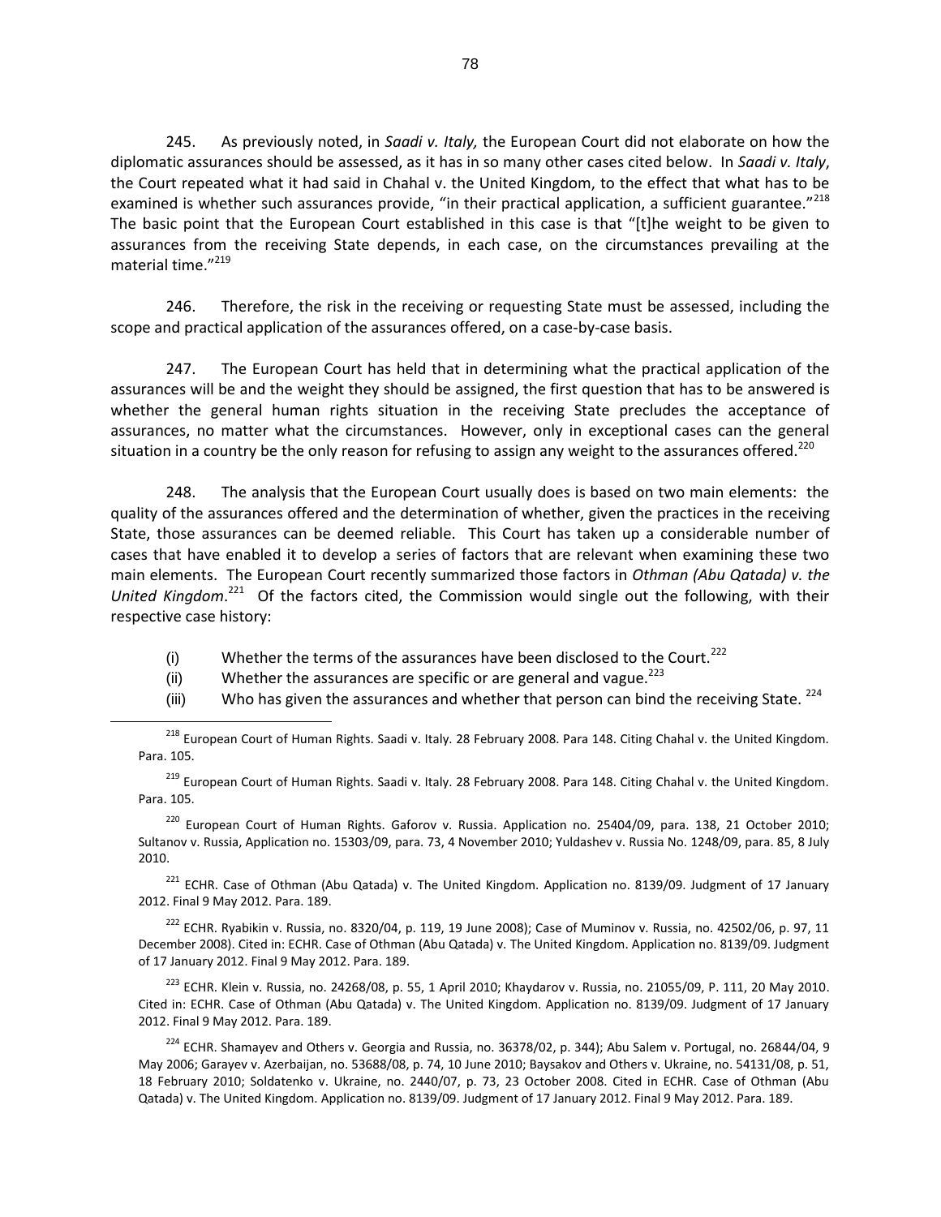245. As previously noted, in *Saadi v. Italy,* the European Court did not elaborate on how the diplomatic assurances should be assessed, as it has in so many other cases cited below. In *Saadi v. Italy*, the Court repeated what it had said in Chahal v. the United Kingdom, to the effect that what has to be examined is whether such assurances provide, "in their practical application, a sufficient guarantee."[218] The basic point that the European Court established in this case is that "[t]he weight to be given to assurances from the receiving State depends, in each case, on the circumstances prevailing at the material time."[219]

246. Therefore, the risk in the receiving or requesting State must be assessed, including the scope and practical application of the assurances offered, on a case-by-case basis.

247. The European Court has held that in determining what the practical application of the assurances will be and the weight they should be assigned, the first question that has to be answered is whether the general human rights situation in the receiving State precludes the acceptance of assurances, no matter what the circumstances. However, only in exceptional cases can the general situation in a country be the only reason for refusing to assign any weight to the assurances offered.[220]

248. The analysis that the European Court usually does is based on two main elements: the quality of the assurances offered and the determination of whether, given the practices in the receiving State, those assurances can be deemed reliable. This Court has taken up a considerable number of cases that have enabled it to develop a series of factors that are relevant when examining these two main elements. The European Court recently summarized those factors in *Othman (Abu Qatada) v. the United Kingdom*.[221] Of the factors cited, the Commission would single out the following, with their respective case history:

(i) Whether the terms of the assurances have been disclosed to the Court.[222]

(ii) Whether the assurances are specific or are general and vague.[223]

(iii) Who has given the assurances and whether that person can bind the receiving State.[224]

---

[218] European Court of Human Rights. Saadi v. Italy. 28 February 2008. Para 148. Citing Chahal v. the United Kingdom. Para. 105.

[219] European Court of Human Rights. Saadi v. Italy. 28 February 2008. Para 148. Citing Chahal v. the United Kingdom. Para. 105.

[220] European Court of Human Rights. Gaforov v. Russia. Application no. 25404/09, para. 138, 21 October 2010; Sultanov v. Russia, Application no. 15303/09, para. 73, 4 November 2010; Yuldashev v. Russia No. 1248/09, para. 85, 8 July 2010.

[221] ECHR. Case of Othman (Abu Qatada) v. The United Kingdom. Application no. 8139/09. Judgment of 17 January 2012. Final 9 May 2012. Para. 189.

[222] ECHR. Ryabikin v. Russia, no. 8320/04, p. 119, 19 June 2008); Case of Muminov v. Russia, no. 42502/06, p. 97, 11 December 2008). Cited in: ECHR. Case of Othman (Abu Qatada) v. The United Kingdom. Application no. 8139/09. Judgment of 17 January 2012. Final 9 May 2012. Para. 189.

[223] ECHR. Klein v. Russia, no. 24268/08, p. 55, 1 April 2010; Khaydarov v. Russia, no. 21055/09, P. 111, 20 May 2010. Cited in: ECHR. Case of Othman (Abu Qatada) v. The United Kingdom. Application no. 8139/09. Judgment of 17 January 2012. Final 9 May 2012. Para. 189.

[224] ECHR. Shamayev and Others v. Georgia and Russia, no. 36378/02, p. 344); Abu Salem v. Portugal, no. 26844/04, 9 May 2006; Garayev v. Azerbaijan, no. 53688/08, p. 74, 10 June 2010; Baysakov and Others v. Ukraine, no. 54131/08, p. 51, 18 February 2010; Soldatenko v. Ukraine, no. 2440/07, p. 73, 23 October 2008. Cited in ECHR. Case of Othman (Abu Qatada) v. The United Kingdom. Application no. 8139/09. Judgment of 17 January 2012. Final 9 May 2012. Para. 189.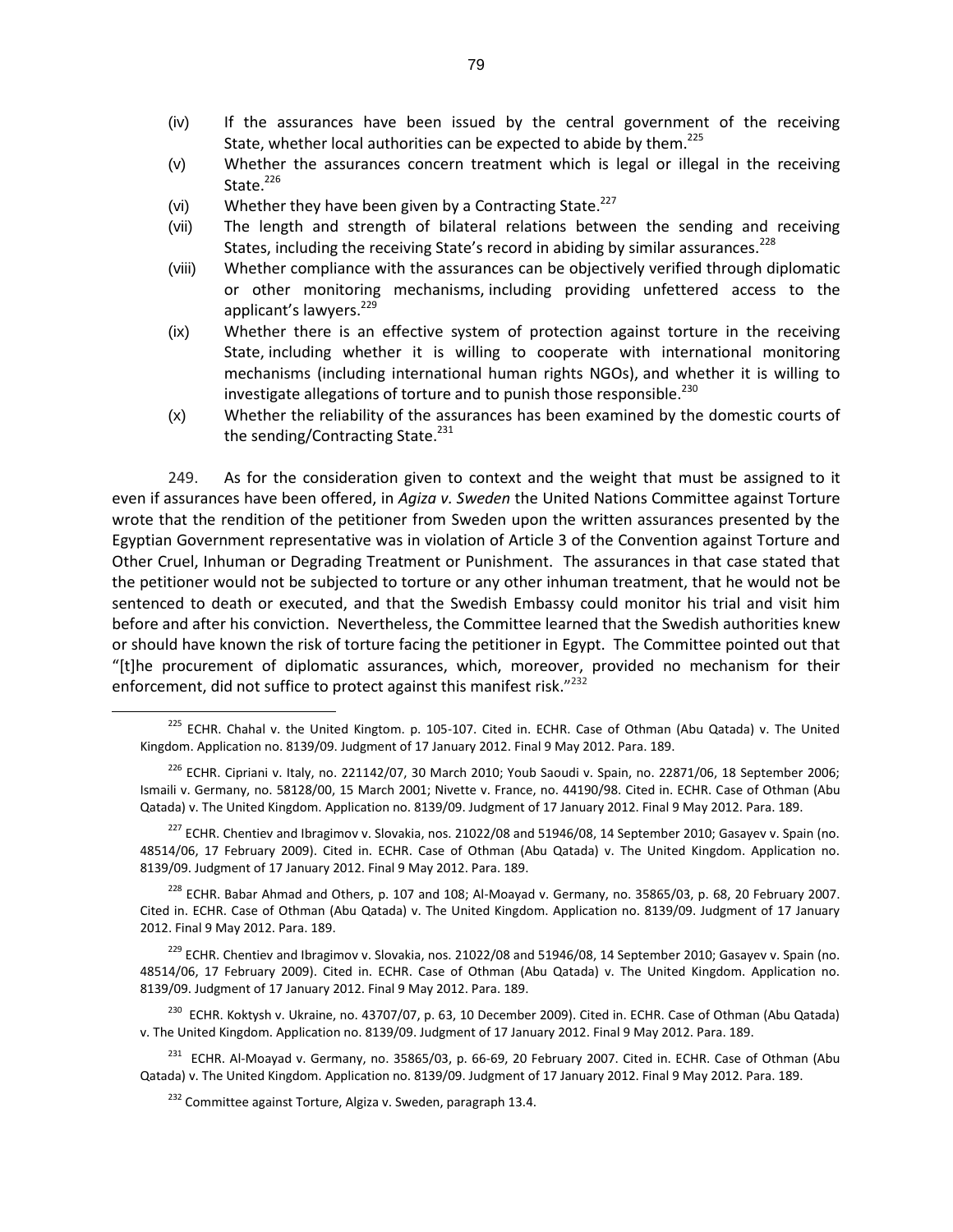(iv) If the assurances have been issued by the central government of the receiving State, whether local authorities can be expected to abide by them.[225]

(v) Whether the assurances concern treatment which is legal or illegal in the receiving State.[226]

(vi) Whether they have been given by a Contracting State.[227]

(vii) The length and strength of bilateral relations between the sending and receiving States, including the receiving State's record in abiding by similar assurances.[228]

(viii) Whether compliance with the assurances can be objectively verified through diplomatic or other monitoring mechanisms, including providing unfettered access to the applicant's lawyers.[229]

(ix) Whether there is an effective system of protection against torture in the receiving State, including whether it is willing to cooperate with international monitoring mechanisms (including international human rights NGOs), and whether it is willing to investigate allegations of torture and to punish those responsible.[230]

(x) Whether the reliability of the assurances has been examined by the domestic courts of the sending/Contracting State.[231]

249. As for the consideration given to context and the weight that must be assigned to it even if assurances have been offered, in *Agiza v. Sweden* the United Nations Committee against Torture wrote that the rendition of the petitioner from Sweden upon the written assurances presented by the Egyptian Government representative was in violation of Article 3 of the Convention against Torture and Other Cruel, Inhuman or Degrading Treatment or Punishment. The assurances in that case stated that the petitioner would not be subjected to torture or any other inhuman treatment, that he would not be sentenced to death or executed, and that the Swedish Embassy could monitor his trial and visit him before and after his conviction. Nevertheless, the Committee learned that the Swedish authorities knew or should have known the risk of torture facing the petitioner in Egypt. The Committee pointed out that "[t]he procurement of diplomatic assurances, which, moreover, provided no mechanism for their enforcement, did not suffice to protect against this manifest risk."[232]

---

[225] ECHR. Chahal v. the United Kingtom. p. 105-107. Cited in. ECHR. Case of Othman (Abu Qatada) v. The United Kingdom. Application no. 8139/09. Judgment of 17 January 2012. Final 9 May 2012. Para. 189.

[226] ECHR. Cipriani v. Italy, no. 221142/07, 30 March 2010; Youb Saoudi v. Spain, no. 22871/06, 18 September 2006; Ismaili v. Germany, no. 58128/00, 15 March 2001; Nivette v. France, no. 44190/98. Cited in. ECHR. Case of Othman (Abu Qatada) v. The United Kingdom. Application no. 8139/09. Judgment of 17 January 2012. Final 9 May 2012. Para. 189.

[227] ECHR. Chentiev and Ibragimov v. Slovakia, nos. 21022/08 and 51946/08, 14 September 2010; Gasayev v. Spain (no. 48514/06, 17 February 2009). Cited in. ECHR. Case of Othman (Abu Qatada) v. The United Kingdom. Application no. 8139/09. Judgment of 17 January 2012. Final 9 May 2012. Para. 189.

[228] ECHR. Babar Ahmad and Others, p. 107 and 108; Al-Moayad v. Germany, no. 35865/03, p. 68, 20 February 2007. Cited in. ECHR. Case of Othman (Abu Qatada) v. The United Kingdom. Application no. 8139/09. Judgment of 17 January 2012. Final 9 May 2012. Para. 189.

[229] ECHR. Chentiev and Ibragimov v. Slovakia, nos. 21022/08 and 51946/08, 14 September 2010; Gasayev v. Spain (no. 48514/06, 17 February 2009). Cited in. ECHR. Case of Othman (Abu Qatada) v. The United Kingdom. Application no. 8139/09. Judgment of 17 January 2012. Final 9 May 2012. Para. 189.

[230] ECHR. Koktysh v. Ukraine, no. 43707/07, p. 63, 10 December 2009). Cited in. ECHR. Case of Othman (Abu Qatada) v. The United Kingdom. Application no. 8139/09. Judgment of 17 January 2012. Final 9 May 2012. Para. 189.

[231] ECHR. Al-Moayad v. Germany, no. 35865/03, p. 66-69, 20 February 2007. Cited in. ECHR. Case of Othman (Abu Qatada) v. The United Kingdom. Application no. 8139/09. Judgment of 17 January 2012. Final 9 May 2012. Para. 189.

[232] Committee against Torture, Algiza v. Sweden, paragraph 13.4.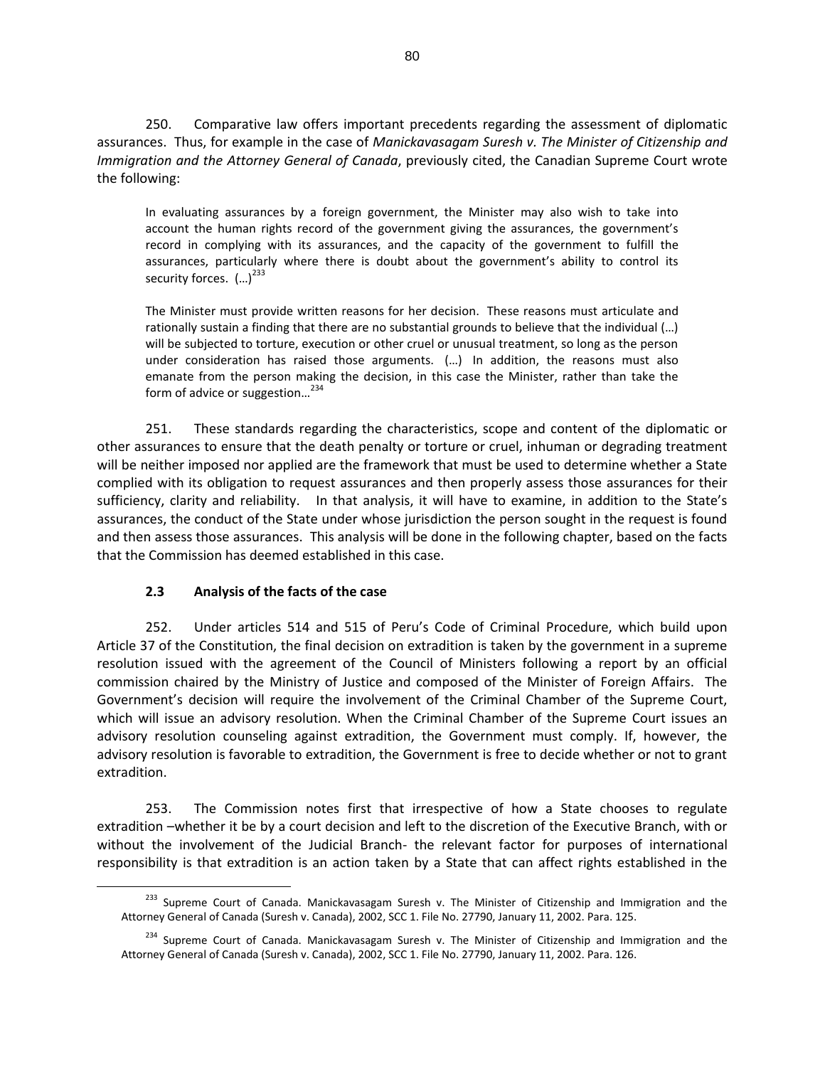250. Comparative law offers important precedents regarding the assessment of diplomatic assurances. Thus, for example in the case of *Manickavasagam Suresh v. The Minister of Citizenship and Immigration and the Attorney General of Canada*, previously cited, the Canadian Supreme Court wrote the following:

> In evaluating assurances by a foreign government, the Minister may also wish to take into account the human rights record of the government giving the assurances, the government's record in complying with its assurances, and the capacity of the government to fulfill the assurances, particularly where there is doubt about the government's ability to control its security forces. (…)[233]
>
> The Minister must provide written reasons for her decision. These reasons must articulate and rationally sustain a finding that there are no substantial grounds to believe that the individual (…) will be subjected to torture, execution or other cruel or unusual treatment, so long as the person under consideration has raised those arguments. (…) In addition, the reasons must also emanate from the person making the decision, in this case the Minister, rather than take the form of advice or suggestion…[234]

251. These standards regarding the characteristics, scope and content of the diplomatic or other assurances to ensure that the death penalty or torture or cruel, inhuman or degrading treatment will be neither imposed nor applied are the framework that must be used to determine whether a State complied with its obligation to request assurances and then properly assess those assurances for their sufficiency, clarity and reliability. In that analysis, it will have to examine, in addition to the State's assurances, the conduct of the State under whose jurisdiction the person sought in the request is found and then assess those assurances. This analysis will be done in the following chapter, based on the facts that the Commission has deemed established in this case.

### 2.3 Analysis of the facts of the case

252. Under articles 514 and 515 of Peru's Code of Criminal Procedure, which build upon Article 37 of the Constitution, the final decision on extradition is taken by the government in a supreme resolution issued with the agreement of the Council of Ministers following a report by an official commission chaired by the Ministry of Justice and composed of the Minister of Foreign Affairs. The Government's decision will require the involvement of the Criminal Chamber of the Supreme Court, which will issue an advisory resolution. When the Criminal Chamber of the Supreme Court issues an advisory resolution counseling against extradition, the Government must comply. If, however, the advisory resolution is favorable to extradition, the Government is free to decide whether or not to grant extradition.

253. The Commission notes first that irrespective of how a State chooses to regulate extradition –whether it be by a court decision and left to the discretion of the Executive Branch, with or without the involvement of the Judicial Branch- the relevant factor for purposes of international responsibility is that extradition is an action taken by a State that can affect rights established in the

---

[233] Supreme Court of Canada. Manickavasagam Suresh v. The Minister of Citizenship and Immigration and the Attorney General of Canada (Suresh v. Canada), 2002, SCC 1. File No. 27790, January 11, 2002. Para. 125.

[234] Supreme Court of Canada. Manickavasagam Suresh v. The Minister of Citizenship and Immigration and the Attorney General of Canada (Suresh v. Canada), 2002, SCC 1. File No. 27790, January 11, 2002. Para. 126.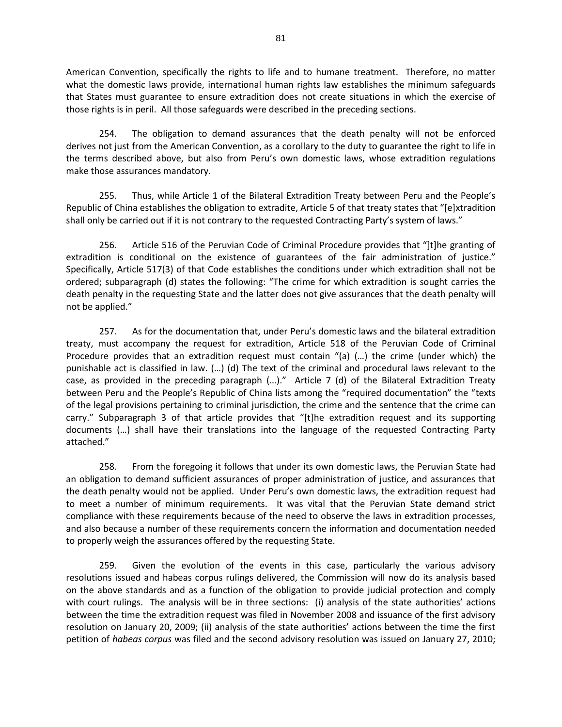American Convention, specifically the rights to life and to humane treatment. Therefore, no matter what the domestic laws provide, international human rights law establishes the minimum safeguards that States must guarantee to ensure extradition does not create situations in which the exercise of those rights is in peril. All those safeguards were described in the preceding sections.

254. The obligation to demand assurances that the death penalty will not be enforced derives not just from the American Convention, as a corollary to the duty to guarantee the right to life in the terms described above, but also from Peru's own domestic laws, whose extradition regulations make those assurances mandatory.

255. Thus, while Article 1 of the Bilateral Extradition Treaty between Peru and the People's Republic of China establishes the obligation to extradite, Article 5 of that treaty states that "[e]xtradition shall only be carried out if it is not contrary to the requested Contracting Party's system of laws."

256. Article 516 of the Peruvian Code of Criminal Procedure provides that "]t]he granting of extradition is conditional on the existence of guarantees of the fair administration of justice." Specifically, Article 517(3) of that Code establishes the conditions under which extradition shall not be ordered; subparagraph (d) states the following: "The crime for which extradition is sought carries the death penalty in the requesting State and the latter does not give assurances that the death penalty will not be applied."

257. As for the documentation that, under Peru's domestic laws and the bilateral extradition treaty, must accompany the request for extradition, Article 518 of the Peruvian Code of Criminal Procedure provides that an extradition request must contain "(a) (…) the crime (under which) the punishable act is classified in law. (…) (d) The text of the criminal and procedural laws relevant to the case, as provided in the preceding paragraph (…)." Article 7 (d) of the Bilateral Extradition Treaty between Peru and the People's Republic of China lists among the "required documentation" the "texts of the legal provisions pertaining to criminal jurisdiction, the crime and the sentence that the crime can carry." Subparagraph 3 of that article provides that "[t]he extradition request and its supporting documents (…) shall have their translations into the language of the requested Contracting Party attached."

258. From the foregoing it follows that under its own domestic laws, the Peruvian State had an obligation to demand sufficient assurances of proper administration of justice, and assurances that the death penalty would not be applied. Under Peru's own domestic laws, the extradition request had to meet a number of minimum requirements. It was vital that the Peruvian State demand strict compliance with these requirements because of the need to observe the laws in extradition processes, and also because a number of these requirements concern the information and documentation needed to properly weigh the assurances offered by the requesting State.

259. Given the evolution of the events in this case, particularly the various advisory resolutions issued and habeas corpus rulings delivered, the Commission will now do its analysis based on the above standards and as a function of the obligation to provide judicial protection and comply with court rulings. The analysis will be in three sections: (i) analysis of the state authorities' actions between the time the extradition request was filed in November 2008 and issuance of the first advisory resolution on January 20, 2009; (ii) analysis of the state authorities' actions between the time the first petition of *habeas corpus* was filed and the second advisory resolution was issued on January 27, 2010;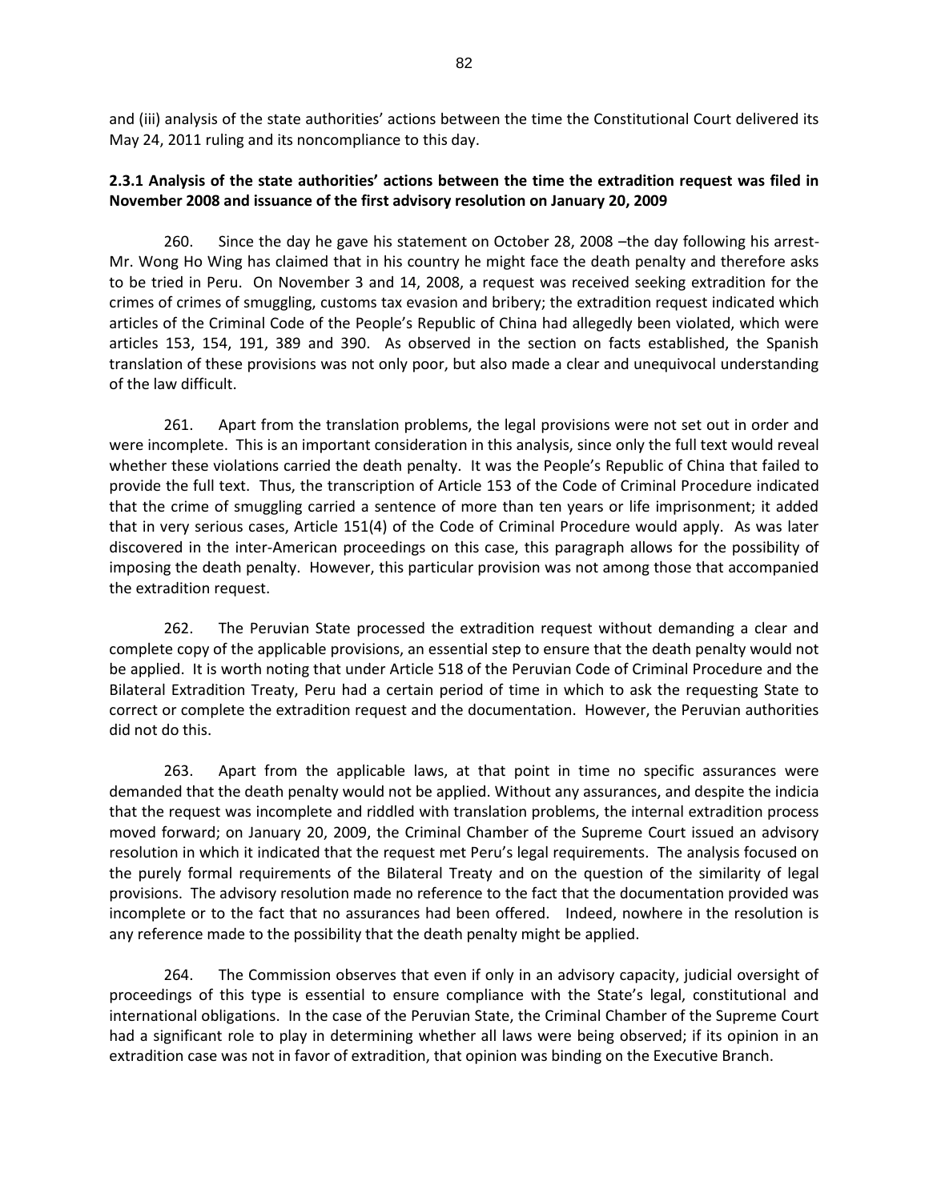and (iii) analysis of the state authorities' actions between the time the Constitutional Court delivered its May 24, 2011 ruling and its noncompliance to this day.

### 2.3.1 Analysis of the state authorities' actions between the time the extradition request was filed in November 2008 and issuance of the first advisory resolution on January 20, 2009

260. Since the day he gave his statement on October 28, 2008 –the day following his arrest- Mr. Wong Ho Wing has claimed that in his country he might face the death penalty and therefore asks to be tried in Peru. On November 3 and 14, 2008, a request was received seeking extradition for the crimes of crimes of smuggling, customs tax evasion and bribery; the extradition request indicated which articles of the Criminal Code of the People's Republic of China had allegedly been violated, which were articles 153, 154, 191, 389 and 390. As observed in the section on facts established, the Spanish translation of these provisions was not only poor, but also made a clear and unequivocal understanding of the law difficult.

261. Apart from the translation problems, the legal provisions were not set out in order and were incomplete. This is an important consideration in this analysis, since only the full text would reveal whether these violations carried the death penalty. It was the People's Republic of China that failed to provide the full text. Thus, the transcription of Article 153 of the Code of Criminal Procedure indicated that the crime of smuggling carried a sentence of more than ten years or life imprisonment; it added that in very serious cases, Article 151(4) of the Code of Criminal Procedure would apply. As was later discovered in the inter-American proceedings on this case, this paragraph allows for the possibility of imposing the death penalty. However, this particular provision was not among those that accompanied the extradition request.

262. The Peruvian State processed the extradition request without demanding a clear and complete copy of the applicable provisions, an essential step to ensure that the death penalty would not be applied. It is worth noting that under Article 518 of the Peruvian Code of Criminal Procedure and the Bilateral Extradition Treaty, Peru had a certain period of time in which to ask the requesting State to correct or complete the extradition request and the documentation. However, the Peruvian authorities did not do this.

263. Apart from the applicable laws, at that point in time no specific assurances were demanded that the death penalty would not be applied. Without any assurances, and despite the indicia that the request was incomplete and riddled with translation problems, the internal extradition process moved forward; on January 20, 2009, the Criminal Chamber of the Supreme Court issued an advisory resolution in which it indicated that the request met Peru's legal requirements. The analysis focused on the purely formal requirements of the Bilateral Treaty and on the question of the similarity of legal provisions. The advisory resolution made no reference to the fact that the documentation provided was incomplete or to the fact that no assurances had been offered. Indeed, nowhere in the resolution is any reference made to the possibility that the death penalty might be applied.

264. The Commission observes that even if only in an advisory capacity, judicial oversight of proceedings of this type is essential to ensure compliance with the State's legal, constitutional and international obligations. In the case of the Peruvian State, the Criminal Chamber of the Supreme Court had a significant role to play in determining whether all laws were being observed; if its opinion in an extradition case was not in favor of extradition, that opinion was binding on the Executive Branch.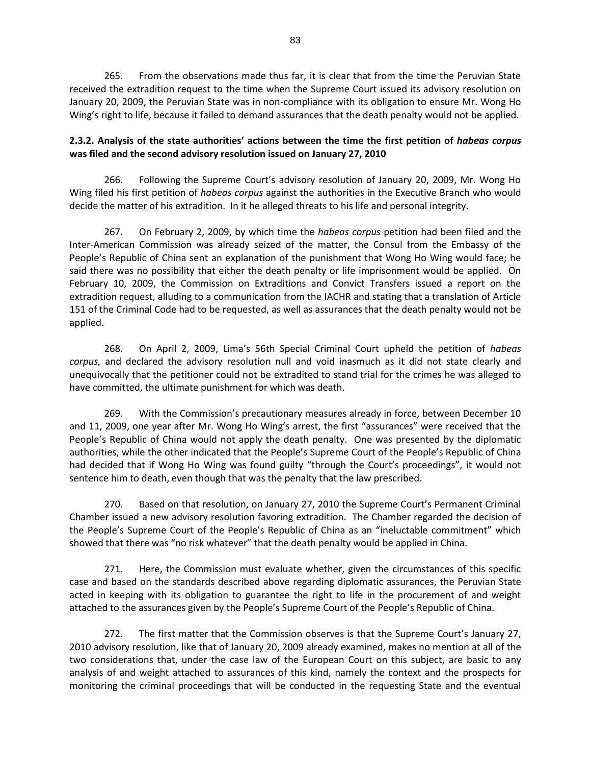265. From the observations made thus far, it is clear that from the time the Peruvian State received the extradition request to the time when the Supreme Court issued its advisory resolution on January 20, 2009, the Peruvian State was in non-compliance with its obligation to ensure Mr. Wong Ho Wing's right to life, because it failed to demand assurances that the death penalty would not be applied.

**2.3.2. Analysis of the state authorities' actions between the time the first petition of *habeas corpus* was filed and the second advisory resolution issued on January 27, 2010**

266. Following the Supreme Court's advisory resolution of January 20, 2009, Mr. Wong Ho Wing filed his first petition of *habeas corpus* against the authorities in the Executive Branch who would decide the matter of his extradition. In it he alleged threats to his life and personal integrity.

267. On February 2, 2009, by which time the *habeas corpus* petition had been filed and the Inter-American Commission was already seized of the matter, the Consul from the Embassy of the People's Republic of China sent an explanation of the punishment that Wong Ho Wing would face; he said there was no possibility that either the death penalty or life imprisonment would be applied. On February 10, 2009, the Commission on Extraditions and Convict Transfers issued a report on the extradition request, alluding to a communication from the IACHR and stating that a translation of Article 151 of the Criminal Code had to be requested, as well as assurances that the death penalty would not be applied.

268. On April 2, 2009, Lima's 56th Special Criminal Court upheld the petition of *habeas corpus,* and declared the advisory resolution null and void inasmuch as it did not state clearly and unequivocally that the petitioner could not be extradited to stand trial for the crimes he was alleged to have committed, the ultimate punishment for which was death.

269. With the Commission's precautionary measures already in force, between December 10 and 11, 2009, one year after Mr. Wong Ho Wing's arrest, the first "assurances" were received that the People's Republic of China would not apply the death penalty. One was presented by the diplomatic authorities, while the other indicated that the People's Supreme Court of the People's Republic of China had decided that if Wong Ho Wing was found guilty "through the Court's proceedings", it would not sentence him to death, even though that was the penalty that the law prescribed.

270. Based on that resolution, on January 27, 2010 the Supreme Court's Permanent Criminal Chamber issued a new advisory resolution favoring extradition. The Chamber regarded the decision of the People's Supreme Court of the People's Republic of China as an "ineluctable commitment" which showed that there was "no risk whatever" that the death penalty would be applied in China.

271. Here, the Commission must evaluate whether, given the circumstances of this specific case and based on the standards described above regarding diplomatic assurances, the Peruvian State acted in keeping with its obligation to guarantee the right to life in the procurement of and weight attached to the assurances given by the People's Supreme Court of the People's Republic of China.

272. The first matter that the Commission observes is that the Supreme Court's January 27, 2010 advisory resolution, like that of January 20, 2009 already examined, makes no mention at all of the two considerations that, under the case law of the European Court on this subject, are basic to any analysis of and weight attached to assurances of this kind, namely the context and the prospects for monitoring the criminal proceedings that will be conducted in the requesting State and the eventual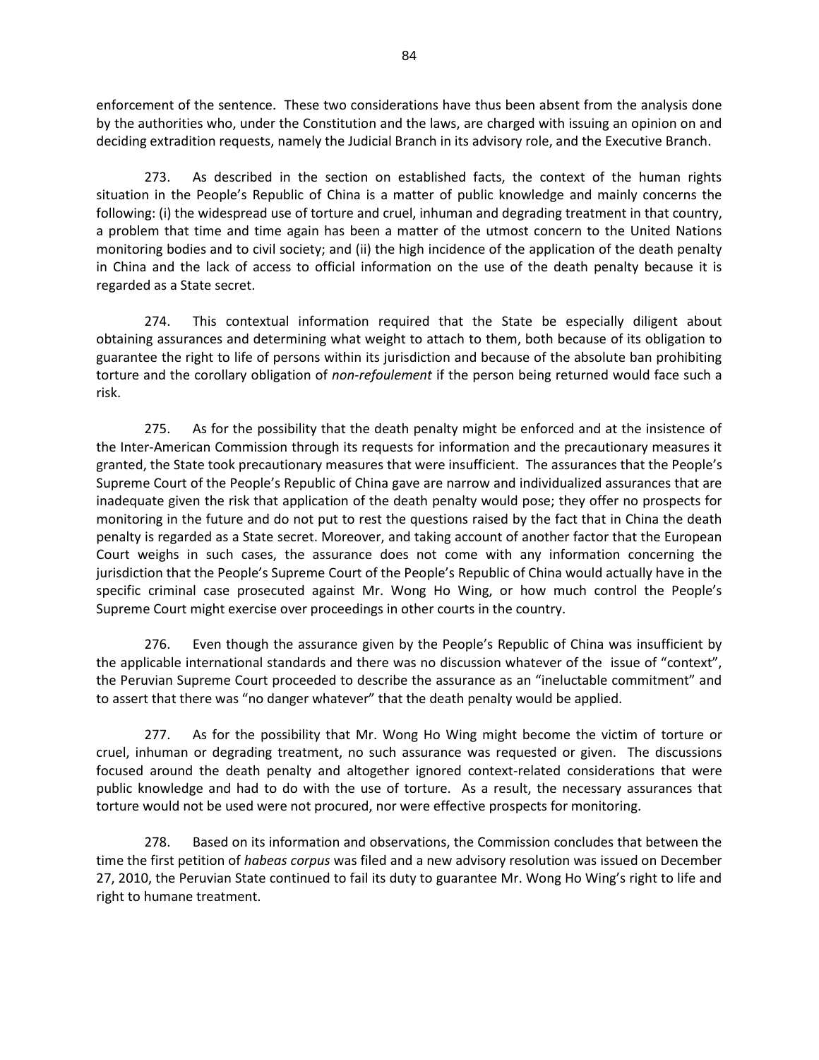enforcement of the sentence. These two considerations have thus been absent from the analysis done by the authorities who, under the Constitution and the laws, are charged with issuing an opinion on and deciding extradition requests, namely the Judicial Branch in its advisory role, and the Executive Branch.

273. As described in the section on established facts, the context of the human rights situation in the People's Republic of China is a matter of public knowledge and mainly concerns the following: (i) the widespread use of torture and cruel, inhuman and degrading treatment in that country, a problem that time and time again has been a matter of the utmost concern to the United Nations monitoring bodies and to civil society; and (ii) the high incidence of the application of the death penalty in China and the lack of access to official information on the use of the death penalty because it is regarded as a State secret.

274. This contextual information required that the State be especially diligent about obtaining assurances and determining what weight to attach to them, both because of its obligation to guarantee the right to life of persons within its jurisdiction and because of the absolute ban prohibiting torture and the corollary obligation of *non-refoulement* if the person being returned would face such a risk.

275. As for the possibility that the death penalty might be enforced and at the insistence of the Inter-American Commission through its requests for information and the precautionary measures it granted, the State took precautionary measures that were insufficient. The assurances that the People's Supreme Court of the People's Republic of China gave are narrow and individualized assurances that are inadequate given the risk that application of the death penalty would pose; they offer no prospects for monitoring in the future and do not put to rest the questions raised by the fact that in China the death penalty is regarded as a State secret. Moreover, and taking account of another factor that the European Court weighs in such cases, the assurance does not come with any information concerning the jurisdiction that the People's Supreme Court of the People's Republic of China would actually have in the specific criminal case prosecuted against Mr. Wong Ho Wing, or how much control the People's Supreme Court might exercise over proceedings in other courts in the country.

276. Even though the assurance given by the People's Republic of China was insufficient by the applicable international standards and there was no discussion whatever of the issue of "context", the Peruvian Supreme Court proceeded to describe the assurance as an "ineluctable commitment" and to assert that there was "no danger whatever" that the death penalty would be applied.

277. As for the possibility that Mr. Wong Ho Wing might become the victim of torture or cruel, inhuman or degrading treatment, no such assurance was requested or given. The discussions focused around the death penalty and altogether ignored context-related considerations that were public knowledge and had to do with the use of torture. As a result, the necessary assurances that torture would not be used were not procured, nor were effective prospects for monitoring.

278. Based on its information and observations, the Commission concludes that between the time the first petition of *habeas corpus* was filed and a new advisory resolution was issued on December 27, 2010, the Peruvian State continued to fail its duty to guarantee Mr. Wong Ho Wing's right to life and right to humane treatment.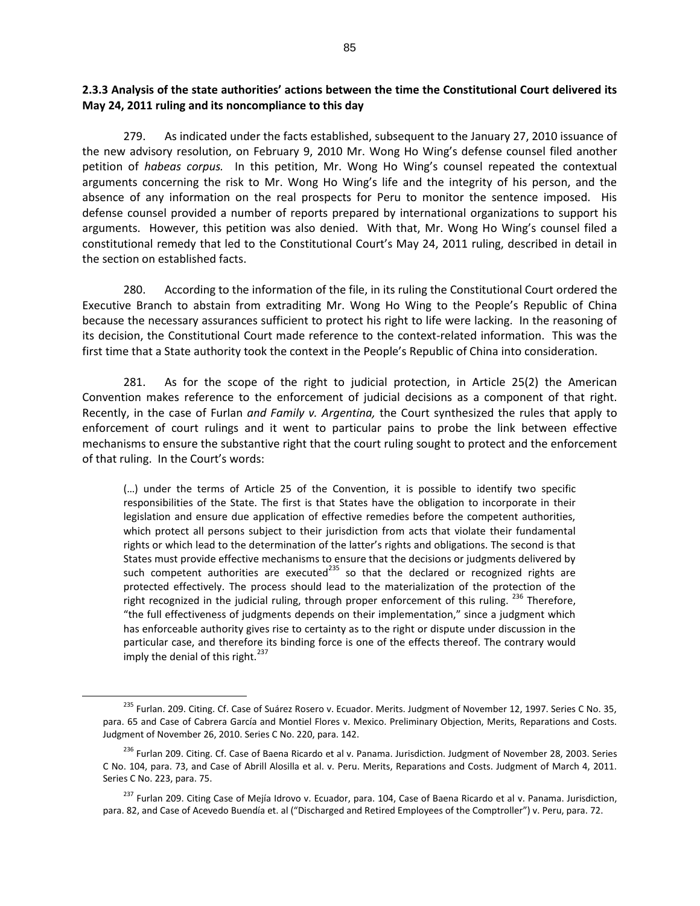### 2.3.3 Analysis of the state authorities' actions between the time the Constitutional Court delivered its May 24, 2011 ruling and its noncompliance to this day

279. As indicated under the facts established, subsequent to the January 27, 2010 issuance of the new advisory resolution, on February 9, 2010 Mr. Wong Ho Wing's defense counsel filed another petition of *habeas corpus.* In this petition, Mr. Wong Ho Wing's counsel repeated the contextual arguments concerning the risk to Mr. Wong Ho Wing's life and the integrity of his person, and the absence of any information on the real prospects for Peru to monitor the sentence imposed. His defense counsel provided a number of reports prepared by international organizations to support his arguments. However, this petition was also denied. With that, Mr. Wong Ho Wing's counsel filed a constitutional remedy that led to the Constitutional Court's May 24, 2011 ruling, described in detail in the section on established facts.

280. According to the information of the file, in its ruling the Constitutional Court ordered the Executive Branch to abstain from extraditing Mr. Wong Ho Wing to the People's Republic of China because the necessary assurances sufficient to protect his right to life were lacking. In the reasoning of its decision, the Constitutional Court made reference to the context-related information. This was the first time that a State authority took the context in the People's Republic of China into consideration.

281. As for the scope of the right to judicial protection, in Article 25(2) the American Convention makes reference to the enforcement of judicial decisions as a component of that right. Recently, in the case of Furlan *and Family v. Argentina,* the Court synthesized the rules that apply to enforcement of court rulings and it went to particular pains to probe the link between effective mechanisms to ensure the substantive right that the court ruling sought to protect and the enforcement of that ruling. In the Court's words:

> (…) under the terms of Article 25 of the Convention, it is possible to identify two specific responsibilities of the State. The first is that States have the obligation to incorporate in their legislation and ensure due application of effective remedies before the competent authorities, which protect all persons subject to their jurisdiction from acts that violate their fundamental rights or which lead to the determination of the latter's rights and obligations. The second is that States must provide effective mechanisms to ensure that the decisions or judgments delivered by such competent authorities are executed[235] so that the declared or recognized rights are protected effectively. The process should lead to the materialization of the protection of the right recognized in the judicial ruling, through proper enforcement of this ruling. [236] Therefore, "the full effectiveness of judgments depends on their implementation," since a judgment which has enforceable authority gives rise to certainty as to the right or dispute under discussion in the particular case, and therefore its binding force is one of the effects thereof. The contrary would imply the denial of this right.[237]

---

[235] Furlan. 209. Citing. Cf. Case of Suárez Rosero v. Ecuador. Merits. Judgment of November 12, 1997. Series C No. 35, para. 65 and Case of Cabrera García and Montiel Flores v. Mexico. Preliminary Objection, Merits, Reparations and Costs. Judgment of November 26, 2010. Series C No. 220, para. 142.

[236] Furlan 209. Citing. Cf. Case of Baena Ricardo et al v. Panama. Jurisdiction. Judgment of November 28, 2003. Series C No. 104, para. 73, and Case of Abrill Alosilla et al. v. Peru. Merits, Reparations and Costs. Judgment of March 4, 2011. Series C No. 223, para. 75.

[237] Furlan 209. Citing Case of Mejía Idrovo v. Ecuador, para. 104, Case of Baena Ricardo et al v. Panama. Jurisdiction, para. 82, and Case of Acevedo Buendía et. al ("Discharged and Retired Employees of the Comptroller") v. Peru, para. 72.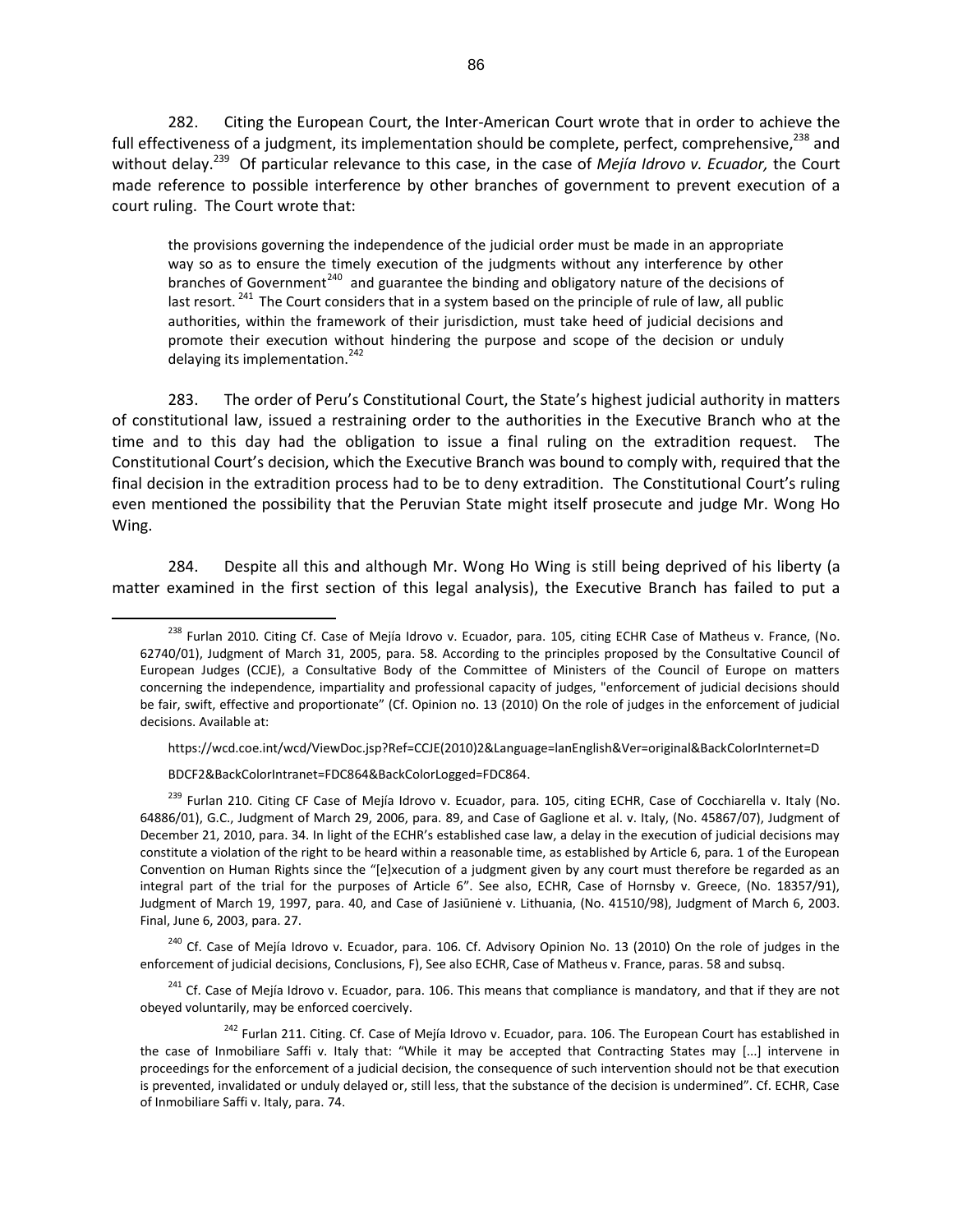282. Citing the European Court, the Inter-American Court wrote that in order to achieve the full effectiveness of a judgment, its implementation should be complete, perfect, comprehensive,[238] and without delay.[239] Of particular relevance to this case, in the case of *Mejía Idrovo v. Ecuador,* the Court made reference to possible interference by other branches of government to prevent execution of a court ruling. The Court wrote that:

> the provisions governing the independence of the judicial order must be made in an appropriate way so as to ensure the timely execution of the judgments without any interference by other branches of Government[240] and guarantee the binding and obligatory nature of the decisions of last resort.[241] The Court considers that in a system based on the principle of rule of law, all public authorities, within the framework of their jurisdiction, must take heed of judicial decisions and promote their execution without hindering the purpose and scope of the decision or unduly delaying its implementation.[242]

283. The order of Peru's Constitutional Court, the State's highest judicial authority in matters of constitutional law, issued a restraining order to the authorities in the Executive Branch who at the time and to this day had the obligation to issue a final ruling on the extradition request. The Constitutional Court's decision, which the Executive Branch was bound to comply with, required that the final decision in the extradition process had to be to deny extradition. The Constitutional Court's ruling even mentioned the possibility that the Peruvian State might itself prosecute and judge Mr. Wong Ho Wing.

284. Despite all this and although Mr. Wong Ho Wing is still being deprived of his liberty (a matter examined in the first section of this legal analysis), the Executive Branch has failed to put a

---

[238] Furlan 2010. Citing Cf. Case of Mejía Idrovo v. Ecuador, para. 105, citing ECHR Case of Matheus v. France, (No. 62740/01), Judgment of March 31, 2005, para. 58. According to the principles proposed by the Consultative Council of European Judges (CCJE), a Consultative Body of the Committee of Ministers of the Council of Europe on matters concerning the independence, impartiality and professional capacity of judges, "enforcement of judicial decisions should be fair, swift, effective and proportionate" (Cf. Opinion no. 13 (2010) On the role of judges in the enforcement of judicial decisions. Available at:

https://wcd.coe.int/wcd/ViewDoc.jsp?Ref=CCJE(2010)2&Language=lanEnglish&Ver=original&BackColorInternet=D

BDCF2&BackColorIntranet=FDC864&BackColorLogged=FDC864.

[239] Furlan 210. Citing CF Case of Mejía Idrovo v. Ecuador, para. 105, citing ECHR, Case of Cocchiarella v. Italy (No. 64886/01), G.C., Judgment of March 29, 2006, para. 89, and Case of Gaglione et al. v. Italy, (No. 45867/07), Judgment of December 21, 2010, para. 34. In light of the ECHR's established case law, a delay in the execution of judicial decisions may constitute a violation of the right to be heard within a reasonable time, as established by Article 6, para. 1 of the European Convention on Human Rights since the "[e]xecution of a judgment given by any court must therefore be regarded as an integral part of the trial for the purposes of Article 6". See also, ECHR, Case of Hornsby v. Greece, (No. 18357/91), Judgment of March 19, 1997, para. 40, and Case of Jasiūnienė v. Lithuania, (No. 41510/98), Judgment of March 6, 2003. Final, June 6, 2003, para. 27.

[240] Cf. Case of Mejía Idrovo v. Ecuador, para. 106. Cf. Advisory Opinion No. 13 (2010) On the role of judges in the enforcement of judicial decisions, Conclusions, F), See also ECHR, Case of Matheus v. France, paras. 58 and subsq.

[241] Cf. Case of Mejía Idrovo v. Ecuador, para. 106. This means that compliance is mandatory, and that if they are not obeyed voluntarily, may be enforced coercively.

[242] Furlan 211. Citing. Cf. Case of Mejía Idrovo v. Ecuador, para. 106. The European Court has established in the case of Inmobiliare Saffi v. Italy that: "While it may be accepted that Contracting States may [...] intervene in proceedings for the enforcement of a judicial decision, the consequence of such intervention should not be that execution is prevented, invalidated or unduly delayed or, still less, that the substance of the decision is undermined". Cf. ECHR, Case of Inmobiliare Saffi v. Italy, para. 74.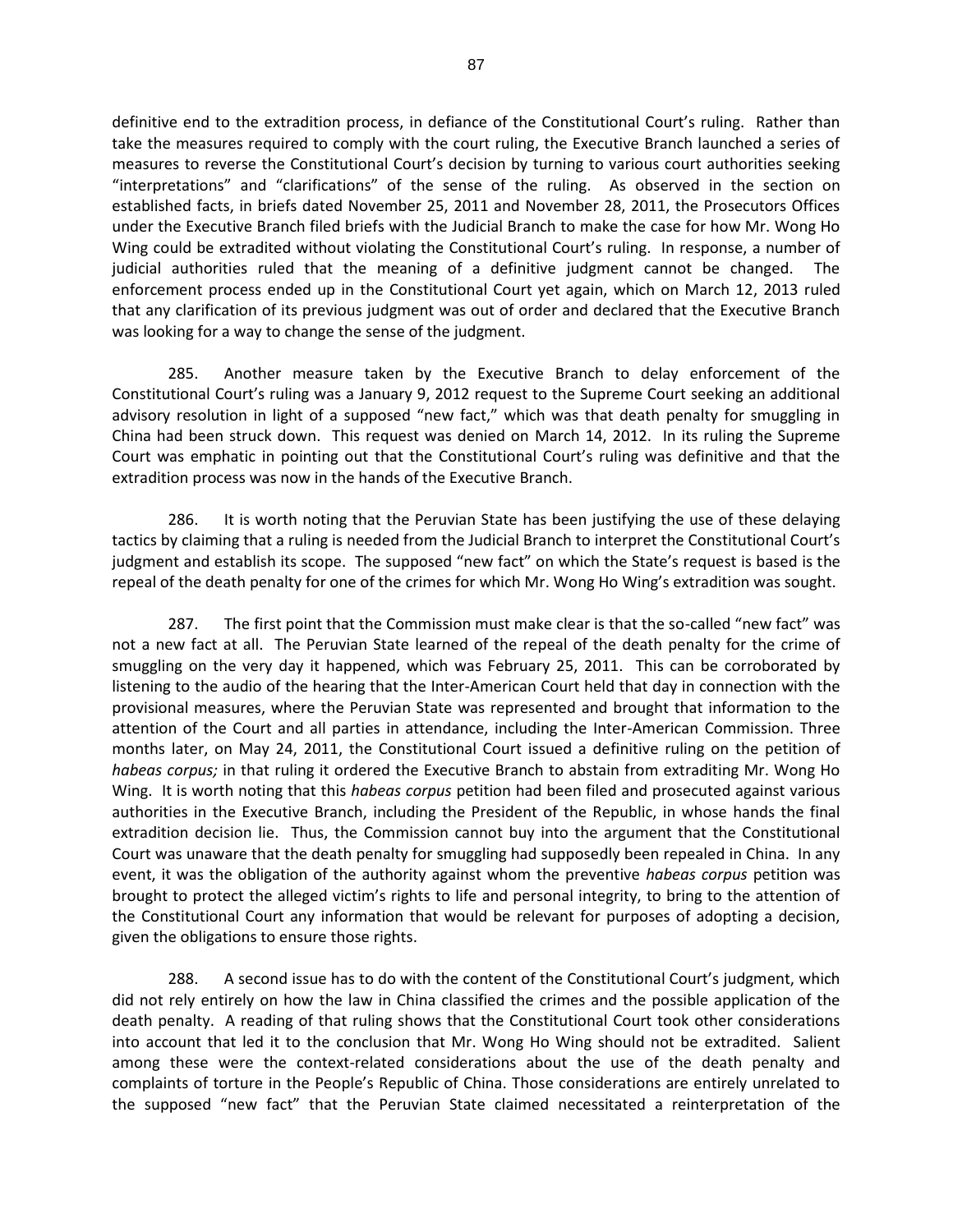definitive end to the extradition process, in defiance of the Constitutional Court's ruling. Rather than take the measures required to comply with the court ruling, the Executive Branch launched a series of measures to reverse the Constitutional Court's decision by turning to various court authorities seeking "interpretations" and "clarifications" of the sense of the ruling. As observed in the section on established facts, in briefs dated November 25, 2011 and November 28, 2011, the Prosecutors Offices under the Executive Branch filed briefs with the Judicial Branch to make the case for how Mr. Wong Ho Wing could be extradited without violating the Constitutional Court's ruling. In response, a number of judicial authorities ruled that the meaning of a definitive judgment cannot be changed. The enforcement process ended up in the Constitutional Court yet again, which on March 12, 2013 ruled that any clarification of its previous judgment was out of order and declared that the Executive Branch was looking for a way to change the sense of the judgment.

285. Another measure taken by the Executive Branch to delay enforcement of the Constitutional Court's ruling was a January 9, 2012 request to the Supreme Court seeking an additional advisory resolution in light of a supposed "new fact," which was that death penalty for smuggling in China had been struck down. This request was denied on March 14, 2012. In its ruling the Supreme Court was emphatic in pointing out that the Constitutional Court's ruling was definitive and that the extradition process was now in the hands of the Executive Branch.

286. It is worth noting that the Peruvian State has been justifying the use of these delaying tactics by claiming that a ruling is needed from the Judicial Branch to interpret the Constitutional Court's judgment and establish its scope. The supposed "new fact" on which the State's request is based is the repeal of the death penalty for one of the crimes for which Mr. Wong Ho Wing's extradition was sought.

287. The first point that the Commission must make clear is that the so-called "new fact" was not a new fact at all. The Peruvian State learned of the repeal of the death penalty for the crime of smuggling on the very day it happened, which was February 25, 2011. This can be corroborated by listening to the audio of the hearing that the Inter-American Court held that day in connection with the provisional measures, where the Peruvian State was represented and brought that information to the attention of the Court and all parties in attendance, including the Inter-American Commission. Three months later, on May 24, 2011, the Constitutional Court issued a definitive ruling on the petition of *habeas corpus;* in that ruling it ordered the Executive Branch to abstain from extraditing Mr. Wong Ho Wing. It is worth noting that this *habeas corpus* petition had been filed and prosecuted against various authorities in the Executive Branch, including the President of the Republic, in whose hands the final extradition decision lie. Thus, the Commission cannot buy into the argument that the Constitutional Court was unaware that the death penalty for smuggling had supposedly been repealed in China. In any event, it was the obligation of the authority against whom the preventive *habeas corpus* petition was brought to protect the alleged victim's rights to life and personal integrity, to bring to the attention of the Constitutional Court any information that would be relevant for purposes of adopting a decision, given the obligations to ensure those rights.

288. A second issue has to do with the content of the Constitutional Court's judgment, which did not rely entirely on how the law in China classified the crimes and the possible application of the death penalty. A reading of that ruling shows that the Constitutional Court took other considerations into account that led it to the conclusion that Mr. Wong Ho Wing should not be extradited. Salient among these were the context-related considerations about the use of the death penalty and complaints of torture in the People's Republic of China. Those considerations are entirely unrelated to the supposed "new fact" that the Peruvian State claimed necessitated a reinterpretation of the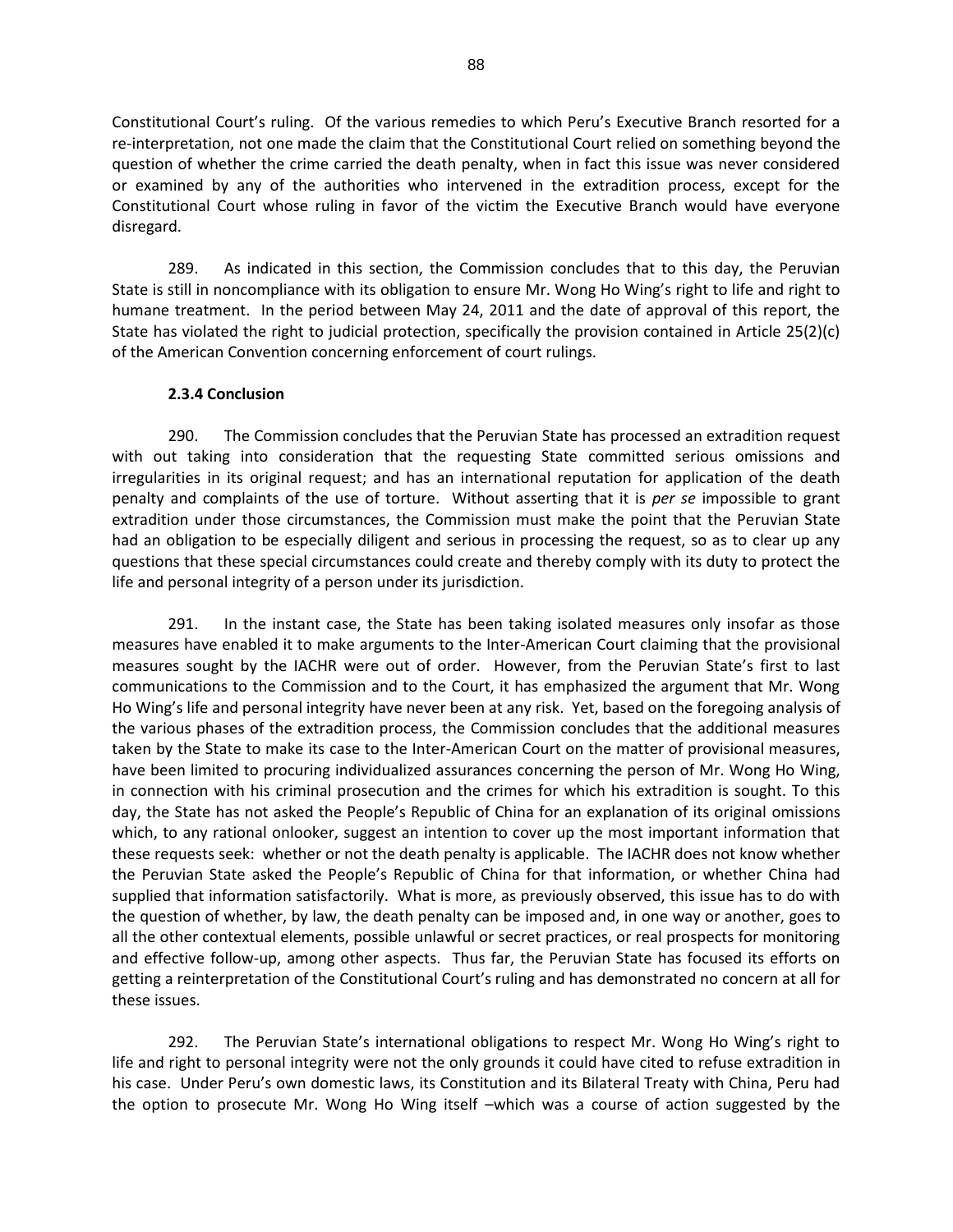Constitutional Court's ruling. Of the various remedies to which Peru's Executive Branch resorted for a re-interpretation, not one made the claim that the Constitutional Court relied on something beyond the question of whether the crime carried the death penalty, when in fact this issue was never considered or examined by any of the authorities who intervened in the extradition process, except for the Constitutional Court whose ruling in favor of the victim the Executive Branch would have everyone disregard.

289. As indicated in this section, the Commission concludes that to this day, the Peruvian State is still in noncompliance with its obligation to ensure Mr. Wong Ho Wing's right to life and right to humane treatment. In the period between May 24, 2011 and the date of approval of this report, the State has violated the right to judicial protection, specifically the provision contained in Article 25(2)(c) of the American Convention concerning enforcement of court rulings.

#### 2.3.4 Conclusion

290. The Commission concludes that the Peruvian State has processed an extradition request with out taking into consideration that the requesting State committed serious omissions and irregularities in its original request; and has an international reputation for application of the death penalty and complaints of the use of torture. Without asserting that it is *per se* impossible to grant extradition under those circumstances, the Commission must make the point that the Peruvian State had an obligation to be especially diligent and serious in processing the request, so as to clear up any questions that these special circumstances could create and thereby comply with its duty to protect the life and personal integrity of a person under its jurisdiction.

291. In the instant case, the State has been taking isolated measures only insofar as those measures have enabled it to make arguments to the Inter-American Court claiming that the provisional measures sought by the IACHR were out of order. However, from the Peruvian State's first to last communications to the Commission and to the Court, it has emphasized the argument that Mr. Wong Ho Wing's life and personal integrity have never been at any risk. Yet, based on the foregoing analysis of the various phases of the extradition process, the Commission concludes that the additional measures taken by the State to make its case to the Inter-American Court on the matter of provisional measures, have been limited to procuring individualized assurances concerning the person of Mr. Wong Ho Wing, in connection with his criminal prosecution and the crimes for which his extradition is sought. To this day, the State has not asked the People's Republic of China for an explanation of its original omissions which, to any rational onlooker, suggest an intention to cover up the most important information that these requests seek: whether or not the death penalty is applicable. The IACHR does not know whether the Peruvian State asked the People's Republic of China for that information, or whether China had supplied that information satisfactorily. What is more, as previously observed, this issue has to do with the question of whether, by law, the death penalty can be imposed and, in one way or another, goes to all the other contextual elements, possible unlawful or secret practices, or real prospects for monitoring and effective follow-up, among other aspects. Thus far, the Peruvian State has focused its efforts on getting a reinterpretation of the Constitutional Court's ruling and has demonstrated no concern at all for these issues.

292. The Peruvian State's international obligations to respect Mr. Wong Ho Wing's right to life and right to personal integrity were not the only grounds it could have cited to refuse extradition in his case. Under Peru's own domestic laws, its Constitution and its Bilateral Treaty with China, Peru had the option to prosecute Mr. Wong Ho Wing itself –which was a course of action suggested by the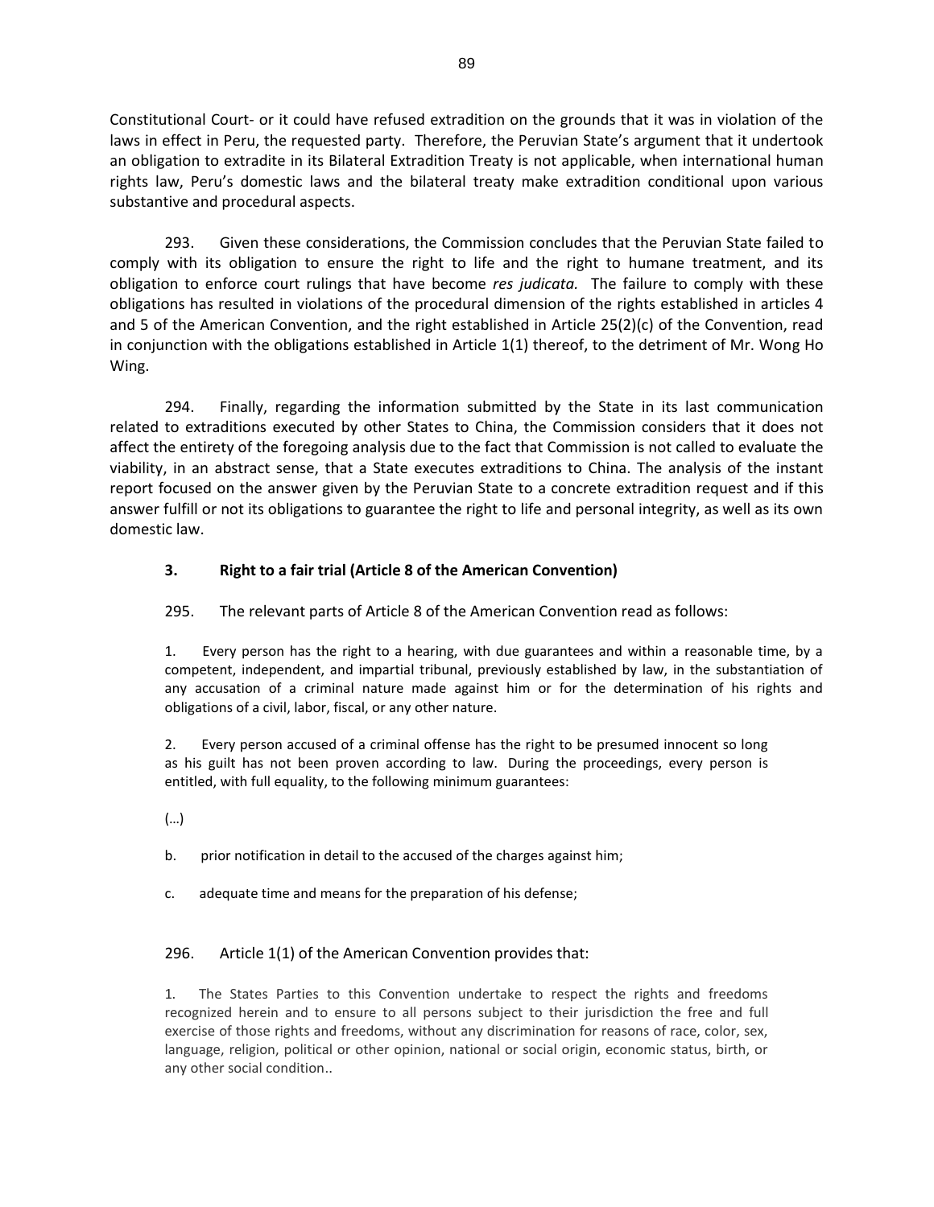Constitutional Court- or it could have refused extradition on the grounds that it was in violation of the laws in effect in Peru, the requested party. Therefore, the Peruvian State's argument that it undertook an obligation to extradite in its Bilateral Extradition Treaty is not applicable, when international human rights law, Peru's domestic laws and the bilateral treaty make extradition conditional upon various substantive and procedural aspects.

293. Given these considerations, the Commission concludes that the Peruvian State failed to comply with its obligation to ensure the right to life and the right to humane treatment, and its obligation to enforce court rulings that have become *res judicata.* The failure to comply with these obligations has resulted in violations of the procedural dimension of the rights established in articles 4 and 5 of the American Convention, and the right established in Article 25(2)(c) of the Convention, read in conjunction with the obligations established in Article 1(1) thereof, to the detriment of Mr. Wong Ho Wing.

294. Finally, regarding the information submitted by the State in its last communication related to extraditions executed by other States to China, the Commission considers that it does not affect the entirety of the foregoing analysis due to the fact that Commission is not called to evaluate the viability, in an abstract sense, that a State executes extraditions to China. The analysis of the instant report focused on the answer given by the Peruvian State to a concrete extradition request and if this answer fulfill or not its obligations to guarantee the right to life and personal integrity, as well as its own domestic law.

### 3. Right to a fair trial (Article 8 of the American Convention)

295. The relevant parts of Article 8 of the American Convention read as follows:

> 1. Every person has the right to a hearing, with due guarantees and within a reasonable time, by a competent, independent, and impartial tribunal, previously established by law, in the substantiation of any accusation of a criminal nature made against him or for the determination of his rights and obligations of a civil, labor, fiscal, or any other nature.
>
> 2. Every person accused of a criminal offense has the right to be presumed innocent so long as his guilt has not been proven according to law. During the proceedings, every person is entitled, with full equality, to the following minimum guarantees:
>
> (…)
>
> b. prior notification in detail to the accused of the charges against him;
>
> c. adequate time and means for the preparation of his defense;

296. Article 1(1) of the American Convention provides that:

> 1. The States Parties to this Convention undertake to respect the rights and freedoms recognized herein and to ensure to all persons subject to their jurisdiction the free and full exercise of those rights and freedoms, without any discrimination for reasons of race, color, sex, language, religion, political or other opinion, national or social origin, economic status, birth, or any other social condition..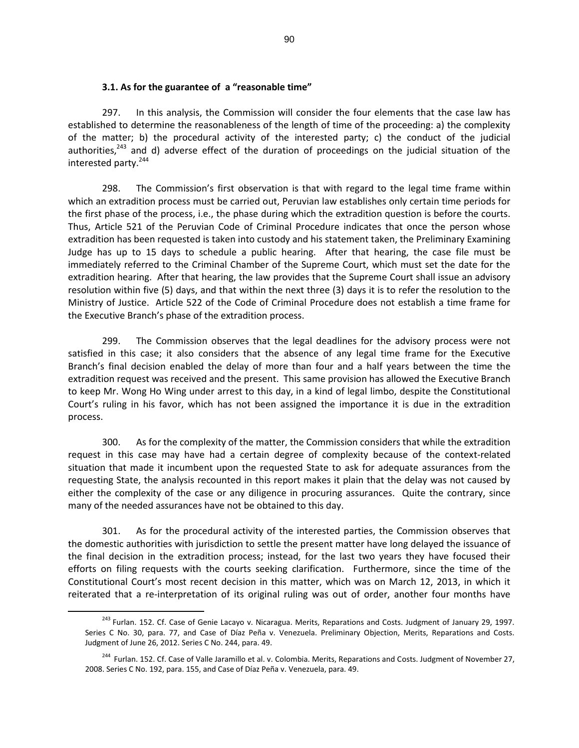### 3.1. As for the guarantee of a "reasonable time"

297. In this analysis, the Commission will consider the four elements that the case law has established to determine the reasonableness of the length of time of the proceeding: a) the complexity of the matter; b) the procedural activity of the interested party; c) the conduct of the judicial authorities,[243] and d) adverse effect of the duration of proceedings on the judicial situation of the interested party.[244]

298. The Commission's first observation is that with regard to the legal time frame within which an extradition process must be carried out, Peruvian law establishes only certain time periods for the first phase of the process, i.e., the phase during which the extradition question is before the courts. Thus, Article 521 of the Peruvian Code of Criminal Procedure indicates that once the person whose extradition has been requested is taken into custody and his statement taken, the Preliminary Examining Judge has up to 15 days to schedule a public hearing. After that hearing, the case file must be immediately referred to the Criminal Chamber of the Supreme Court, which must set the date for the extradition hearing. After that hearing, the law provides that the Supreme Court shall issue an advisory resolution within five (5) days, and that within the next three (3) days it is to refer the resolution to the Ministry of Justice. Article 522 of the Code of Criminal Procedure does not establish a time frame for the Executive Branch's phase of the extradition process.

299. The Commission observes that the legal deadlines for the advisory process were not satisfied in this case; it also considers that the absence of any legal time frame for the Executive Branch's final decision enabled the delay of more than four and a half years between the time the extradition request was received and the present. This same provision has allowed the Executive Branch to keep Mr. Wong Ho Wing under arrest to this day, in a kind of legal limbo, despite the Constitutional Court's ruling in his favor, which has not been assigned the importance it is due in the extradition process.

300. As for the complexity of the matter, the Commission considers that while the extradition request in this case may have had a certain degree of complexity because of the context-related situation that made it incumbent upon the requested State to ask for adequate assurances from the requesting State, the analysis recounted in this report makes it plain that the delay was not caused by either the complexity of the case or any diligence in procuring assurances. Quite the contrary, since many of the needed assurances have not be obtained to this day.

301. As for the procedural activity of the interested parties, the Commission observes that the domestic authorities with jurisdiction to settle the present matter have long delayed the issuance of the final decision in the extradition process; instead, for the last two years they have focused their efforts on filing requests with the courts seeking clarification. Furthermore, since the time of the Constitutional Court's most recent decision in this matter, which was on March 12, 2013, in which it reiterated that a re-interpretation of its original ruling was out of order, another four months have

---

[243] Furlan. 152. Cf. Case of Genie Lacayo v. Nicaragua. Merits, Reparations and Costs. Judgment of January 29, 1997. Series C No. 30, para. 77, and Case of Díaz Peña v. Venezuela. Preliminary Objection, Merits, Reparations and Costs. Judgment of June 26, 2012. Series C No. 244, para. 49.

[244] Furlan. 152. Cf. Case of Valle Jaramillo et al. v. Colombia. Merits, Reparations and Costs. Judgment of November 27, 2008. Series C No. 192, para. 155, and Case of Díaz Peña v. Venezuela, para. 49.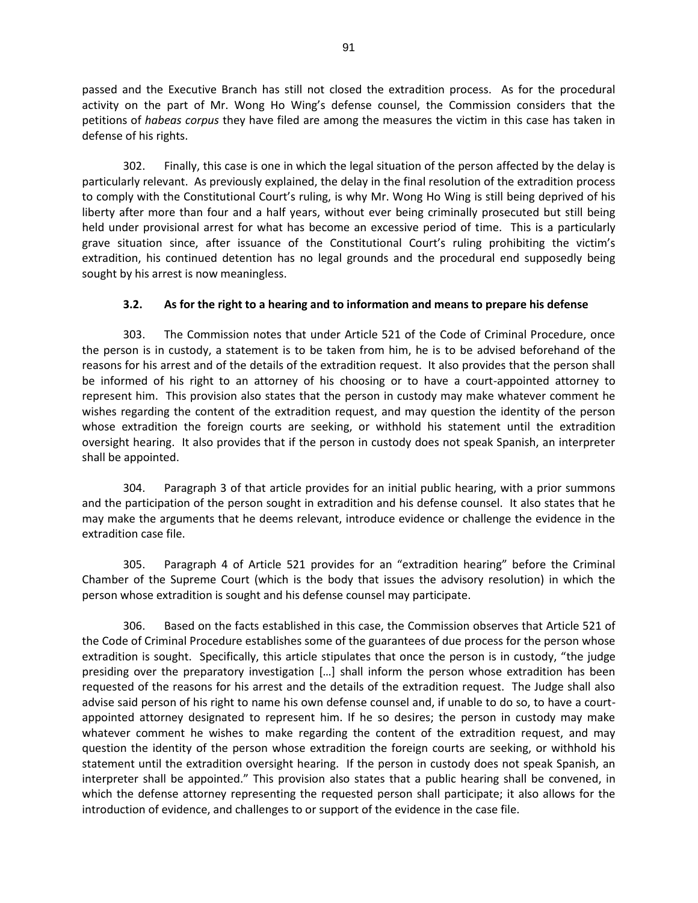passed and the Executive Branch has still not closed the extradition process. As for the procedural activity on the part of Mr. Wong Ho Wing's defense counsel, the Commission considers that the petitions of *habeas corpus* they have filed are among the measures the victim in this case has taken in defense of his rights.

302. Finally, this case is one in which the legal situation of the person affected by the delay is particularly relevant. As previously explained, the delay in the final resolution of the extradition process to comply with the Constitutional Court's ruling, is why Mr. Wong Ho Wing is still being deprived of his liberty after more than four and a half years, without ever being criminally prosecuted but still being held under provisional arrest for what has become an excessive period of time. This is a particularly grave situation since, after issuance of the Constitutional Court's ruling prohibiting the victim's extradition, his continued detention has no legal grounds and the procedural end supposedly being sought by his arrest is now meaningless.

### 3.2. As for the right to a hearing and to information and means to prepare his defense

303. The Commission notes that under Article 521 of the Code of Criminal Procedure, once the person is in custody, a statement is to be taken from him, he is to be advised beforehand of the reasons for his arrest and of the details of the extradition request. It also provides that the person shall be informed of his right to an attorney of his choosing or to have a court-appointed attorney to represent him. This provision also states that the person in custody may make whatever comment he wishes regarding the content of the extradition request, and may question the identity of the person whose extradition the foreign courts are seeking, or withhold his statement until the extradition oversight hearing. It also provides that if the person in custody does not speak Spanish, an interpreter shall be appointed.

304. Paragraph 3 of that article provides for an initial public hearing, with a prior summons and the participation of the person sought in extradition and his defense counsel. It also states that he may make the arguments that he deems relevant, introduce evidence or challenge the evidence in the extradition case file.

305. Paragraph 4 of Article 521 provides for an "extradition hearing" before the Criminal Chamber of the Supreme Court (which is the body that issues the advisory resolution) in which the person whose extradition is sought and his defense counsel may participate.

306. Based on the facts established in this case, the Commission observes that Article 521 of the Code of Criminal Procedure establishes some of the guarantees of due process for the person whose extradition is sought. Specifically, this article stipulates that once the person is in custody, "the judge presiding over the preparatory investigation […] shall inform the person whose extradition has been requested of the reasons for his arrest and the details of the extradition request. The Judge shall also advise said person of his right to name his own defense counsel and, if unable to do so, to have a court-appointed attorney designated to represent him. If he so desires; the person in custody may make whatever comment he wishes to make regarding the content of the extradition request, and may question the identity of the person whose extradition the foreign courts are seeking, or withhold his statement until the extradition oversight hearing. If the person in custody does not speak Spanish, an interpreter shall be appointed." This provision also states that a public hearing shall be convened, in which the defense attorney representing the requested person shall participate; it also allows for the introduction of evidence, and challenges to or support of the evidence in the case file.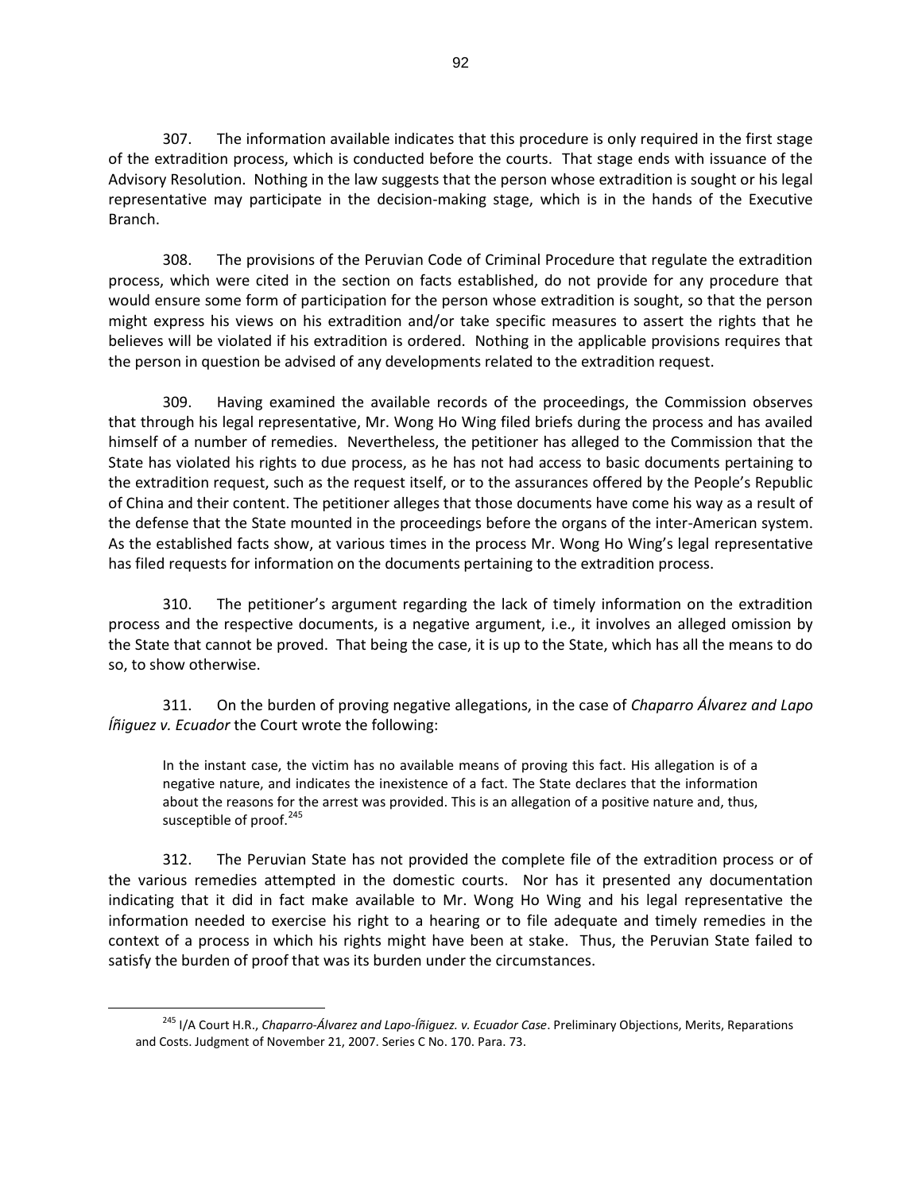307. The information available indicates that this procedure is only required in the first stage of the extradition process, which is conducted before the courts. That stage ends with issuance of the Advisory Resolution. Nothing in the law suggests that the person whose extradition is sought or his legal representative may participate in the decision-making stage, which is in the hands of the Executive Branch.

308. The provisions of the Peruvian Code of Criminal Procedure that regulate the extradition process, which were cited in the section on facts established, do not provide for any procedure that would ensure some form of participation for the person whose extradition is sought, so that the person might express his views on his extradition and/or take specific measures to assert the rights that he believes will be violated if his extradition is ordered. Nothing in the applicable provisions requires that the person in question be advised of any developments related to the extradition request.

309. Having examined the available records of the proceedings, the Commission observes that through his legal representative, Mr. Wong Ho Wing filed briefs during the process and has availed himself of a number of remedies. Nevertheless, the petitioner has alleged to the Commission that the State has violated his rights to due process, as he has not had access to basic documents pertaining to the extradition request, such as the request itself, or to the assurances offered by the People's Republic of China and their content. The petitioner alleges that those documents have come his way as a result of the defense that the State mounted in the proceedings before the organs of the inter-American system. As the established facts show, at various times in the process Mr. Wong Ho Wing's legal representative has filed requests for information on the documents pertaining to the extradition process.

310. The petitioner's argument regarding the lack of timely information on the extradition process and the respective documents, is a negative argument, i.e., it involves an alleged omission by the State that cannot be proved. That being the case, it is up to the State, which has all the means to do so, to show otherwise.

311. On the burden of proving negative allegations, in the case of *Chaparro Álvarez and Lapo Íñiguez v. Ecuador* the Court wrote the following:

> In the instant case, the victim has no available means of proving this fact. His allegation is of a negative nature, and indicates the inexistence of a fact. The State declares that the information about the reasons for the arrest was provided. This is an allegation of a positive nature and, thus, susceptible of proof.[245]

312. The Peruvian State has not provided the complete file of the extradition process or of the various remedies attempted in the domestic courts. Nor has it presented any documentation indicating that it did in fact make available to Mr. Wong Ho Wing and his legal representative the information needed to exercise his right to a hearing or to file adequate and timely remedies in the context of a process in which his rights might have been at stake. Thus, the Peruvian State failed to satisfy the burden of proof that was its burden under the circumstances.

[245] I/A Court H.R., *Chaparro-Álvarez and Lapo-Íñiguez. v. Ecuador Case*. Preliminary Objections, Merits, Reparations and Costs. Judgment of November 21, 2007. Series C No. 170. Para. 73.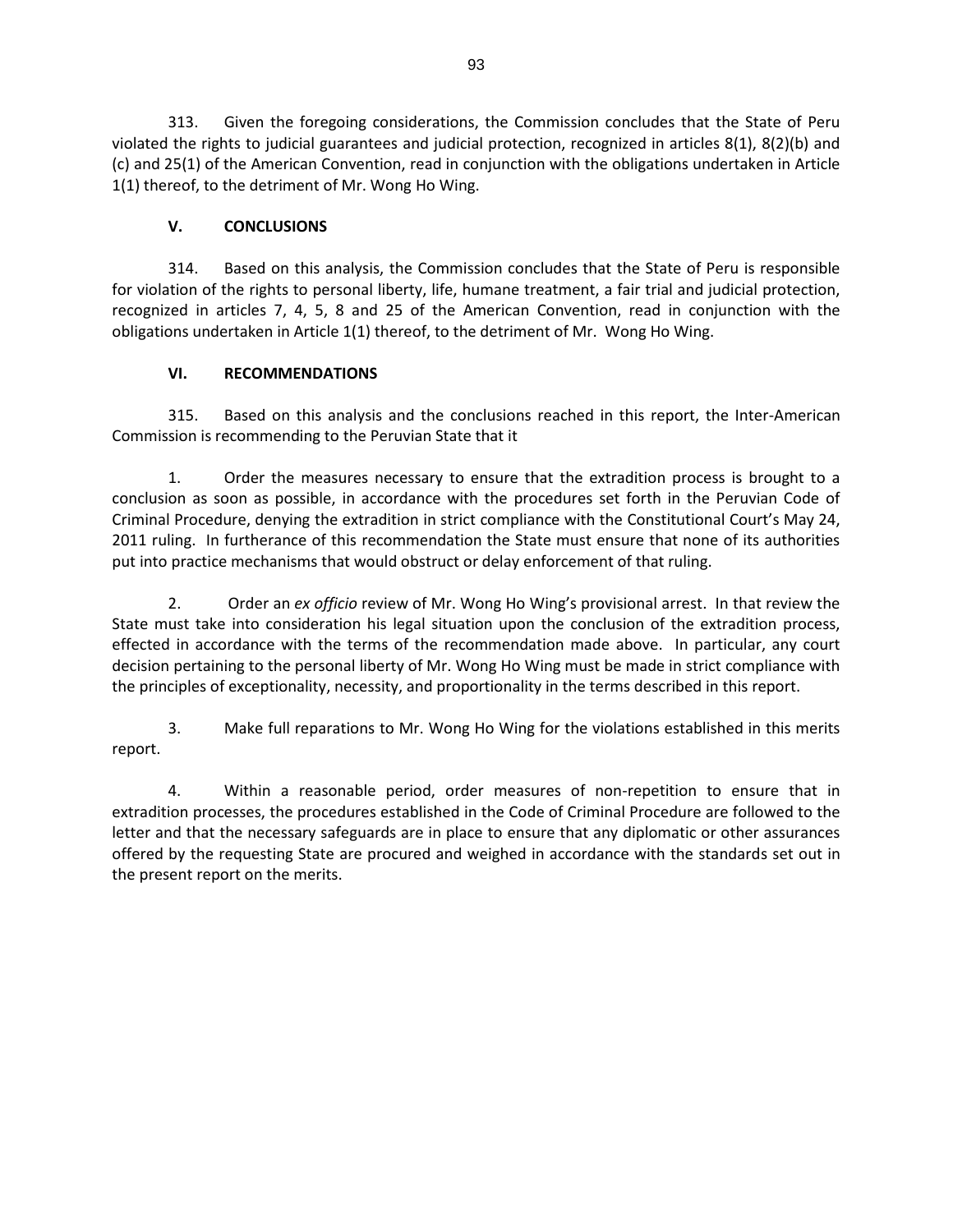313. Given the foregoing considerations, the Commission concludes that the State of Peru violated the rights to judicial guarantees and judicial protection, recognized in articles 8(1), 8(2)(b) and (c) and 25(1) of the American Convention, read in conjunction with the obligations undertaken in Article 1(1) thereof, to the detriment of Mr. Wong Ho Wing.

## V. CONCLUSIONS

314. Based on this analysis, the Commission concludes that the State of Peru is responsible for violation of the rights to personal liberty, life, humane treatment, a fair trial and judicial protection, recognized in articles 7, 4, 5, 8 and 25 of the American Convention, read in conjunction with the obligations undertaken in Article 1(1) thereof, to the detriment of Mr. Wong Ho Wing.

## VI. RECOMMENDATIONS

315. Based on this analysis and the conclusions reached in this report, the Inter-American Commission is recommending to the Peruvian State that it

1. Order the measures necessary to ensure that the extradition process is brought to a conclusion as soon as possible, in accordance with the procedures set forth in the Peruvian Code of Criminal Procedure, denying the extradition in strict compliance with the Constitutional Court's May 24, 2011 ruling. In furtherance of this recommendation the State must ensure that none of its authorities put into practice mechanisms that would obstruct or delay enforcement of that ruling.

2. Order an *ex officio* review of Mr. Wong Ho Wing's provisional arrest. In that review the State must take into consideration his legal situation upon the conclusion of the extradition process, effected in accordance with the terms of the recommendation made above. In particular, any court decision pertaining to the personal liberty of Mr. Wong Ho Wing must be made in strict compliance with the principles of exceptionality, necessity, and proportionality in the terms described in this report.

3. Make full reparations to Mr. Wong Ho Wing for the violations established in this merits report.

4. Within a reasonable period, order measures of non-repetition to ensure that in extradition processes, the procedures established in the Code of Criminal Procedure are followed to the letter and that the necessary safeguards are in place to ensure that any diplomatic or other assurances offered by the requesting State are procured and weighed in accordance with the standards set out in the present report on the merits.